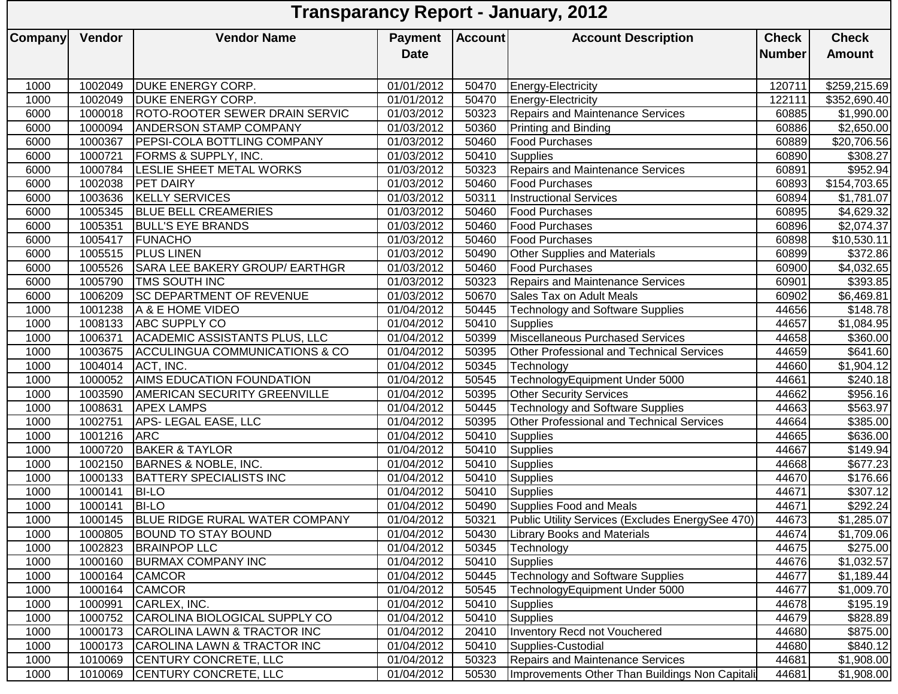# Transparancy Report - January, 2012

| Company | Vendor | Vendor Name | Payment Date | Account | Account Description | Check Number | Check Amount |
|---|---|---|---|---|---|---|---|
| 1000 | 1002049 | DUKE ENERGY CORP. | 01/01/2012 | 50470 | Energy-Electricity | 120711 | $259,215.69 |
| 1000 | 1002049 | DUKE ENERGY CORP. | 01/01/2012 | 50470 | Energy-Electricity | 122111 | $352,690.40 |
| 6000 | 1000018 | ROTO-ROOTER SEWER DRAIN SERVIC | 01/03/2012 | 50323 | Repairs and Maintenance Services | 60885 | $1,990.00 |
| 6000 | 1000094 | ANDERSON STAMP COMPANY | 01/03/2012 | 50360 | Printing and Binding | 60886 | $2,650.00 |
| 6000 | 1000367 | PEPSI-COLA BOTTLING COMPANY | 01/03/2012 | 50460 | Food Purchases | 60889 | $20,706.56 |
| 6000 | 1000721 | FORMS & SUPPLY, INC. | 01/03/2012 | 50410 | Supplies | 60890 | $308.27 |
| 6000 | 1000784 | LESLIE SHEET METAL WORKS | 01/03/2012 | 50323 | Repairs and Maintenance Services | 60891 | $952.94 |
| 6000 | 1002038 | PET DAIRY | 01/03/2012 | 50460 | Food Purchases | 60893 | $154,703.65 |
| 6000 | 1003636 | KELLY SERVICES | 01/03/2012 | 50311 | Instructional Services | 60894 | $1,781.07 |
| 6000 | 1005345 | BLUE BELL CREAMERIES | 01/03/2012 | 50460 | Food Purchases | 60895 | $4,629.32 |
| 6000 | 1005351 | BULL'S EYE BRANDS | 01/03/2012 | 50460 | Food Purchases | 60896 | $2,074.37 |
| 6000 | 1005417 | FUNACHO | 01/03/2012 | 50460 | Food Purchases | 60898 | $10,530.11 |
| 6000 | 1005515 | PLUS LINEN | 01/03/2012 | 50490 | Other Supplies and Materials | 60899 | $372.86 |
| 6000 | 1005526 | SARA LEE BAKERY GROUP/ EARTHGR | 01/03/2012 | 50460 | Food Purchases | 60900 | $4,032.65 |
| 6000 | 1005790 | TMS SOUTH INC | 01/03/2012 | 50323 | Repairs and Maintenance Services | 60901 | $393.85 |
| 6000 | 1006209 | SC DEPARTMENT OF REVENUE | 01/03/2012 | 50670 | Sales Tax on Adult Meals | 60902 | $6,469.81 |
| 1000 | 1001238 | A & E HOME VIDEO | 01/04/2012 | 50445 | Technology and Software Supplies | 44656 | $148.78 |
| 1000 | 1008133 | ABC SUPPLY CO | 01/04/2012 | 50410 | Supplies | 44657 | $1,084.95 |
| 1000 | 1006371 | ACADEMIC ASSISTANTS PLUS, LLC | 01/04/2012 | 50399 | Miscellaneous Purchased Services | 44658 | $360.00 |
| 1000 | 1003675 | ACCULINGUA COMMUNICATIONS & CO | 01/04/2012 | 50395 | Other Professional and Technical Services | 44659 | $641.60 |
| 1000 | 1004014 | ACT, INC. | 01/04/2012 | 50345 | Technology | 44660 | $1,904.12 |
| 1000 | 1000052 | AIMS EDUCATION FOUNDATION | 01/04/2012 | 50545 | TechnologyEquipment Under 5000 | 44661 | $240.18 |
| 1000 | 1003590 | AMERICAN SECURITY GREENVILLE | 01/04/2012 | 50395 | Other Security Services | 44662 | $956.16 |
| 1000 | 1008631 | APEX LAMPS | 01/04/2012 | 50445 | Technology and Software Supplies | 44663 | $563.97 |
| 1000 | 1002751 | APS- LEGAL EASE, LLC | 01/04/2012 | 50395 | Other Professional and Technical Services | 44664 | $385.00 |
| 1000 | 1001216 | ARC | 01/04/2012 | 50410 | Supplies | 44665 | $636.00 |
| 1000 | 1000720 | BAKER & TAYLOR | 01/04/2012 | 50410 | Supplies | 44667 | $149.94 |
| 1000 | 1002150 | BARNES & NOBLE, INC. | 01/04/2012 | 50410 | Supplies | 44668 | $677.23 |
| 1000 | 1000133 | BATTERY SPECIALISTS INC | 01/04/2012 | 50410 | Supplies | 44670 | $176.66 |
| 1000 | 1000141 | BI-LO | 01/04/2012 | 50410 | Supplies | 44671 | $307.12 |
| 1000 | 1000141 | BI-LO | 01/04/2012 | 50490 | Supplies Food and Meals | 44671 | $292.24 |
| 1000 | 1000145 | BLUE RIDGE RURAL WATER COMPANY | 01/04/2012 | 50321 | Public Utility Services (Excludes EnergySee 470) | 44673 | $1,285.07 |
| 1000 | 1000805 | BOUND TO STAY BOUND | 01/04/2012 | 50430 | Library Books and Materials | 44674 | $1,709.06 |
| 1000 | 1002823 | BRAINPOP LLC | 01/04/2012 | 50345 | Technology | 44675 | $275.00 |
| 1000 | 1000160 | BURMAX COMPANY INC | 01/04/2012 | 50410 | Supplies | 44676 | $1,032.57 |
| 1000 | 1000164 | CAMCOR | 01/04/2012 | 50445 | Technology and Software Supplies | 44677 | $1,189.44 |
| 1000 | 1000164 | CAMCOR | 01/04/2012 | 50545 | TechnologyEquipment Under 5000 | 44677 | $1,009.70 |
| 1000 | 1000991 | CARLEX, INC. | 01/04/2012 | 50410 | Supplies | 44678 | $195.19 |
| 1000 | 1000752 | CAROLINA BIOLOGICAL SUPPLY CO | 01/04/2012 | 50410 | Supplies | 44679 | $828.89 |
| 1000 | 1000173 | CAROLINA LAWN & TRACTOR INC | 01/04/2012 | 20410 | Inventory Recd not Vouchered | 44680 | $875.00 |
| 1000 | 1000173 | CAROLINA LAWN & TRACTOR INC | 01/04/2012 | 50410 | Supplies-Custodial | 44680 | $840.12 |
| 1000 | 1010069 | CENTURY CONCRETE, LLC | 01/04/2012 | 50323 | Repairs and Maintenance Services | 44681 | $1,908.00 |
| 1000 | 1010069 | CENTURY CONCRETE, LLC | 01/04/2012 | 50530 | Improvements Other Than Buildings Non Capitali | 44681 | $1,908.00 |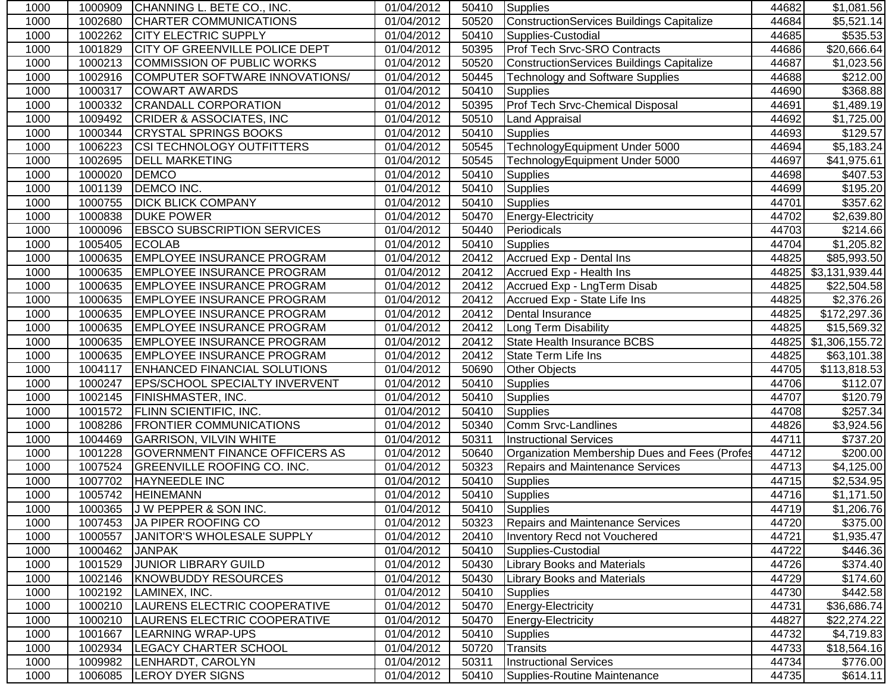| 1000 | 1000909 | CHANNING L. BETE CO., INC. | 01/04/2012 | 50410 | Supplies | 44682 | $1,081.56 |
|---|---|---|---|---|---|---|---|
| 1000 | 1002680 | CHARTER COMMUNICATIONS | 01/04/2012 | 50520 | ConstructionServices Buildings Capitalize | 44684 | $5,521.14 |
| 1000 | 1002262 | CITY ELECTRIC SUPPLY | 01/04/2012 | 50410 | Supplies-Custodial | 44685 | $535.53 |
| 1000 | 1001829 | CITY OF GREENVILLE POLICE DEPT | 01/04/2012 | 50395 | Prof Tech Srvc-SRO Contracts | 44686 | $20,666.64 |
| 1000 | 1000213 | COMMISSION OF PUBLIC WORKS | 01/04/2012 | 50520 | ConstructionServices Buildings Capitalize | 44687 | $1,023.56 |
| 1000 | 1002916 | COMPUTER SOFTWARE INNOVATIONS/ | 01/04/2012 | 50445 | Technology and Software Supplies | 44688 | $212.00 |
| 1000 | 1000317 | COWART AWARDS | 01/04/2012 | 50410 | Supplies | 44690 | $368.88 |
| 1000 | 1000332 | CRANDALL CORPORATION | 01/04/2012 | 50395 | Prof Tech Srvc-Chemical Disposal | 44691 | $1,489.19 |
| 1000 | 1009492 | CRIDER & ASSOCIATES, INC | 01/04/2012 | 50510 | Land Appraisal | 44692 | $1,725.00 |
| 1000 | 1000344 | CRYSTAL SPRINGS BOOKS | 01/04/2012 | 50410 | Supplies | 44693 | $129.57 |
| 1000 | 1006223 | CSI TECHNOLOGY OUTFITTERS | 01/04/2012 | 50545 | TechnologyEquipment Under 5000 | 44694 | $5,183.24 |
| 1000 | 1002695 | DELL MARKETING | 01/04/2012 | 50545 | TechnologyEquipment Under 5000 | 44697 | $41,975.61 |
| 1000 | 1000020 | DEMCO | 01/04/2012 | 50410 | Supplies | 44698 | $407.53 |
| 1000 | 1001139 | DEMCO INC. | 01/04/2012 | 50410 | Supplies | 44699 | $195.20 |
| 1000 | 1000755 | DICK BLICK COMPANY | 01/04/2012 | 50410 | Supplies | 44701 | $357.62 |
| 1000 | 1000838 | DUKE POWER | 01/04/2012 | 50470 | Energy-Electricity | 44702 | $2,639.80 |
| 1000 | 1000096 | EBSCO SUBSCRIPTION SERVICES | 01/04/2012 | 50440 | Periodicals | 44703 | $214.66 |
| 1000 | 1005405 | ECOLAB | 01/04/2012 | 50410 | Supplies | 44704 | $1,205.82 |
| 1000 | 1000635 | EMPLOYEE INSURANCE PROGRAM | 01/04/2012 | 20412 | Accrued Exp - Dental Ins | 44825 | $85,993.50 |
| 1000 | 1000635 | EMPLOYEE INSURANCE PROGRAM | 01/04/2012 | 20412 | Accrued Exp - Health Ins | 44825 | $3,131,939.44 |
| 1000 | 1000635 | EMPLOYEE INSURANCE PROGRAM | 01/04/2012 | 20412 | Accrued Exp - LngTerm Disab | 44825 | $22,504.58 |
| 1000 | 1000635 | EMPLOYEE INSURANCE PROGRAM | 01/04/2012 | 20412 | Accrued Exp - State Life Ins | 44825 | $2,376.26 |
| 1000 | 1000635 | EMPLOYEE INSURANCE PROGRAM | 01/04/2012 | 20412 | Dental Insurance | 44825 | $172,297.36 |
| 1000 | 1000635 | EMPLOYEE INSURANCE PROGRAM | 01/04/2012 | 20412 | Long Term Disability | 44825 | $15,569.32 |
| 1000 | 1000635 | EMPLOYEE INSURANCE PROGRAM | 01/04/2012 | 20412 | State Health Insurance BCBS | 44825 | $1,306,155.72 |
| 1000 | 1000635 | EMPLOYEE INSURANCE PROGRAM | 01/04/2012 | 20412 | State Term Life Ins | 44825 | $63,101.38 |
| 1000 | 1004117 | ENHANCED FINANCIAL SOLUTIONS | 01/04/2012 | 50690 | Other Objects | 44705 | $113,818.53 |
| 1000 | 1000247 | EPS/SCHOOL SPECIALTY INVERVENT | 01/04/2012 | 50410 | Supplies | 44706 | $112.07 |
| 1000 | 1002145 | FINISHMASTER, INC. | 01/04/2012 | 50410 | Supplies | 44707 | $120.79 |
| 1000 | 1001572 | FLINN SCIENTIFIC, INC. | 01/04/2012 | 50410 | Supplies | 44708 | $257.34 |
| 1000 | 1008286 | FRONTIER COMMUNICATIONS | 01/04/2012 | 50340 | Comm Srvc-Landlines | 44826 | $3,924.56 |
| 1000 | 1004469 | GARRISON, VILVIN WHITE | 01/04/2012 | 50311 | Instructional Services | 44711 | $737.20 |
| 1000 | 1001228 | GOVERNMENT FINANCE OFFICERS AS | 01/04/2012 | 50640 | Organization Membership Dues and Fees (Profes | 44712 | $200.00 |
| 1000 | 1007524 | GREENVILLE ROOFING CO. INC. | 01/04/2012 | 50323 | Repairs and Maintenance Services | 44713 | $4,125.00 |
| 1000 | 1007702 | HAYNEEDLE INC | 01/04/2012 | 50410 | Supplies | 44715 | $2,534.95 |
| 1000 | 1005742 | HEINEMANN | 01/04/2012 | 50410 | Supplies | 44716 | $1,171.50 |
| 1000 | 1000365 | J W PEPPER & SON INC. | 01/04/2012 | 50410 | Supplies | 44719 | $1,206.76 |
| 1000 | 1007453 | JA PIPER ROOFING CO | 01/04/2012 | 50323 | Repairs and Maintenance Services | 44720 | $375.00 |
| 1000 | 1000557 | JANITOR'S WHOLESALE SUPPLY | 01/04/2012 | 20410 | Inventory Recd not Vouchered | 44721 | $1,935.47 |
| 1000 | 1000462 | JANPAK | 01/04/2012 | 50410 | Supplies-Custodial | 44722 | $446.36 |
| 1000 | 1001529 | JUNIOR LIBRARY GUILD | 01/04/2012 | 50430 | Library Books and Materials | 44726 | $374.40 |
| 1000 | 1002146 | KNOWBUDDY RESOURCES | 01/04/2012 | 50430 | Library Books and Materials | 44729 | $174.60 |
| 1000 | 1002192 | LAMINEX, INC. | 01/04/2012 | 50410 | Supplies | 44730 | $442.58 |
| 1000 | 1000210 | LAURENS ELECTRIC COOPERATIVE | 01/04/2012 | 50470 | Energy-Electricity | 44731 | $36,686.74 |
| 1000 | 1000210 | LAURENS ELECTRIC COOPERATIVE | 01/04/2012 | 50470 | Energy-Electricity | 44827 | $22,274.22 |
| 1000 | 1001667 | LEARNING WRAP-UPS | 01/04/2012 | 50410 | Supplies | 44732 | $4,719.83 |
| 1000 | 1002934 | LEGACY CHARTER SCHOOL | 01/04/2012 | 50720 | Transits | 44733 | $18,564.16 |
| 1000 | 1009982 | LENHARDT, CAROLYN | 01/04/2012 | 50311 | Instructional Services | 44734 | $776.00 |
| 1000 | 1006085 | LEROY DYER SIGNS | 01/04/2012 | 50410 | Supplies-Routine Maintenance | 44735 | $614.11 |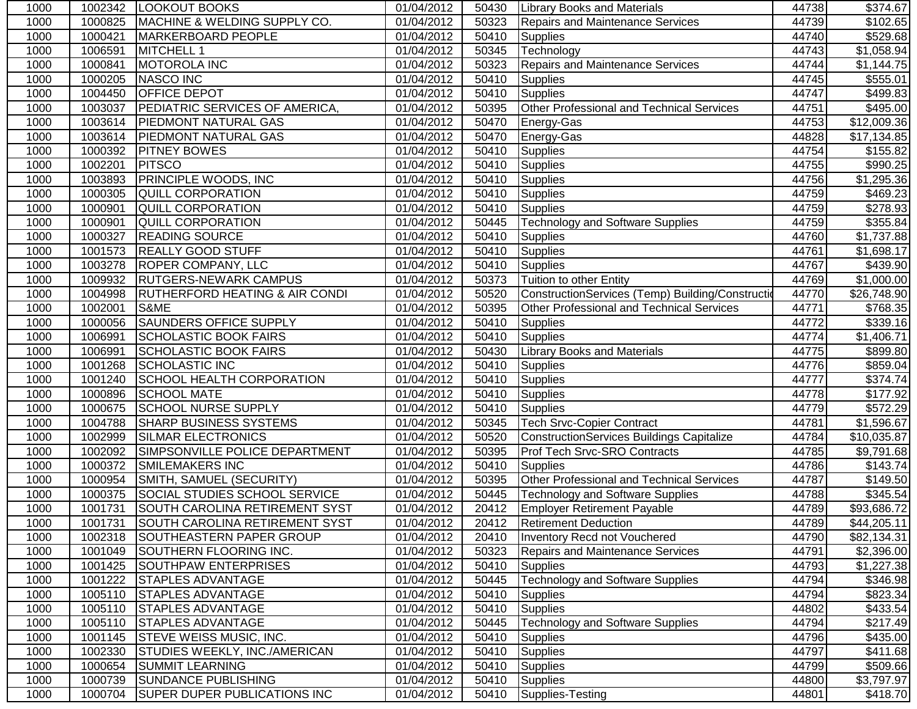| 1000 | 1002342 | LOOKOUT BOOKS | 01/04/2012 | 50430 | Library Books and Materials | 44738 | $374.67 |
|---|---|---|---|---|---|---|---|
| 1000 | 1000825 | MACHINE & WELDING SUPPLY CO. | 01/04/2012 | 50323 | Repairs and Maintenance Services | 44739 | $102.65 |
| 1000 | 1000421 | MARKERBOARD PEOPLE | 01/04/2012 | 50410 | Supplies | 44740 | $529.68 |
| 1000 | 1006591 | MITCHELL 1 | 01/04/2012 | 50345 | Technology | 44743 | $1,058.94 |
| 1000 | 1000841 | MOTOROLA INC | 01/04/2012 | 50323 | Repairs and Maintenance Services | 44744 | $1,144.75 |
| 1000 | 1000205 | NASCO INC | 01/04/2012 | 50410 | Supplies | 44745 | $555.01 |
| 1000 | 1004450 | OFFICE DEPOT | 01/04/2012 | 50410 | Supplies | 44747 | $499.83 |
| 1000 | 1003037 | PEDIATRIC SERVICES OF AMERICA, | 01/04/2012 | 50395 | Other Professional and Technical Services | 44751 | $495.00 |
| 1000 | 1003614 | PIEDMONT NATURAL GAS | 01/04/2012 | 50470 | Energy-Gas | 44753 | $12,009.36 |
| 1000 | 1003614 | PIEDMONT NATURAL GAS | 01/04/2012 | 50470 | Energy-Gas | 44828 | $17,134.85 |
| 1000 | 1000392 | PITNEY BOWES | 01/04/2012 | 50410 | Supplies | 44754 | $155.82 |
| 1000 | 1002201 | PITSCO | 01/04/2012 | 50410 | Supplies | 44755 | $990.25 |
| 1000 | 1003893 | PRINCIPLE WOODS, INC | 01/04/2012 | 50410 | Supplies | 44756 | $1,295.36 |
| 1000 | 1000305 | QUILL CORPORATION | 01/04/2012 | 50410 | Supplies | 44759 | $469.23 |
| 1000 | 1000901 | QUILL CORPORATION | 01/04/2012 | 50410 | Supplies | 44759 | $278.93 |
| 1000 | 1000901 | QUILL CORPORATION | 01/04/2012 | 50445 | Technology and Software Supplies | 44759 | $355.84 |
| 1000 | 1000327 | READING SOURCE | 01/04/2012 | 50410 | Supplies | 44760 | $1,737.88 |
| 1000 | 1001573 | REALLY GOOD STUFF | 01/04/2012 | 50410 | Supplies | 44761 | $1,698.17 |
| 1000 | 1003278 | ROPER COMPANY, LLC | 01/04/2012 | 50410 | Supplies | 44767 | $439.90 |
| 1000 | 1009932 | RUTGERS-NEWARK CAMPUS | 01/04/2012 | 50373 | Tuition to other Entity | 44769 | $1,000.00 |
| 1000 | 1004998 | RUTHERFORD HEATING & AIR CONDI | 01/04/2012 | 50520 | ConstructionServices (Temp) Building/Constructi | 44770 | $26,748.90 |
| 1000 | 1002001 | S&ME | 01/04/2012 | 50395 | Other Professional and Technical Services | 44771 | $768.35 |
| 1000 | 1000056 | SAUNDERS OFFICE SUPPLY | 01/04/2012 | 50410 | Supplies | 44772 | $339.16 |
| 1000 | 1006991 | SCHOLASTIC BOOK FAIRS | 01/04/2012 | 50410 | Supplies | 44774 | $1,406.71 |
| 1000 | 1006991 | SCHOLASTIC BOOK FAIRS | 01/04/2012 | 50430 | Library Books and Materials | 44775 | $899.80 |
| 1000 | 1001268 | SCHOLASTIC INC | 01/04/2012 | 50410 | Supplies | 44776 | $859.04 |
| 1000 | 1001240 | SCHOOL HEALTH CORPORATION | 01/04/2012 | 50410 | Supplies | 44777 | $374.74 |
| 1000 | 1000896 | SCHOOL MATE | 01/04/2012 | 50410 | Supplies | 44778 | $177.92 |
| 1000 | 1000675 | SCHOOL NURSE SUPPLY | 01/04/2012 | 50410 | Supplies | 44779 | $572.29 |
| 1000 | 1004788 | SHARP BUSINESS SYSTEMS | 01/04/2012 | 50345 | Tech Srvc-Copier Contract | 44781 | $1,596.67 |
| 1000 | 1002999 | SILMAR ELECTRONICS | 01/04/2012 | 50520 | ConstructionServices Buildings Capitalize | 44784 | $10,035.87 |
| 1000 | 1002092 | SIMPSONVILLE POLICE DEPARTMENT | 01/04/2012 | 50395 | Prof Tech Srvc-SRO Contracts | 44785 | $9,791.68 |
| 1000 | 1000372 | SMILEMAKERS INC | 01/04/2012 | 50410 | Supplies | 44786 | $143.74 |
| 1000 | 1000954 | SMITH, SAMUEL (SECURITY) | 01/04/2012 | 50395 | Other Professional and Technical Services | 44787 | $149.50 |
| 1000 | 1000375 | SOCIAL STUDIES SCHOOL SERVICE | 01/04/2012 | 50445 | Technology and Software Supplies | 44788 | $345.54 |
| 1000 | 1001731 | SOUTH CAROLINA RETIREMENT SYST | 01/04/2012 | 20412 | Employer Retirement Payable | 44789 | $93,686.72 |
| 1000 | 1001731 | SOUTH CAROLINA RETIREMENT SYST | 01/04/2012 | 20412 | Retirement Deduction | 44789 | $44,205.11 |
| 1000 | 1002318 | SOUTHEASTERN PAPER GROUP | 01/04/2012 | 20410 | Inventory Recd not Vouchered | 44790 | $82,134.31 |
| 1000 | 1001049 | SOUTHERN FLOORING INC. | 01/04/2012 | 50323 | Repairs and Maintenance Services | 44791 | $2,396.00 |
| 1000 | 1001425 | SOUTHPAW ENTERPRISES | 01/04/2012 | 50410 | Supplies | 44793 | $1,227.38 |
| 1000 | 1001222 | STAPLES ADVANTAGE | 01/04/2012 | 50445 | Technology and Software Supplies | 44794 | $346.98 |
| 1000 | 1005110 | STAPLES ADVANTAGE | 01/04/2012 | 50410 | Supplies | 44794 | $823.34 |
| 1000 | 1005110 | STAPLES ADVANTAGE | 01/04/2012 | 50410 | Supplies | 44802 | $433.54 |
| 1000 | 1005110 | STAPLES ADVANTAGE | 01/04/2012 | 50445 | Technology and Software Supplies | 44794 | $217.49 |
| 1000 | 1001145 | STEVE WEISS MUSIC, INC. | 01/04/2012 | 50410 | Supplies | 44796 | $435.00 |
| 1000 | 1002330 | STUDIES WEEKLY, INC./AMERICAN | 01/04/2012 | 50410 | Supplies | 44797 | $411.68 |
| 1000 | 1000654 | SUMMIT LEARNING | 01/04/2012 | 50410 | Supplies | 44799 | $509.66 |
| 1000 | 1000739 | SUNDANCE PUBLISHING | 01/04/2012 | 50410 | Supplies | 44800 | $3,797.97 |
| 1000 | 1000704 | SUPER DUPER PUBLICATIONS INC | 01/04/2012 | 50410 | Supplies-Testing | 44801 | $418.70 |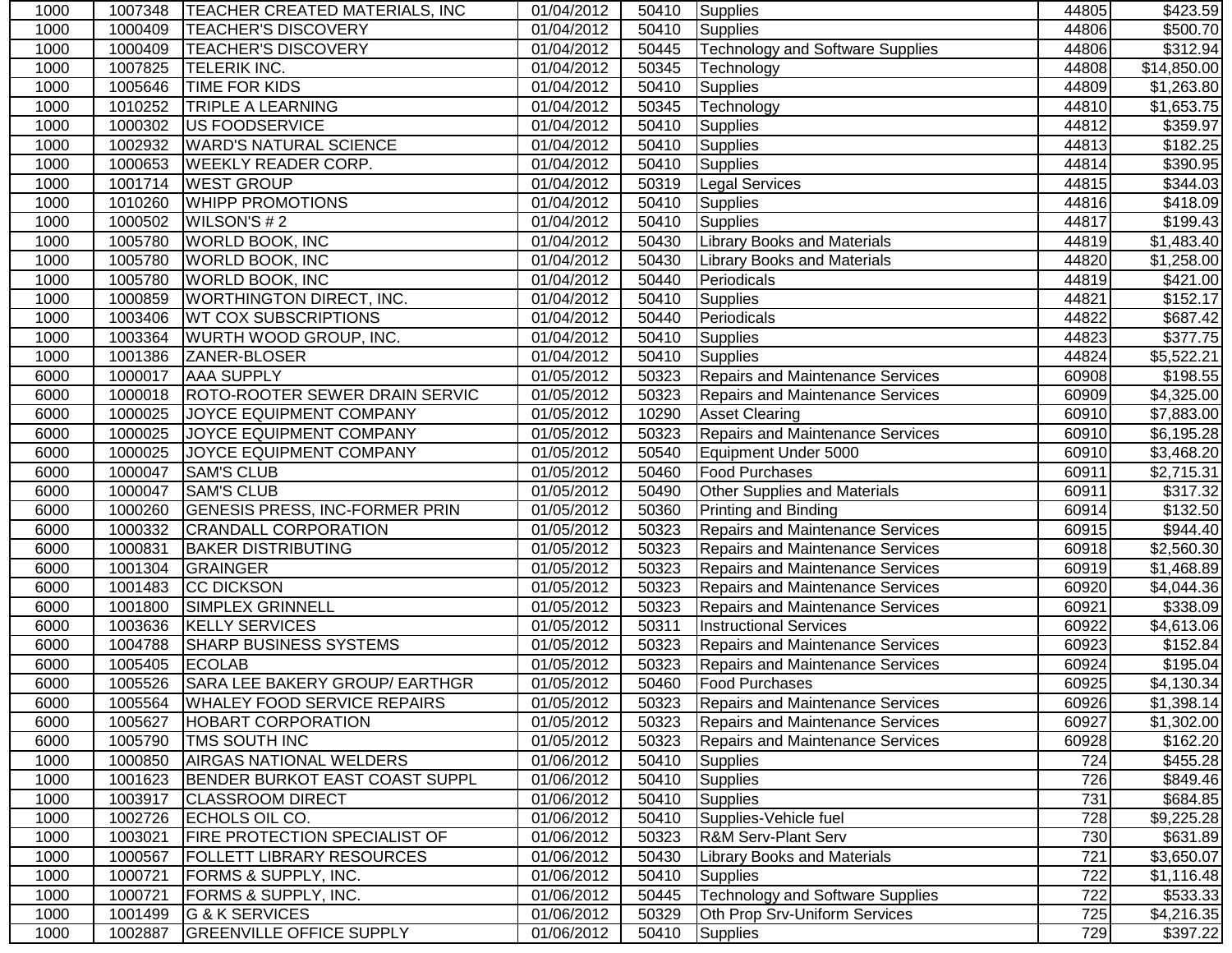| | | | | | | | |
|---|---|---|---|---|---|---|---|
| 1000 | 1007348 | TEACHER CREATED MATERIALS, INC | 01/04/2012 | 50410 | Supplies | 44805 | $423.59 |
| 1000 | 1000409 | TEACHER'S DISCOVERY | 01/04/2012 | 50410 | Supplies | 44806 | $500.70 |
| 1000 | 1000409 | TEACHER'S DISCOVERY | 01/04/2012 | 50445 | Technology and Software Supplies | 44806 | $312.94 |
| 1000 | 1007825 | TELERIK INC. | 01/04/2012 | 50345 | Technology | 44808 | $14,850.00 |
| 1000 | 1005646 | TIME FOR KIDS | 01/04/2012 | 50410 | Supplies | 44809 | $1,263.80 |
| 1000 | 1010252 | TRIPLE A LEARNING | 01/04/2012 | 50345 | Technology | 44810 | $1,653.75 |
| 1000 | 1000302 | US FOODSERVICE | 01/04/2012 | 50410 | Supplies | 44812 | $359.97 |
| 1000 | 1002932 | WARD'S NATURAL SCIENCE | 01/04/2012 | 50410 | Supplies | 44813 | $182.25 |
| 1000 | 1000653 | WEEKLY READER CORP. | 01/04/2012 | 50410 | Supplies | 44814 | $390.95 |
| 1000 | 1001714 | WEST GROUP | 01/04/2012 | 50319 | Legal Services | 44815 | $344.03 |
| 1000 | 1010260 | WHIPP PROMOTIONS | 01/04/2012 | 50410 | Supplies | 44816 | $418.09 |
| 1000 | 1000502 | WILSON'S # 2 | 01/04/2012 | 50410 | Supplies | 44817 | $199.43 |
| 1000 | 1005780 | WORLD BOOK, INC | 01/04/2012 | 50430 | Library Books and Materials | 44819 | $1,483.40 |
| 1000 | 1005780 | WORLD BOOK, INC | 01/04/2012 | 50430 | Library Books and Materials | 44820 | $1,258.00 |
| 1000 | 1005780 | WORLD BOOK, INC | 01/04/2012 | 50440 | Periodicals | 44819 | $421.00 |
| 1000 | 1000859 | WORTHINGTON DIRECT, INC. | 01/04/2012 | 50410 | Supplies | 44821 | $152.17 |
| 1000 | 1003406 | WT COX SUBSCRIPTIONS | 01/04/2012 | 50440 | Periodicals | 44822 | $687.42 |
| 1000 | 1003364 | WURTH WOOD GROUP, INC. | 01/04/2012 | 50410 | Supplies | 44823 | $377.75 |
| 1000 | 1001386 | ZANER-BLOSER | 01/04/2012 | 50410 | Supplies | 44824 | $5,522.21 |
| 6000 | 1000017 | AAA SUPPLY | 01/05/2012 | 50323 | Repairs and Maintenance Services | 60908 | $198.55 |
| 6000 | 1000018 | ROTO-ROOTER SEWER DRAIN SERVIC | 01/05/2012 | 50323 | Repairs and Maintenance Services | 60909 | $4,325.00 |
| 6000 | 1000025 | JOYCE EQUIPMENT COMPANY | 01/05/2012 | 10290 | Asset Clearing | 60910 | $7,883.00 |
| 6000 | 1000025 | JOYCE EQUIPMENT COMPANY | 01/05/2012 | 50323 | Repairs and Maintenance Services | 60910 | $6,195.28 |
| 6000 | 1000025 | JOYCE EQUIPMENT COMPANY | 01/05/2012 | 50540 | Equipment Under 5000 | 60910 | $3,468.20 |
| 6000 | 1000047 | SAM'S CLUB | 01/05/2012 | 50460 | Food Purchases | 60911 | $2,715.31 |
| 6000 | 1000047 | SAM'S CLUB | 01/05/2012 | 50490 | Other Supplies and Materials | 60911 | $317.32 |
| 6000 | 1000260 | GENESIS PRESS, INC-FORMER PRIN | 01/05/2012 | 50360 | Printing and Binding | 60914 | $132.50 |
| 6000 | 1000332 | CRANDALL CORPORATION | 01/05/2012 | 50323 | Repairs and Maintenance Services | 60915 | $944.40 |
| 6000 | 1000831 | BAKER DISTRIBUTING | 01/05/2012 | 50323 | Repairs and Maintenance Services | 60918 | $2,560.30 |
| 6000 | 1001304 | GRAINGER | 01/05/2012 | 50323 | Repairs and Maintenance Services | 60919 | $1,468.89 |
| 6000 | 1001483 | CC DICKSON | 01/05/2012 | 50323 | Repairs and Maintenance Services | 60920 | $4,044.36 |
| 6000 | 1001800 | SIMPLEX GRINNELL | 01/05/2012 | 50323 | Repairs and Maintenance Services | 60921 | $338.09 |
| 6000 | 1003636 | KELLY SERVICES | 01/05/2012 | 50311 | Instructional Services | 60922 | $4,613.06 |
| 6000 | 1004788 | SHARP BUSINESS SYSTEMS | 01/05/2012 | 50323 | Repairs and Maintenance Services | 60923 | $152.84 |
| 6000 | 1005405 | ECOLAB | 01/05/2012 | 50323 | Repairs and Maintenance Services | 60924 | $195.04 |
| 6000 | 1005526 | SARA LEE BAKERY GROUP/ EARTHGR | 01/05/2012 | 50460 | Food Purchases | 60925 | $4,130.34 |
| 6000 | 1005564 | WHALEY FOOD SERVICE REPAIRS | 01/05/2012 | 50323 | Repairs and Maintenance Services | 60926 | $1,398.14 |
| 6000 | 1005627 | HOBART CORPORATION | 01/05/2012 | 50323 | Repairs and Maintenance Services | 60927 | $1,302.00 |
| 6000 | 1005790 | TMS SOUTH INC | 01/05/2012 | 50323 | Repairs and Maintenance Services | 60928 | $162.20 |
| 1000 | 1000850 | AIRGAS NATIONAL WELDERS | 01/06/2012 | 50410 | Supplies | 724 | $455.28 |
| 1000 | 1001623 | BENDER BURKOT EAST COAST SUPPL | 01/06/2012 | 50410 | Supplies | 726 | $849.46 |
| 1000 | 1003917 | CLASSROOM DIRECT | 01/06/2012 | 50410 | Supplies | 731 | $684.85 |
| 1000 | 1002726 | ECHOLS OIL CO. | 01/06/2012 | 50410 | Supplies-Vehicle fuel | 728 | $9,225.28 |
| 1000 | 1003021 | FIRE PROTECTION SPECIALIST OF | 01/06/2012 | 50323 | R&M Serv-Plant Serv | 730 | $631.89 |
| 1000 | 1000567 | FOLLETT LIBRARY RESOURCES | 01/06/2012 | 50430 | Library Books and Materials | 721 | $3,650.07 |
| 1000 | 1000721 | FORMS & SUPPLY, INC. | 01/06/2012 | 50410 | Supplies | 722 | $1,116.48 |
| 1000 | 1000721 | FORMS & SUPPLY, INC. | 01/06/2012 | 50445 | Technology and Software Supplies | 722 | $533.33 |
| 1000 | 1001499 | G & K SERVICES | 01/06/2012 | 50329 | Oth Prop Srv-Uniform Services | 725 | $4,216.35 |
| 1000 | 1002887 | GREENVILLE OFFICE SUPPLY | 01/06/2012 | 50410 | Supplies | 729 | $397.22 |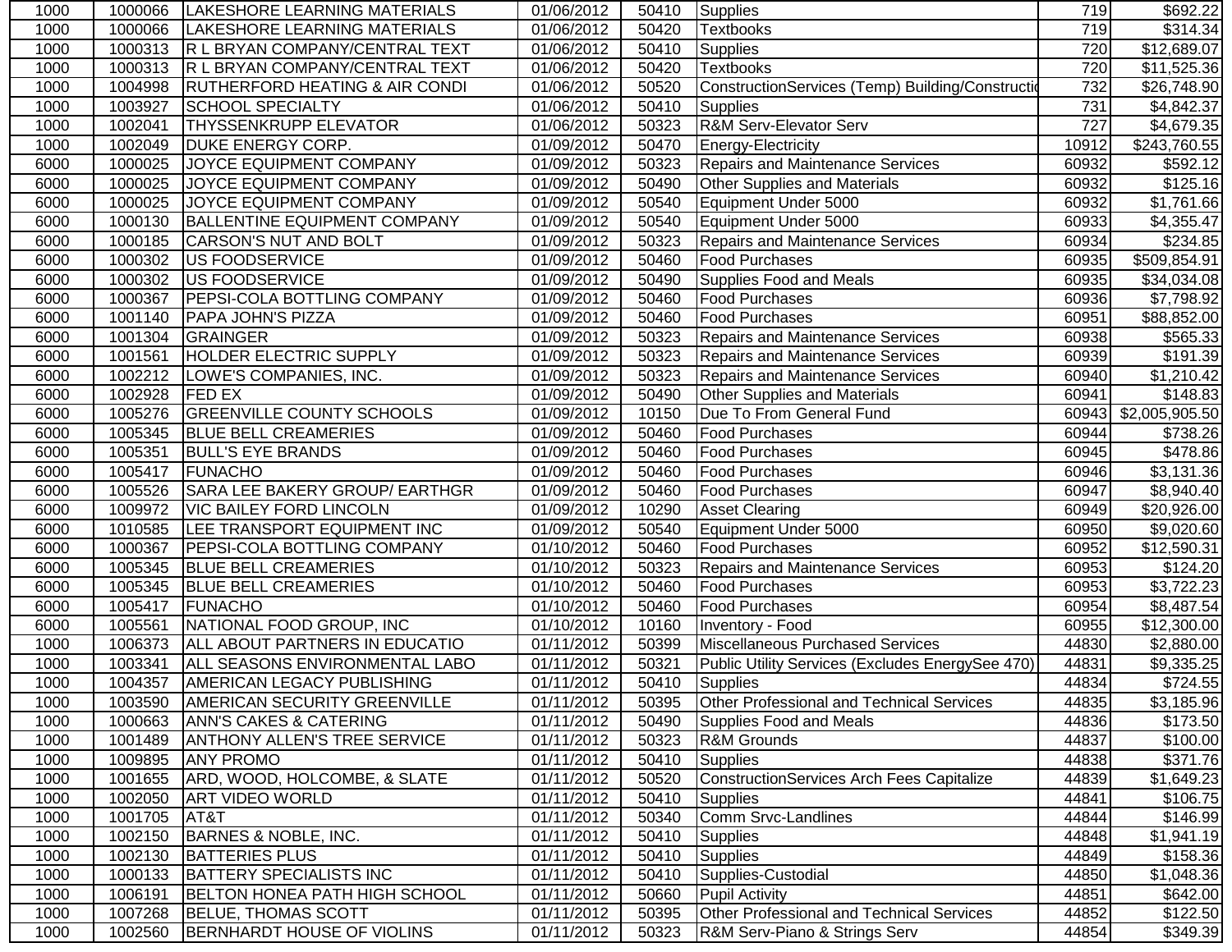| | | | | | | | |
|---|---|---|---|---|---|---|---|
| 1000 | 1000066 | LAKESHORE LEARNING MATERIALS | 01/06/2012 | 50410 | Supplies | 719 | $692.22 |
| 1000 | 1000066 | LAKESHORE LEARNING MATERIALS | 01/06/2012 | 50420 | Textbooks | 719 | $314.34 |
| 1000 | 1000313 | R L BRYAN COMPANY/CENTRAL TEXT | 01/06/2012 | 50410 | Supplies | 720 | $12,689.07 |
| 1000 | 1000313 | R L BRYAN COMPANY/CENTRAL TEXT | 01/06/2012 | 50420 | Textbooks | 720 | $11,525.36 |
| 1000 | 1004998 | RUTHERFORD HEATING & AIR CONDI | 01/06/2012 | 50520 | ConstructionServices (Temp) Building/Constructio | 732 | $26,748.90 |
| 1000 | 1003927 | SCHOOL SPECIALTY | 01/06/2012 | 50410 | Supplies | 731 | $4,842.37 |
| 1000 | 1002041 | THYSSENKRUPP ELEVATOR | 01/06/2012 | 50323 | R&M Serv-Elevator Serv | 727 | $4,679.35 |
| 1000 | 1002049 | DUKE ENERGY CORP. | 01/09/2012 | 50470 | Energy-Electricity | 10912 | $243,760.55 |
| 6000 | 1000025 | JOYCE EQUIPMENT COMPANY | 01/09/2012 | 50323 | Repairs and Maintenance Services | 60932 | $592.12 |
| 6000 | 1000025 | JOYCE EQUIPMENT COMPANY | 01/09/2012 | 50490 | Other Supplies and Materials | 60932 | $125.16 |
| 6000 | 1000025 | JOYCE EQUIPMENT COMPANY | 01/09/2012 | 50540 | Equipment Under 5000 | 60932 | $1,761.66 |
| 6000 | 1000130 | BALLENTINE EQUIPMENT COMPANY | 01/09/2012 | 50540 | Equipment Under 5000 | 60933 | $4,355.47 |
| 6000 | 1000185 | CARSON'S NUT AND BOLT | 01/09/2012 | 50323 | Repairs and Maintenance Services | 60934 | $234.85 |
| 6000 | 1000302 | US FOODSERVICE | 01/09/2012 | 50460 | Food Purchases | 60935 | $509,854.91 |
| 6000 | 1000302 | US FOODSERVICE | 01/09/2012 | 50490 | Supplies Food and Meals | 60935 | $34,034.08 |
| 6000 | 1000367 | PEPSI-COLA BOTTLING COMPANY | 01/09/2012 | 50460 | Food Purchases | 60936 | $7,798.92 |
| 6000 | 1001140 | PAPA JOHN'S PIZZA | 01/09/2012 | 50460 | Food Purchases | 60951 | $88,852.00 |
| 6000 | 1001304 | GRAINGER | 01/09/2012 | 50323 | Repairs and Maintenance Services | 60938 | $565.33 |
| 6000 | 1001561 | HOLDER ELECTRIC SUPPLY | 01/09/2012 | 50323 | Repairs and Maintenance Services | 60939 | $191.39 |
| 6000 | 1002212 | LOWE'S COMPANIES, INC. | 01/09/2012 | 50323 | Repairs and Maintenance Services | 60940 | $1,210.42 |
| 6000 | 1002928 | FED EX | 01/09/2012 | 50490 | Other Supplies and Materials | 60941 | $148.83 |
| 6000 | 1005276 | GREENVILLE COUNTY SCHOOLS | 01/09/2012 | 10150 | Due To From General Fund | 60943 | $2,005,905.50 |
| 6000 | 1005345 | BLUE BELL CREAMERIES | 01/09/2012 | 50460 | Food Purchases | 60944 | $738.26 |
| 6000 | 1005351 | BULL'S EYE BRANDS | 01/09/2012 | 50460 | Food Purchases | 60945 | $478.86 |
| 6000 | 1005417 | FUNACHO | 01/09/2012 | 50460 | Food Purchases | 60946 | $3,131.36 |
| 6000 | 1005526 | SARA LEE BAKERY GROUP/ EARTHGR | 01/09/2012 | 50460 | Food Purchases | 60947 | $8,940.40 |
| 6000 | 1009972 | VIC BAILEY FORD LINCOLN | 01/09/2012 | 10290 | Asset Clearing | 60949 | $20,926.00 |
| 6000 | 1010585 | LEE TRANSPORT EQUIPMENT INC | 01/09/2012 | 50540 | Equipment Under 5000 | 60950 | $9,020.60 |
| 6000 | 1000367 | PEPSI-COLA BOTTLING COMPANY | 01/10/2012 | 50460 | Food Purchases | 60952 | $12,590.31 |
| 6000 | 1005345 | BLUE BELL CREAMERIES | 01/10/2012 | 50323 | Repairs and Maintenance Services | 60953 | $124.20 |
| 6000 | 1005345 | BLUE BELL CREAMERIES | 01/10/2012 | 50460 | Food Purchases | 60953 | $3,722.23 |
| 6000 | 1005417 | FUNACHO | 01/10/2012 | 50460 | Food Purchases | 60954 | $8,487.54 |
| 6000 | 1005561 | NATIONAL FOOD GROUP, INC | 01/10/2012 | 10160 | Inventory - Food | 60955 | $12,300.00 |
| 1000 | 1006373 | ALL ABOUT PARTNERS IN EDUCATIO | 01/11/2012 | 50399 | Miscellaneous Purchased Services | 44830 | $2,880.00 |
| 1000 | 1003341 | ALL SEASONS ENVIRONMENTAL LABO | 01/11/2012 | 50321 | Public Utility Services (Excludes EnergySee 470) | 44831 | $9,335.25 |
| 1000 | 1004357 | AMERICAN LEGACY PUBLISHING | 01/11/2012 | 50410 | Supplies | 44834 | $724.55 |
| 1000 | 1003590 | AMERICAN SECURITY GREENVILLE | 01/11/2012 | 50395 | Other Professional and Technical Services | 44835 | $3,185.96 |
| 1000 | 1000663 | ANN'S CAKES & CATERING | 01/11/2012 | 50490 | Supplies Food and Meals | 44836 | $173.50 |
| 1000 | 1001489 | ANTHONY ALLEN'S TREE SERVICE | 01/11/2012 | 50323 | R&M Grounds | 44837 | $100.00 |
| 1000 | 1009895 | ANY PROMO | 01/11/2012 | 50410 | Supplies | 44838 | $371.76 |
| 1000 | 1001655 | ARD, WOOD, HOLCOMBE, & SLATE | 01/11/2012 | 50520 | ConstructionServices Arch Fees Capitalize | 44839 | $1,649.23 |
| 1000 | 1002050 | ART VIDEO WORLD | 01/11/2012 | 50410 | Supplies | 44841 | $106.75 |
| 1000 | 1001705 | AT&T | 01/11/2012 | 50340 | Comm Srvc-Landlines | 44844 | $146.99 |
| 1000 | 1002150 | BARNES & NOBLE, INC. | 01/11/2012 | 50410 | Supplies | 44848 | $1,941.19 |
| 1000 | 1002130 | BATTERIES PLUS | 01/11/2012 | 50410 | Supplies | 44849 | $158.36 |
| 1000 | 1000133 | BATTERY SPECIALISTS INC | 01/11/2012 | 50410 | Supplies-Custodial | 44850 | $1,048.36 |
| 1000 | 1006191 | BELTON HONEA PATH HIGH SCHOOL | 01/11/2012 | 50660 | Pupil Activity | 44851 | $642.00 |
| 1000 | 1007268 | BELUE, THOMAS SCOTT | 01/11/2012 | 50395 | Other Professional and Technical Services | 44852 | $122.50 |
| 1000 | 1002560 | BERNHARDT HOUSE OF VIOLINS | 01/11/2012 | 50323 | R&M Serv-Piano & Strings Serv | 44854 | $349.39 |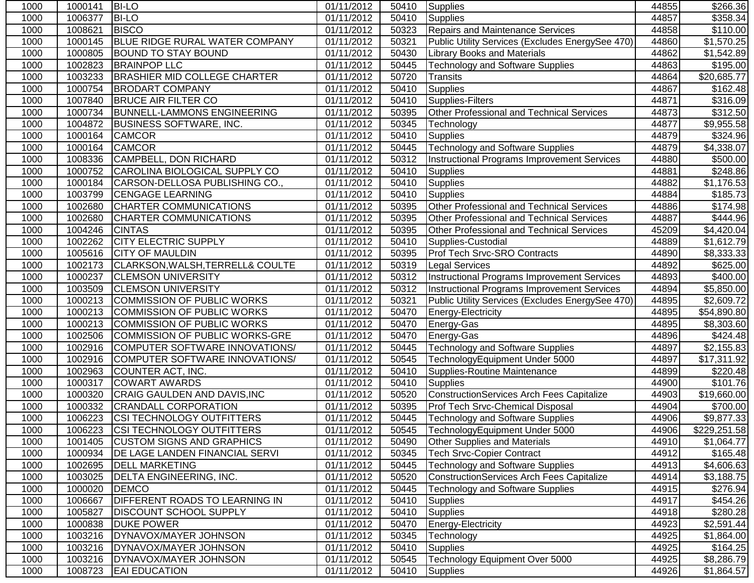| 1000 | 1000141 | BI-LO | 01/11/2012 | 50410 | Supplies | 44855 | $266.36 |
|---|---|---|---|---|---|---|---|
| 1000 | 1006377 | BI-LO | 01/11/2012 | 50410 | Supplies | 44857 | $358.34 |
| 1000 | 1008621 | BISCO | 01/11/2012 | 50323 | Repairs and Maintenance Services | 44858 | $110.00 |
| 1000 | 1000145 | BLUE RIDGE RURAL WATER COMPANY | 01/11/2012 | 50321 | Public Utility Services (Excludes EnergySee 470) | 44860 | $1,570.25 |
| 1000 | 1000805 | BOUND TO STAY BOUND | 01/11/2012 | 50430 | Library Books and Materials | 44862 | $1,542.89 |
| 1000 | 1002823 | BRAINPOP LLC | 01/11/2012 | 50445 | Technology and Software Supplies | 44863 | $195.00 |
| 1000 | 1003233 | BRASHIER MID COLLEGE CHARTER | 01/11/2012 | 50720 | Transits | 44864 | $20,685.77 |
| 1000 | 1000754 | BRODART COMPANY | 01/11/2012 | 50410 | Supplies | 44867 | $162.48 |
| 1000 | 1007840 | BRUCE AIR FILTER CO | 01/11/2012 | 50410 | Supplies-Filters | 44871 | $316.09 |
| 1000 | 1000734 | BUNNELL-LAMMONS ENGINEERING | 01/11/2012 | 50395 | Other Professional and Technical Services | 44873 | $312.50 |
| 1000 | 1004872 | BUSINESS SOFTWARE, INC. | 01/11/2012 | 50345 | Technology | 44877 | $9,955.58 |
| 1000 | 1000164 | CAMCOR | 01/11/2012 | 50410 | Supplies | 44879 | $324.96 |
| 1000 | 1000164 | CAMCOR | 01/11/2012 | 50445 | Technology and Software Supplies | 44879 | $4,338.07 |
| 1000 | 1008336 | CAMPBELL, DON RICHARD | 01/11/2012 | 50312 | Instructional Programs Improvement Services | 44880 | $500.00 |
| 1000 | 1000752 | CAROLINA BIOLOGICAL SUPPLY CO | 01/11/2012 | 50410 | Supplies | 44881 | $248.86 |
| 1000 | 1000184 | CARSON-DELLOSA PUBLISHING CO., | 01/11/2012 | 50410 | Supplies | 44882 | $1,176.53 |
| 1000 | 1003799 | CENGAGE LEARNING | 01/11/2012 | 50410 | Supplies | 44884 | $185.73 |
| 1000 | 1002680 | CHARTER COMMUNICATIONS | 01/11/2012 | 50395 | Other Professional and Technical Services | 44886 | $174.98 |
| 1000 | 1002680 | CHARTER COMMUNICATIONS | 01/11/2012 | 50395 | Other Professional and Technical Services | 44887 | $444.96 |
| 1000 | 1004246 | CINTAS | 01/11/2012 | 50395 | Other Professional and Technical Services | 45209 | $4,420.04 |
| 1000 | 1002262 | CITY ELECTRIC SUPPLY | 01/11/2012 | 50410 | Supplies-Custodial | 44889 | $1,612.79 |
| 1000 | 1005616 | CITY OF MAULDIN | 01/11/2012 | 50395 | Prof Tech Srvc-SRO Contracts | 44890 | $8,333.33 |
| 1000 | 1002173 | CLARKSON,WALSH,TERRELL& COULTE | 01/11/2012 | 50319 | Legal Services | 44892 | $625.00 |
| 1000 | 1000237 | CLEMSON UNIVERSITY | 01/11/2012 | 50312 | Instructional Programs Improvement Services | 44893 | $400.00 |
| 1000 | 1003509 | CLEMSON UNIVERSITY | 01/11/2012 | 50312 | Instructional Programs Improvement Services | 44894 | $5,850.00 |
| 1000 | 1000213 | COMMISSION OF PUBLIC WORKS | 01/11/2012 | 50321 | Public Utility Services (Excludes EnergySee 470) | 44895 | $2,609.72 |
| 1000 | 1000213 | COMMISSION OF PUBLIC WORKS | 01/11/2012 | 50470 | Energy-Electricity | 44895 | $54,890.80 |
| 1000 | 1000213 | COMMISSION OF PUBLIC WORKS | 01/11/2012 | 50470 | Energy-Gas | 44895 | $8,303.60 |
| 1000 | 1002506 | COMMISSION OF PUBLIC WORKS-GRE | 01/11/2012 | 50470 | Energy-Gas | 44896 | $424.48 |
| 1000 | 1002916 | COMPUTER SOFTWARE INNOVATIONS/ | 01/11/2012 | 50445 | Technology and Software Supplies | 44897 | $2,155.83 |
| 1000 | 1002916 | COMPUTER SOFTWARE INNOVATIONS/ | 01/11/2012 | 50545 | TechnologyEquipment Under 5000 | 44897 | $17,311.92 |
| 1000 | 1002963 | COUNTER ACT, INC. | 01/11/2012 | 50410 | Supplies-Routine Maintenance | 44899 | $220.48 |
| 1000 | 1000317 | COWART AWARDS | 01/11/2012 | 50410 | Supplies | 44900 | $101.76 |
| 1000 | 1000320 | CRAIG GAULDEN AND DAVIS,INC | 01/11/2012 | 50520 | ConstructionServices Arch Fees Capitalize | 44903 | $19,660.00 |
| 1000 | 1000332 | CRANDALL CORPORATION | 01/11/2012 | 50395 | Prof Tech Srvc-Chemical Disposal | 44904 | $700.00 |
| 1000 | 1006223 | CSI TECHNOLOGY OUTFITTERS | 01/11/2012 | 50445 | Technology and Software Supplies | 44906 | $9,877.33 |
| 1000 | 1006223 | CSI TECHNOLOGY OUTFITTERS | 01/11/2012 | 50545 | TechnologyEquipment Under 5000 | 44906 | $229,251.58 |
| 1000 | 1001405 | CUSTOM SIGNS AND GRAPHICS | 01/11/2012 | 50490 | Other Supplies and Materials | 44910 | $1,064.77 |
| 1000 | 1000934 | DE LAGE LANDEN FINANCIAL SERVI | 01/11/2012 | 50345 | Tech Srvc-Copier Contract | 44912 | $165.48 |
| 1000 | 1002695 | DELL MARKETING | 01/11/2012 | 50445 | Technology and Software Supplies | 44913 | $4,606.63 |
| 1000 | 1003025 | DELTA ENGINEERING, INC. | 01/11/2012 | 50520 | ConstructionServices Arch Fees Capitalize | 44914 | $3,188.75 |
| 1000 | 1000020 | DEMCO | 01/11/2012 | 50445 | Technology and Software Supplies | 44915 | $276.94 |
| 1000 | 1006667 | DIFFERENT ROADS TO LEARNING IN | 01/11/2012 | 50410 | Supplies | 44917 | $454.26 |
| 1000 | 1005827 | DISCOUNT SCHOOL SUPPLY | 01/11/2012 | 50410 | Supplies | 44918 | $280.28 |
| 1000 | 1000838 | DUKE POWER | 01/11/2012 | 50470 | Energy-Electricity | 44923 | $2,591.44 |
| 1000 | 1003216 | DYNAVOX/MAYER JOHNSON | 01/11/2012 | 50345 | Technology | 44925 | $1,864.00 |
| 1000 | 1003216 | DYNAVOX/MAYER JOHNSON | 01/11/2012 | 50410 | Supplies | 44925 | $164.25 |
| 1000 | 1003216 | DYNAVOX/MAYER JOHNSON | 01/11/2012 | 50545 | Technology Equipment Over 5000 | 44925 | $8,286.79 |
| 1000 | 1008723 | EAI EDUCATION | 01/11/2012 | 50410 | Supplies | 44926 | $1,864.57 |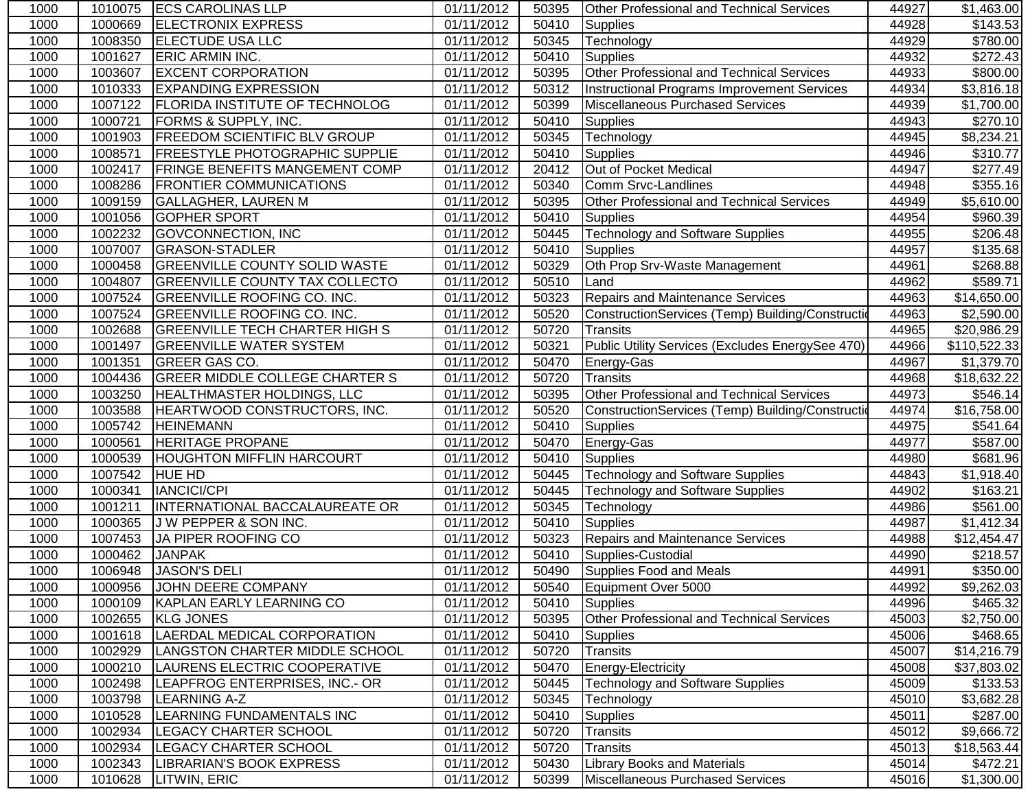| 1000 | 1010075 | ECS CAROLINAS LLP | 01/11/2012 | 50395 | Other Professional and Technical Services | 44927 | $1,463.00 |
|---|---|---|---|---|---|---|---|
| 1000 | 1000669 | ELECTRONIX EXPRESS | 01/11/2012 | 50410 | Supplies | 44928 | $143.53 |
| 1000 | 1008350 | ELECTUDE USA LLC | 01/11/2012 | 50345 | Technology | 44929 | $780.00 |
| 1000 | 1001627 | ERIC ARMIN INC. | 01/11/2012 | 50410 | Supplies | 44932 | $272.43 |
| 1000 | 1003607 | EXCENT CORPORATION | 01/11/2012 | 50395 | Other Professional and Technical Services | 44933 | $800.00 |
| 1000 | 1010333 | EXPANDING EXPRESSION | 01/11/2012 | 50312 | Instructional Programs Improvement Services | 44934 | $3,816.18 |
| 1000 | 1007122 | FLORIDA INSTITUTE OF TECHNOLOG | 01/11/2012 | 50399 | Miscellaneous Purchased Services | 44939 | $1,700.00 |
| 1000 | 1000721 | FORMS & SUPPLY, INC. | 01/11/2012 | 50410 | Supplies | 44943 | $270.10 |
| 1000 | 1001903 | FREEDOM SCIENTIFIC BLV GROUP | 01/11/2012 | 50345 | Technology | 44945 | $8,234.21 |
| 1000 | 1008571 | FREESTYLE PHOTOGRAPHIC SUPPLIE | 01/11/2012 | 50410 | Supplies | 44946 | $310.77 |
| 1000 | 1002417 | FRINGE BENEFITS MANGEMENT COMP | 01/11/2012 | 20412 | Out of Pocket Medical | 44947 | $277.49 |
| 1000 | 1008286 | FRONTIER COMMUNICATIONS | 01/11/2012 | 50340 | Comm Srvc-Landlines | 44948 | $355.16 |
| 1000 | 1009159 | GALLAGHER, LAUREN M | 01/11/2012 | 50395 | Other Professional and Technical Services | 44949 | $5,610.00 |
| 1000 | 1001056 | GOPHER SPORT | 01/11/2012 | 50410 | Supplies | 44954 | $960.39 |
| 1000 | 1002232 | GOVCONNECTION, INC | 01/11/2012 | 50445 | Technology and Software Supplies | 44955 | $206.48 |
| 1000 | 1007007 | GRASON-STADLER | 01/11/2012 | 50410 | Supplies | 44957 | $135.68 |
| 1000 | 1000458 | GREENVILLE COUNTY SOLID WASTE | 01/11/2012 | 50329 | Oth Prop Srv-Waste Management | 44961 | $268.88 |
| 1000 | 1004807 | GREENVILLE COUNTY TAX COLLECTO | 01/11/2012 | 50510 | Land | 44962 | $589.71 |
| 1000 | 1007524 | GREENVILLE ROOFING CO. INC. | 01/11/2012 | 50323 | Repairs and Maintenance Services | 44963 | $14,650.00 |
| 1000 | 1007524 | GREENVILLE ROOFING CO. INC. | 01/11/2012 | 50520 | ConstructionServices (Temp) Building/Constructio | 44963 | $2,590.00 |
| 1000 | 1002688 | GREENVILLE TECH CHARTER HIGH S | 01/11/2012 | 50720 | Transits | 44965 | $20,986.29 |
| 1000 | 1001497 | GREENVILLE WATER SYSTEM | 01/11/2012 | 50321 | Public Utility Services (Excludes EnergySee 470) | 44966 | $110,522.33 |
| 1000 | 1001351 | GREER GAS CO. | 01/11/2012 | 50470 | Energy-Gas | 44967 | $1,379.70 |
| 1000 | 1004436 | GREER MIDDLE COLLEGE CHARTER S | 01/11/2012 | 50720 | Transits | 44968 | $18,632.22 |
| 1000 | 1003250 | HEALTHMASTER HOLDINGS, LLC | 01/11/2012 | 50395 | Other Professional and Technical Services | 44973 | $546.14 |
| 1000 | 1003588 | HEARTWOOD CONSTRUCTORS, INC. | 01/11/2012 | 50520 | ConstructionServices (Temp) Building/Constructio | 44974 | $16,758.00 |
| 1000 | 1005742 | HEINEMANN | 01/11/2012 | 50410 | Supplies | 44975 | $541.64 |
| 1000 | 1000561 | HERITAGE PROPANE | 01/11/2012 | 50470 | Energy-Gas | 44977 | $587.00 |
| 1000 | 1000539 | HOUGHTON MIFFLIN HARCOURT | 01/11/2012 | 50410 | Supplies | 44980 | $681.96 |
| 1000 | 1007542 | HUE HD | 01/11/2012 | 50445 | Technology and Software Supplies | 44843 | $1,918.40 |
| 1000 | 1000341 | IANCICI/CPI | 01/11/2012 | 50445 | Technology and Software Supplies | 44902 | $163.21 |
| 1000 | 1001211 | INTERNATIONAL BACCALAUREATE OR | 01/11/2012 | 50345 | Technology | 44986 | $561.00 |
| 1000 | 1000365 | J W PEPPER & SON INC. | 01/11/2012 | 50410 | Supplies | 44987 | $1,412.34 |
| 1000 | 1007453 | JA PIPER ROOFING CO | 01/11/2012 | 50323 | Repairs and Maintenance Services | 44988 | $12,454.47 |
| 1000 | 1000462 | JANPAK | 01/11/2012 | 50410 | Supplies-Custodial | 44990 | $218.57 |
| 1000 | 1006948 | JASON'S DELI | 01/11/2012 | 50490 | Supplies Food and Meals | 44991 | $350.00 |
| 1000 | 1000956 | JOHN DEERE COMPANY | 01/11/2012 | 50540 | Equipment Over 5000 | 44992 | $9,262.03 |
| 1000 | 1000109 | KAPLAN EARLY LEARNING CO | 01/11/2012 | 50410 | Supplies | 44996 | $465.32 |
| 1000 | 1002655 | KLG JONES | 01/11/2012 | 50395 | Other Professional and Technical Services | 45003 | $2,750.00 |
| 1000 | 1001618 | LAERDAL MEDICAL CORPORATION | 01/11/2012 | 50410 | Supplies | 45006 | $468.65 |
| 1000 | 1002929 | LANGSTON CHARTER MIDDLE SCHOOL | 01/11/2012 | 50720 | Transits | 45007 | $14,216.79 |
| 1000 | 1000210 | LAURENS ELECTRIC COOPERATIVE | 01/11/2012 | 50470 | Energy-Electricity | 45008 | $37,803.02 |
| 1000 | 1002498 | LEAPFROG ENTERPRISES, INC.- OR | 01/11/2012 | 50445 | Technology and Software Supplies | 45009 | $133.53 |
| 1000 | 1003798 | LEARNING A-Z | 01/11/2012 | 50345 | Technology | 45010 | $3,682.28 |
| 1000 | 1010528 | LEARNING FUNDAMENTALS INC | 01/11/2012 | 50410 | Supplies | 45011 | $287.00 |
| 1000 | 1002934 | LEGACY CHARTER SCHOOL | 01/11/2012 | 50720 | Transits | 45012 | $9,666.72 |
| 1000 | 1002934 | LEGACY CHARTER SCHOOL | 01/11/2012 | 50720 | Transits | 45013 | $18,563.44 |
| 1000 | 1002343 | LIBRARIAN'S BOOK EXPRESS | 01/11/2012 | 50430 | Library Books and Materials | 45014 | $472.21 |
| 1000 | 1010628 | LITWIN, ERIC | 01/11/2012 | 50399 | Miscellaneous Purchased Services | 45016 | $1,300.00 |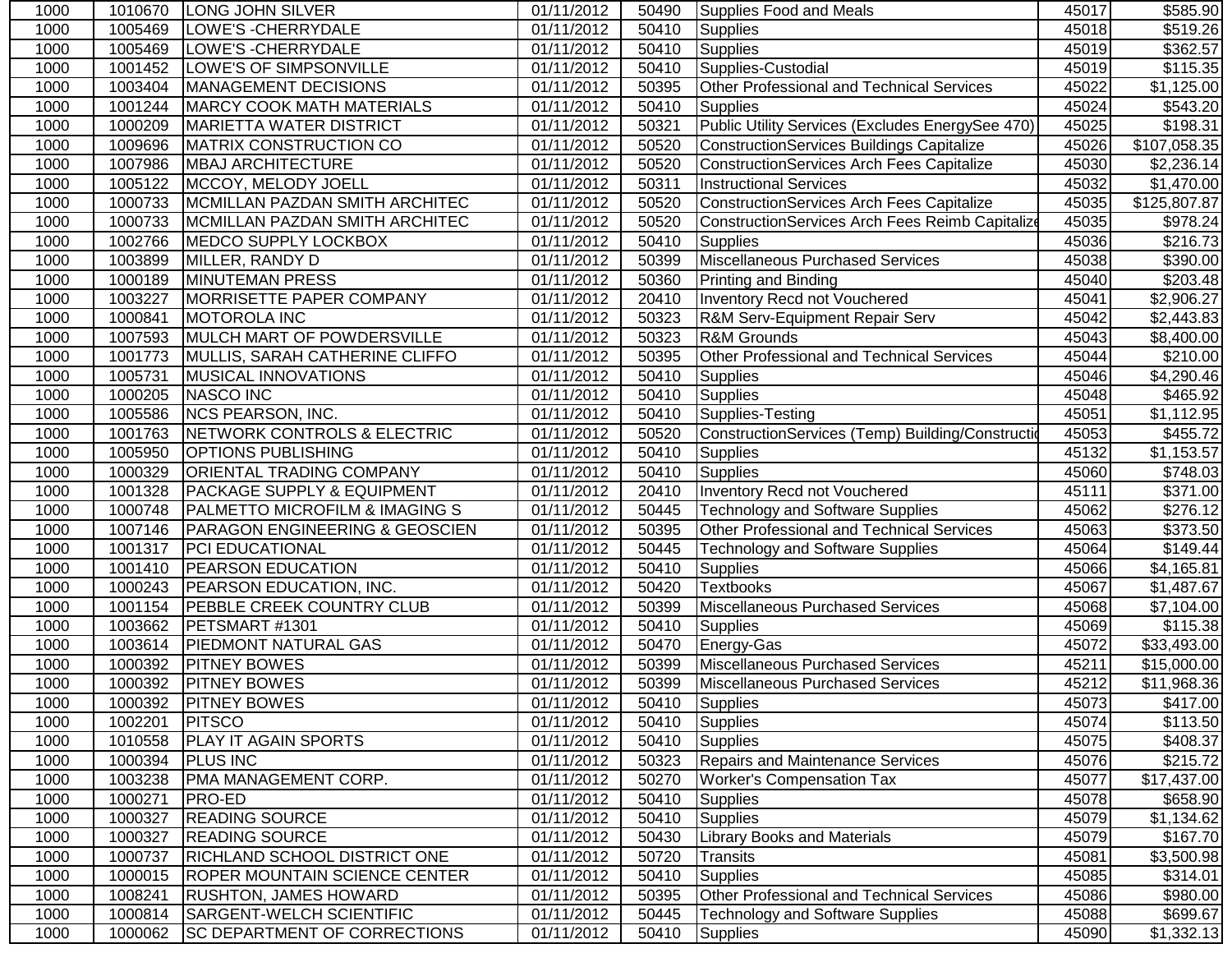| 1000 | 1010670 | LONG JOHN SILVER | 01/11/2012 | 50490 | Supplies Food and Meals | 45017 | $585.90 |
|---|---|---|---|---|---|---|---|
| 1000 | 1005469 | LOWE'S -CHERRYDALE | 01/11/2012 | 50410 | Supplies | 45018 | $519.26 |
| 1000 | 1005469 | LOWE'S -CHERRYDALE | 01/11/2012 | 50410 | Supplies | 45019 | $362.57 |
| 1000 | 1001452 | LOWE'S OF SIMPSONVILLE | 01/11/2012 | 50410 | Supplies-Custodial | 45019 | $115.35 |
| 1000 | 1003404 | MANAGEMENT DECISIONS | 01/11/2012 | 50395 | Other Professional and Technical Services | 45022 | $1,125.00 |
| 1000 | 1001244 | MARCY COOK MATH MATERIALS | 01/11/2012 | 50410 | Supplies | 45024 | $543.20 |
| 1000 | 1000209 | MARIETTA WATER DISTRICT | 01/11/2012 | 50321 | Public Utility Services (Excludes EnergySee 470) | 45025 | $198.31 |
| 1000 | 1009696 | MATRIX CONSTRUCTION CO | 01/11/2012 | 50520 | ConstructionServices Buildings Capitalize | 45026 | $107,058.35 |
| 1000 | 1007986 | MBAJ ARCHITECTURE | 01/11/2012 | 50520 | ConstructionServices Arch Fees Capitalize | 45030 | $2,236.14 |
| 1000 | 1005122 | MCCOY, MELODY JOELL | 01/11/2012 | 50311 | Instructional Services | 45032 | $1,470.00 |
| 1000 | 1000733 | MCMILLAN PAZDAN SMITH ARCHITEC | 01/11/2012 | 50520 | ConstructionServices Arch Fees Capitalize | 45035 | $125,807.87 |
| 1000 | 1000733 | MCMILLAN PAZDAN SMITH ARCHITEC | 01/11/2012 | 50520 | ConstructionServices Arch Fees Reimb Capitalize | 45035 | $978.24 |
| 1000 | 1002766 | MEDCO SUPPLY LOCKBOX | 01/11/2012 | 50410 | Supplies | 45036 | $216.73 |
| 1000 | 1003899 | MILLER, RANDY D | 01/11/2012 | 50399 | Miscellaneous Purchased Services | 45038 | $390.00 |
| 1000 | 1000189 | MINUTEMAN PRESS | 01/11/2012 | 50360 | Printing and Binding | 45040 | $203.48 |
| 1000 | 1003227 | MORRISETTE PAPER COMPANY | 01/11/2012 | 20410 | Inventory Recd not Vouchered | 45041 | $2,906.27 |
| 1000 | 1000841 | MOTOROLA INC | 01/11/2012 | 50323 | R&M Serv-Equipment Repair Serv | 45042 | $2,443.83 |
| 1000 | 1007593 | MULCH MART OF POWDERSVILLE | 01/11/2012 | 50323 | R&M Grounds | 45043 | $8,400.00 |
| 1000 | 1001773 | MULLIS, SARAH CATHERINE CLIFFO | 01/11/2012 | 50395 | Other Professional and Technical Services | 45044 | $210.00 |
| 1000 | 1005731 | MUSICAL INNOVATIONS | 01/11/2012 | 50410 | Supplies | 45046 | $4,290.46 |
| 1000 | 1000205 | NASCO INC | 01/11/2012 | 50410 | Supplies | 45048 | $465.92 |
| 1000 | 1005586 | NCS PEARSON, INC. | 01/11/2012 | 50410 | Supplies-Testing | 45051 | $1,112.95 |
| 1000 | 1001763 | NETWORK CONTROLS & ELECTRIC | 01/11/2012 | 50520 | ConstructionServices (Temp) Building/Constructio | 45053 | $455.72 |
| 1000 | 1005950 | OPTIONS PUBLISHING | 01/11/2012 | 50410 | Supplies | 45132 | $1,153.57 |
| 1000 | 1000329 | ORIENTAL TRADING COMPANY | 01/11/2012 | 50410 | Supplies | 45060 | $748.03 |
| 1000 | 1001328 | PACKAGE SUPPLY & EQUIPMENT | 01/11/2012 | 20410 | Inventory Recd not Vouchered | 45111 | $371.00 |
| 1000 | 1000748 | PALMETTO MICROFILM & IMAGING S | 01/11/2012 | 50445 | Technology and Software Supplies | 45062 | $276.12 |
| 1000 | 1007146 | PARAGON ENGINEERING & GEOSCIEN | 01/11/2012 | 50395 | Other Professional and Technical Services | 45063 | $373.50 |
| 1000 | 1001317 | PCI EDUCATIONAL | 01/11/2012 | 50445 | Technology and Software Supplies | 45064 | $149.44 |
| 1000 | 1001410 | PEARSON EDUCATION | 01/11/2012 | 50410 | Supplies | 45066 | $4,165.81 |
| 1000 | 1000243 | PEARSON EDUCATION, INC. | 01/11/2012 | 50420 | Textbooks | 45067 | $1,487.67 |
| 1000 | 1001154 | PEBBLE CREEK COUNTRY CLUB | 01/11/2012 | 50399 | Miscellaneous Purchased Services | 45068 | $7,104.00 |
| 1000 | 1003662 | PETSMART #1301 | 01/11/2012 | 50410 | Supplies | 45069 | $115.38 |
| 1000 | 1003614 | PIEDMONT NATURAL GAS | 01/11/2012 | 50470 | Energy-Gas | 45072 | $33,493.00 |
| 1000 | 1000392 | PITNEY BOWES | 01/11/2012 | 50399 | Miscellaneous Purchased Services | 45211 | $15,000.00 |
| 1000 | 1000392 | PITNEY BOWES | 01/11/2012 | 50399 | Miscellaneous Purchased Services | 45212 | $11,968.36 |
| 1000 | 1000392 | PITNEY BOWES | 01/11/2012 | 50410 | Supplies | 45073 | $417.00 |
| 1000 | 1002201 | PITSCO | 01/11/2012 | 50410 | Supplies | 45074 | $113.50 |
| 1000 | 1010558 | PLAY IT AGAIN SPORTS | 01/11/2012 | 50410 | Supplies | 45075 | $408.37 |
| 1000 | 1000394 | PLUS INC | 01/11/2012 | 50323 | Repairs and Maintenance Services | 45076 | $215.72 |
| 1000 | 1003238 | PMA MANAGEMENT CORP. | 01/11/2012 | 50270 | Worker's Compensation Tax | 45077 | $17,437.00 |
| 1000 | 1000271 | PRO-ED | 01/11/2012 | 50410 | Supplies | 45078 | $658.90 |
| 1000 | 1000327 | READING SOURCE | 01/11/2012 | 50410 | Supplies | 45079 | $1,134.62 |
| 1000 | 1000327 | READING SOURCE | 01/11/2012 | 50430 | Library Books and Materials | 45079 | $167.70 |
| 1000 | 1000737 | RICHLAND SCHOOL DISTRICT ONE | 01/11/2012 | 50720 | Transits | 45081 | $3,500.98 |
| 1000 | 1000015 | ROPER MOUNTAIN SCIENCE CENTER | 01/11/2012 | 50410 | Supplies | 45085 | $314.01 |
| 1000 | 1008241 | RUSHTON, JAMES HOWARD | 01/11/2012 | 50395 | Other Professional and Technical Services | 45086 | $980.00 |
| 1000 | 1000814 | SARGENT-WELCH SCIENTIFIC | 01/11/2012 | 50445 | Technology and Software Supplies | 45088 | $699.67 |
| 1000 | 1000062 | SC DEPARTMENT OF CORRECTIONS | 01/11/2012 | 50410 | Supplies | 45090 | $1,332.13 |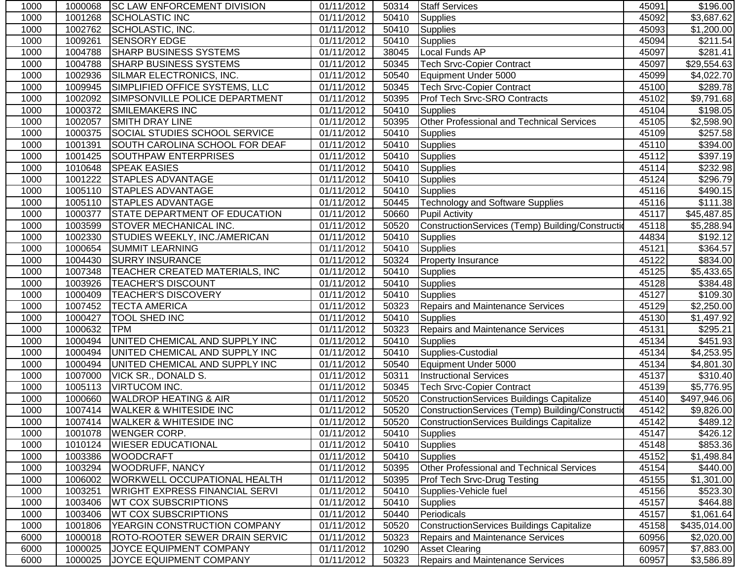| | | | | | | | |
|---|---|---|---|---|---|---|---|
| 1000 | 1000068 | SC LAW ENFORCEMENT DIVISION | 01/11/2012 | 50314 | Staff Services | 45091 | $196.00 |
| 1000 | 1001268 | SCHOLASTIC INC | 01/11/2012 | 50410 | Supplies | 45092 | $3,687.62 |
| 1000 | 1002762 | SCHOLASTIC, INC. | 01/11/2012 | 50410 | Supplies | 45093 | $1,200.00 |
| 1000 | 1009261 | SENSORY EDGE | 01/11/2012 | 50410 | Supplies | 45094 | $211.54 |
| 1000 | 1004788 | SHARP BUSINESS SYSTEMS | 01/11/2012 | 38045 | Local Funds AP | 45097 | $281.41 |
| 1000 | 1004788 | SHARP BUSINESS SYSTEMS | 01/11/2012 | 50345 | Tech Srvc-Copier Contract | 45097 | $29,554.63 |
| 1000 | 1002936 | SILMAR ELECTRONICS, INC. | 01/11/2012 | 50540 | Equipment Under 5000 | 45099 | $4,022.70 |
| 1000 | 1009945 | SIMPLIFIED OFFICE SYSTEMS, LLC | 01/11/2012 | 50345 | Tech Srvc-Copier Contract | 45100 | $289.78 |
| 1000 | 1002092 | SIMPSONVILLE POLICE DEPARTMENT | 01/11/2012 | 50395 | Prof Tech Srvc-SRO Contracts | 45102 | $9,791.68 |
| 1000 | 1000372 | SMILEMAKERS INC | 01/11/2012 | 50410 | Supplies | 45104 | $198.05 |
| 1000 | 1002057 | SMITH DRAY LINE | 01/11/2012 | 50395 | Other Professional and Technical Services | 45105 | $2,598.90 |
| 1000 | 1000375 | SOCIAL STUDIES SCHOOL SERVICE | 01/11/2012 | 50410 | Supplies | 45109 | $257.58 |
| 1000 | 1001391 | SOUTH CAROLINA SCHOOL FOR DEAF | 01/11/2012 | 50410 | Supplies | 45110 | $394.00 |
| 1000 | 1001425 | SOUTHPAW ENTERPRISES | 01/11/2012 | 50410 | Supplies | 45112 | $397.19 |
| 1000 | 1010648 | SPEAK EASIES | 01/11/2012 | 50410 | Supplies | 45114 | $232.98 |
| 1000 | 1001222 | STAPLES ADVANTAGE | 01/11/2012 | 50410 | Supplies | 45124 | $296.79 |
| 1000 | 1005110 | STAPLES ADVANTAGE | 01/11/2012 | 50410 | Supplies | 45116 | $490.15 |
| 1000 | 1005110 | STAPLES ADVANTAGE | 01/11/2012 | 50445 | Technology and Software Supplies | 45116 | $111.38 |
| 1000 | 1000377 | STATE DEPARTMENT OF EDUCATION | 01/11/2012 | 50660 | Pupil Activity | 45117 | $45,487.85 |
| 1000 | 1003599 | STOVER MECHANICAL INC. | 01/11/2012 | 50520 | ConstructionServices (Temp) Building/Constructi | 45118 | $5,288.94 |
| 1000 | 1002330 | STUDIES WEEKLY, INC./AMERICAN | 01/11/2012 | 50410 | Supplies | 44834 | $192.12 |
| 1000 | 1000654 | SUMMIT LEARNING | 01/11/2012 | 50410 | Supplies | 45121 | $364.57 |
| 1000 | 1004430 | SURRY INSURANCE | 01/11/2012 | 50324 | Property Insurance | 45122 | $834.00 |
| 1000 | 1007348 | TEACHER CREATED MATERIALS, INC | 01/11/2012 | 50410 | Supplies | 45125 | $5,433.65 |
| 1000 | 1003926 | TEACHER'S DISCOUNT | 01/11/2012 | 50410 | Supplies | 45128 | $384.48 |
| 1000 | 1000409 | TEACHER'S DISCOVERY | 01/11/2012 | 50410 | Supplies | 45127 | $109.30 |
| 1000 | 1007452 | TECTA AMERICA | 01/11/2012 | 50323 | Repairs and Maintenance Services | 45129 | $2,250.00 |
| 1000 | 1000427 | TOOL SHED INC | 01/11/2012 | 50410 | Supplies | 45130 | $1,497.92 |
| 1000 | 1000632 | TPM | 01/11/2012 | 50323 | Repairs and Maintenance Services | 45131 | $295.21 |
| 1000 | 1000494 | UNITED CHEMICAL AND SUPPLY INC | 01/11/2012 | 50410 | Supplies | 45134 | $451.93 |
| 1000 | 1000494 | UNITED CHEMICAL AND SUPPLY INC | 01/11/2012 | 50410 | Supplies-Custodial | 45134 | $4,253.95 |
| 1000 | 1000494 | UNITED CHEMICAL AND SUPPLY INC | 01/11/2012 | 50540 | Equipment Under 5000 | 45134 | $4,801.30 |
| 1000 | 1007000 | VICK SR., DONALD S. | 01/11/2012 | 50311 | Instructional Services | 45137 | $310.40 |
| 1000 | 1005113 | VIRTUCOM INC. | 01/11/2012 | 50345 | Tech Srvc-Copier Contract | 45139 | $5,776.95 |
| 1000 | 1000660 | WALDROP HEATING & AIR | 01/11/2012 | 50520 | ConstructionServices Buildings Capitalize | 45140 | $497,946.06 |
| 1000 | 1007414 | WALKER & WHITESIDE INC | 01/11/2012 | 50520 | ConstructionServices (Temp) Building/Constructi | 45142 | $9,826.00 |
| 1000 | 1007414 | WALKER & WHITESIDE INC | 01/11/2012 | 50520 | ConstructionServices Buildings Capitalize | 45142 | $489.12 |
| 1000 | 1001078 | WENGER CORP. | 01/11/2012 | 50410 | Supplies | 45147 | $426.12 |
| 1000 | 1010124 | WIESER EDUCATIONAL | 01/11/2012 | 50410 | Supplies | 45148 | $853.36 |
| 1000 | 1003386 | WOODCRAFT | 01/11/2012 | 50410 | Supplies | 45152 | $1,498.84 |
| 1000 | 1003294 | WOODRUFF, NANCY | 01/11/2012 | 50395 | Other Professional and Technical Services | 45154 | $440.00 |
| 1000 | 1006002 | WORKWELL OCCUPATIONAL HEALTH | 01/11/2012 | 50395 | Prof Tech Srvc-Drug Testing | 45155 | $1,301.00 |
| 1000 | 1003251 | WRIGHT EXPRESS FINANCIAL SERVI | 01/11/2012 | 50410 | Supplies-Vehicle fuel | 45156 | $523.30 |
| 1000 | 1003406 | WT COX SUBSCRIPTIONS | 01/11/2012 | 50410 | Supplies | 45157 | $464.88 |
| 1000 | 1003406 | WT COX SUBSCRIPTIONS | 01/11/2012 | 50440 | Periodicals | 45157 | $1,061.64 |
| 1000 | 1001806 | YEARGIN CONSTRUCTION COMPANY | 01/11/2012 | 50520 | ConstructionServices Buildings Capitalize | 45158 | $435,014.00 |
| 6000 | 1000018 | ROTO-ROOTER SEWER DRAIN SERVIC | 01/11/2012 | 50323 | Repairs and Maintenance Services | 60956 | $2,020.00 |
| 6000 | 1000025 | JOYCE EQUIPMENT COMPANY | 01/11/2012 | 10290 | Asset Clearing | 60957 | $7,883.00 |
| 6000 | 1000025 | JOYCE EQUIPMENT COMPANY | 01/11/2012 | 50323 | Repairs and Maintenance Services | 60957 | $3,586.89 |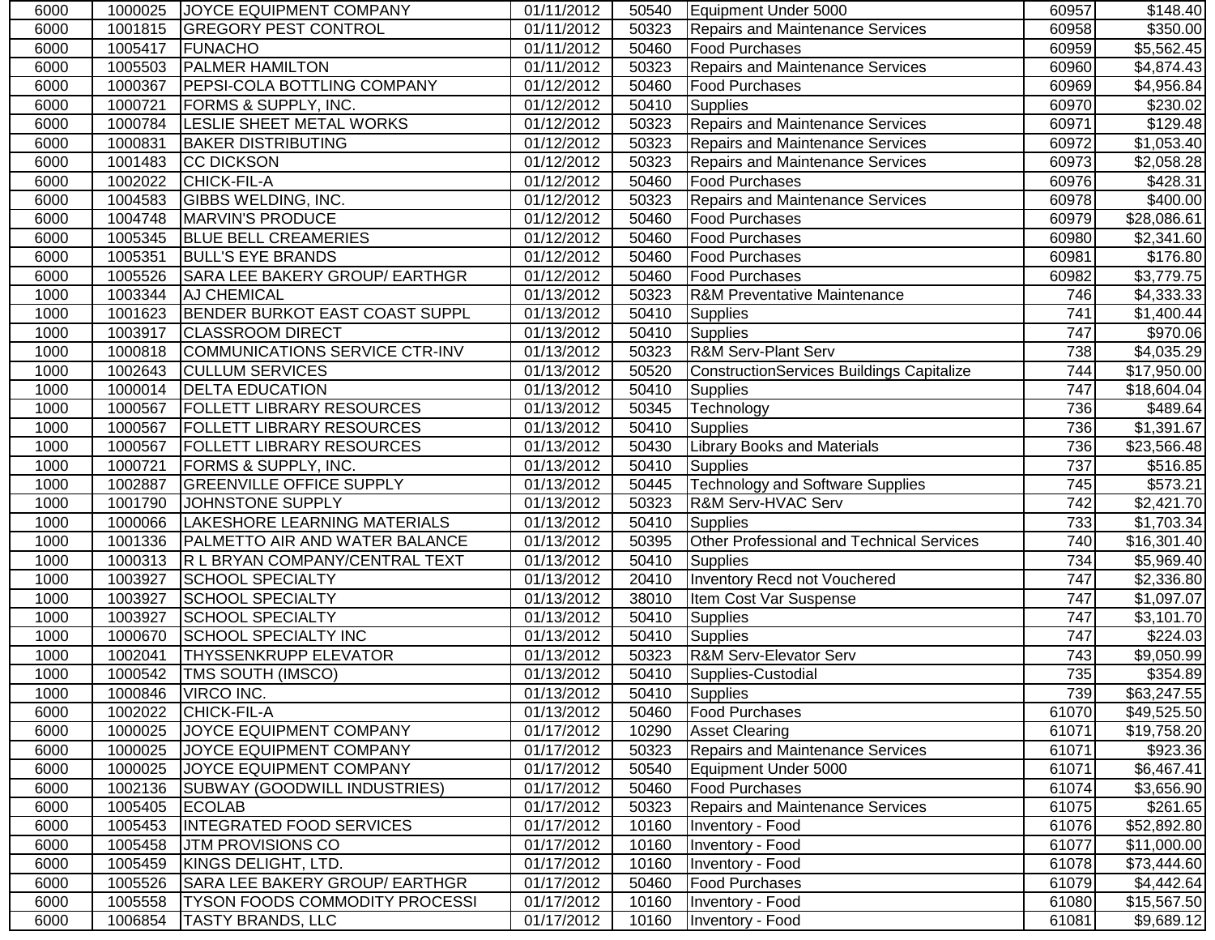| | | | | | | | |
|---|---|---|---|---|---|---|---|
| 6000 | 1000025 | JOYCE EQUIPMENT COMPANY | 01/11/2012 | 50540 | Equipment Under 5000 | 60957 | $148.40 |
| 6000 | 1001815 | GREGORY PEST CONTROL | 01/11/2012 | 50323 | Repairs and Maintenance Services | 60958 | $350.00 |
| 6000 | 1005417 | FUNACHO | 01/11/2012 | 50460 | Food Purchases | 60959 | $5,562.45 |
| 6000 | 1005503 | PALMER HAMILTON | 01/11/2012 | 50323 | Repairs and Maintenance Services | 60960 | $4,874.43 |
| 6000 | 1000367 | PEPSI-COLA BOTTLING COMPANY | 01/12/2012 | 50460 | Food Purchases | 60969 | $4,956.84 |
| 6000 | 1000721 | FORMS & SUPPLY, INC. | 01/12/2012 | 50410 | Supplies | 60970 | $230.02 |
| 6000 | 1000784 | LESLIE SHEET METAL WORKS | 01/12/2012 | 50323 | Repairs and Maintenance Services | 60971 | $129.48 |
| 6000 | 1000831 | BAKER DISTRIBUTING | 01/12/2012 | 50323 | Repairs and Maintenance Services | 60972 | $1,053.40 |
| 6000 | 1001483 | CC DICKSON | 01/12/2012 | 50323 | Repairs and Maintenance Services | 60973 | $2,058.28 |
| 6000 | 1002022 | CHICK-FIL-A | 01/12/2012 | 50460 | Food Purchases | 60976 | $428.31 |
| 6000 | 1004583 | GIBBS WELDING, INC. | 01/12/2012 | 50323 | Repairs and Maintenance Services | 60978 | $400.00 |
| 6000 | 1004748 | MARVIN'S PRODUCE | 01/12/2012 | 50460 | Food Purchases | 60979 | $28,086.61 |
| 6000 | 1005345 | BLUE BELL CREAMERIES | 01/12/2012 | 50460 | Food Purchases | 60980 | $2,341.60 |
| 6000 | 1005351 | BULL'S EYE BRANDS | 01/12/2012 | 50460 | Food Purchases | 60981 | $176.80 |
| 6000 | 1005526 | SARA LEE BAKERY GROUP/ EARTHGR | 01/12/2012 | 50460 | Food Purchases | 60982 | $3,779.75 |
| 1000 | 1003344 | AJ CHEMICAL | 01/13/2012 | 50323 | R&M Preventative Maintenance | 746 | $4,333.33 |
| 1000 | 1001623 | BENDER BURKOT EAST COAST SUPPL | 01/13/2012 | 50410 | Supplies | 741 | $1,400.44 |
| 1000 | 1003917 | CLASSROOM DIRECT | 01/13/2012 | 50410 | Supplies | 747 | $970.06 |
| 1000 | 1000818 | COMMUNICATIONS SERVICE CTR-INV | 01/13/2012 | 50323 | R&M Serv-Plant Serv | 738 | $4,035.29 |
| 1000 | 1002643 | CULLUM SERVICES | 01/13/2012 | 50520 | ConstructionServices Buildings Capitalize | 744 | $17,950.00 |
| 1000 | 1000014 | DELTA EDUCATION | 01/13/2012 | 50410 | Supplies | 747 | $18,604.04 |
| 1000 | 1000567 | FOLLETT LIBRARY RESOURCES | 01/13/2012 | 50345 | Technology | 736 | $489.64 |
| 1000 | 1000567 | FOLLETT LIBRARY RESOURCES | 01/13/2012 | 50410 | Supplies | 736 | $1,391.67 |
| 1000 | 1000567 | FOLLETT LIBRARY RESOURCES | 01/13/2012 | 50430 | Library Books and Materials | 736 | $23,566.48 |
| 1000 | 1000721 | FORMS & SUPPLY, INC. | 01/13/2012 | 50410 | Supplies | 737 | $516.85 |
| 1000 | 1002887 | GREENVILLE OFFICE SUPPLY | 01/13/2012 | 50445 | Technology and Software Supplies | 745 | $573.21 |
| 1000 | 1001790 | JOHNSTONE SUPPLY | 01/13/2012 | 50323 | R&M Serv-HVAC Serv | 742 | $2,421.70 |
| 1000 | 1000066 | LAKESHORE LEARNING MATERIALS | 01/13/2012 | 50410 | Supplies | 733 | $1,703.34 |
| 1000 | 1001336 | PALMETTO AIR AND WATER BALANCE | 01/13/2012 | 50395 | Other Professional and Technical Services | 740 | $16,301.40 |
| 1000 | 1000313 | R L BRYAN COMPANY/CENTRAL TEXT | 01/13/2012 | 50410 | Supplies | 734 | $5,969.40 |
| 1000 | 1003927 | SCHOOL SPECIALTY | 01/13/2012 | 20410 | Inventory Recd not Vouchered | 747 | $2,336.80 |
| 1000 | 1003927 | SCHOOL SPECIALTY | 01/13/2012 | 38010 | Item Cost Var Suspense | 747 | $1,097.07 |
| 1000 | 1003927 | SCHOOL SPECIALTY | 01/13/2012 | 50410 | Supplies | 747 | $3,101.70 |
| 1000 | 1000670 | SCHOOL SPECIALTY INC | 01/13/2012 | 50410 | Supplies | 747 | $224.03 |
| 1000 | 1002041 | THYSSENKRUPP ELEVATOR | 01/13/2012 | 50323 | R&M Serv-Elevator Serv | 743 | $9,050.99 |
| 1000 | 1000542 | TMS SOUTH (IMSCO) | 01/13/2012 | 50410 | Supplies-Custodial | 735 | $354.89 |
| 1000 | 1000846 | VIRCO INC. | 01/13/2012 | 50410 | Supplies | 739 | $63,247.55 |
| 6000 | 1002022 | CHICK-FIL-A | 01/13/2012 | 50460 | Food Purchases | 61070 | $49,525.50 |
| 6000 | 1000025 | JOYCE EQUIPMENT COMPANY | 01/17/2012 | 10290 | Asset Clearing | 61071 | $19,758.20 |
| 6000 | 1000025 | JOYCE EQUIPMENT COMPANY | 01/17/2012 | 50323 | Repairs and Maintenance Services | 61071 | $923.36 |
| 6000 | 1000025 | JOYCE EQUIPMENT COMPANY | 01/17/2012 | 50540 | Equipment Under 5000 | 61071 | $6,467.41 |
| 6000 | 1002136 | SUBWAY (GOODWILL INDUSTRIES) | 01/17/2012 | 50460 | Food Purchases | 61074 | $3,656.90 |
| 6000 | 1005405 | ECOLAB | 01/17/2012 | 50323 | Repairs and Maintenance Services | 61075 | $261.65 |
| 6000 | 1005453 | INTEGRATED FOOD SERVICES | 01/17/2012 | 10160 | Inventory - Food | 61076 | $52,892.80 |
| 6000 | 1005458 | JTM PROVISIONS CO | 01/17/2012 | 10160 | Inventory - Food | 61077 | $11,000.00 |
| 6000 | 1005459 | KINGS DELIGHT, LTD. | 01/17/2012 | 10160 | Inventory - Food | 61078 | $73,444.60 |
| 6000 | 1005526 | SARA LEE BAKERY GROUP/ EARTHGR | 01/17/2012 | 50460 | Food Purchases | 61079 | $4,442.64 |
| 6000 | 1005558 | TYSON FOODS COMMODITY PROCESSI | 01/17/2012 | 10160 | Inventory - Food | 61080 | $15,567.50 |
| 6000 | 1006854 | TASTY BRANDS, LLC | 01/17/2012 | 10160 | Inventory - Food | 61081 | $9,689.12 |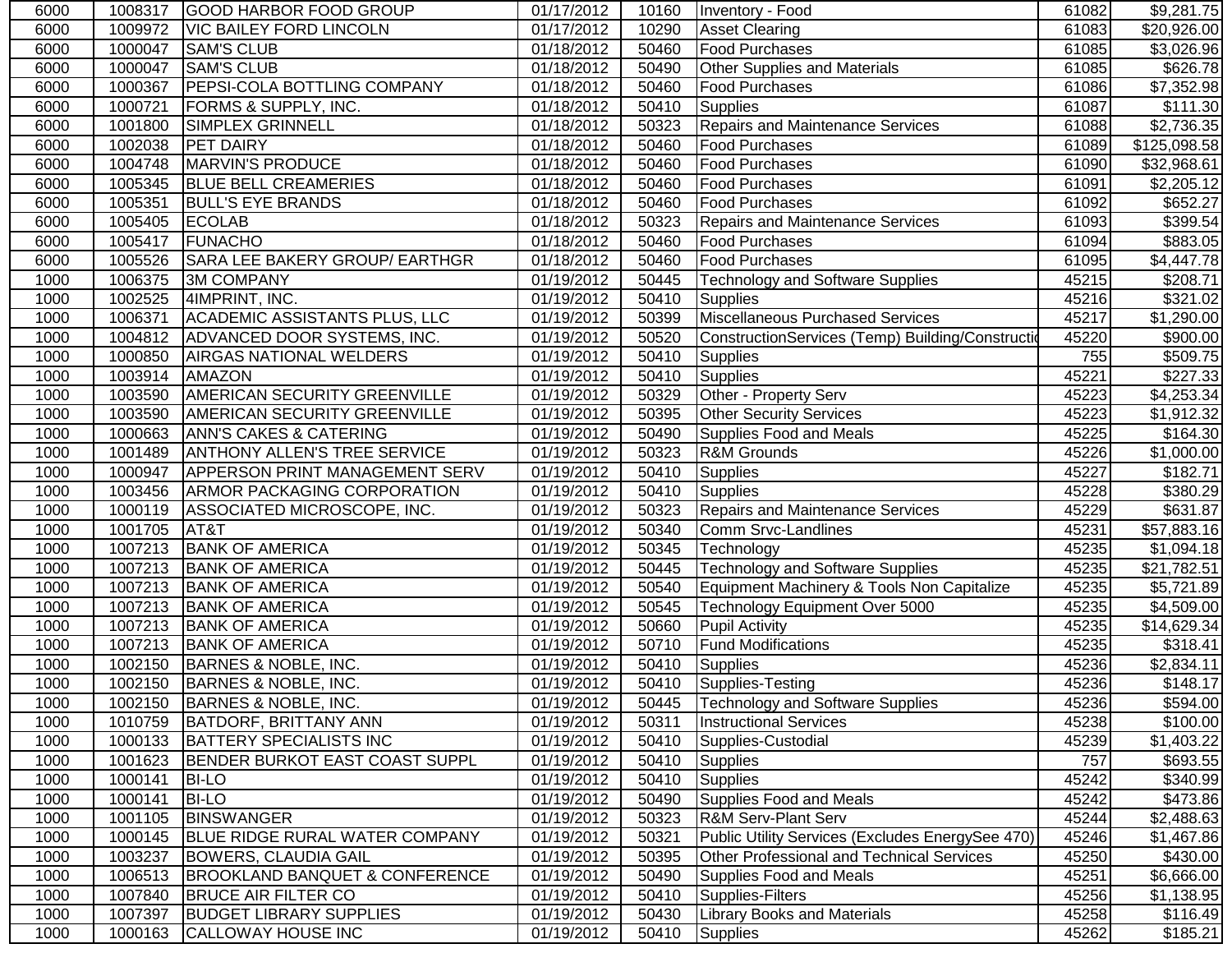| | | | | | | | |
|---|---|---|---|---|---|---|---|
| 6000 | 1008317 | GOOD HARBOR FOOD GROUP | 01/17/2012 | 10160 | Inventory - Food | 61082 | $9,281.75 |
| 6000 | 1009972 | VIC BAILEY FORD LINCOLN | 01/17/2012 | 10290 | Asset Clearing | 61083 | $20,926.00 |
| 6000 | 1000047 | SAM'S CLUB | 01/18/2012 | 50460 | Food Purchases | 61085 | $3,026.96 |
| 6000 | 1000047 | SAM'S CLUB | 01/18/2012 | 50490 | Other Supplies and Materials | 61085 | $626.78 |
| 6000 | 1000367 | PEPSI-COLA BOTTLING COMPANY | 01/18/2012 | 50460 | Food Purchases | 61086 | $7,352.98 |
| 6000 | 1000721 | FORMS & SUPPLY, INC. | 01/18/2012 | 50410 | Supplies | 61087 | $111.30 |
| 6000 | 1001800 | SIMPLEX GRINNELL | 01/18/2012 | 50323 | Repairs and Maintenance Services | 61088 | $2,736.35 |
| 6000 | 1002038 | PET DAIRY | 01/18/2012 | 50460 | Food Purchases | 61089 | $125,098.58 |
| 6000 | 1004748 | MARVIN'S PRODUCE | 01/18/2012 | 50460 | Food Purchases | 61090 | $32,968.61 |
| 6000 | 1005345 | BLUE BELL CREAMERIES | 01/18/2012 | 50460 | Food Purchases | 61091 | $2,205.12 |
| 6000 | 1005351 | BULL'S EYE BRANDS | 01/18/2012 | 50460 | Food Purchases | 61092 | $652.27 |
| 6000 | 1005405 | ECOLAB | 01/18/2012 | 50323 | Repairs and Maintenance Services | 61093 | $399.54 |
| 6000 | 1005417 | FUNACHO | 01/18/2012 | 50460 | Food Purchases | 61094 | $883.05 |
| 6000 | 1005526 | SARA LEE BAKERY GROUP/ EARTHGR | 01/18/2012 | 50460 | Food Purchases | 61095 | $4,447.78 |
| 1000 | 1006375 | 3M COMPANY | 01/19/2012 | 50445 | Technology and Software Supplies | 45215 | $208.71 |
| 1000 | 1002525 | 4IMPRINT, INC. | 01/19/2012 | 50410 | Supplies | 45216 | $321.02 |
| 1000 | 1006371 | ACADEMIC ASSISTANTS PLUS, LLC | 01/19/2012 | 50399 | Miscellaneous Purchased Services | 45217 | $1,290.00 |
| 1000 | 1004812 | ADVANCED DOOR SYSTEMS, INC. | 01/19/2012 | 50520 | ConstructionServices (Temp) Building/Constructio | 45220 | $900.00 |
| 1000 | 1000850 | AIRGAS NATIONAL WELDERS | 01/19/2012 | 50410 | Supplies | 755 | $509.75 |
| 1000 | 1003914 | AMAZON | 01/19/2012 | 50410 | Supplies | 45221 | $227.33 |
| 1000 | 1003590 | AMERICAN SECURITY GREENVILLE | 01/19/2012 | 50329 | Other - Property Serv | 45223 | $4,253.34 |
| 1000 | 1003590 | AMERICAN SECURITY GREENVILLE | 01/19/2012 | 50395 | Other Security Services | 45223 | $1,912.32 |
| 1000 | 1000663 | ANN'S CAKES & CATERING | 01/19/2012 | 50490 | Supplies Food and Meals | 45225 | $164.30 |
| 1000 | 1001489 | ANTHONY ALLEN'S TREE SERVICE | 01/19/2012 | 50323 | R&M Grounds | 45226 | $1,000.00 |
| 1000 | 1000947 | APPERSON PRINT MANAGEMENT SERV | 01/19/2012 | 50410 | Supplies | 45227 | $182.71 |
| 1000 | 1003456 | ARMOR PACKAGING CORPORATION | 01/19/2012 | 50410 | Supplies | 45228 | $380.29 |
| 1000 | 1000119 | ASSOCIATED MICROSCOPE, INC. | 01/19/2012 | 50323 | Repairs and Maintenance Services | 45229 | $631.87 |
| 1000 | 1001705 | AT&T | 01/19/2012 | 50340 | Comm Srvc-Landlines | 45231 | $57,883.16 |
| 1000 | 1007213 | BANK OF AMERICA | 01/19/2012 | 50345 | Technology | 45235 | $1,094.18 |
| 1000 | 1007213 | BANK OF AMERICA | 01/19/2012 | 50445 | Technology and Software Supplies | 45235 | $21,782.51 |
| 1000 | 1007213 | BANK OF AMERICA | 01/19/2012 | 50540 | Equipment Machinery & Tools Non Capitalize | 45235 | $5,721.89 |
| 1000 | 1007213 | BANK OF AMERICA | 01/19/2012 | 50545 | Technology Equipment Over 5000 | 45235 | $4,509.00 |
| 1000 | 1007213 | BANK OF AMERICA | 01/19/2012 | 50660 | Pupil Activity | 45235 | $14,629.34 |
| 1000 | 1007213 | BANK OF AMERICA | 01/19/2012 | 50710 | Fund Modifications | 45235 | $318.41 |
| 1000 | 1002150 | BARNES & NOBLE, INC. | 01/19/2012 | 50410 | Supplies | 45236 | $2,834.11 |
| 1000 | 1002150 | BARNES & NOBLE, INC. | 01/19/2012 | 50410 | Supplies-Testing | 45236 | $148.17 |
| 1000 | 1002150 | BARNES & NOBLE, INC. | 01/19/2012 | 50445 | Technology and Software Supplies | 45236 | $594.00 |
| 1000 | 1010759 | BATDORF, BRITTANY ANN | 01/19/2012 | 50311 | Instructional Services | 45238 | $100.00 |
| 1000 | 1000133 | BATTERY SPECIALISTS INC | 01/19/2012 | 50410 | Supplies-Custodial | 45239 | $1,403.22 |
| 1000 | 1001623 | BENDER BURKOT EAST COAST SUPPL | 01/19/2012 | 50410 | Supplies | 757 | $693.55 |
| 1000 | 1000141 | BI-LO | 01/19/2012 | 50410 | Supplies | 45242 | $340.99 |
| 1000 | 1000141 | BI-LO | 01/19/2012 | 50490 | Supplies Food and Meals | 45242 | $473.86 |
| 1000 | 1001105 | BINSWANGER | 01/19/2012 | 50323 | R&M Serv-Plant Serv | 45244 | $2,488.63 |
| 1000 | 1000145 | BLUE RIDGE RURAL WATER COMPANY | 01/19/2012 | 50321 | Public Utility Services (Excludes EnergySee 470) | 45246 | $1,467.86 |
| 1000 | 1003237 | BOWERS, CLAUDIA GAIL | 01/19/2012 | 50395 | Other Professional and Technical Services | 45250 | $430.00 |
| 1000 | 1006513 | BROOKLAND BANQUET & CONFERENCE | 01/19/2012 | 50490 | Supplies Food and Meals | 45251 | $6,666.00 |
| 1000 | 1007840 | BRUCE AIR FILTER CO | 01/19/2012 | 50410 | Supplies-Filters | 45256 | $1,138.95 |
| 1000 | 1007397 | BUDGET LIBRARY SUPPLIES | 01/19/2012 | 50430 | Library Books and Materials | 45258 | $116.49 |
| 1000 | 1000163 | CALLOWAY HOUSE INC | 01/19/2012 | 50410 | Supplies | 45262 | $185.21 |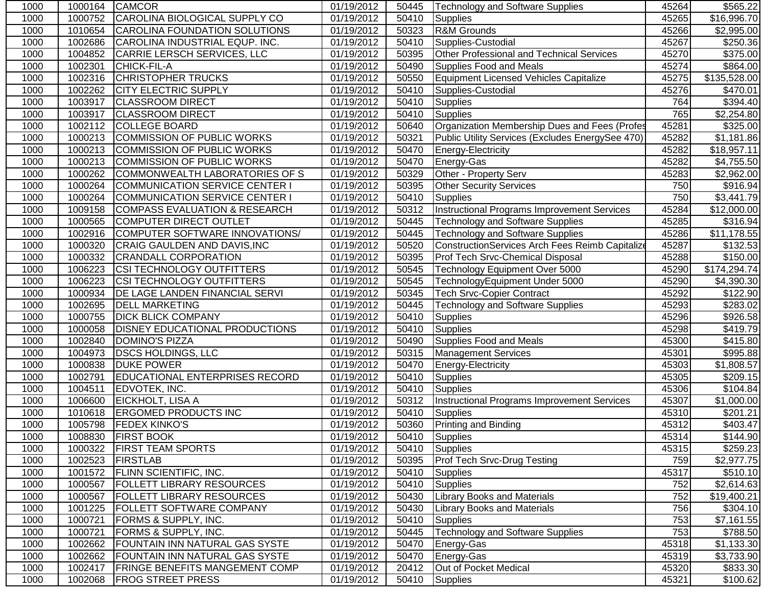| | | | | | | | |
|---|---|---|---|---|---|---|---|
| 1000 | 1000164 | CAMCOR | 01/19/2012 | 50445 | Technology and Software Supplies | 45264 | $565.22 |
| 1000 | 1000752 | CAROLINA BIOLOGICAL SUPPLY CO | 01/19/2012 | 50410 | Supplies | 45265 | $16,996.70 |
| 1000 | 1010654 | CAROLINA FOUNDATION SOLUTIONS | 01/19/2012 | 50323 | R&M Grounds | 45266 | $2,995.00 |
| 1000 | 1002686 | CAROLINA INDUSTRIAL EQUP. INC. | 01/19/2012 | 50410 | Supplies-Custodial | 45267 | $250.36 |
| 1000 | 1004852 | CARRIE LERSCH SERVICES, LLC | 01/19/2012 | 50395 | Other Professional and Technical Services | 45270 | $375.00 |
| 1000 | 1002301 | CHICK-FIL-A | 01/19/2012 | 50490 | Supplies Food and Meals | 45274 | $864.00 |
| 1000 | 1002316 | CHRISTOPHER TRUCKS | 01/19/2012 | 50550 | Equipment Licensed Vehicles Capitalize | 45275 | $135,528.00 |
| 1000 | 1002262 | CITY ELECTRIC SUPPLY | 01/19/2012 | 50410 | Supplies-Custodial | 45276 | $470.01 |
| 1000 | 1003917 | CLASSROOM DIRECT | 01/19/2012 | 50410 | Supplies | 764 | $394.40 |
| 1000 | 1003917 | CLASSROOM DIRECT | 01/19/2012 | 50410 | Supplies | 765 | $2,254.80 |
| 1000 | 1002112 | COLLEGE BOARD | 01/19/2012 | 50640 | Organization Membership Dues and Fees (Profes | 45281 | $325.00 |
| 1000 | 1000213 | COMMISSION OF PUBLIC WORKS | 01/19/2012 | 50321 | Public Utility Services (Excludes EnergySee 470) | 45282 | $1,181.86 |
| 1000 | 1000213 | COMMISSION OF PUBLIC WORKS | 01/19/2012 | 50470 | Energy-Electricity | 45282 | $18,957.11 |
| 1000 | 1000213 | COMMISSION OF PUBLIC WORKS | 01/19/2012 | 50470 | Energy-Gas | 45282 | $4,755.50 |
| 1000 | 1000262 | COMMONWEALTH LABORATORIES OF S | 01/19/2012 | 50329 | Other - Property Serv | 45283 | $2,962.00 |
| 1000 | 1000264 | COMMUNICATION SERVICE CENTER I | 01/19/2012 | 50395 | Other Security Services | 750 | $916.94 |
| 1000 | 1000264 | COMMUNICATION SERVICE CENTER I | 01/19/2012 | 50410 | Supplies | 750 | $3,441.79 |
| 1000 | 1009158 | COMPASS EVALUATION & RESEARCH | 01/19/2012 | 50312 | Instructional Programs Improvement Services | 45284 | $12,000.00 |
| 1000 | 1000565 | COMPUTER DIRECT OUTLET | 01/19/2012 | 50445 | Technology and Software Supplies | 45285 | $316.94 |
| 1000 | 1002916 | COMPUTER SOFTWARE INNOVATIONS/ | 01/19/2012 | 50445 | Technology and Software Supplies | 45286 | $11,178.55 |
| 1000 | 1000320 | CRAIG GAULDEN AND DAVIS,INC | 01/19/2012 | 50520 | ConstructionServices Arch Fees Reimb Capitalize | 45287 | $132.53 |
| 1000 | 1000332 | CRANDALL CORPORATION | 01/19/2012 | 50395 | Prof Tech Srvc-Chemical Disposal | 45288 | $150.00 |
| 1000 | 1006223 | CSI TECHNOLOGY OUTFITTERS | 01/19/2012 | 50545 | Technology Equipment Over 5000 | 45290 | $174,294.74 |
| 1000 | 1006223 | CSI TECHNOLOGY OUTFITTERS | 01/19/2012 | 50545 | TechnologyEquipment Under 5000 | 45290 | $4,390.30 |
| 1000 | 1000934 | DE LAGE LANDEN FINANCIAL SERVI | 01/19/2012 | 50345 | Tech Srvc-Copier Contract | 45292 | $122.90 |
| 1000 | 1002695 | DELL MARKETING | 01/19/2012 | 50445 | Technology and Software Supplies | 45293 | $283.02 |
| 1000 | 1000755 | DICK BLICK COMPANY | 01/19/2012 | 50410 | Supplies | 45296 | $926.58 |
| 1000 | 1000058 | DISNEY EDUCATIONAL PRODUCTIONS | 01/19/2012 | 50410 | Supplies | 45298 | $419.79 |
| 1000 | 1002840 | DOMINO'S PIZZA | 01/19/2012 | 50490 | Supplies Food and Meals | 45300 | $415.80 |
| 1000 | 1004973 | DSCS HOLDINGS, LLC | 01/19/2012 | 50315 | Management Services | 45301 | $995.88 |
| 1000 | 1000838 | DUKE POWER | 01/19/2012 | 50470 | Energy-Electricity | 45303 | $1,808.57 |
| 1000 | 1002791 | EDUCATIONAL ENTERPRISES RECORD | 01/19/2012 | 50410 | Supplies | 45305 | $209.15 |
| 1000 | 1004511 | EDVOTEK, INC. | 01/19/2012 | 50410 | Supplies | 45306 | $104.84 |
| 1000 | 1006600 | EICKHOLT, LISA A | 01/19/2012 | 50312 | Instructional Programs Improvement Services | 45307 | $1,000.00 |
| 1000 | 1010618 | ERGOMED PRODUCTS INC | 01/19/2012 | 50410 | Supplies | 45310 | $201.21 |
| 1000 | 1005798 | FEDEX KINKO'S | 01/19/2012 | 50360 | Printing and Binding | 45312 | $403.47 |
| 1000 | 1008830 | FIRST BOOK | 01/19/2012 | 50410 | Supplies | 45314 | $144.90 |
| 1000 | 1000322 | FIRST TEAM SPORTS | 01/19/2012 | 50410 | Supplies | 45315 | $259.23 |
| 1000 | 1002523 | FIRSTLAB | 01/19/2012 | 50395 | Prof Tech Srvc-Drug Testing | 759 | $2,977.75 |
| 1000 | 1001572 | FLINN SCIENTIFIC, INC. | 01/19/2012 | 50410 | Supplies | 45317 | $510.10 |
| 1000 | 1000567 | FOLLETT LIBRARY RESOURCES | 01/19/2012 | 50410 | Supplies | 752 | $2,614.63 |
| 1000 | 1000567 | FOLLETT LIBRARY RESOURCES | 01/19/2012 | 50430 | Library Books and Materials | 752 | $19,400.21 |
| 1000 | 1001225 | FOLLETT SOFTWARE COMPANY | 01/19/2012 | 50430 | Library Books and Materials | 756 | $304.10 |
| 1000 | 1000721 | FORMS & SUPPLY, INC. | 01/19/2012 | 50410 | Supplies | 753 | $7,161.55 |
| 1000 | 1000721 | FORMS & SUPPLY, INC. | 01/19/2012 | 50445 | Technology and Software Supplies | 753 | $788.50 |
| 1000 | 1002662 | FOUNTAIN INN NATURAL GAS SYSTE | 01/19/2012 | 50470 | Energy-Gas | 45318 | $1,133.30 |
| 1000 | 1002662 | FOUNTAIN INN NATURAL GAS SYSTE | 01/19/2012 | 50470 | Energy-Gas | 45319 | $3,733.90 |
| 1000 | 1002417 | FRINGE BENEFITS MANGEMENT COMP | 01/19/2012 | 20412 | Out of Pocket Medical | 45320 | $833.30 |
| 1000 | 1002068 | FROG STREET PRESS | 01/19/2012 | 50410 | Supplies | 45321 | $100.62 |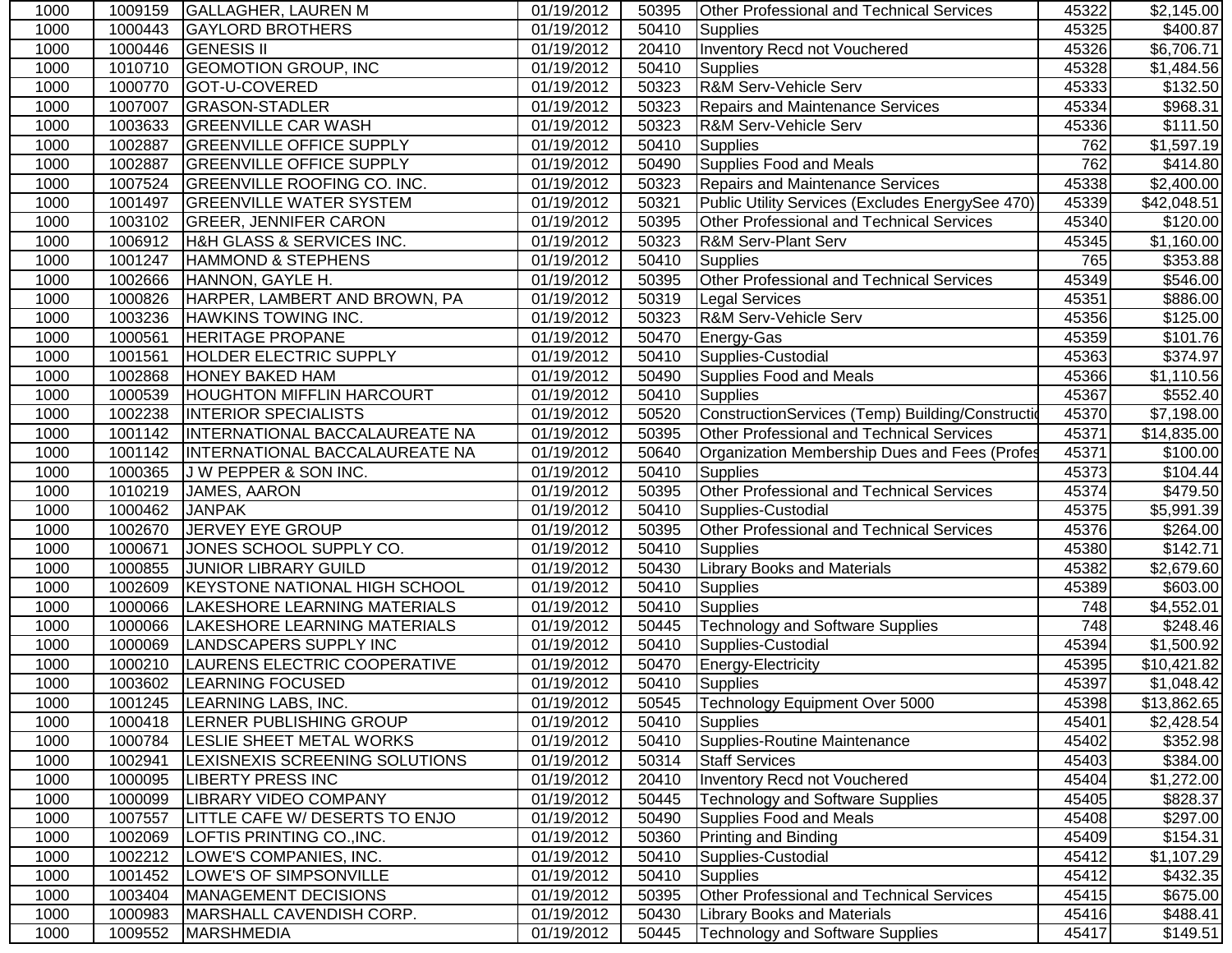| | | | | | | | |
|---|---|---|---|---|---|---|---|
| 1000 | 1009159 | GALLAGHER, LAUREN M | 01/19/2012 | 50395 | Other Professional and Technical Services | 45322 | $2,145.00 |
| 1000 | 1000443 | GAYLORD BROTHERS | 01/19/2012 | 50410 | Supplies | 45325 | $400.87 |
| 1000 | 1000446 | GENESIS II | 01/19/2012 | 20410 | Inventory Recd not Vouchered | 45326 | $6,706.71 |
| 1000 | 1010710 | GEOMOTION GROUP, INC | 01/19/2012 | 50410 | Supplies | 45328 | $1,484.56 |
| 1000 | 1000770 | GOT-U-COVERED | 01/19/2012 | 50323 | R&M Serv-Vehicle Serv | 45333 | $132.50 |
| 1000 | 1007007 | GRASON-STADLER | 01/19/2012 | 50323 | Repairs and Maintenance Services | 45334 | $968.31 |
| 1000 | 1003633 | GREENVILLE CAR WASH | 01/19/2012 | 50323 | R&M Serv-Vehicle Serv | 45336 | $111.50 |
| 1000 | 1002887 | GREENVILLE OFFICE SUPPLY | 01/19/2012 | 50410 | Supplies | 762 | $1,597.19 |
| 1000 | 1002887 | GREENVILLE OFFICE SUPPLY | 01/19/2012 | 50490 | Supplies Food and Meals | 762 | $414.80 |
| 1000 | 1007524 | GREENVILLE ROOFING CO. INC. | 01/19/2012 | 50323 | Repairs and Maintenance Services | 45338 | $2,400.00 |
| 1000 | 1001497 | GREENVILLE WATER SYSTEM | 01/19/2012 | 50321 | Public Utility Services (Excludes EnergySee 470) | 45339 | $42,048.51 |
| 1000 | 1003102 | GREER, JENNIFER CARON | 01/19/2012 | 50395 | Other Professional and Technical Services | 45340 | $120.00 |
| 1000 | 1006912 | H&H GLASS & SERVICES INC. | 01/19/2012 | 50323 | R&M Serv-Plant Serv | 45345 | $1,160.00 |
| 1000 | 1001247 | HAMMOND & STEPHENS | 01/19/2012 | 50410 | Supplies | 765 | $353.88 |
| 1000 | 1002666 | HANNON, GAYLE H. | 01/19/2012 | 50395 | Other Professional and Technical Services | 45349 | $546.00 |
| 1000 | 1000826 | HARPER, LAMBERT AND BROWN, PA | 01/19/2012 | 50319 | Legal Services | 45351 | $886.00 |
| 1000 | 1003236 | HAWKINS TOWING INC. | 01/19/2012 | 50323 | R&M Serv-Vehicle Serv | 45356 | $125.00 |
| 1000 | 1000561 | HERITAGE PROPANE | 01/19/2012 | 50470 | Energy-Gas | 45359 | $101.76 |
| 1000 | 1001561 | HOLDER ELECTRIC SUPPLY | 01/19/2012 | 50410 | Supplies-Custodial | 45363 | $374.97 |
| 1000 | 1002868 | HONEY BAKED HAM | 01/19/2012 | 50490 | Supplies Food and Meals | 45366 | $1,110.56 |
| 1000 | 1000539 | HOUGHTON MIFFLIN HARCOURT | 01/19/2012 | 50410 | Supplies | 45367 | $552.40 |
| 1000 | 1002238 | INTERIOR SPECIALISTS | 01/19/2012 | 50520 | ConstructionServices (Temp) Building/Constructio | 45370 | $7,198.00 |
| 1000 | 1001142 | INTERNATIONAL BACCALAUREATE NA | 01/19/2012 | 50395 | Other Professional and Technical Services | 45371 | $14,835.00 |
| 1000 | 1001142 | INTERNATIONAL BACCALAUREATE NA | 01/19/2012 | 50640 | Organization Membership Dues and Fees (Profes | 45371 | $100.00 |
| 1000 | 1000365 | J W PEPPER & SON INC. | 01/19/2012 | 50410 | Supplies | 45373 | $104.44 |
| 1000 | 1010219 | JAMES, AARON | 01/19/2012 | 50395 | Other Professional and Technical Services | 45374 | $479.50 |
| 1000 | 1000462 | JANPAK | 01/19/2012 | 50410 | Supplies-Custodial | 45375 | $5,991.39 |
| 1000 | 1002670 | JERVEY EYE GROUP | 01/19/2012 | 50395 | Other Professional and Technical Services | 45376 | $264.00 |
| 1000 | 1000671 | JONES SCHOOL SUPPLY CO. | 01/19/2012 | 50410 | Supplies | 45380 | $142.71 |
| 1000 | 1000855 | JUNIOR LIBRARY GUILD | 01/19/2012 | 50430 | Library Books and Materials | 45382 | $2,679.60 |
| 1000 | 1002609 | KEYSTONE NATIONAL HIGH SCHOOL | 01/19/2012 | 50410 | Supplies | 45389 | $603.00 |
| 1000 | 1000066 | LAKESHORE LEARNING MATERIALS | 01/19/2012 | 50410 | Supplies | 748 | $4,552.01 |
| 1000 | 1000066 | LAKESHORE LEARNING MATERIALS | 01/19/2012 | 50445 | Technology and Software Supplies | 748 | $248.46 |
| 1000 | 1000069 | LANDSCAPERS SUPPLY INC | 01/19/2012 | 50410 | Supplies-Custodial | 45394 | $1,500.92 |
| 1000 | 1000210 | LAURENS ELECTRIC COOPERATIVE | 01/19/2012 | 50470 | Energy-Electricity | 45395 | $10,421.82 |
| 1000 | 1003602 | LEARNING FOCUSED | 01/19/2012 | 50410 | Supplies | 45397 | $1,048.42 |
| 1000 | 1001245 | LEARNING LABS, INC. | 01/19/2012 | 50545 | Technology Equipment Over 5000 | 45398 | $13,862.65 |
| 1000 | 1000418 | LERNER PUBLISHING GROUP | 01/19/2012 | 50410 | Supplies | 45401 | $2,428.54 |
| 1000 | 1000784 | LESLIE SHEET METAL WORKS | 01/19/2012 | 50410 | Supplies-Routine Maintenance | 45402 | $352.98 |
| 1000 | 1002941 | LEXISNEXIS SCREENING SOLUTIONS | 01/19/2012 | 50314 | Staff Services | 45403 | $384.00 |
| 1000 | 1000095 | LIBERTY PRESS INC | 01/19/2012 | 20410 | Inventory Recd not Vouchered | 45404 | $1,272.00 |
| 1000 | 1000099 | LIBRARY VIDEO COMPANY | 01/19/2012 | 50445 | Technology and Software Supplies | 45405 | $828.37 |
| 1000 | 1007557 | LITTLE CAFE W/ DESERTS TO ENJO | 01/19/2012 | 50490 | Supplies Food and Meals | 45408 | $297.00 |
| 1000 | 1002069 | LOFTIS PRINTING CO.,INC. | 01/19/2012 | 50360 | Printing and Binding | 45409 | $154.31 |
| 1000 | 1002212 | LOWE'S COMPANIES, INC. | 01/19/2012 | 50410 | Supplies-Custodial | 45412 | $1,107.29 |
| 1000 | 1001452 | LOWE'S OF SIMPSONVILLE | 01/19/2012 | 50410 | Supplies | 45412 | $432.35 |
| 1000 | 1003404 | MANAGEMENT DECISIONS | 01/19/2012 | 50395 | Other Professional and Technical Services | 45415 | $675.00 |
| 1000 | 1000983 | MARSHALL CAVENDISH CORP. | 01/19/2012 | 50430 | Library Books and Materials | 45416 | $488.41 |
| 1000 | 1009552 | MARSHMEDIA | 01/19/2012 | 50445 | Technology and Software Supplies | 45417 | $149.51 |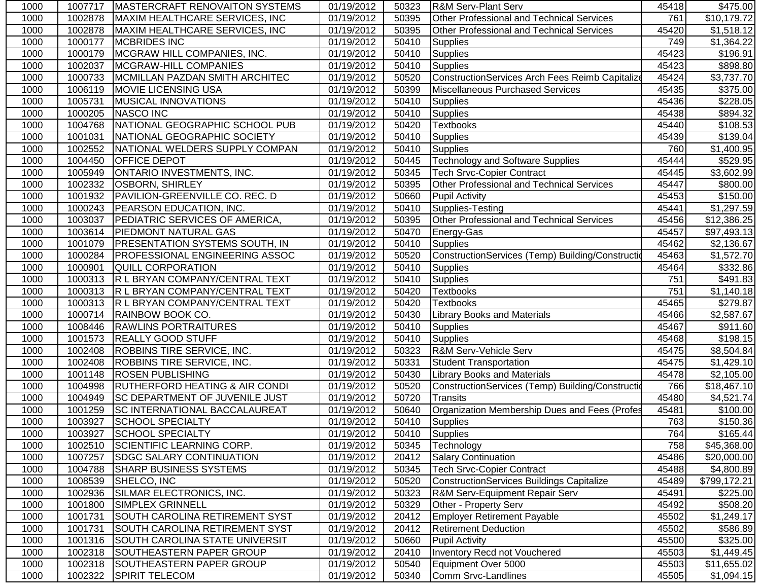| 1000 | 1007717 | MASTERCRAFT RENOVAITON SYSTEMS | 01/19/2012 | 50323 | R&M Serv-Plant Serv | 45418 | $475.00 |
|---|---|---|---|---|---|---|---|
| 1000 | 1002878 | MAXIM HEALTHCARE SERVICES, INC | 01/19/2012 | 50395 | Other Professional and Technical Services | 761 | $10,179.72 |
| 1000 | 1002878 | MAXIM HEALTHCARE SERVICES, INC | 01/19/2012 | 50395 | Other Professional and Technical Services | 45420 | $1,518.12 |
| 1000 | 1000177 | MCBRIDES INC | 01/19/2012 | 50410 | Supplies | 749 | $1,364.22 |
| 1000 | 1000179 | MCGRAW HILL COMPANIES, INC. | 01/19/2012 | 50410 | Supplies | 45423 | $196.91 |
| 1000 | 1002037 | MCGRAW-HILL COMPANIES | 01/19/2012 | 50410 | Supplies | 45423 | $898.80 |
| 1000 | 1000733 | MCMILLAN PAZDAN SMITH ARCHITEC | 01/19/2012 | 50520 | ConstructionServices Arch Fees Reimb Capitalize | 45424 | $3,737.70 |
| 1000 | 1006119 | MOVIE LICENSING USA | 01/19/2012 | 50399 | Miscellaneous Purchased Services | 45435 | $375.00 |
| 1000 | 1005731 | MUSICAL INNOVATIONS | 01/19/2012 | 50410 | Supplies | 45436 | $228.05 |
| 1000 | 1000205 | NASCO INC | 01/19/2012 | 50410 | Supplies | 45438 | $894.32 |
| 1000 | 1004768 | NATIONAL GEOGRAPHIC SCHOOL PUB | 01/19/2012 | 50420 | Textbooks | 45440 | $108.53 |
| 1000 | 1001031 | NATIONAL GEOGRAPHIC SOCIETY | 01/19/2012 | 50410 | Supplies | 45439 | $139.04 |
| 1000 | 1002552 | NATIONAL WELDERS SUPPLY COMPAN | 01/19/2012 | 50410 | Supplies | 760 | $1,400.95 |
| 1000 | 1004450 | OFFICE DEPOT | 01/19/2012 | 50445 | Technology and Software Supplies | 45444 | $529.95 |
| 1000 | 1005949 | ONTARIO INVESTMENTS, INC. | 01/19/2012 | 50345 | Tech Srvc-Copier Contract | 45445 | $3,602.99 |
| 1000 | 1002332 | OSBORN, SHIRLEY | 01/19/2012 | 50395 | Other Professional and Technical Services | 45447 | $800.00 |
| 1000 | 1001932 | PAVILION-GREENVILLE CO. REC. D | 01/19/2012 | 50660 | Pupil Activity | 45453 | $150.00 |
| 1000 | 1000243 | PEARSON EDUCATION, INC. | 01/19/2012 | 50410 | Supplies-Testing | 45441 | $1,297.59 |
| 1000 | 1003037 | PEDIATRIC SERVICES OF AMERICA, | 01/19/2012 | 50395 | Other Professional and Technical Services | 45456 | $12,386.25 |
| 1000 | 1003614 | PIEDMONT NATURAL GAS | 01/19/2012 | 50470 | Energy-Gas | 45457 | $97,493.13 |
| 1000 | 1001079 | PRESENTATION SYSTEMS SOUTH, IN | 01/19/2012 | 50410 | Supplies | 45462 | $2,136.67 |
| 1000 | 1000284 | PROFESSIONAL ENGINEERING ASSOC | 01/19/2012 | 50520 | ConstructionServices (Temp) Building/Constructio | 45463 | $1,572.70 |
| 1000 | 1000901 | QUILL CORPORATION | 01/19/2012 | 50410 | Supplies | 45464 | $332.86 |
| 1000 | 1000313 | R L BRYAN COMPANY/CENTRAL TEXT | 01/19/2012 | 50410 | Supplies | 751 | $491.83 |
| 1000 | 1000313 | R L BRYAN COMPANY/CENTRAL TEXT | 01/19/2012 | 50420 | Textbooks | 751 | $1,140.18 |
| 1000 | 1000313 | R L BRYAN COMPANY/CENTRAL TEXT | 01/19/2012 | 50420 | Textbooks | 45465 | $279.87 |
| 1000 | 1000714 | RAINBOW BOOK CO. | 01/19/2012 | 50430 | Library Books and Materials | 45466 | $2,587.67 |
| 1000 | 1008446 | RAWLINS PORTRAITURES | 01/19/2012 | 50410 | Supplies | 45467 | $911.60 |
| 1000 | 1001573 | REALLY GOOD STUFF | 01/19/2012 | 50410 | Supplies | 45468 | $198.15 |
| 1000 | 1002408 | ROBBINS TIRE SERVICE, INC. | 01/19/2012 | 50323 | R&M Serv-Vehicle Serv | 45475 | $8,504.84 |
| 1000 | 1002408 | ROBBINS TIRE SERVICE, INC. | 01/19/2012 | 50331 | Student Transportation | 45475 | $1,429.10 |
| 1000 | 1001148 | ROSEN PUBLISHING | 01/19/2012 | 50430 | Library Books and Materials | 45478 | $2,105.00 |
| 1000 | 1004998 | RUTHERFORD HEATING & AIR CONDI | 01/19/2012 | 50520 | ConstructionServices (Temp) Building/Constructio | 766 | $18,467.10 |
| 1000 | 1004949 | SC DEPARTMENT OF JUVENILE JUST | 01/19/2012 | 50720 | Transits | 45480 | $4,521.74 |
| 1000 | 1001259 | SC INTERNATIONAL BACCALAUREAT | 01/19/2012 | 50640 | Organization Membership Dues and Fees (Profes | 45481 | $100.00 |
| 1000 | 1003927 | SCHOOL SPECIALTY | 01/19/2012 | 50410 | Supplies | 763 | $150.36 |
| 1000 | 1003927 | SCHOOL SPECIALTY | 01/19/2012 | 50410 | Supplies | 764 | $165.44 |
| 1000 | 1002510 | SCIENTIFIC LEARNING CORP. | 01/19/2012 | 50345 | Technology | 758 | $45,368.00 |
| 1000 | 1007257 | SDGC SALARY CONTINUATION | 01/19/2012 | 20412 | Salary Continuation | 45486 | $20,000.00 |
| 1000 | 1004788 | SHARP BUSINESS SYSTEMS | 01/19/2012 | 50345 | Tech Srvc-Copier Contract | 45488 | $4,800.89 |
| 1000 | 1008539 | SHELCO, INC | 01/19/2012 | 50520 | ConstructionServices Buildings Capitalize | 45489 | $799,172.21 |
| 1000 | 1002936 | SILMAR ELECTRONICS, INC. | 01/19/2012 | 50323 | R&M Serv-Equipment Repair Serv | 45491 | $225.00 |
| 1000 | 1001800 | SIMPLEX GRINNELL | 01/19/2012 | 50329 | Other - Property Serv | 45492 | $508.20 |
| 1000 | 1001731 | SOUTH CAROLINA RETIREMENT SYST | 01/19/2012 | 20412 | Employer Retirement Payable | 45502 | $1,249.17 |
| 1000 | 1001731 | SOUTH CAROLINA RETIREMENT SYST | 01/19/2012 | 20412 | Retirement Deduction | 45502 | $586.89 |
| 1000 | 1001316 | SOUTH CAROLINA STATE UNIVERSIT | 01/19/2012 | 50660 | Pupil Activity | 45500 | $325.00 |
| 1000 | 1002318 | SOUTHEASTERN PAPER GROUP | 01/19/2012 | 20410 | Inventory Recd not Vouchered | 45503 | $1,449.45 |
| 1000 | 1002318 | SOUTHEASTERN PAPER GROUP | 01/19/2012 | 50540 | Equipment Over 5000 | 45503 | $11,655.02 |
| 1000 | 1002322 | SPIRIT TELECOM | 01/19/2012 | 50340 | Comm Srvc-Landlines | 45505 | $1,094.15 |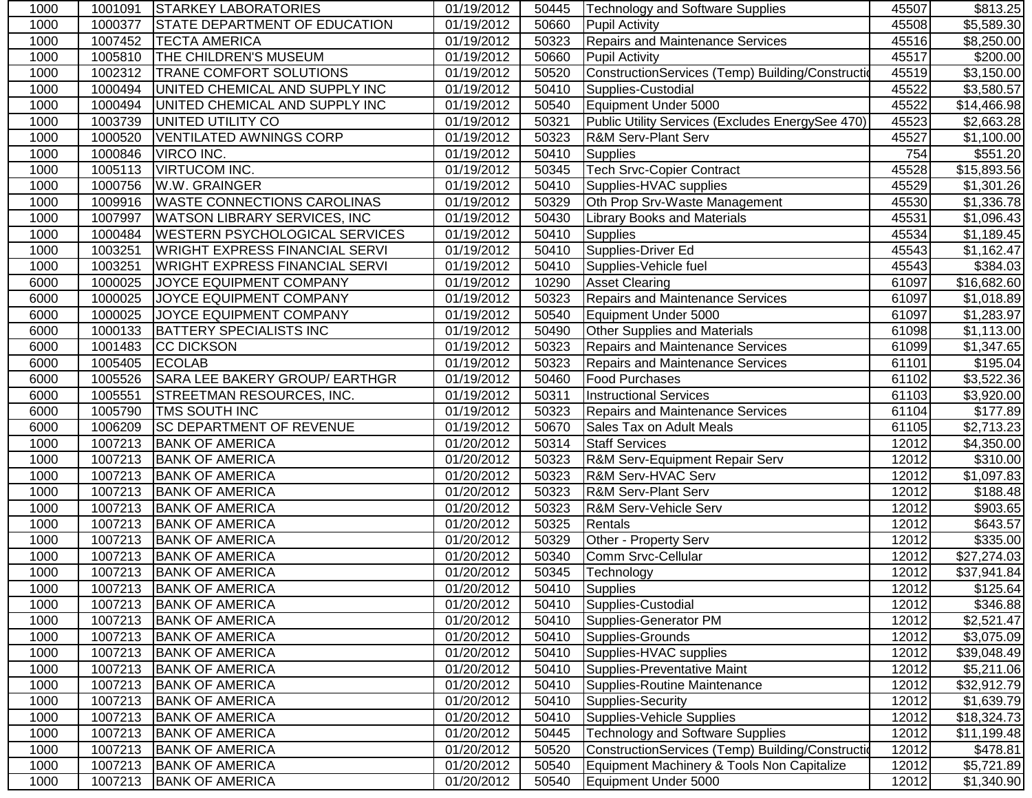| | | | | | | | |
|---|---|---|---|---|---|---|---|
| 1000 | 1001091 | STARKEY LABORATORIES | 01/19/2012 | 50445 | Technology and Software Supplies | 45507 | $813.25 |
| 1000 | 1000377 | STATE DEPARTMENT OF EDUCATION | 01/19/2012 | 50660 | Pupil Activity | 45508 | $5,589.30 |
| 1000 | 1007452 | TECTA AMERICA | 01/19/2012 | 50323 | Repairs and Maintenance Services | 45516 | $8,250.00 |
| 1000 | 1005810 | THE CHILDREN'S MUSEUM | 01/19/2012 | 50660 | Pupil Activity | 45517 | $200.00 |
| 1000 | 1002312 | TRANE COMFORT SOLUTIONS | 01/19/2012 | 50520 | ConstructionServices (Temp) Building/Constructio | 45519 | $3,150.00 |
| 1000 | 1000494 | UNITED CHEMICAL AND SUPPLY INC | 01/19/2012 | 50410 | Supplies-Custodial | 45522 | $3,580.57 |
| 1000 | 1000494 | UNITED CHEMICAL AND SUPPLY INC | 01/19/2012 | 50540 | Equipment Under 5000 | 45522 | $14,466.98 |
| 1000 | 1003739 | UNITED UTILITY CO | 01/19/2012 | 50321 | Public Utility Services (Excludes EnergySee 470) | 45523 | $2,663.28 |
| 1000 | 1000520 | VENTILATED AWNINGS CORP | 01/19/2012 | 50323 | R&M Serv-Plant Serv | 45527 | $1,100.00 |
| 1000 | 1000846 | VIRCO INC. | 01/19/2012 | 50410 | Supplies | 754 | $551.20 |
| 1000 | 1005113 | VIRTUCOM INC. | 01/19/2012 | 50345 | Tech Srvc-Copier Contract | 45528 | $15,893.56 |
| 1000 | 1000756 | W.W. GRAINGER | 01/19/2012 | 50410 | Supplies-HVAC supplies | 45529 | $1,301.26 |
| 1000 | 1009916 | WASTE CONNECTIONS CAROLINAS | 01/19/2012 | 50329 | Oth Prop Srv-Waste Management | 45530 | $1,336.78 |
| 1000 | 1007997 | WATSON LIBRARY SERVICES, INC | 01/19/2012 | 50430 | Library Books and Materials | 45531 | $1,096.43 |
| 1000 | 1000484 | WESTERN PSYCHOLOGICAL SERVICES | 01/19/2012 | 50410 | Supplies | 45534 | $1,189.45 |
| 1000 | 1003251 | WRIGHT EXPRESS FINANCIAL SERVI | 01/19/2012 | 50410 | Supplies-Driver Ed | 45543 | $1,162.47 |
| 1000 | 1003251 | WRIGHT EXPRESS FINANCIAL SERVI | 01/19/2012 | 50410 | Supplies-Vehicle fuel | 45543 | $384.03 |
| 6000 | 1000025 | JOYCE EQUIPMENT COMPANY | 01/19/2012 | 10290 | Asset Clearing | 61097 | $16,682.60 |
| 6000 | 1000025 | JOYCE EQUIPMENT COMPANY | 01/19/2012 | 50323 | Repairs and Maintenance Services | 61097 | $1,018.89 |
| 6000 | 1000025 | JOYCE EQUIPMENT COMPANY | 01/19/2012 | 50540 | Equipment Under 5000 | 61097 | $1,283.97 |
| 6000 | 1000133 | BATTERY SPECIALISTS INC | 01/19/2012 | 50490 | Other Supplies and Materials | 61098 | $1,113.00 |
| 6000 | 1001483 | CC DICKSON | 01/19/2012 | 50323 | Repairs and Maintenance Services | 61099 | $1,347.65 |
| 6000 | 1005405 | ECOLAB | 01/19/2012 | 50323 | Repairs and Maintenance Services | 61101 | $195.04 |
| 6000 | 1005526 | SARA LEE BAKERY GROUP/ EARTHGR | 01/19/2012 | 50460 | Food Purchases | 61102 | $3,522.36 |
| 6000 | 1005551 | STREETMAN RESOURCES, INC. | 01/19/2012 | 50311 | Instructional Services | 61103 | $3,920.00 |
| 6000 | 1005790 | TMS SOUTH INC | 01/19/2012 | 50323 | Repairs and Maintenance Services | 61104 | $177.89 |
| 6000 | 1006209 | SC DEPARTMENT OF REVENUE | 01/19/2012 | 50670 | Sales Tax on Adult Meals | 61105 | $2,713.23 |
| 1000 | 1007213 | BANK OF AMERICA | 01/20/2012 | 50314 | Staff Services | 12012 | $4,350.00 |
| 1000 | 1007213 | BANK OF AMERICA | 01/20/2012 | 50323 | R&M Serv-Equipment Repair Serv | 12012 | $310.00 |
| 1000 | 1007213 | BANK OF AMERICA | 01/20/2012 | 50323 | R&M Serv-HVAC Serv | 12012 | $1,097.83 |
| 1000 | 1007213 | BANK OF AMERICA | 01/20/2012 | 50323 | R&M Serv-Plant Serv | 12012 | $188.48 |
| 1000 | 1007213 | BANK OF AMERICA | 01/20/2012 | 50323 | R&M Serv-Vehicle Serv | 12012 | $903.65 |
| 1000 | 1007213 | BANK OF AMERICA | 01/20/2012 | 50325 | Rentals | 12012 | $643.57 |
| 1000 | 1007213 | BANK OF AMERICA | 01/20/2012 | 50329 | Other - Property Serv | 12012 | $335.00 |
| 1000 | 1007213 | BANK OF AMERICA | 01/20/2012 | 50340 | Comm Srvc-Cellular | 12012 | $27,274.03 |
| 1000 | 1007213 | BANK OF AMERICA | 01/20/2012 | 50345 | Technology | 12012 | $37,941.84 |
| 1000 | 1007213 | BANK OF AMERICA | 01/20/2012 | 50410 | Supplies | 12012 | $125.64 |
| 1000 | 1007213 | BANK OF AMERICA | 01/20/2012 | 50410 | Supplies-Custodial | 12012 | $346.88 |
| 1000 | 1007213 | BANK OF AMERICA | 01/20/2012 | 50410 | Supplies-Generator PM | 12012 | $2,521.47 |
| 1000 | 1007213 | BANK OF AMERICA | 01/20/2012 | 50410 | Supplies-Grounds | 12012 | $3,075.09 |
| 1000 | 1007213 | BANK OF AMERICA | 01/20/2012 | 50410 | Supplies-HVAC supplies | 12012 | $39,048.49 |
| 1000 | 1007213 | BANK OF AMERICA | 01/20/2012 | 50410 | Supplies-Preventative Maint | 12012 | $5,211.06 |
| 1000 | 1007213 | BANK OF AMERICA | 01/20/2012 | 50410 | Supplies-Routine Maintenance | 12012 | $32,912.79 |
| 1000 | 1007213 | BANK OF AMERICA | 01/20/2012 | 50410 | Supplies-Security | 12012 | $1,639.79 |
| 1000 | 1007213 | BANK OF AMERICA | 01/20/2012 | 50410 | Supplies-Vehicle Supplies | 12012 | $18,324.73 |
| 1000 | 1007213 | BANK OF AMERICA | 01/20/2012 | 50445 | Technology and Software Supplies | 12012 | $11,199.48 |
| 1000 | 1007213 | BANK OF AMERICA | 01/20/2012 | 50520 | ConstructionServices (Temp) Building/Constructio | 12012 | $478.81 |
| 1000 | 1007213 | BANK OF AMERICA | 01/20/2012 | 50540 | Equipment Machinery & Tools Non Capitalize | 12012 | $5,721.89 |
| 1000 | 1007213 | BANK OF AMERICA | 01/20/2012 | 50540 | Equipment Under 5000 | 12012 | $1,340.90 |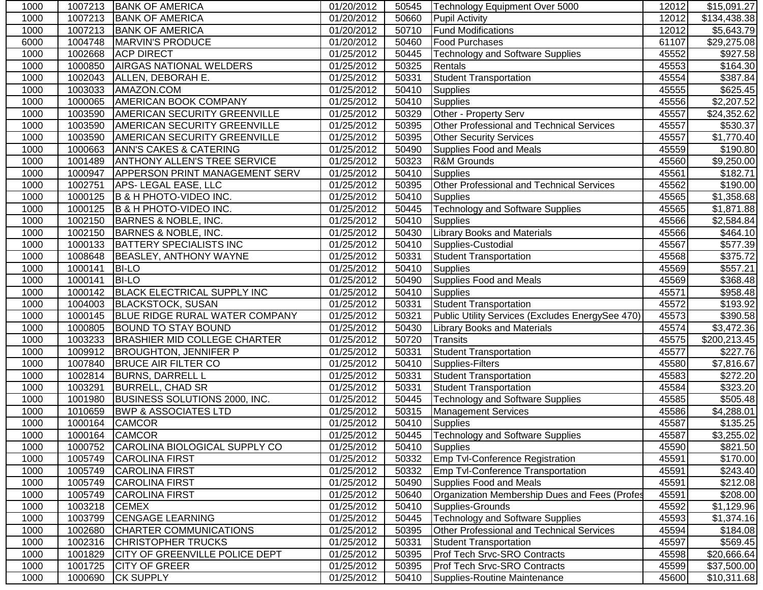| 1000 | 1007213 | BANK OF AMERICA | 01/20/2012 | 50545 | Technology Equipment Over 5000 | 12012 | $15,091.27 |
|---|---|---|---|---|---|---|---|
| 1000 | 1007213 | BANK OF AMERICA | 01/20/2012 | 50660 | Pupil Activity | 12012 | $134,438.38 |
| 1000 | 1007213 | BANK OF AMERICA | 01/20/2012 | 50710 | Fund Modifications | 12012 | $5,643.79 |
| 6000 | 1004748 | MARVIN'S PRODUCE | 01/20/2012 | 50460 | Food Purchases | 61107 | $29,275.08 |
| 1000 | 1002668 | ACP DIRECT | 01/25/2012 | 50445 | Technology and Software Supplies | 45552 | $927.58 |
| 1000 | 1000850 | AIRGAS NATIONAL WELDERS | 01/25/2012 | 50325 | Rentals | 45553 | $164.30 |
| 1000 | 1002043 | ALLEN, DEBORAH E. | 01/25/2012 | 50331 | Student Transportation | 45554 | $387.84 |
| 1000 | 1003033 | AMAZON.COM | 01/25/2012 | 50410 | Supplies | 45555 | $625.45 |
| 1000 | 1000065 | AMERICAN BOOK COMPANY | 01/25/2012 | 50410 | Supplies | 45556 | $2,207.52 |
| 1000 | 1003590 | AMERICAN SECURITY GREENVILLE | 01/25/2012 | 50329 | Other - Property Serv | 45557 | $24,352.62 |
| 1000 | 1003590 | AMERICAN SECURITY GREENVILLE | 01/25/2012 | 50395 | Other Professional and Technical Services | 45557 | $530.37 |
| 1000 | 1003590 | AMERICAN SECURITY GREENVILLE | 01/25/2012 | 50395 | Other Security Services | 45557 | $1,770.40 |
| 1000 | 1000663 | ANN'S CAKES & CATERING | 01/25/2012 | 50490 | Supplies Food and Meals | 45559 | $190.80 |
| 1000 | 1001489 | ANTHONY ALLEN'S TREE SERVICE | 01/25/2012 | 50323 | R&M Grounds | 45560 | $9,250.00 |
| 1000 | 1000947 | APPERSON PRINT MANAGEMENT SERV | 01/25/2012 | 50410 | Supplies | 45561 | $182.71 |
| 1000 | 1002751 | APS- LEGAL EASE, LLC | 01/25/2012 | 50395 | Other Professional and Technical Services | 45562 | $190.00 |
| 1000 | 1000125 | B & H PHOTO-VIDEO INC. | 01/25/2012 | 50410 | Supplies | 45565 | $1,358.68 |
| 1000 | 1000125 | B & H PHOTO-VIDEO INC. | 01/25/2012 | 50445 | Technology and Software Supplies | 45565 | $1,871.88 |
| 1000 | 1002150 | BARNES & NOBLE, INC. | 01/25/2012 | 50410 | Supplies | 45566 | $2,584.84 |
| 1000 | 1002150 | BARNES & NOBLE, INC. | 01/25/2012 | 50430 | Library Books and Materials | 45566 | $464.10 |
| 1000 | 1000133 | BATTERY SPECIALISTS INC | 01/25/2012 | 50410 | Supplies-Custodial | 45567 | $577.39 |
| 1000 | 1008648 | BEASLEY, ANTHONY WAYNE | 01/25/2012 | 50331 | Student Transportation | 45568 | $375.72 |
| 1000 | 1000141 | BI-LO | 01/25/2012 | 50410 | Supplies | 45569 | $557.21 |
| 1000 | 1000141 | BI-LO | 01/25/2012 | 50490 | Supplies Food and Meals | 45569 | $368.48 |
| 1000 | 1000142 | BLACK ELECTRICAL SUPPLY INC | 01/25/2012 | 50410 | Supplies | 45571 | $958.48 |
| 1000 | 1004003 | BLACKSTOCK, SUSAN | 01/25/2012 | 50331 | Student Transportation | 45572 | $193.92 |
| 1000 | 1000145 | BLUE RIDGE RURAL WATER COMPANY | 01/25/2012 | 50321 | Public Utility Services (Excludes EnergySee 470) | 45573 | $390.58 |
| 1000 | 1000805 | BOUND TO STAY BOUND | 01/25/2012 | 50430 | Library Books and Materials | 45574 | $3,472.36 |
| 1000 | 1003233 | BRASHIER MID COLLEGE CHARTER | 01/25/2012 | 50720 | Transits | 45575 | $200,213.45 |
| 1000 | 1009912 | BROUGHTON, JENNIFER P | 01/25/2012 | 50331 | Student Transportation | 45577 | $227.76 |
| 1000 | 1007840 | BRUCE AIR FILTER CO | 01/25/2012 | 50410 | Supplies-Filters | 45580 | $7,816.67 |
| 1000 | 1002814 | BURNS, DARRELL L | 01/25/2012 | 50331 | Student Transportation | 45583 | $272.20 |
| 1000 | 1003291 | BURRELL, CHAD SR | 01/25/2012 | 50331 | Student Transportation | 45584 | $323.20 |
| 1000 | 1001980 | BUSINESS SOLUTIONS 2000, INC. | 01/25/2012 | 50445 | Technology and Software Supplies | 45585 | $505.48 |
| 1000 | 1010659 | BWP & ASSOCIATES LTD | 01/25/2012 | 50315 | Management Services | 45586 | $4,288.01 |
| 1000 | 1000164 | CAMCOR | 01/25/2012 | 50410 | Supplies | 45587 | $135.25 |
| 1000 | 1000164 | CAMCOR | 01/25/2012 | 50445 | Technology and Software Supplies | 45587 | $3,255.02 |
| 1000 | 1000752 | CAROLINA BIOLOGICAL SUPPLY CO | 01/25/2012 | 50410 | Supplies | 45590 | $821.50 |
| 1000 | 1005749 | CAROLINA FIRST | 01/25/2012 | 50332 | Emp Tvl-Conference Registration | 45591 | $170.00 |
| 1000 | 1005749 | CAROLINA FIRST | 01/25/2012 | 50332 | Emp Tvl-Conference Transportation | 45591 | $243.40 |
| 1000 | 1005749 | CAROLINA FIRST | 01/25/2012 | 50490 | Supplies Food and Meals | 45591 | $212.08 |
| 1000 | 1005749 | CAROLINA FIRST | 01/25/2012 | 50640 | Organization Membership Dues and Fees (Profes | 45591 | $208.00 |
| 1000 | 1003218 | CEMEX | 01/25/2012 | 50410 | Supplies-Grounds | 45592 | $1,129.96 |
| 1000 | 1003799 | CENGAGE LEARNING | 01/25/2012 | 50445 | Technology and Software Supplies | 45593 | $1,374.16 |
| 1000 | 1002680 | CHARTER COMMUNICATIONS | 01/25/2012 | 50395 | Other Professional and Technical Services | 45594 | $184.08 |
| 1000 | 1002316 | CHRISTOPHER TRUCKS | 01/25/2012 | 50331 | Student Transportation | 45597 | $569.45 |
| 1000 | 1001829 | CITY OF GREENVILLE POLICE DEPT | 01/25/2012 | 50395 | Prof Tech Srvc-SRO Contracts | 45598 | $20,666.64 |
| 1000 | 1001725 | CITY OF GREER | 01/25/2012 | 50395 | Prof Tech Srvc-SRO Contracts | 45599 | $37,500.00 |
| 1000 | 1000690 | CK SUPPLY | 01/25/2012 | 50410 | Supplies-Routine Maintenance | 45600 | $10,311.68 |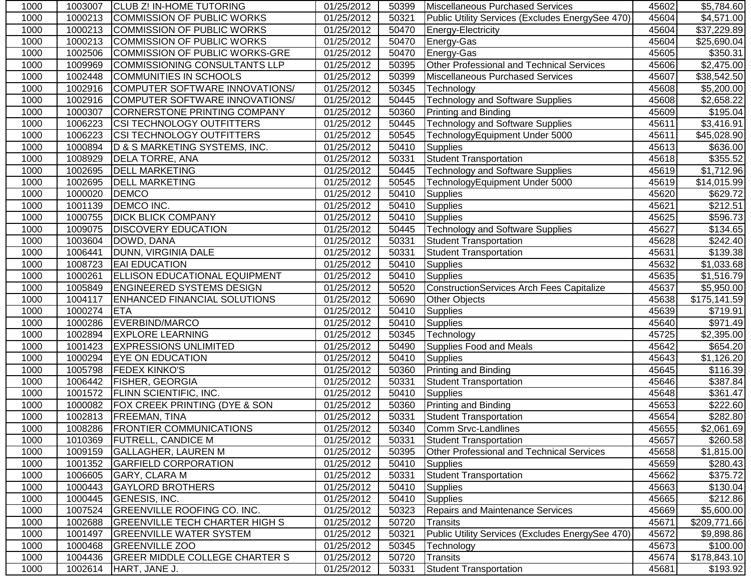| 1000 | 1003007 | CLUB Z! IN-HOME TUTORING | 01/25/2012 | 50399 | Miscellaneous Purchased Services | 45602 | $5,784.60 |
|---|---|---|---|---|---|---|---|
| 1000 | 1000213 | COMMISSION OF PUBLIC WORKS | 01/25/2012 | 50321 | Public Utility Services (Excludes EnergySee 470) | 45604 | $4,571.00 |
| 1000 | 1000213 | COMMISSION OF PUBLIC WORKS | 01/25/2012 | 50470 | Energy-Electricity | 45604 | $37,229.89 |
| 1000 | 1000213 | COMMISSION OF PUBLIC WORKS | 01/25/2012 | 50470 | Energy-Gas | 45604 | $25,690.04 |
| 1000 | 1002506 | COMMISSION OF PUBLIC WORKS-GRE | 01/25/2012 | 50470 | Energy-Gas | 45605 | $350.31 |
| 1000 | 1009969 | COMMISSIONING CONSULTANTS LLP | 01/25/2012 | 50395 | Other Professional and Technical Services | 45606 | $2,475.00 |
| 1000 | 1002448 | COMMUNITIES IN SCHOOLS | 01/25/2012 | 50399 | Miscellaneous Purchased Services | 45607 | $38,542.50 |
| 1000 | 1002916 | COMPUTER SOFTWARE INNOVATIONS/ | 01/25/2012 | 50345 | Technology | 45608 | $5,200.00 |
| 1000 | 1002916 | COMPUTER SOFTWARE INNOVATIONS/ | 01/25/2012 | 50445 | Technology and Software Supplies | 45608 | $2,658.22 |
| 1000 | 1000307 | CORNERSTONE PRINTING COMPANY | 01/25/2012 | 50360 | Printing and Binding | 45609 | $195.04 |
| 1000 | 1006223 | CSI TECHNOLOGY OUTFITTERS | 01/25/2012 | 50445 | Technology and Software Supplies | 45611 | $3,416.91 |
| 1000 | 1006223 | CSI TECHNOLOGY OUTFITTERS | 01/25/2012 | 50545 | TechnologyEquipment Under 5000 | 45611 | $45,028.90 |
| 1000 | 1000894 | D & S MARKETING SYSTEMS, INC. | 01/25/2012 | 50410 | Supplies | 45613 | $636.00 |
| 1000 | 1008929 | DELA TORRE, ANA | 01/25/2012 | 50331 | Student Transportation | 45618 | $355.52 |
| 1000 | 1002695 | DELL MARKETING | 01/25/2012 | 50445 | Technology and Software Supplies | 45619 | $1,712.96 |
| 1000 | 1002695 | DELL MARKETING | 01/25/2012 | 50545 | TechnologyEquipment Under 5000 | 45619 | $14,015.99 |
| 1000 | 1000020 | DEMCO | 01/25/2012 | 50410 | Supplies | 45620 | $629.72 |
| 1000 | 1001139 | DEMCO INC. | 01/25/2012 | 50410 | Supplies | 45621 | $212.51 |
| 1000 | 1000755 | DICK BLICK COMPANY | 01/25/2012 | 50410 | Supplies | 45625 | $596.73 |
| 1000 | 1009075 | DISCOVERY EDUCATION | 01/25/2012 | 50445 | Technology and Software Supplies | 45627 | $134.65 |
| 1000 | 1003604 | DOWD, DANA | 01/25/2012 | 50331 | Student Transportation | 45628 | $242.40 |
| 1000 | 1006441 | DUNN, VIRGINIA DALE | 01/25/2012 | 50331 | Student Transportation | 45631 | $139.38 |
| 1000 | 1008723 | EAI EDUCATION | 01/25/2012 | 50410 | Supplies | 45632 | $1,033.68 |
| 1000 | 1000261 | ELLISON EDUCATIONAL EQUIPMENT | 01/25/2012 | 50410 | Supplies | 45635 | $1,516.79 |
| 1000 | 1005849 | ENGINEERED SYSTEMS DESIGN | 01/25/2012 | 50520 | ConstructionServices Arch Fees Capitalize | 45637 | $5,950.00 |
| 1000 | 1004117 | ENHANCED FINANCIAL SOLUTIONS | 01/25/2012 | 50690 | Other Objects | 45638 | $175,141.59 |
| 1000 | 1000274 | ETA | 01/25/2012 | 50410 | Supplies | 45639 | $719.91 |
| 1000 | 1000286 | EVERBIND/MARCO | 01/25/2012 | 50410 | Supplies | 45640 | $971.49 |
| 1000 | 1002894 | EXPLORE LEARNING | 01/25/2012 | 50345 | Technology | 45725 | $2,395.00 |
| 1000 | 1001423 | EXPRESSIONS UNLIMITED | 01/25/2012 | 50490 | Supplies Food and Meals | 45642 | $654.20 |
| 1000 | 1000294 | EYE ON EDUCATION | 01/25/2012 | 50410 | Supplies | 45643 | $1,126.20 |
| 1000 | 1005798 | FEDEX KINKO'S | 01/25/2012 | 50360 | Printing and Binding | 45645 | $116.39 |
| 1000 | 1006442 | FISHER, GEORGIA | 01/25/2012 | 50331 | Student Transportation | 45646 | $387.84 |
| 1000 | 1001572 | FLINN SCIENTIFIC, INC. | 01/25/2012 | 50410 | Supplies | 45648 | $361.47 |
| 1000 | 1000082 | FOX CREEK PRINTING (DYE & SON | 01/25/2012 | 50360 | Printing and Binding | 45653 | $222.60 |
| 1000 | 1002813 | FREEMAN, TINA | 01/25/2012 | 50331 | Student Transportation | 45654 | $282.80 |
| 1000 | 1008286 | FRONTIER COMMUNICATIONS | 01/25/2012 | 50340 | Comm Srvc-Landlines | 45655 | $2,061.69 |
| 1000 | 1010369 | FUTRELL, CANDICE M | 01/25/2012 | 50331 | Student Transportation | 45657 | $260.58 |
| 1000 | 1009159 | GALLAGHER, LAUREN M | 01/25/2012 | 50395 | Other Professional and Technical Services | 45658 | $1,815.00 |
| 1000 | 1001352 | GARFIELD CORPORATION | 01/25/2012 | 50410 | Supplies | 45659 | $280.43 |
| 1000 | 1006605 | GARY, CLARA M | 01/25/2012 | 50331 | Student Transportation | 45662 | $375.72 |
| 1000 | 1000443 | GAYLORD BROTHERS | 01/25/2012 | 50410 | Supplies | 45663 | $130.04 |
| 1000 | 1000445 | GENESIS, INC. | 01/25/2012 | 50410 | Supplies | 45665 | $212.86 |
| 1000 | 1007524 | GREENVILLE ROOFING CO. INC. | 01/25/2012 | 50323 | Repairs and Maintenance Services | 45669 | $5,600.00 |
| 1000 | 1002688 | GREENVILLE TECH CHARTER HIGH S | 01/25/2012 | 50720 | Transits | 45671 | $209,771.66 |
| 1000 | 1001497 | GREENVILLE WATER SYSTEM | 01/25/2012 | 50321 | Public Utility Services (Excludes EnergySee 470) | 45672 | $9,898.86 |
| 1000 | 1000468 | GREENVILLE ZOO | 01/25/2012 | 50345 | Technology | 45673 | $100.00 |
| 1000 | 1004436 | GREER MIDDLE COLLEGE CHARTER S | 01/25/2012 | 50720 | Transits | 45674 | $178,843.10 |
| 1000 | 1002614 | HART, JANE J. | 01/25/2012 | 50331 | Student Transportation | 45681 | $193.92 |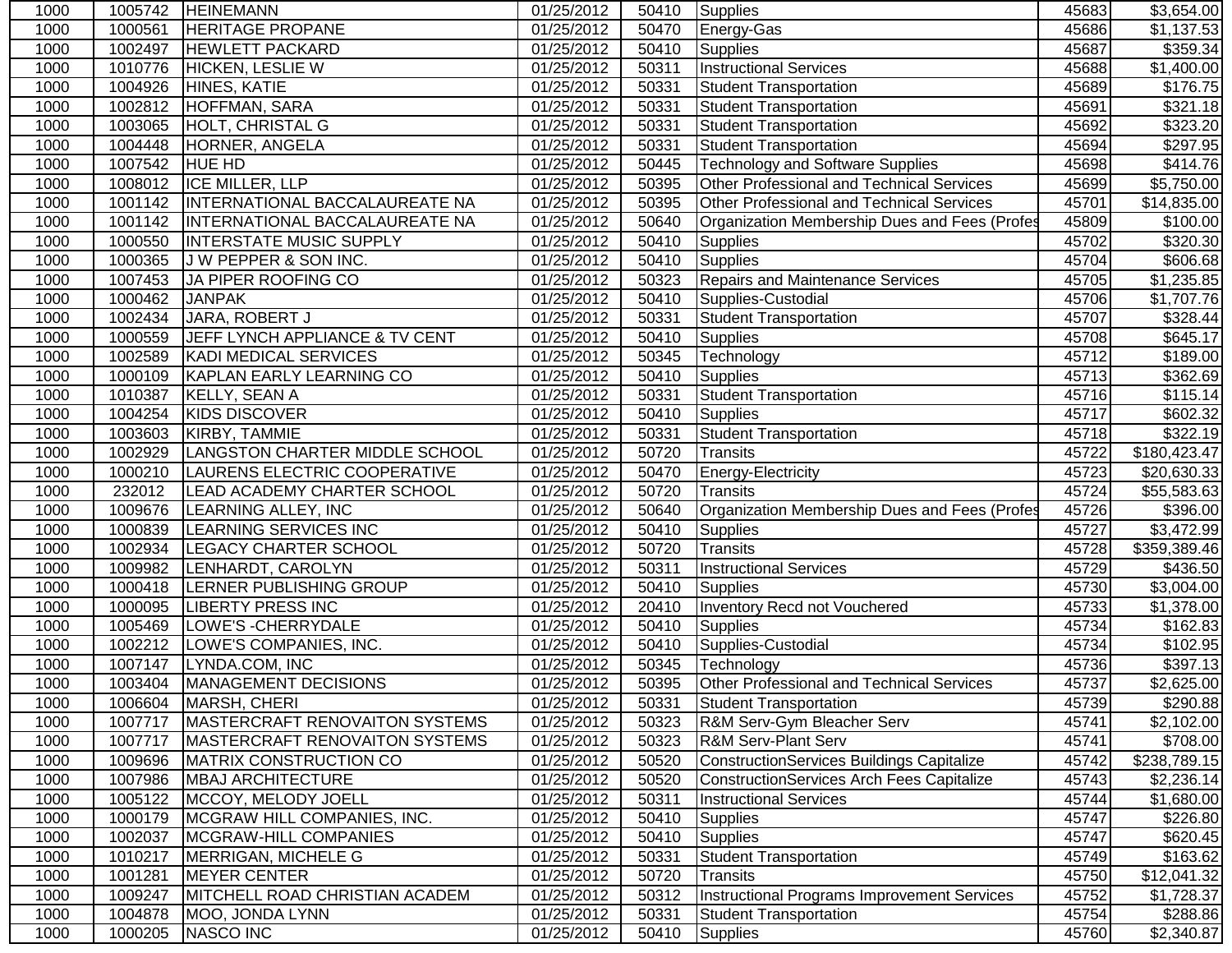| | | | | | | | |
|---|---|---|---|---|---|---|---|
| 1000 | 1005742 | HEINEMANN | 01/25/2012 | 50410 | Supplies | 45683 | $3,654.00 |
| 1000 | 1000561 | HERITAGE PROPANE | 01/25/2012 | 50470 | Energy-Gas | 45686 | $1,137.53 |
| 1000 | 1002497 | HEWLETT PACKARD | 01/25/2012 | 50410 | Supplies | 45687 | $359.34 |
| 1000 | 1010776 | HICKEN, LESLIE W | 01/25/2012 | 50311 | Instructional Services | 45688 | $1,400.00 |
| 1000 | 1004926 | HINES, KATIE | 01/25/2012 | 50331 | Student Transportation | 45689 | $176.75 |
| 1000 | 1002812 | HOFFMAN, SARA | 01/25/2012 | 50331 | Student Transportation | 45691 | $321.18 |
| 1000 | 1003065 | HOLT, CHRISTAL G | 01/25/2012 | 50331 | Student Transportation | 45692 | $323.20 |
| 1000 | 1004448 | HORNER, ANGELA | 01/25/2012 | 50331 | Student Transportation | 45694 | $297.95 |
| 1000 | 1007542 | HUE HD | 01/25/2012 | 50445 | Technology and Software Supplies | 45698 | $414.76 |
| 1000 | 1008012 | ICE MILLER, LLP | 01/25/2012 | 50395 | Other Professional and Technical Services | 45699 | $5,750.00 |
| 1000 | 1001142 | INTERNATIONAL BACCALAUREATE NA | 01/25/2012 | 50395 | Other Professional and Technical Services | 45701 | $14,835.00 |
| 1000 | 1001142 | INTERNATIONAL BACCALAUREATE NA | 01/25/2012 | 50640 | Organization Membership Dues and Fees (Profes | 45809 | $100.00 |
| 1000 | 1000550 | INTERSTATE MUSIC SUPPLY | 01/25/2012 | 50410 | Supplies | 45702 | $320.30 |
| 1000 | 1000365 | J W PEPPER & SON INC. | 01/25/2012 | 50410 | Supplies | 45704 | $606.68 |
| 1000 | 1007453 | JA PIPER ROOFING CO | 01/25/2012 | 50323 | Repairs and Maintenance Services | 45705 | $1,235.85 |
| 1000 | 1000462 | JANPAK | 01/25/2012 | 50410 | Supplies-Custodial | 45706 | $1,707.76 |
| 1000 | 1002434 | JARA, ROBERT J | 01/25/2012 | 50331 | Student Transportation | 45707 | $328.44 |
| 1000 | 1000559 | JEFF LYNCH APPLIANCE & TV CENT | 01/25/2012 | 50410 | Supplies | 45708 | $645.17 |
| 1000 | 1002589 | KADI MEDICAL SERVICES | 01/25/2012 | 50345 | Technology | 45712 | $189.00 |
| 1000 | 1000109 | KAPLAN EARLY LEARNING CO | 01/25/2012 | 50410 | Supplies | 45713 | $362.69 |
| 1000 | 1010387 | KELLY, SEAN A | 01/25/2012 | 50331 | Student Transportation | 45716 | $115.14 |
| 1000 | 1004254 | KIDS DISCOVER | 01/25/2012 | 50410 | Supplies | 45717 | $602.32 |
| 1000 | 1003603 | KIRBY, TAMMIE | 01/25/2012 | 50331 | Student Transportation | 45718 | $322.19 |
| 1000 | 1002929 | LANGSTON CHARTER MIDDLE SCHOOL | 01/25/2012 | 50720 | Transits | 45722 | $180,423.47 |
| 1000 | 1000210 | LAURENS ELECTRIC COOPERATIVE | 01/25/2012 | 50470 | Energy-Electricity | 45723 | $20,630.33 |
| 1000 | 232012 | LEAD ACADEMY CHARTER SCHOOL | 01/25/2012 | 50720 | Transits | 45724 | $55,583.63 |
| 1000 | 1009676 | LEARNING ALLEY, INC | 01/25/2012 | 50640 | Organization Membership Dues and Fees (Profes | 45726 | $396.00 |
| 1000 | 1000839 | LEARNING SERVICES INC | 01/25/2012 | 50410 | Supplies | 45727 | $3,472.99 |
| 1000 | 1002934 | LEGACY CHARTER SCHOOL | 01/25/2012 | 50720 | Transits | 45728 | $359,389.46 |
| 1000 | 1009982 | LENHARDT, CAROLYN | 01/25/2012 | 50311 | Instructional Services | 45729 | $436.50 |
| 1000 | 1000418 | LERNER PUBLISHING GROUP | 01/25/2012 | 50410 | Supplies | 45730 | $3,004.00 |
| 1000 | 1000095 | LIBERTY PRESS INC | 01/25/2012 | 20410 | Inventory Recd not Vouchered | 45733 | $1,378.00 |
| 1000 | 1005469 | LOWE'S -CHERRYDALE | 01/25/2012 | 50410 | Supplies | 45734 | $162.83 |
| 1000 | 1002212 | LOWE'S COMPANIES, INC. | 01/25/2012 | 50410 | Supplies-Custodial | 45734 | $102.95 |
| 1000 | 1007147 | LYNDA.COM, INC | 01/25/2012 | 50345 | Technology | 45736 | $397.13 |
| 1000 | 1003404 | MANAGEMENT DECISIONS | 01/25/2012 | 50395 | Other Professional and Technical Services | 45737 | $2,625.00 |
| 1000 | 1006604 | MARSH, CHERI | 01/25/2012 | 50331 | Student Transportation | 45739 | $290.88 |
| 1000 | 1007717 | MASTERCRAFT RENOVAITON SYSTEMS | 01/25/2012 | 50323 | R&M Serv-Gym Bleacher Serv | 45741 | $2,102.00 |
| 1000 | 1007717 | MASTERCRAFT RENOVAITON SYSTEMS | 01/25/2012 | 50323 | R&M Serv-Plant Serv | 45741 | $708.00 |
| 1000 | 1009696 | MATRIX CONSTRUCTION CO | 01/25/2012 | 50520 | ConstructionServices Buildings Capitalize | 45742 | $238,789.15 |
| 1000 | 1007986 | MBAJ ARCHITECTURE | 01/25/2012 | 50520 | ConstructionServices Arch Fees Capitalize | 45743 | $2,236.14 |
| 1000 | 1005122 | MCCOY, MELODY JOELL | 01/25/2012 | 50311 | Instructional Services | 45744 | $1,680.00 |
| 1000 | 1000179 | MCGRAW HILL COMPANIES, INC. | 01/25/2012 | 50410 | Supplies | 45747 | $226.80 |
| 1000 | 1002037 | MCGRAW-HILL COMPANIES | 01/25/2012 | 50410 | Supplies | 45747 | $620.45 |
| 1000 | 1010217 | MERRIGAN, MICHELE G | 01/25/2012 | 50331 | Student Transportation | 45749 | $163.62 |
| 1000 | 1001281 | MEYER CENTER | 01/25/2012 | 50720 | Transits | 45750 | $12,041.32 |
| 1000 | 1009247 | MITCHELL ROAD CHRISTIAN ACADEM | 01/25/2012 | 50312 | Instructional Programs Improvement Services | 45752 | $1,728.37 |
| 1000 | 1004878 | MOO, JONDA LYNN | 01/25/2012 | 50331 | Student Transportation | 45754 | $288.86 |
| 1000 | 1000205 | NASCO INC | 01/25/2012 | 50410 | Supplies | 45760 | $2,340.87 |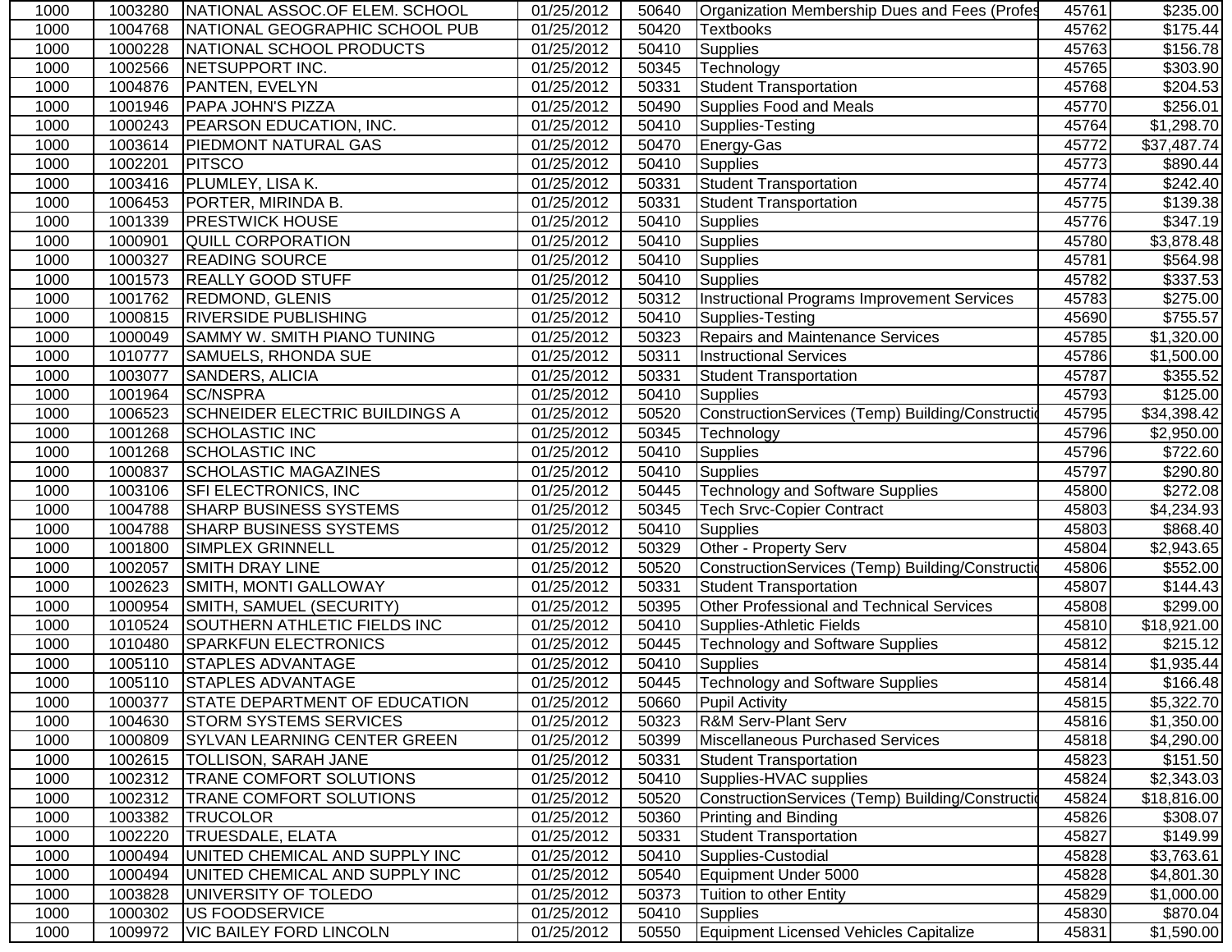| | | | | | | | |
|---|---|---|---|---|---|---|---|
| 1000 | 1003280 | NATIONAL ASSOC.OF ELEM. SCHOOL | 01/25/2012 | 50640 | Organization Membership Dues and Fees (Profes | 45761 | $235.00 |
| 1000 | 1004768 | NATIONAL GEOGRAPHIC SCHOOL PUB | 01/25/2012 | 50420 | Textbooks | 45762 | $175.44 |
| 1000 | 1000228 | NATIONAL SCHOOL PRODUCTS | 01/25/2012 | 50410 | Supplies | 45763 | $156.78 |
| 1000 | 1002566 | NETSUPPORT INC. | 01/25/2012 | 50345 | Technology | 45765 | $303.90 |
| 1000 | 1004876 | PANTEN, EVELYN | 01/25/2012 | 50331 | Student Transportation | 45768 | $204.53 |
| 1000 | 1001946 | PAPA JOHN'S PIZZA | 01/25/2012 | 50490 | Supplies Food and Meals | 45770 | $256.01 |
| 1000 | 1000243 | PEARSON EDUCATION, INC. | 01/25/2012 | 50410 | Supplies-Testing | 45764 | $1,298.70 |
| 1000 | 1003614 | PIEDMONT NATURAL GAS | 01/25/2012 | 50470 | Energy-Gas | 45772 | $37,487.74 |
| 1000 | 1002201 | PITSCO | 01/25/2012 | 50410 | Supplies | 45773 | $890.44 |
| 1000 | 1003416 | PLUMLEY, LISA K. | 01/25/2012 | 50331 | Student Transportation | 45774 | $242.40 |
| 1000 | 1006453 | PORTER, MIRINDA B. | 01/25/2012 | 50331 | Student Transportation | 45775 | $139.38 |
| 1000 | 1001339 | PRESTWICK HOUSE | 01/25/2012 | 50410 | Supplies | 45776 | $347.19 |
| 1000 | 1000901 | QUILL CORPORATION | 01/25/2012 | 50410 | Supplies | 45780 | $3,878.48 |
| 1000 | 1000327 | READING SOURCE | 01/25/2012 | 50410 | Supplies | 45781 | $564.98 |
| 1000 | 1001573 | REALLY GOOD STUFF | 01/25/2012 | 50410 | Supplies | 45782 | $337.53 |
| 1000 | 1001762 | REDMOND, GLENIS | 01/25/2012 | 50312 | Instructional Programs Improvement Services | 45783 | $275.00 |
| 1000 | 1000815 | RIVERSIDE PUBLISHING | 01/25/2012 | 50410 | Supplies-Testing | 45690 | $755.57 |
| 1000 | 1000049 | SAMMY W. SMITH PIANO TUNING | 01/25/2012 | 50323 | Repairs and Maintenance Services | 45785 | $1,320.00 |
| 1000 | 1010777 | SAMUELS, RHONDA SUE | 01/25/2012 | 50311 | Instructional Services | 45786 | $1,500.00 |
| 1000 | 1003077 | SANDERS, ALICIA | 01/25/2012 | 50331 | Student Transportation | 45787 | $355.52 |
| 1000 | 1001964 | SC/NSPRA | 01/25/2012 | 50410 | Supplies | 45793 | $125.00 |
| 1000 | 1006523 | SCHNEIDER ELECTRIC BUILDINGS A | 01/25/2012 | 50520 | ConstructionServices (Temp) Building/Constructio | 45795 | $34,398.42 |
| 1000 | 1001268 | SCHOLASTIC INC | 01/25/2012 | 50345 | Technology | 45796 | $2,950.00 |
| 1000 | 1001268 | SCHOLASTIC INC | 01/25/2012 | 50410 | Supplies | 45796 | $722.60 |
| 1000 | 1000837 | SCHOLASTIC MAGAZINES | 01/25/2012 | 50410 | Supplies | 45797 | $290.80 |
| 1000 | 1003106 | SFI ELECTRONICS, INC | 01/25/2012 | 50445 | Technology and Software Supplies | 45800 | $272.08 |
| 1000 | 1004788 | SHARP BUSINESS SYSTEMS | 01/25/2012 | 50345 | Tech Srvc-Copier Contract | 45803 | $4,234.93 |
| 1000 | 1004788 | SHARP BUSINESS SYSTEMS | 01/25/2012 | 50410 | Supplies | 45803 | $868.40 |
| 1000 | 1001800 | SIMPLEX GRINNELL | 01/25/2012 | 50329 | Other - Property Serv | 45804 | $2,943.65 |
| 1000 | 1002057 | SMITH DRAY LINE | 01/25/2012 | 50520 | ConstructionServices (Temp) Building/Constructio | 45806 | $552.00 |
| 1000 | 1002623 | SMITH, MONTI GALLOWAY | 01/25/2012 | 50331 | Student Transportation | 45807 | $144.43 |
| 1000 | 1000954 | SMITH, SAMUEL (SECURITY) | 01/25/2012 | 50395 | Other Professional and Technical Services | 45808 | $299.00 |
| 1000 | 1010524 | SOUTHERN ATHLETIC FIELDS INC | 01/25/2012 | 50410 | Supplies-Athletic Fields | 45810 | $18,921.00 |
| 1000 | 1010480 | SPARKFUN ELECTRONICS | 01/25/2012 | 50445 | Technology and Software Supplies | 45812 | $215.12 |
| 1000 | 1005110 | STAPLES ADVANTAGE | 01/25/2012 | 50410 | Supplies | 45814 | $1,935.44 |
| 1000 | 1005110 | STAPLES ADVANTAGE | 01/25/2012 | 50445 | Technology and Software Supplies | 45814 | $166.48 |
| 1000 | 1000377 | STATE DEPARTMENT OF EDUCATION | 01/25/2012 | 50660 | Pupil Activity | 45815 | $5,322.70 |
| 1000 | 1004630 | STORM SYSTEMS SERVICES | 01/25/2012 | 50323 | R&M Serv-Plant Serv | 45816 | $1,350.00 |
| 1000 | 1000809 | SYLVAN LEARNING CENTER GREEN | 01/25/2012 | 50399 | Miscellaneous Purchased Services | 45818 | $4,290.00 |
| 1000 | 1002615 | TOLLISON, SARAH JANE | 01/25/2012 | 50331 | Student Transportation | 45823 | $151.50 |
| 1000 | 1002312 | TRANE COMFORT SOLUTIONS | 01/25/2012 | 50410 | Supplies-HVAC supplies | 45824 | $2,343.03 |
| 1000 | 1002312 | TRANE COMFORT SOLUTIONS | 01/25/2012 | 50520 | ConstructionServices (Temp) Building/Constructio | 45824 | $18,816.00 |
| 1000 | 1003382 | TRUCOLOR | 01/25/2012 | 50360 | Printing and Binding | 45826 | $308.07 |
| 1000 | 1002220 | TRUESDALE, ELATA | 01/25/2012 | 50331 | Student Transportation | 45827 | $149.99 |
| 1000 | 1000494 | UNITED CHEMICAL AND SUPPLY INC | 01/25/2012 | 50410 | Supplies-Custodial | 45828 | $3,763.61 |
| 1000 | 1000494 | UNITED CHEMICAL AND SUPPLY INC | 01/25/2012 | 50540 | Equipment Under 5000 | 45828 | $4,801.30 |
| 1000 | 1003828 | UNIVERSITY OF TOLEDO | 01/25/2012 | 50373 | Tuition to other Entity | 45829 | $1,000.00 |
| 1000 | 1000302 | US FOODSERVICE | 01/25/2012 | 50410 | Supplies | 45830 | $870.04 |
| 1000 | 1009972 | VIC BAILEY FORD LINCOLN | 01/25/2012 | 50550 | Equipment Licensed Vehicles Capitalize | 45831 | $1,590.00 |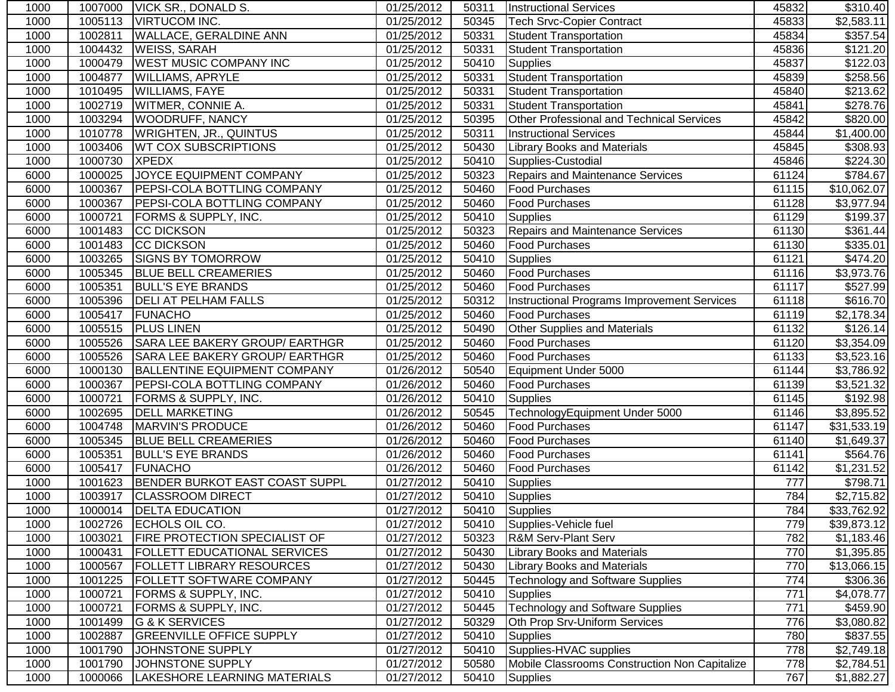| 1000 | 1007000 | VICK SR., DONALD S. | 01/25/2012 | 50311 | Instructional Services | 45832 | $310.40 |
|---|---|---|---|---|---|---|---|
| 1000 | 1005113 | VIRTUCOM INC. | 01/25/2012 | 50345 | Tech Srvc-Copier Contract | 45833 | $2,583.11 |
| 1000 | 1002811 | WALLACE, GERALDINE ANN | 01/25/2012 | 50331 | Student Transportation | 45834 | $357.54 |
| 1000 | 1004432 | WEISS, SARAH | 01/25/2012 | 50331 | Student Transportation | 45836 | $121.20 |
| 1000 | 1000479 | WEST MUSIC COMPANY INC | 01/25/2012 | 50410 | Supplies | 45837 | $122.03 |
| 1000 | 1004877 | WILLIAMS, APRYLE | 01/25/2012 | 50331 | Student Transportation | 45839 | $258.56 |
| 1000 | 1010495 | WILLIAMS, FAYE | 01/25/2012 | 50331 | Student Transportation | 45840 | $213.62 |
| 1000 | 1002719 | WITMER, CONNIE A. | 01/25/2012 | 50331 | Student Transportation | 45841 | $278.76 |
| 1000 | 1003294 | WOODRUFF, NANCY | 01/25/2012 | 50395 | Other Professional and Technical Services | 45842 | $820.00 |
| 1000 | 1010778 | WRIGHTEN, JR., QUINTUS | 01/25/2012 | 50311 | Instructional Services | 45844 | $1,400.00 |
| 1000 | 1003406 | WT COX SUBSCRIPTIONS | 01/25/2012 | 50430 | Library Books and Materials | 45845 | $308.93 |
| 1000 | 1000730 | XPEDX | 01/25/2012 | 50410 | Supplies-Custodial | 45846 | $224.30 |
| 6000 | 1000025 | JOYCE EQUIPMENT COMPANY | 01/25/2012 | 50323 | Repairs and Maintenance Services | 61124 | $784.67 |
| 6000 | 1000367 | PEPSI-COLA BOTTLING COMPANY | 01/25/2012 | 50460 | Food Purchases | 61115 | $10,062.07 |
| 6000 | 1000367 | PEPSI-COLA BOTTLING COMPANY | 01/25/2012 | 50460 | Food Purchases | 61128 | $3,977.94 |
| 6000 | 1000721 | FORMS & SUPPLY, INC. | 01/25/2012 | 50410 | Supplies | 61129 | $199.37 |
| 6000 | 1001483 | CC DICKSON | 01/25/2012 | 50323 | Repairs and Maintenance Services | 61130 | $361.44 |
| 6000 | 1001483 | CC DICKSON | 01/25/2012 | 50460 | Food Purchases | 61130 | $335.01 |
| 6000 | 1003265 | SIGNS BY TOMORROW | 01/25/2012 | 50410 | Supplies | 61121 | $474.20 |
| 6000 | 1005345 | BLUE BELL CREAMERIES | 01/25/2012 | 50460 | Food Purchases | 61116 | $3,973.76 |
| 6000 | 1005351 | BULL'S EYE BRANDS | 01/25/2012 | 50460 | Food Purchases | 61117 | $527.99 |
| 6000 | 1005396 | DELI AT PELHAM FALLS | 01/25/2012 | 50312 | Instructional Programs Improvement Services | 61118 | $616.70 |
| 6000 | 1005417 | FUNACHO | 01/25/2012 | 50460 | Food Purchases | 61119 | $2,178.34 |
| 6000 | 1005515 | PLUS LINEN | 01/25/2012 | 50490 | Other Supplies and Materials | 61132 | $126.14 |
| 6000 | 1005526 | SARA LEE BAKERY GROUP/ EARTHGR | 01/25/2012 | 50460 | Food Purchases | 61120 | $3,354.09 |
| 6000 | 1005526 | SARA LEE BAKERY GROUP/ EARTHGR | 01/25/2012 | 50460 | Food Purchases | 61133 | $3,523.16 |
| 6000 | 1000130 | BALLENTINE EQUIPMENT COMPANY | 01/26/2012 | 50540 | Equipment Under 5000 | 61144 | $3,786.92 |
| 6000 | 1000367 | PEPSI-COLA BOTTLING COMPANY | 01/26/2012 | 50460 | Food Purchases | 61139 | $3,521.32 |
| 6000 | 1000721 | FORMS & SUPPLY, INC. | 01/26/2012 | 50410 | Supplies | 61145 | $192.98 |
| 6000 | 1002695 | DELL MARKETING | 01/26/2012 | 50545 | TechnologyEquipment Under 5000 | 61146 | $3,895.52 |
| 6000 | 1004748 | MARVIN'S PRODUCE | 01/26/2012 | 50460 | Food Purchases | 61147 | $31,533.19 |
| 6000 | 1005345 | BLUE BELL CREAMERIES | 01/26/2012 | 50460 | Food Purchases | 61140 | $1,649.37 |
| 6000 | 1005351 | BULL'S EYE BRANDS | 01/26/2012 | 50460 | Food Purchases | 61141 | $564.76 |
| 6000 | 1005417 | FUNACHO | 01/26/2012 | 50460 | Food Purchases | 61142 | $1,231.52 |
| 1000 | 1001623 | BENDER BURKOT EAST COAST SUPPL | 01/27/2012 | 50410 | Supplies | 777 | $798.71 |
| 1000 | 1003917 | CLASSROOM DIRECT | 01/27/2012 | 50410 | Supplies | 784 | $2,715.82 |
| 1000 | 1000014 | DELTA EDUCATION | 01/27/2012 | 50410 | Supplies | 784 | $33,762.92 |
| 1000 | 1002726 | ECHOLS OIL CO. | 01/27/2012 | 50410 | Supplies-Vehicle fuel | 779 | $39,873.12 |
| 1000 | 1003021 | FIRE PROTECTION SPECIALIST OF | 01/27/2012 | 50323 | R&M Serv-Plant Serv | 782 | $1,183.46 |
| 1000 | 1000431 | FOLLETT EDUCATIONAL SERVICES | 01/27/2012 | 50430 | Library Books and Materials | 770 | $1,395.85 |
| 1000 | 1000567 | FOLLETT LIBRARY RESOURCES | 01/27/2012 | 50430 | Library Books and Materials | 770 | $13,066.15 |
| 1000 | 1001225 | FOLLETT SOFTWARE COMPANY | 01/27/2012 | 50445 | Technology and Software Supplies | 774 | $306.36 |
| 1000 | 1000721 | FORMS & SUPPLY, INC. | 01/27/2012 | 50410 | Supplies | 771 | $4,078.77 |
| 1000 | 1000721 | FORMS & SUPPLY, INC. | 01/27/2012 | 50445 | Technology and Software Supplies | 771 | $459.90 |
| 1000 | 1001499 | G & K SERVICES | 01/27/2012 | 50329 | Oth Prop Srv-Uniform Services | 776 | $3,080.82 |
| 1000 | 1002887 | GREENVILLE OFFICE SUPPLY | 01/27/2012 | 50410 | Supplies | 780 | $837.55 |
| 1000 | 1001790 | JOHNSTONE SUPPLY | 01/27/2012 | 50410 | Supplies-HVAC supplies | 778 | $2,749.18 |
| 1000 | 1001790 | JOHNSTONE SUPPLY | 01/27/2012 | 50580 | Mobile Classrooms Construction Non Capitalize | 778 | $2,784.51 |
| 1000 | 1000066 | LAKESHORE LEARNING MATERIALS | 01/27/2012 | 50410 | Supplies | 767 | $1,882.27 |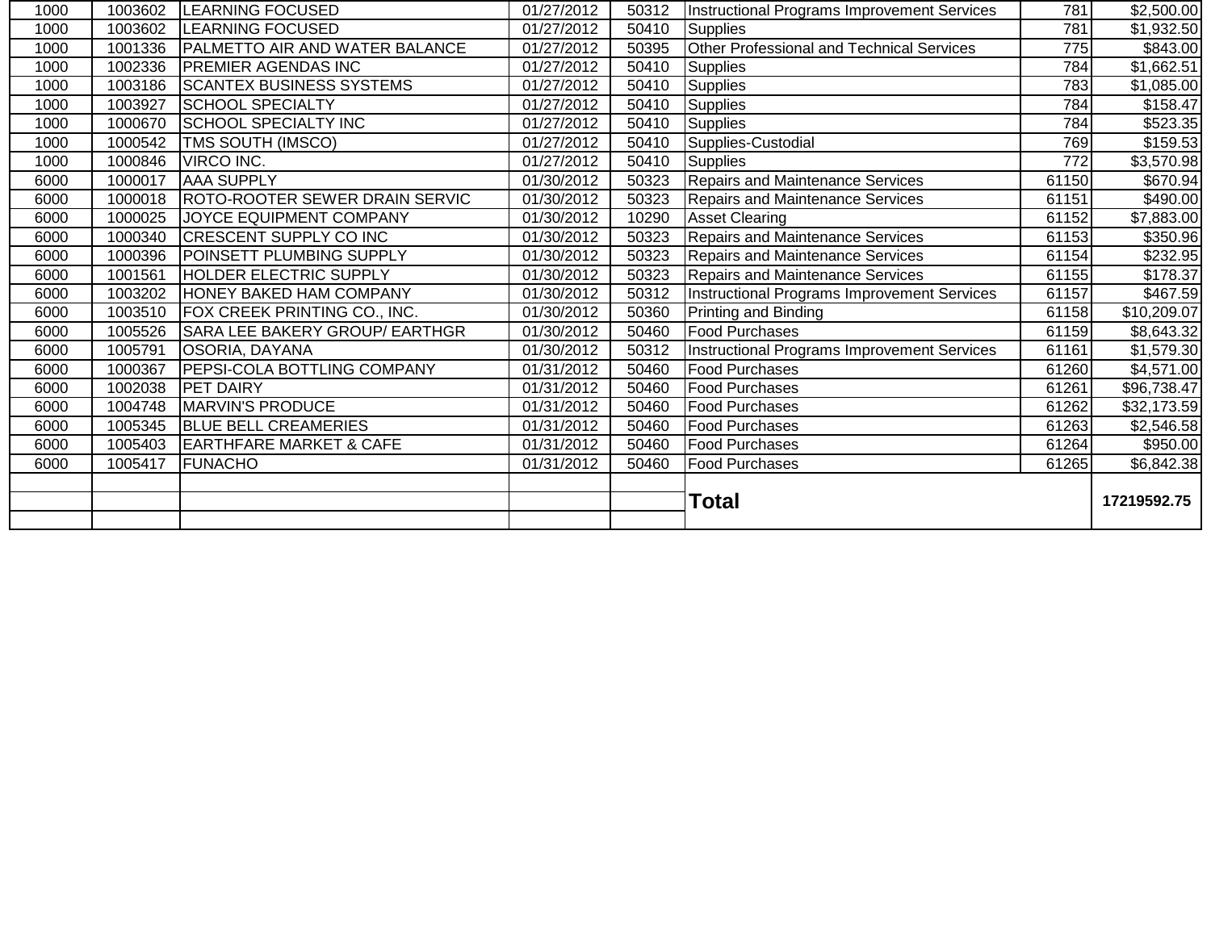| | | | | | | | |
|---|---|---|---|---|---|---|---|
| 1000 | 1003602 | LEARNING FOCUSED | 01/27/2012 | 50312 | Instructional Programs Improvement Services | 781 | $2,500.00 |
| 1000 | 1003602 | LEARNING FOCUSED | 01/27/2012 | 50410 | Supplies | 781 | $1,932.50 |
| 1000 | 1001336 | PALMETTO AIR AND WATER BALANCE | 01/27/2012 | 50395 | Other Professional and Technical Services | 775 | $843.00 |
| 1000 | 1002336 | PREMIER AGENDAS INC | 01/27/2012 | 50410 | Supplies | 784 | $1,662.51 |
| 1000 | 1003186 | SCANTEX BUSINESS SYSTEMS | 01/27/2012 | 50410 | Supplies | 783 | $1,085.00 |
| 1000 | 1003927 | SCHOOL SPECIALTY | 01/27/2012 | 50410 | Supplies | 784 | $158.47 |
| 1000 | 1000670 | SCHOOL SPECIALTY INC | 01/27/2012 | 50410 | Supplies | 784 | $523.35 |
| 1000 | 1000542 | TMS SOUTH (IMSCO) | 01/27/2012 | 50410 | Supplies-Custodial | 769 | $159.53 |
| 1000 | 1000846 | VIRCO INC. | 01/27/2012 | 50410 | Supplies | 772 | $3,570.98 |
| 6000 | 1000017 | AAA SUPPLY | 01/30/2012 | 50323 | Repairs and Maintenance Services | 61150 | $670.94 |
| 6000 | 1000018 | ROTO-ROOTER SEWER DRAIN SERVIC | 01/30/2012 | 50323 | Repairs and Maintenance Services | 61151 | $490.00 |
| 6000 | 1000025 | JOYCE EQUIPMENT COMPANY | 01/30/2012 | 10290 | Asset Clearing | 61152 | $7,883.00 |
| 6000 | 1000340 | CRESCENT SUPPLY CO INC | 01/30/2012 | 50323 | Repairs and Maintenance Services | 61153 | $350.96 |
| 6000 | 1000396 | POINSETT PLUMBING SUPPLY | 01/30/2012 | 50323 | Repairs and Maintenance Services | 61154 | $232.95 |
| 6000 | 1001561 | HOLDER ELECTRIC SUPPLY | 01/30/2012 | 50323 | Repairs and Maintenance Services | 61155 | $178.37 |
| 6000 | 1003202 | HONEY BAKED HAM COMPANY | 01/30/2012 | 50312 | Instructional Programs Improvement Services | 61157 | $467.59 |
| 6000 | 1003510 | FOX CREEK PRINTING CO., INC. | 01/30/2012 | 50360 | Printing and Binding | 61158 | $10,209.07 |
| 6000 | 1005526 | SARA LEE BAKERY GROUP/ EARTHGR | 01/30/2012 | 50460 | Food Purchases | 61159 | $8,643.32 |
| 6000 | 1005791 | OSORIA, DAYANA | 01/30/2012 | 50312 | Instructional Programs Improvement Services | 61161 | $1,579.30 |
| 6000 | 1000367 | PEPSI-COLA BOTTLING COMPANY | 01/31/2012 | 50460 | Food Purchases | 61260 | $4,571.00 |
| 6000 | 1002038 | PET DAIRY | 01/31/2012 | 50460 | Food Purchases | 61261 | $96,738.47 |
| 6000 | 1004748 | MARVIN'S PRODUCE | 01/31/2012 | 50460 | Food Purchases | 61262 | $32,173.59 |
| 6000 | 1005345 | BLUE BELL CREAMERIES | 01/31/2012 | 50460 | Food Purchases | 61263 | $2,546.58 |
| 6000 | 1005403 | EARTHFARE MARKET & CAFE | 01/31/2012 | 50460 | Food Purchases | 61264 | $950.00 |
| 6000 | 1005417 | FUNACHO | 01/31/2012 | 50460 | Food Purchases | 61265 | $6,842.38 |
| | | | | | **Total** | | **17219592.75** |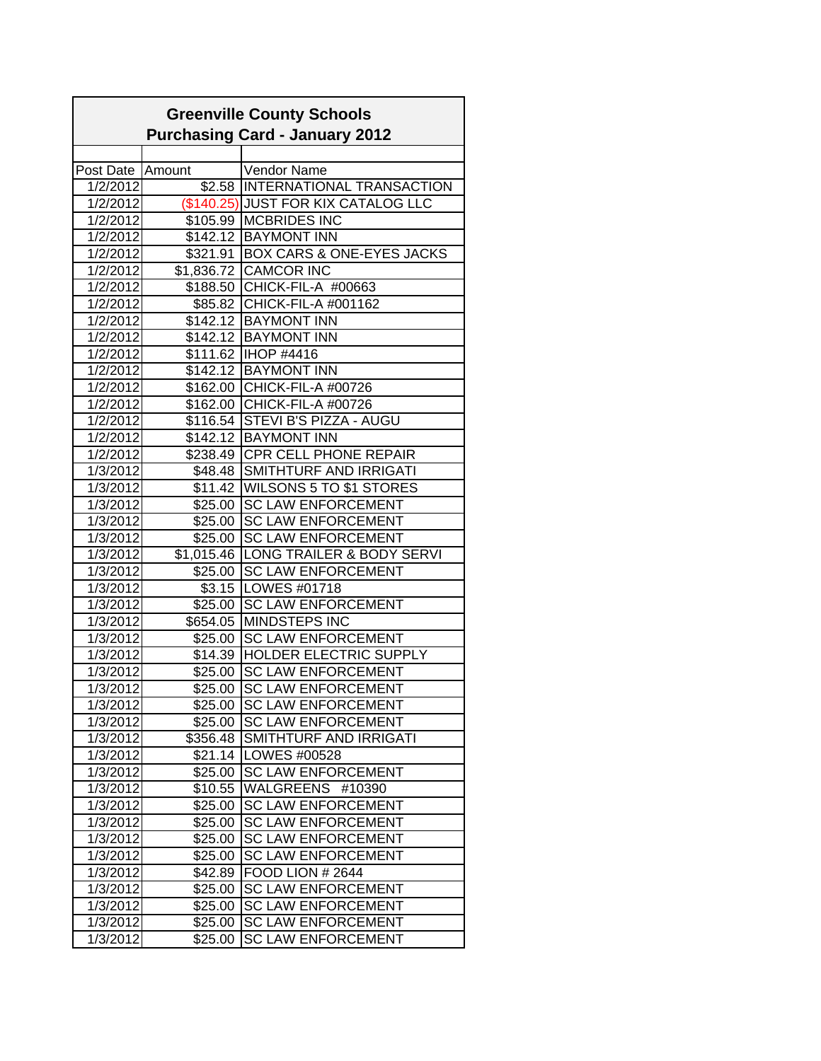**Greenville County Schools**
**Purchasing Card - January 2012**

| Post Date | Amount | Vendor Name |
|---|---|---|
| 1/2/2012 | $2.58 | INTERNATIONAL TRANSACTION |
| 1/2/2012 | ($140.25) | JUST FOR KIX CATALOG LLC |
| 1/2/2012 | $105.99 | MCBRIDES INC |
| 1/2/2012 | $142.12 | BAYMONT INN |
| 1/2/2012 | $321.91 | BOX CARS & ONE-EYES JACKS |
| 1/2/2012 | $1,836.72 | CAMCOR INC |
| 1/2/2012 | $188.50 | CHICK-FIL-A #00663 |
| 1/2/2012 | $85.82 | CHICK-FIL-A #001162 |
| 1/2/2012 | $142.12 | BAYMONT INN |
| 1/2/2012 | $142.12 | BAYMONT INN |
| 1/2/2012 | $111.62 | IHOP #4416 |
| 1/2/2012 | $142.12 | BAYMONT INN |
| 1/2/2012 | $162.00 | CHICK-FIL-A #00726 |
| 1/2/2012 | $162.00 | CHICK-FIL-A #00726 |
| 1/2/2012 | $116.54 | STEVI B'S PIZZA - AUGU |
| 1/2/2012 | $142.12 | BAYMONT INN |
| 1/2/2012 | $238.49 | CPR CELL PHONE REPAIR |
| 1/3/2012 | $48.48 | SMITHTURF AND IRRIGATI |
| 1/3/2012 | $11.42 | WILSONS 5 TO $1 STORES |
| 1/3/2012 | $25.00 | SC LAW ENFORCEMENT |
| 1/3/2012 | $25.00 | SC LAW ENFORCEMENT |
| 1/3/2012 | $25.00 | SC LAW ENFORCEMENT |
| 1/3/2012 | $1,015.46 | LONG TRAILER & BODY SERVI |
| 1/3/2012 | $25.00 | SC LAW ENFORCEMENT |
| 1/3/2012 | $3.15 | LOWES #01718 |
| 1/3/2012 | $25.00 | SC LAW ENFORCEMENT |
| 1/3/2012 | $654.05 | MINDSTEPS INC |
| 1/3/2012 | $25.00 | SC LAW ENFORCEMENT |
| 1/3/2012 | $14.39 | HOLDER ELECTRIC SUPPLY |
| 1/3/2012 | $25.00 | SC LAW ENFORCEMENT |
| 1/3/2012 | $25.00 | SC LAW ENFORCEMENT |
| 1/3/2012 | $25.00 | SC LAW ENFORCEMENT |
| 1/3/2012 | $25.00 | SC LAW ENFORCEMENT |
| 1/3/2012 | $356.48 | SMITHTURF AND IRRIGATI |
| 1/3/2012 | $21.14 | LOWES #00528 |
| 1/3/2012 | $25.00 | SC LAW ENFORCEMENT |
| 1/3/2012 | $10.55 | WALGREENS #10390 |
| 1/3/2012 | $25.00 | SC LAW ENFORCEMENT |
| 1/3/2012 | $25.00 | SC LAW ENFORCEMENT |
| 1/3/2012 | $25.00 | SC LAW ENFORCEMENT |
| 1/3/2012 | $25.00 | SC LAW ENFORCEMENT |
| 1/3/2012 | $42.89 | FOOD LION # 2644 |
| 1/3/2012 | $25.00 | SC LAW ENFORCEMENT |
| 1/3/2012 | $25.00 | SC LAW ENFORCEMENT |
| 1/3/2012 | $25.00 | SC LAW ENFORCEMENT |
| 1/3/2012 | $25.00 | SC LAW ENFORCEMENT |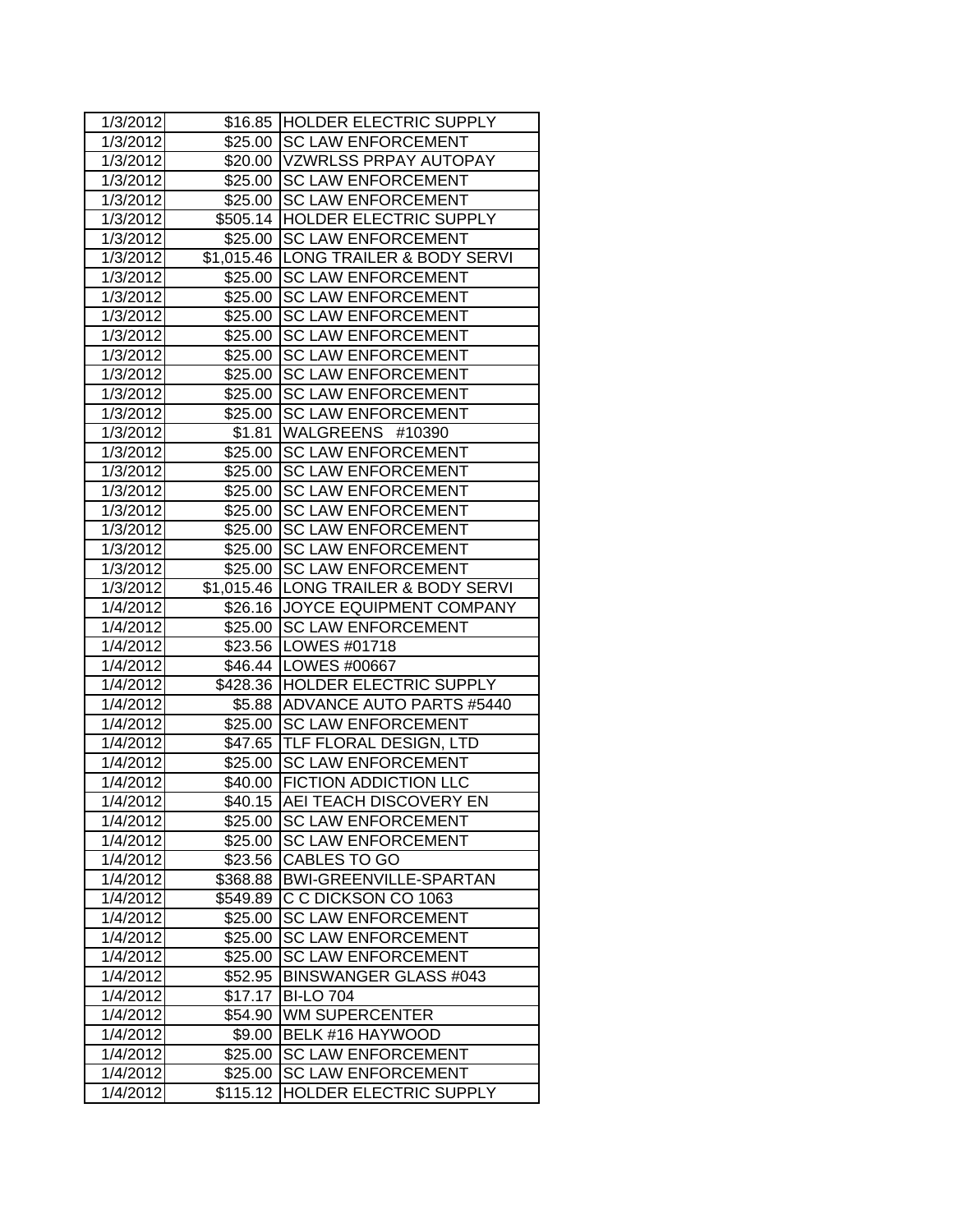| 1/3/2012 | $16.85 | HOLDER ELECTRIC SUPPLY |
|---|---|---|
| 1/3/2012 | $25.00 | SC LAW ENFORCEMENT |
| 1/3/2012 | $20.00 | VZWRLSS PRPAY AUTOPAY |
| 1/3/2012 | $25.00 | SC LAW ENFORCEMENT |
| 1/3/2012 | $25.00 | SC LAW ENFORCEMENT |
| 1/3/2012 | $505.14 | HOLDER ELECTRIC SUPPLY |
| 1/3/2012 | $25.00 | SC LAW ENFORCEMENT |
| 1/3/2012 | $1,015.46 | LONG TRAILER & BODY SERVI |
| 1/3/2012 | $25.00 | SC LAW ENFORCEMENT |
| 1/3/2012 | $25.00 | SC LAW ENFORCEMENT |
| 1/3/2012 | $25.00 | SC LAW ENFORCEMENT |
| 1/3/2012 | $25.00 | SC LAW ENFORCEMENT |
| 1/3/2012 | $25.00 | SC LAW ENFORCEMENT |
| 1/3/2012 | $25.00 | SC LAW ENFORCEMENT |
| 1/3/2012 | $25.00 | SC LAW ENFORCEMENT |
| 1/3/2012 | $25.00 | SC LAW ENFORCEMENT |
| 1/3/2012 | $1.81 | WALGREENS #10390 |
| 1/3/2012 | $25.00 | SC LAW ENFORCEMENT |
| 1/3/2012 | $25.00 | SC LAW ENFORCEMENT |
| 1/3/2012 | $25.00 | SC LAW ENFORCEMENT |
| 1/3/2012 | $25.00 | SC LAW ENFORCEMENT |
| 1/3/2012 | $25.00 | SC LAW ENFORCEMENT |
| 1/3/2012 | $25.00 | SC LAW ENFORCEMENT |
| 1/3/2012 | $25.00 | SC LAW ENFORCEMENT |
| 1/3/2012 | $1,015.46 | LONG TRAILER & BODY SERVI |
| 1/4/2012 | $26.16 | JOYCE EQUIPMENT COMPANY |
| 1/4/2012 | $25.00 | SC LAW ENFORCEMENT |
| 1/4/2012 | $23.56 | LOWES #01718 |
| 1/4/2012 | $46.44 | LOWES #00667 |
| 1/4/2012 | $428.36 | HOLDER ELECTRIC SUPPLY |
| 1/4/2012 | $5.88 | ADVANCE AUTO PARTS #5440 |
| 1/4/2012 | $25.00 | SC LAW ENFORCEMENT |
| 1/4/2012 | $47.65 | TLF FLORAL DESIGN, LTD |
| 1/4/2012 | $25.00 | SC LAW ENFORCEMENT |
| 1/4/2012 | $40.00 | FICTION ADDICTION LLC |
| 1/4/2012 | $40.15 | AEI TEACH DISCOVERY EN |
| 1/4/2012 | $25.00 | SC LAW ENFORCEMENT |
| 1/4/2012 | $25.00 | SC LAW ENFORCEMENT |
| 1/4/2012 | $23.56 | CABLES TO GO |
| 1/4/2012 | $368.88 | BWI-GREENVILLE-SPARTAN |
| 1/4/2012 | $549.89 | C C DICKSON CO 1063 |
| 1/4/2012 | $25.00 | SC LAW ENFORCEMENT |
| 1/4/2012 | $25.00 | SC LAW ENFORCEMENT |
| 1/4/2012 | $25.00 | SC LAW ENFORCEMENT |
| 1/4/2012 | $52.95 | BINSWANGER GLASS #043 |
| 1/4/2012 | $17.17 | BI-LO 704 |
| 1/4/2012 | $54.90 | WM SUPERCENTER |
| 1/4/2012 | $9.00 | BELK #16 HAYWOOD |
| 1/4/2012 | $25.00 | SC LAW ENFORCEMENT |
| 1/4/2012 | $25.00 | SC LAW ENFORCEMENT |
| 1/4/2012 | $115.12 | HOLDER ELECTRIC SUPPLY |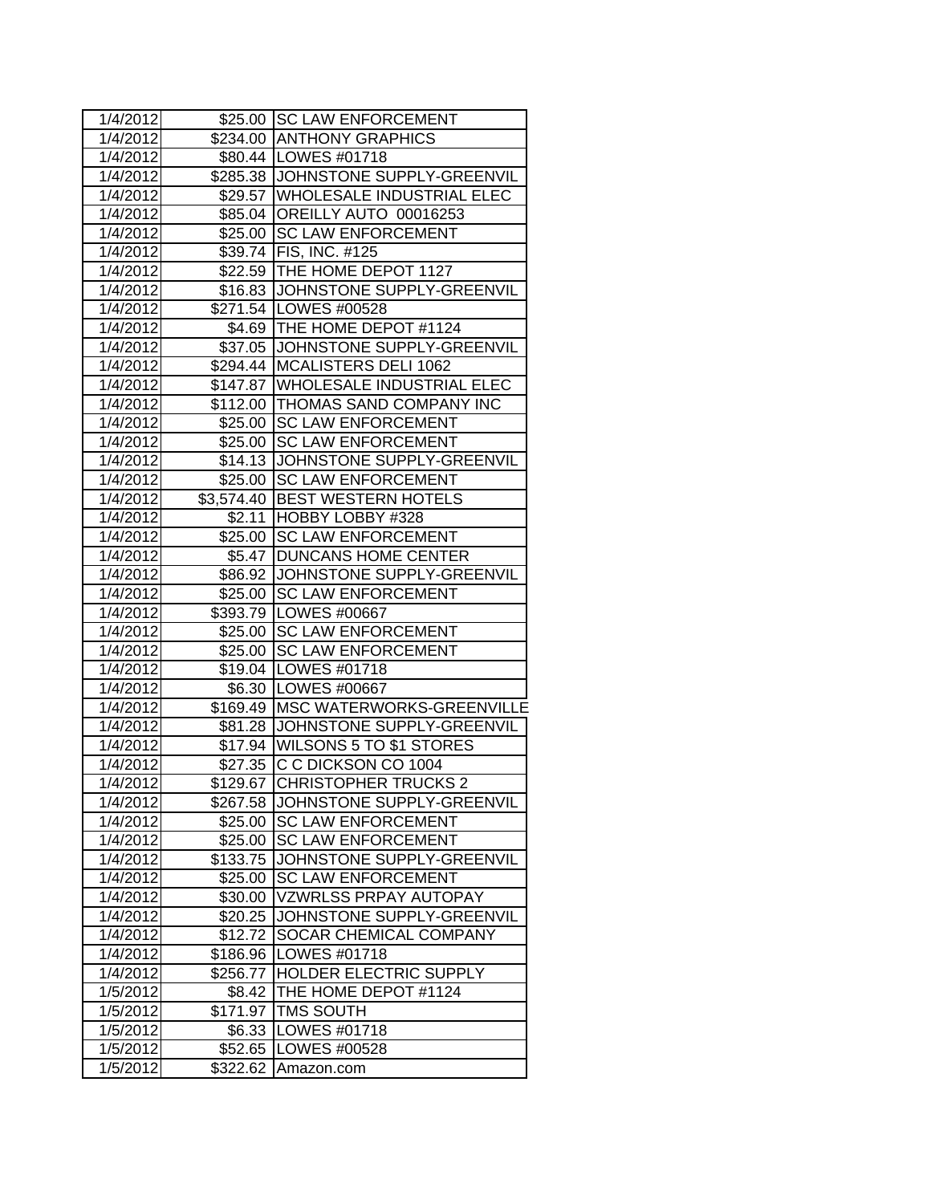| 1/4/2012 | $25.00 | SC LAW ENFORCEMENT |
|---|---|---|
| 1/4/2012 | $234.00 | ANTHONY GRAPHICS |
| 1/4/2012 | $80.44 | LOWES #01718 |
| 1/4/2012 | $285.38 | JOHNSTONE SUPPLY-GREENVIL |
| 1/4/2012 | $29.57 | WHOLESALE INDUSTRIAL ELEC |
| 1/4/2012 | $85.04 | OREILLY AUTO 00016253 |
| 1/4/2012 | $25.00 | SC LAW ENFORCEMENT |
| 1/4/2012 | $39.74 | FIS, INC. #125 |
| 1/4/2012 | $22.59 | THE HOME DEPOT 1127 |
| 1/4/2012 | $16.83 | JOHNSTONE SUPPLY-GREENVIL |
| 1/4/2012 | $271.54 | LOWES #00528 |
| 1/4/2012 | $4.69 | THE HOME DEPOT #1124 |
| 1/4/2012 | $37.05 | JOHNSTONE SUPPLY-GREENVIL |
| 1/4/2012 | $294.44 | MCALISTERS DELI 1062 |
| 1/4/2012 | $147.87 | WHOLESALE INDUSTRIAL ELEC |
| 1/4/2012 | $112.00 | THOMAS SAND COMPANY INC |
| 1/4/2012 | $25.00 | SC LAW ENFORCEMENT |
| 1/4/2012 | $25.00 | SC LAW ENFORCEMENT |
| 1/4/2012 | $14.13 | JOHNSTONE SUPPLY-GREENVIL |
| 1/4/2012 | $25.00 | SC LAW ENFORCEMENT |
| 1/4/2012 | $3,574.40 | BEST WESTERN HOTELS |
| 1/4/2012 | $2.11 | HOBBY LOBBY #328 |
| 1/4/2012 | $25.00 | SC LAW ENFORCEMENT |
| 1/4/2012 | $5.47 | DUNCANS HOME CENTER |
| 1/4/2012 | $86.92 | JOHNSTONE SUPPLY-GREENVIL |
| 1/4/2012 | $25.00 | SC LAW ENFORCEMENT |
| 1/4/2012 | $393.79 | LOWES #00667 |
| 1/4/2012 | $25.00 | SC LAW ENFORCEMENT |
| 1/4/2012 | $25.00 | SC LAW ENFORCEMENT |
| 1/4/2012 | $19.04 | LOWES #01718 |
| 1/4/2012 | $6.30 | LOWES #00667 |
| 1/4/2012 | $169.49 | MSC WATERWORKS-GREENVILLE |
| 1/4/2012 | $81.28 | JOHNSTONE SUPPLY-GREENVIL |
| 1/4/2012 | $17.94 | WILSONS 5 TO $1 STORES |
| 1/4/2012 | $27.35 | C C DICKSON CO 1004 |
| 1/4/2012 | $129.67 | CHRISTOPHER TRUCKS 2 |
| 1/4/2012 | $267.58 | JOHNSTONE SUPPLY-GREENVIL |
| 1/4/2012 | $25.00 | SC LAW ENFORCEMENT |
| 1/4/2012 | $25.00 | SC LAW ENFORCEMENT |
| 1/4/2012 | $133.75 | JOHNSTONE SUPPLY-GREENVIL |
| 1/4/2012 | $25.00 | SC LAW ENFORCEMENT |
| 1/4/2012 | $30.00 | VZWRLSS PRPAY AUTOPAY |
| 1/4/2012 | $20.25 | JOHNSTONE SUPPLY-GREENVIL |
| 1/4/2012 | $12.72 | SOCAR CHEMICAL COMPANY |
| 1/4/2012 | $186.96 | LOWES #01718 |
| 1/4/2012 | $256.77 | HOLDER ELECTRIC SUPPLY |
| 1/5/2012 | $8.42 | THE HOME DEPOT #1124 |
| 1/5/2012 | $171.97 | TMS SOUTH |
| 1/5/2012 | $6.33 | LOWES #01718 |
| 1/5/2012 | $52.65 | LOWES #00528 |
| 1/5/2012 | $322.62 | Amazon.com |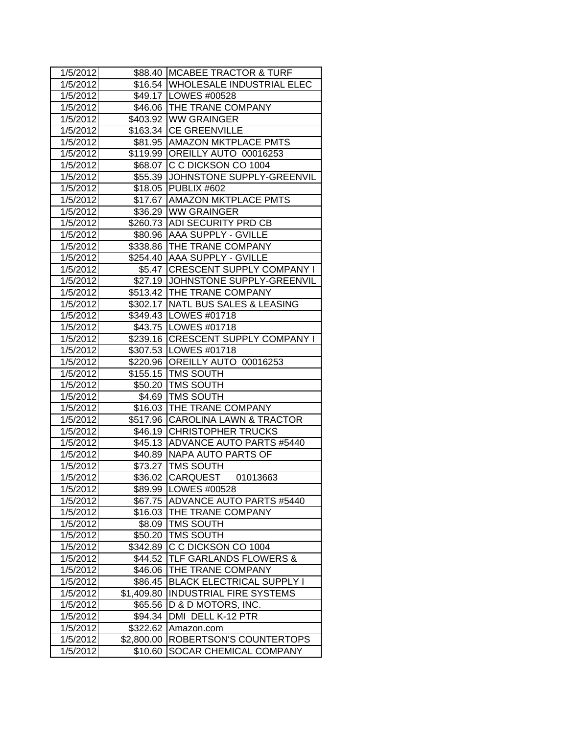| 1/5/2012 | $88.40 | MCABEE TRACTOR & TURF |
|---|---|---|
| 1/5/2012 | $16.54 | WHOLESALE INDUSTRIAL ELEC |
| 1/5/2012 | $49.17 | LOWES #00528 |
| 1/5/2012 | $46.06 | THE TRANE COMPANY |
| 1/5/2012 | $403.92 | WW GRAINGER |
| 1/5/2012 | $163.34 | CE GREENVILLE |
| 1/5/2012 | $81.95 | AMAZON MKTPLACE PMTS |
| 1/5/2012 | $119.99 | OREILLY AUTO 00016253 |
| 1/5/2012 | $68.07 | C C DICKSON CO 1004 |
| 1/5/2012 | $55.39 | JOHNSTONE SUPPLY-GREENVIL |
| 1/5/2012 | $18.05 | PUBLIX #602 |
| 1/5/2012 | $17.67 | AMAZON MKTPLACE PMTS |
| 1/5/2012 | $36.29 | WW GRAINGER |
| 1/5/2012 | $260.73 | ADI SECURITY PRD CB |
| 1/5/2012 | $80.96 | AAA SUPPLY - GVILLE |
| 1/5/2012 | $338.86 | THE TRANE COMPANY |
| 1/5/2012 | $254.40 | AAA SUPPLY - GVILLE |
| 1/5/2012 | $5.47 | CRESCENT SUPPLY COMPANY I |
| 1/5/2012 | $27.19 | JOHNSTONE SUPPLY-GREENVIL |
| 1/5/2012 | $513.42 | THE TRANE COMPANY |
| 1/5/2012 | $302.17 | NATL BUS SALES & LEASING |
| 1/5/2012 | $349.43 | LOWES #01718 |
| 1/5/2012 | $43.75 | LOWES #01718 |
| 1/5/2012 | $239.16 | CRESCENT SUPPLY COMPANY I |
| 1/5/2012 | $307.53 | LOWES #01718 |
| 1/5/2012 | $220.96 | OREILLY AUTO 00016253 |
| 1/5/2012 | $155.15 | TMS SOUTH |
| 1/5/2012 | $50.20 | TMS SOUTH |
| 1/5/2012 | $4.69 | TMS SOUTH |
| 1/5/2012 | $16.03 | THE TRANE COMPANY |
| 1/5/2012 | $517.96 | CAROLINA LAWN & TRACTOR |
| 1/5/2012 | $46.19 | CHRISTOPHER TRUCKS |
| 1/5/2012 | $45.13 | ADVANCE AUTO PARTS #5440 |
| 1/5/2012 | $40.89 | NAPA AUTO PARTS OF |
| 1/5/2012 | $73.27 | TMS SOUTH |
| 1/5/2012 | $36.02 | CARQUEST 01013663 |
| 1/5/2012 | $89.99 | LOWES #00528 |
| 1/5/2012 | $67.75 | ADVANCE AUTO PARTS #5440 |
| 1/5/2012 | $16.03 | THE TRANE COMPANY |
| 1/5/2012 | $8.09 | TMS SOUTH |
| 1/5/2012 | $50.20 | TMS SOUTH |
| 1/5/2012 | $342.89 | C C DICKSON CO 1004 |
| 1/5/2012 | $44.52 | TLF GARLANDS FLOWERS & |
| 1/5/2012 | $46.06 | THE TRANE COMPANY |
| 1/5/2012 | $86.45 | BLACK ELECTRICAL SUPPLY I |
| 1/5/2012 | $1,409.80 | INDUSTRIAL FIRE SYSTEMS |
| 1/5/2012 | $65.56 | D & D MOTORS, INC. |
| 1/5/2012 | $94.34 | DMI DELL K-12 PTR |
| 1/5/2012 | $322.62 | Amazon.com |
| 1/5/2012 | $2,800.00 | ROBERTSON'S COUNTERTOPS |
| 1/5/2012 | $10.60 | SOCAR CHEMICAL COMPANY |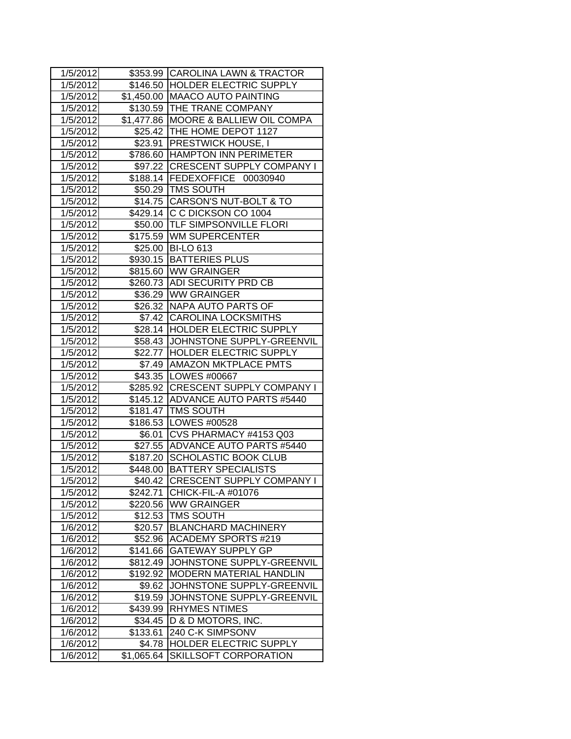| | | |
|---|---|---|
| 1/5/2012 | $353.99 | CAROLINA LAWN & TRACTOR |
| 1/5/2012 | $146.50 | HOLDER ELECTRIC SUPPLY |
| 1/5/2012 | $1,450.00 | MAACO AUTO PAINTING |
| 1/5/2012 | $130.59 | THE TRANE COMPANY |
| 1/5/2012 | $1,477.86 | MOORE & BALLIEW OIL COMPA |
| 1/5/2012 | $25.42 | THE HOME DEPOT 1127 |
| 1/5/2012 | $23.91 | PRESTWICK HOUSE, I |
| 1/5/2012 | $786.60 | HAMPTON INN PERIMETER |
| 1/5/2012 | $97.22 | CRESCENT SUPPLY COMPANY I |
| 1/5/2012 | $188.14 | FEDEXOFFICE 00030940 |
| 1/5/2012 | $50.29 | TMS SOUTH |
| 1/5/2012 | $14.75 | CARSON'S NUT-BOLT & TO |
| 1/5/2012 | $429.14 | C C DICKSON CO 1004 |
| 1/5/2012 | $50.00 | TLF SIMPSONVILLE FLORI |
| 1/5/2012 | $175.59 | WM SUPERCENTER |
| 1/5/2012 | $25.00 | BI-LO 613 |
| 1/5/2012 | $930.15 | BATTERIES PLUS |
| 1/5/2012 | $815.60 | WW GRAINGER |
| 1/5/2012 | $260.73 | ADI SECURITY PRD CB |
| 1/5/2012 | $36.29 | WW GRAINGER |
| 1/5/2012 | $26.32 | NAPA AUTO PARTS OF |
| 1/5/2012 | $7.42 | CAROLINA LOCKSMITHS |
| 1/5/2012 | $28.14 | HOLDER ELECTRIC SUPPLY |
| 1/5/2012 | $58.43 | JOHNSTONE SUPPLY-GREENVIL |
| 1/5/2012 | $22.77 | HOLDER ELECTRIC SUPPLY |
| 1/5/2012 | $7.49 | AMAZON MKTPLACE PMTS |
| 1/5/2012 | $43.35 | LOWES #00667 |
| 1/5/2012 | $285.92 | CRESCENT SUPPLY COMPANY I |
| 1/5/2012 | $145.12 | ADVANCE AUTO PARTS #5440 |
| 1/5/2012 | $181.47 | TMS SOUTH |
| 1/5/2012 | $186.53 | LOWES #00528 |
| 1/5/2012 | $6.01 | CVS PHARMACY #4153 Q03 |
| 1/5/2012 | $27.55 | ADVANCE AUTO PARTS #5440 |
| 1/5/2012 | $187.20 | SCHOLASTIC BOOK CLUB |
| 1/5/2012 | $448.00 | BATTERY SPECIALISTS |
| 1/5/2012 | $40.42 | CRESCENT SUPPLY COMPANY I |
| 1/5/2012 | $242.71 | CHICK-FIL-A #01076 |
| 1/5/2012 | $220.56 | WW GRAINGER |
| 1/5/2012 | $12.53 | TMS SOUTH |
| 1/6/2012 | $20.57 | BLANCHARD MACHINERY |
| 1/6/2012 | $52.96 | ACADEMY SPORTS #219 |
| 1/6/2012 | $141.66 | GATEWAY SUPPLY GP |
| 1/6/2012 | $812.49 | JOHNSTONE SUPPLY-GREENVIL |
| 1/6/2012 | $192.92 | MODERN MATERIAL HANDLIN |
| 1/6/2012 | $9.62 | JOHNSTONE SUPPLY-GREENVIL |
| 1/6/2012 | $19.59 | JOHNSTONE SUPPLY-GREENVIL |
| 1/6/2012 | $439.99 | RHYMES NTIMES |
| 1/6/2012 | $34.45 | D & D MOTORS, INC. |
| 1/6/2012 | $133.61 | 240 C-K SIMPSONV |
| 1/6/2012 | $4.78 | HOLDER ELECTRIC SUPPLY |
| 1/6/2012 | $1,065.64 | SKILLSOFT CORPORATION |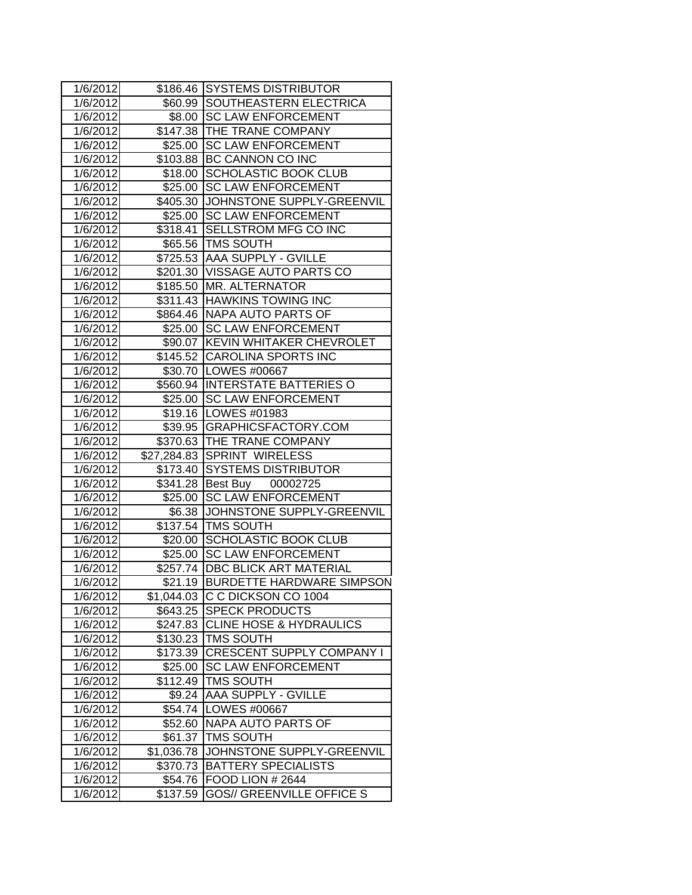| 1/6/2012 | $186.46 | SYSTEMS DISTRIBUTOR |
|---|---|---|
| 1/6/2012 | $60.99 | SOUTHEASTERN ELECTRICA |
| 1/6/2012 | $8.00 | SC LAW ENFORCEMENT |
| 1/6/2012 | $147.38 | THE TRANE COMPANY |
| 1/6/2012 | $25.00 | SC LAW ENFORCEMENT |
| 1/6/2012 | $103.88 | BC CANNON CO INC |
| 1/6/2012 | $18.00 | SCHOLASTIC BOOK CLUB |
| 1/6/2012 | $25.00 | SC LAW ENFORCEMENT |
| 1/6/2012 | $405.30 | JOHNSTONE SUPPLY-GREENVIL |
| 1/6/2012 | $25.00 | SC LAW ENFORCEMENT |
| 1/6/2012 | $318.41 | SELLSTROM MFG CO INC |
| 1/6/2012 | $65.56 | TMS SOUTH |
| 1/6/2012 | $725.53 | AAA SUPPLY - GVILLE |
| 1/6/2012 | $201.30 | VISSAGE AUTO PARTS CO |
| 1/6/2012 | $185.50 | MR. ALTERNATOR |
| 1/6/2012 | $311.43 | HAWKINS TOWING INC |
| 1/6/2012 | $864.46 | NAPA AUTO PARTS OF |
| 1/6/2012 | $25.00 | SC LAW ENFORCEMENT |
| 1/6/2012 | $90.07 | KEVIN WHITAKER CHEVROLET |
| 1/6/2012 | $145.52 | CAROLINA SPORTS INC |
| 1/6/2012 | $30.70 | LOWES #00667 |
| 1/6/2012 | $560.94 | INTERSTATE BATTERIES O |
| 1/6/2012 | $25.00 | SC LAW ENFORCEMENT |
| 1/6/2012 | $19.16 | LOWES #01983 |
| 1/6/2012 | $39.95 | GRAPHICSFACTORY.COM |
| 1/6/2012 | $370.63 | THE TRANE COMPANY |
| 1/6/2012 | $27,284.83 | SPRINT WIRELESS |
| 1/6/2012 | $173.40 | SYSTEMS DISTRIBUTOR |
| 1/6/2012 | $341.28 | Best Buy 00002725 |
| 1/6/2012 | $25.00 | SC LAW ENFORCEMENT |
| 1/6/2012 | $6.38 | JOHNSTONE SUPPLY-GREENVIL |
| 1/6/2012 | $137.54 | TMS SOUTH |
| 1/6/2012 | $20.00 | SCHOLASTIC BOOK CLUB |
| 1/6/2012 | $25.00 | SC LAW ENFORCEMENT |
| 1/6/2012 | $257.74 | DBC BLICK ART MATERIAL |
| 1/6/2012 | $21.19 | BURDETTE HARDWARE SIMPSON |
| 1/6/2012 | $1,044.03 | C C DICKSON CO 1004 |
| 1/6/2012 | $643.25 | SPECK PRODUCTS |
| 1/6/2012 | $247.83 | CLINE HOSE & HYDRAULICS |
| 1/6/2012 | $130.23 | TMS SOUTH |
| 1/6/2012 | $173.39 | CRESCENT SUPPLY COMPANY I |
| 1/6/2012 | $25.00 | SC LAW ENFORCEMENT |
| 1/6/2012 | $112.49 | TMS SOUTH |
| 1/6/2012 | $9.24 | AAA SUPPLY - GVILLE |
| 1/6/2012 | $54.74 | LOWES #00667 |
| 1/6/2012 | $52.60 | NAPA AUTO PARTS OF |
| 1/6/2012 | $61.37 | TMS SOUTH |
| 1/6/2012 | $1,036.78 | JOHNSTONE SUPPLY-GREENVIL |
| 1/6/2012 | $370.73 | BATTERY SPECIALISTS |
| 1/6/2012 | $54.76 | FOOD LION # 2644 |
| 1/6/2012 | $137.59 | GOS// GREENVILLE OFFICE S |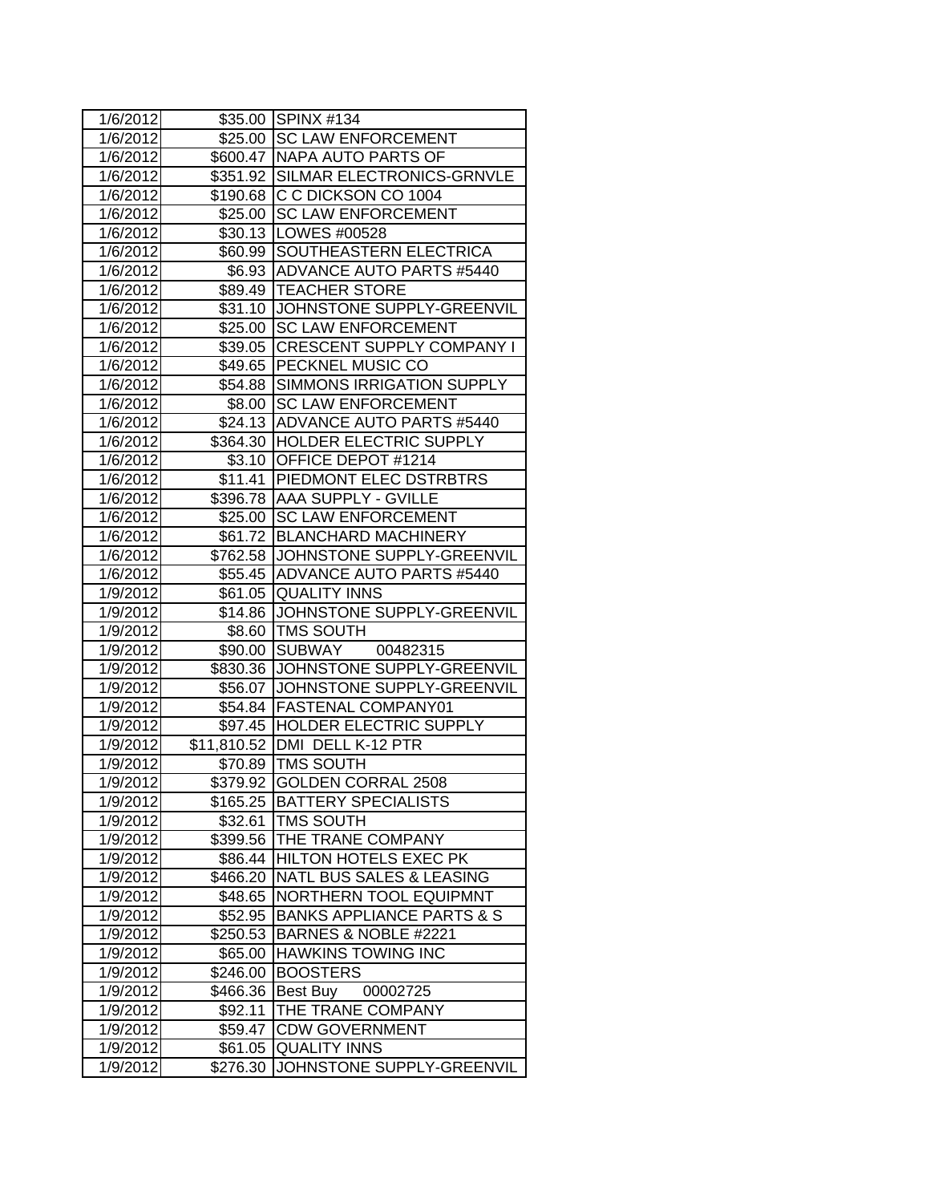| 1/6/2012 | $35.00 | SPINX #134 |
|---|---|---|
| 1/6/2012 | $25.00 | SC LAW ENFORCEMENT |
| 1/6/2012 | $600.47 | NAPA AUTO PARTS OF |
| 1/6/2012 | $351.92 | SILMAR ELECTRONICS-GRNVLE |
| 1/6/2012 | $190.68 | C C DICKSON CO 1004 |
| 1/6/2012 | $25.00 | SC LAW ENFORCEMENT |
| 1/6/2012 | $30.13 | LOWES #00528 |
| 1/6/2012 | $60.99 | SOUTHEASTERN ELECTRICA |
| 1/6/2012 | $6.93 | ADVANCE AUTO PARTS #5440 |
| 1/6/2012 | $89.49 | TEACHER STORE |
| 1/6/2012 | $31.10 | JOHNSTONE SUPPLY-GREENVIL |
| 1/6/2012 | $25.00 | SC LAW ENFORCEMENT |
| 1/6/2012 | $39.05 | CRESCENT SUPPLY COMPANY I |
| 1/6/2012 | $49.65 | PECKNEL MUSIC CO |
| 1/6/2012 | $54.88 | SIMMONS IRRIGATION SUPPLY |
| 1/6/2012 | $8.00 | SC LAW ENFORCEMENT |
| 1/6/2012 | $24.13 | ADVANCE AUTO PARTS #5440 |
| 1/6/2012 | $364.30 | HOLDER ELECTRIC SUPPLY |
| 1/6/2012 | $3.10 | OFFICE DEPOT #1214 |
| 1/6/2012 | $11.41 | PIEDMONT ELEC DSTRBTRS |
| 1/6/2012 | $396.78 | AAA SUPPLY - GVILLE |
| 1/6/2012 | $25.00 | SC LAW ENFORCEMENT |
| 1/6/2012 | $61.72 | BLANCHARD MACHINERY |
| 1/6/2012 | $762.58 | JOHNSTONE SUPPLY-GREENVIL |
| 1/6/2012 | $55.45 | ADVANCE AUTO PARTS #5440 |
| 1/9/2012 | $61.05 | QUALITY INNS |
| 1/9/2012 | $14.86 | JOHNSTONE SUPPLY-GREENVIL |
| 1/9/2012 | $8.60 | TMS SOUTH |
| 1/9/2012 | $90.00 | SUBWAY 00482315 |
| 1/9/2012 | $830.36 | JOHNSTONE SUPPLY-GREENVIL |
| 1/9/2012 | $56.07 | JOHNSTONE SUPPLY-GREENVIL |
| 1/9/2012 | $54.84 | FASTENAL COMPANY01 |
| 1/9/2012 | $97.45 | HOLDER ELECTRIC SUPPLY |
| 1/9/2012 | $11,810.52 | DMI DELL K-12 PTR |
| 1/9/2012 | $70.89 | TMS SOUTH |
| 1/9/2012 | $379.92 | GOLDEN CORRAL 2508 |
| 1/9/2012 | $165.25 | BATTERY SPECIALISTS |
| 1/9/2012 | $32.61 | TMS SOUTH |
| 1/9/2012 | $399.56 | THE TRANE COMPANY |
| 1/9/2012 | $86.44 | HILTON HOTELS EXEC PK |
| 1/9/2012 | $466.20 | NATL BUS SALES & LEASING |
| 1/9/2012 | $48.65 | NORTHERN TOOL EQUIPMNT |
| 1/9/2012 | $52.95 | BANKS APPLIANCE PARTS & S |
| 1/9/2012 | $250.53 | BARNES & NOBLE #2221 |
| 1/9/2012 | $65.00 | HAWKINS TOWING INC |
| 1/9/2012 | $246.00 | BOOSTERS |
| 1/9/2012 | $466.36 | Best Buy 00002725 |
| 1/9/2012 | $92.11 | THE TRANE COMPANY |
| 1/9/2012 | $59.47 | CDW GOVERNMENT |
| 1/9/2012 | $61.05 | QUALITY INNS |
| 1/9/2012 | $276.30 | JOHNSTONE SUPPLY-GREENVIL |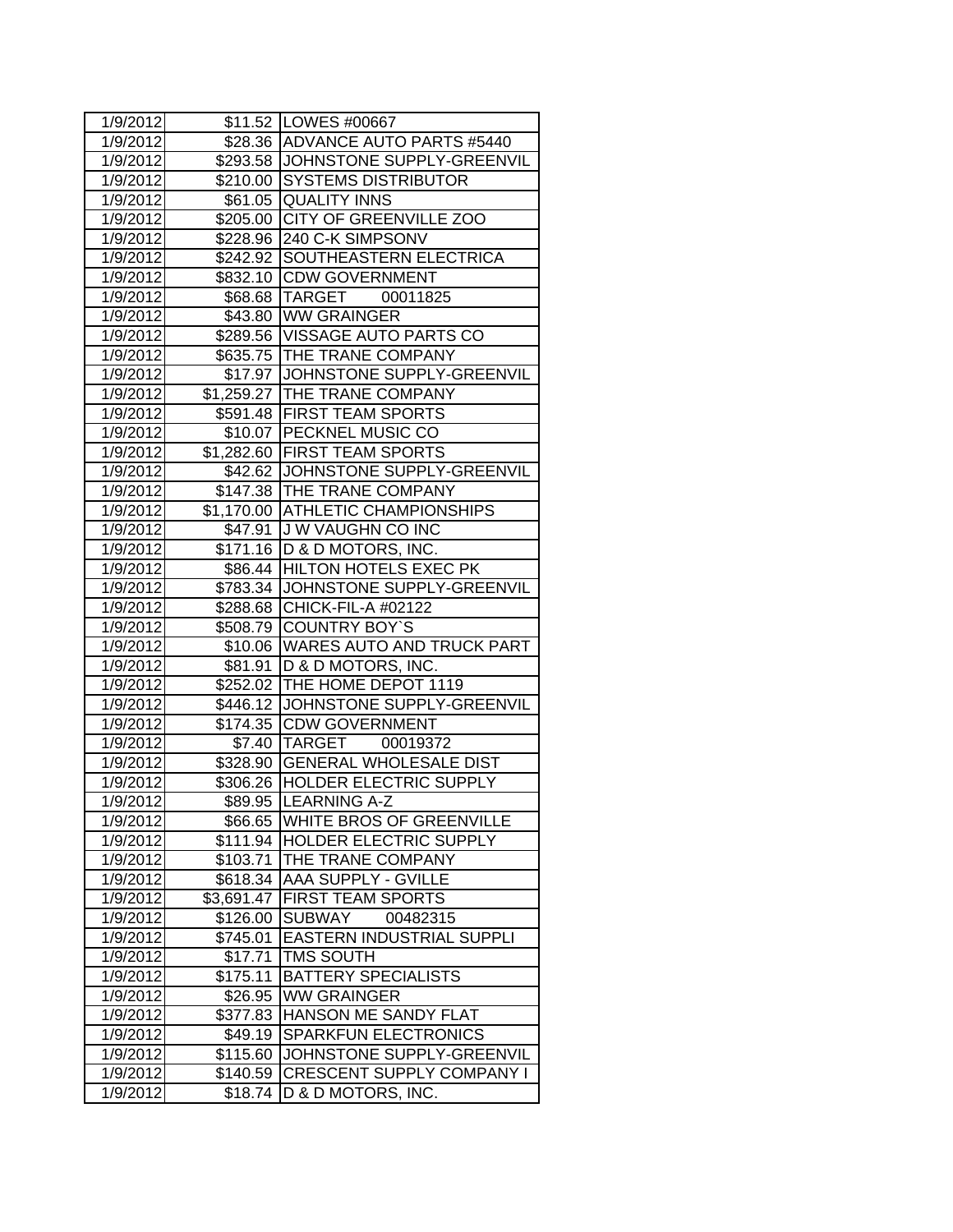| 1/9/2012 | $11.52 | LOWES #00667 |
|---|---|---|
| 1/9/2012 | $28.36 | ADVANCE AUTO PARTS #5440 |
| 1/9/2012 | $293.58 | JOHNSTONE SUPPLY-GREENVIL |
| 1/9/2012 | $210.00 | SYSTEMS DISTRIBUTOR |
| 1/9/2012 | $61.05 | QUALITY INNS |
| 1/9/2012 | $205.00 | CITY OF GREENVILLE ZOO |
| 1/9/2012 | $228.96 | 240 C-K SIMPSONV |
| 1/9/2012 | $242.92 | SOUTHEASTERN ELECTRICA |
| 1/9/2012 | $832.10 | CDW GOVERNMENT |
| 1/9/2012 | $68.68 | TARGET 00011825 |
| 1/9/2012 | $43.80 | WW GRAINGER |
| 1/9/2012 | $289.56 | VISSAGE AUTO PARTS CO |
| 1/9/2012 | $635.75 | THE TRANE COMPANY |
| 1/9/2012 | $17.97 | JOHNSTONE SUPPLY-GREENVIL |
| 1/9/2012 | $1,259.27 | THE TRANE COMPANY |
| 1/9/2012 | $591.48 | FIRST TEAM SPORTS |
| 1/9/2012 | $10.07 | PECKNEL MUSIC CO |
| 1/9/2012 | $1,282.60 | FIRST TEAM SPORTS |
| 1/9/2012 | $42.62 | JOHNSTONE SUPPLY-GREENVIL |
| 1/9/2012 | $147.38 | THE TRANE COMPANY |
| 1/9/2012 | $1,170.00 | ATHLETIC CHAMPIONSHIPS |
| 1/9/2012 | $47.91 | J W VAUGHN CO INC |
| 1/9/2012 | $171.16 | D & D MOTORS, INC. |
| 1/9/2012 | $86.44 | HILTON HOTELS EXEC PK |
| 1/9/2012 | $783.34 | JOHNSTONE SUPPLY-GREENVIL |
| 1/9/2012 | $288.68 | CHICK-FIL-A #02122 |
| 1/9/2012 | $508.79 | COUNTRY BOY`S |
| 1/9/2012 | $10.06 | WARES AUTO AND TRUCK PART |
| 1/9/2012 | $81.91 | D & D MOTORS, INC. |
| 1/9/2012 | $252.02 | THE HOME DEPOT 1119 |
| 1/9/2012 | $446.12 | JOHNSTONE SUPPLY-GREENVIL |
| 1/9/2012 | $174.35 | CDW GOVERNMENT |
| 1/9/2012 | $7.40 | TARGET 00019372 |
| 1/9/2012 | $328.90 | GENERAL WHOLESALE DIST |
| 1/9/2012 | $306.26 | HOLDER ELECTRIC SUPPLY |
| 1/9/2012 | $89.95 | LEARNING A-Z |
| 1/9/2012 | $66.65 | WHITE BROS OF GREENVILLE |
| 1/9/2012 | $111.94 | HOLDER ELECTRIC SUPPLY |
| 1/9/2012 | $103.71 | THE TRANE COMPANY |
| 1/9/2012 | $618.34 | AAA SUPPLY - GVILLE |
| 1/9/2012 | $3,691.47 | FIRST TEAM SPORTS |
| 1/9/2012 | $126.00 | SUBWAY 00482315 |
| 1/9/2012 | $745.01 | EASTERN INDUSTRIAL SUPPLI |
| 1/9/2012 | $17.71 | TMS SOUTH |
| 1/9/2012 | $175.11 | BATTERY SPECIALISTS |
| 1/9/2012 | $26.95 | WW GRAINGER |
| 1/9/2012 | $377.83 | HANSON ME SANDY FLAT |
| 1/9/2012 | $49.19 | SPARKFUN ELECTRONICS |
| 1/9/2012 | $115.60 | JOHNSTONE SUPPLY-GREENVIL |
| 1/9/2012 | $140.59 | CRESCENT SUPPLY COMPANY I |
| 1/9/2012 | $18.74 | D & D MOTORS, INC. |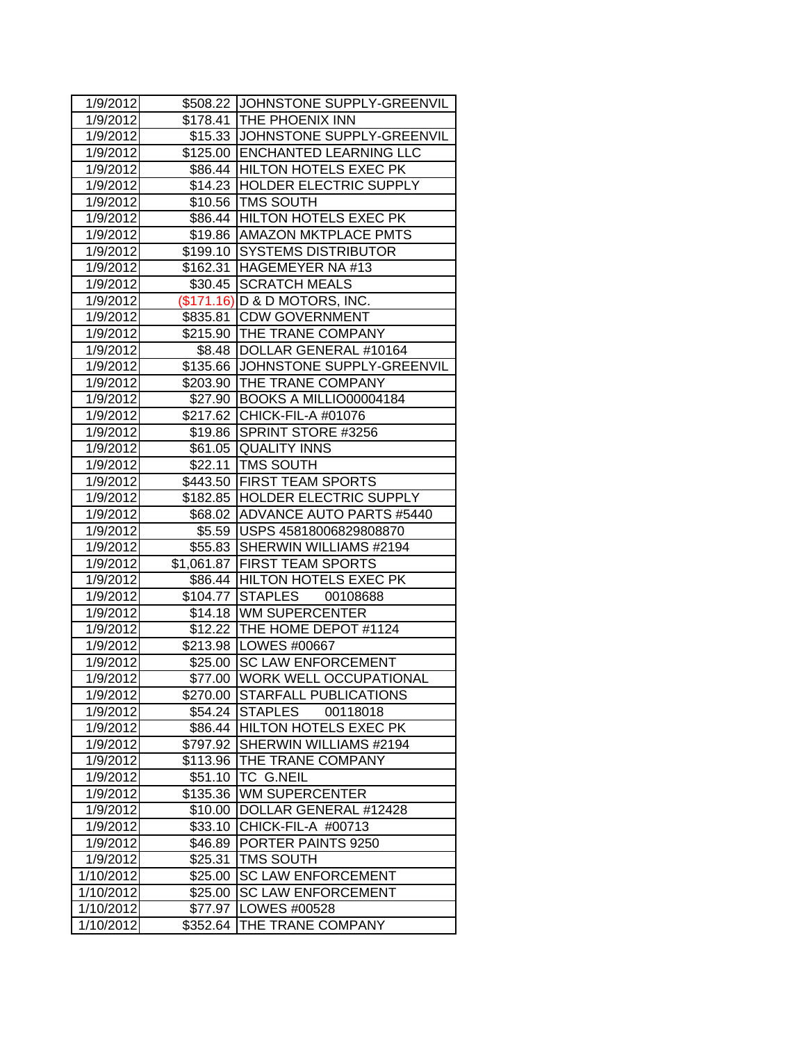| 1/9/2012 | $508.22 | JOHNSTONE SUPPLY-GREENVIL |
|---|---|---|
| 1/9/2012 | $178.41 | THE PHOENIX INN |
| 1/9/2012 | $15.33 | JOHNSTONE SUPPLY-GREENVIL |
| 1/9/2012 | $125.00 | ENCHANTED LEARNING LLC |
| 1/9/2012 | $86.44 | HILTON HOTELS EXEC PK |
| 1/9/2012 | $14.23 | HOLDER ELECTRIC SUPPLY |
| 1/9/2012 | $10.56 | TMS SOUTH |
| 1/9/2012 | $86.44 | HILTON HOTELS EXEC PK |
| 1/9/2012 | $19.86 | AMAZON MKTPLACE PMTS |
| 1/9/2012 | $199.10 | SYSTEMS DISTRIBUTOR |
| 1/9/2012 | $162.31 | HAGEMEYER NA #13 |
| 1/9/2012 | $30.45 | SCRATCH MEALS |
| 1/9/2012 | ($171.16) | D & D MOTORS, INC. |
| 1/9/2012 | $835.81 | CDW GOVERNMENT |
| 1/9/2012 | $215.90 | THE TRANE COMPANY |
| 1/9/2012 | $8.48 | DOLLAR GENERAL #10164 |
| 1/9/2012 | $135.66 | JOHNSTONE SUPPLY-GREENVIL |
| 1/9/2012 | $203.90 | THE TRANE COMPANY |
| 1/9/2012 | $27.90 | BOOKS A MILLIO00004184 |
| 1/9/2012 | $217.62 | CHICK-FIL-A #01076 |
| 1/9/2012 | $19.86 | SPRINT STORE #3256 |
| 1/9/2012 | $61.05 | QUALITY INNS |
| 1/9/2012 | $22.11 | TMS SOUTH |
| 1/9/2012 | $443.50 | FIRST TEAM SPORTS |
| 1/9/2012 | $182.85 | HOLDER ELECTRIC SUPPLY |
| 1/9/2012 | $68.02 | ADVANCE AUTO PARTS #5440 |
| 1/9/2012 | $5.59 | USPS 45818006829808870 |
| 1/9/2012 | $55.83 | SHERWIN WILLIAMS #2194 |
| 1/9/2012 | $1,061.87 | FIRST TEAM SPORTS |
| 1/9/2012 | $86.44 | HILTON HOTELS EXEC PK |
| 1/9/2012 | $104.77 | STAPLES 00108688 |
| 1/9/2012 | $14.18 | WM SUPERCENTER |
| 1/9/2012 | $12.22 | THE HOME DEPOT #1124 |
| 1/9/2012 | $213.98 | LOWES #00667 |
| 1/9/2012 | $25.00 | SC LAW ENFORCEMENT |
| 1/9/2012 | $77.00 | WORK WELL OCCUPATIONAL |
| 1/9/2012 | $270.00 | STARFALL PUBLICATIONS |
| 1/9/2012 | $54.24 | STAPLES 00118018 |
| 1/9/2012 | $86.44 | HILTON HOTELS EXEC PK |
| 1/9/2012 | $797.92 | SHERWIN WILLIAMS #2194 |
| 1/9/2012 | $113.96 | THE TRANE COMPANY |
| 1/9/2012 | $51.10 | TC G.NEIL |
| 1/9/2012 | $135.36 | WM SUPERCENTER |
| 1/9/2012 | $10.00 | DOLLAR GENERAL #12428 |
| 1/9/2012 | $33.10 | CHICK-FIL-A #00713 |
| 1/9/2012 | $46.89 | PORTER PAINTS 9250 |
| 1/9/2012 | $25.31 | TMS SOUTH |
| 1/10/2012 | $25.00 | SC LAW ENFORCEMENT |
| 1/10/2012 | $25.00 | SC LAW ENFORCEMENT |
| 1/10/2012 | $77.97 | LOWES #00528 |
| 1/10/2012 | $352.64 | THE TRANE COMPANY |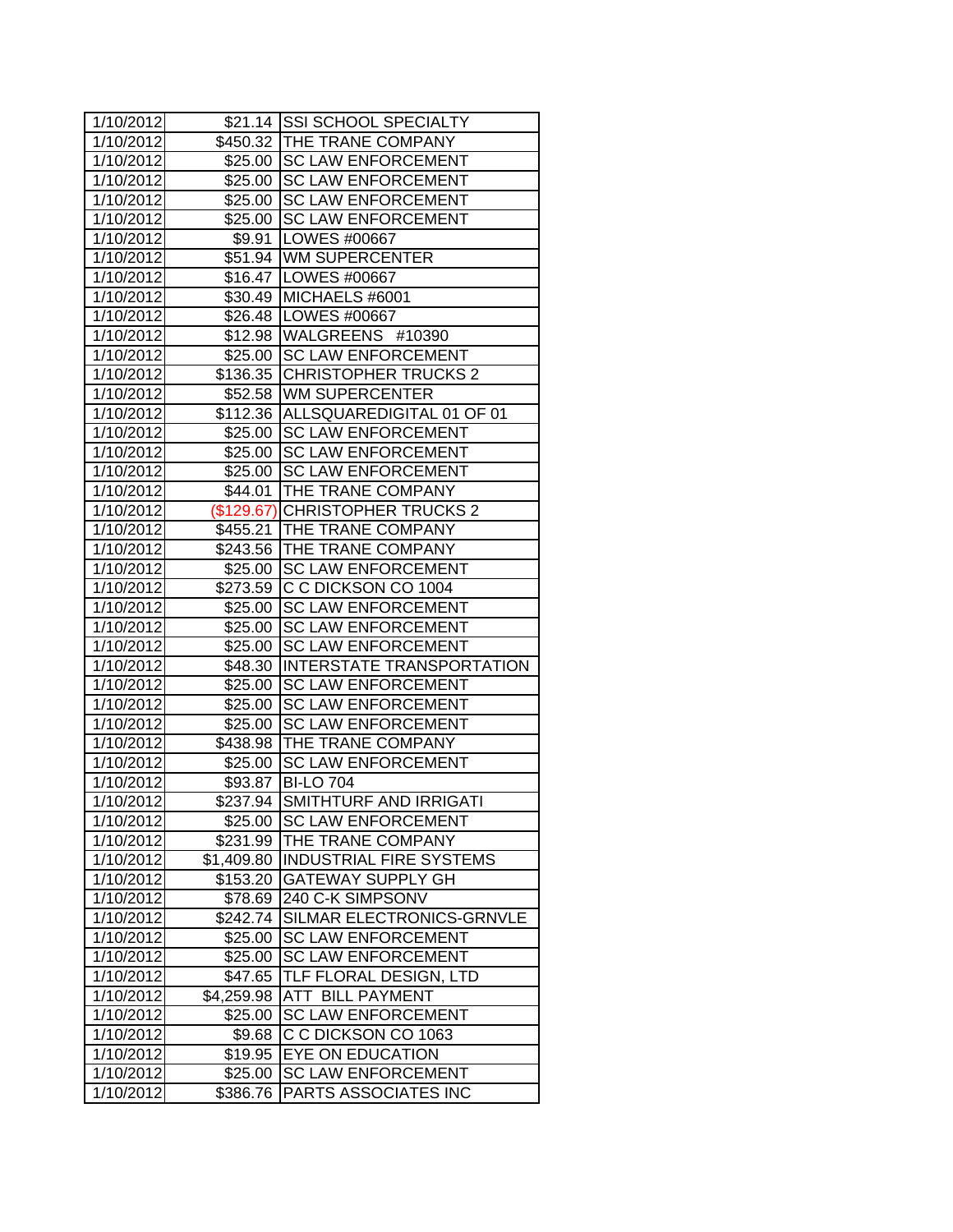| 1/10/2012 | $21.14 | SSI SCHOOL SPECIALTY |
|---|---|---|
| 1/10/2012 | $450.32 | THE TRANE COMPANY |
| 1/10/2012 | $25.00 | SC LAW ENFORCEMENT |
| 1/10/2012 | $25.00 | SC LAW ENFORCEMENT |
| 1/10/2012 | $25.00 | SC LAW ENFORCEMENT |
| 1/10/2012 | $25.00 | SC LAW ENFORCEMENT |
| 1/10/2012 | $9.91 | LOWES #00667 |
| 1/10/2012 | $51.94 | WM SUPERCENTER |
| 1/10/2012 | $16.47 | LOWES #00667 |
| 1/10/2012 | $30.49 | MICHAELS #6001 |
| 1/10/2012 | $26.48 | LOWES #00667 |
| 1/10/2012 | $12.98 | WALGREENS #10390 |
| 1/10/2012 | $25.00 | SC LAW ENFORCEMENT |
| 1/10/2012 | $136.35 | CHRISTOPHER TRUCKS 2 |
| 1/10/2012 | $52.58 | WM SUPERCENTER |
| 1/10/2012 | $112.36 | ALLSQUAREDIGITAL 01 OF 01 |
| 1/10/2012 | $25.00 | SC LAW ENFORCEMENT |
| 1/10/2012 | $25.00 | SC LAW ENFORCEMENT |
| 1/10/2012 | $25.00 | SC LAW ENFORCEMENT |
| 1/10/2012 | $44.01 | THE TRANE COMPANY |
| 1/10/2012 | ($129.67) | CHRISTOPHER TRUCKS 2 |
| 1/10/2012 | $455.21 | THE TRANE COMPANY |
| 1/10/2012 | $243.56 | THE TRANE COMPANY |
| 1/10/2012 | $25.00 | SC LAW ENFORCEMENT |
| 1/10/2012 | $273.59 | C C DICKSON CO 1004 |
| 1/10/2012 | $25.00 | SC LAW ENFORCEMENT |
| 1/10/2012 | $25.00 | SC LAW ENFORCEMENT |
| 1/10/2012 | $25.00 | SC LAW ENFORCEMENT |
| 1/10/2012 | $48.30 | INTERSTATE TRANSPORTATION |
| 1/10/2012 | $25.00 | SC LAW ENFORCEMENT |
| 1/10/2012 | $25.00 | SC LAW ENFORCEMENT |
| 1/10/2012 | $25.00 | SC LAW ENFORCEMENT |
| 1/10/2012 | $438.98 | THE TRANE COMPANY |
| 1/10/2012 | $25.00 | SC LAW ENFORCEMENT |
| 1/10/2012 | $93.87 | BI-LO 704 |
| 1/10/2012 | $237.94 | SMITHTURF AND IRRIGATI |
| 1/10/2012 | $25.00 | SC LAW ENFORCEMENT |
| 1/10/2012 | $231.99 | THE TRANE COMPANY |
| 1/10/2012 | $1,409.80 | INDUSTRIAL FIRE SYSTEMS |
| 1/10/2012 | $153.20 | GATEWAY SUPPLY GH |
| 1/10/2012 | $78.69 | 240 C-K SIMPSONV |
| 1/10/2012 | $242.74 | SILMAR ELECTRONICS-GRNVLE |
| 1/10/2012 | $25.00 | SC LAW ENFORCEMENT |
| 1/10/2012 | $25.00 | SC LAW ENFORCEMENT |
| 1/10/2012 | $47.65 | TLF FLORAL DESIGN, LTD |
| 1/10/2012 | $4,259.98 | ATT BILL PAYMENT |
| 1/10/2012 | $25.00 | SC LAW ENFORCEMENT |
| 1/10/2012 | $9.68 | C C DICKSON CO 1063 |
| 1/10/2012 | $19.95 | EYE ON EDUCATION |
| 1/10/2012 | $25.00 | SC LAW ENFORCEMENT |
| 1/10/2012 | $386.76 | PARTS ASSOCIATES INC |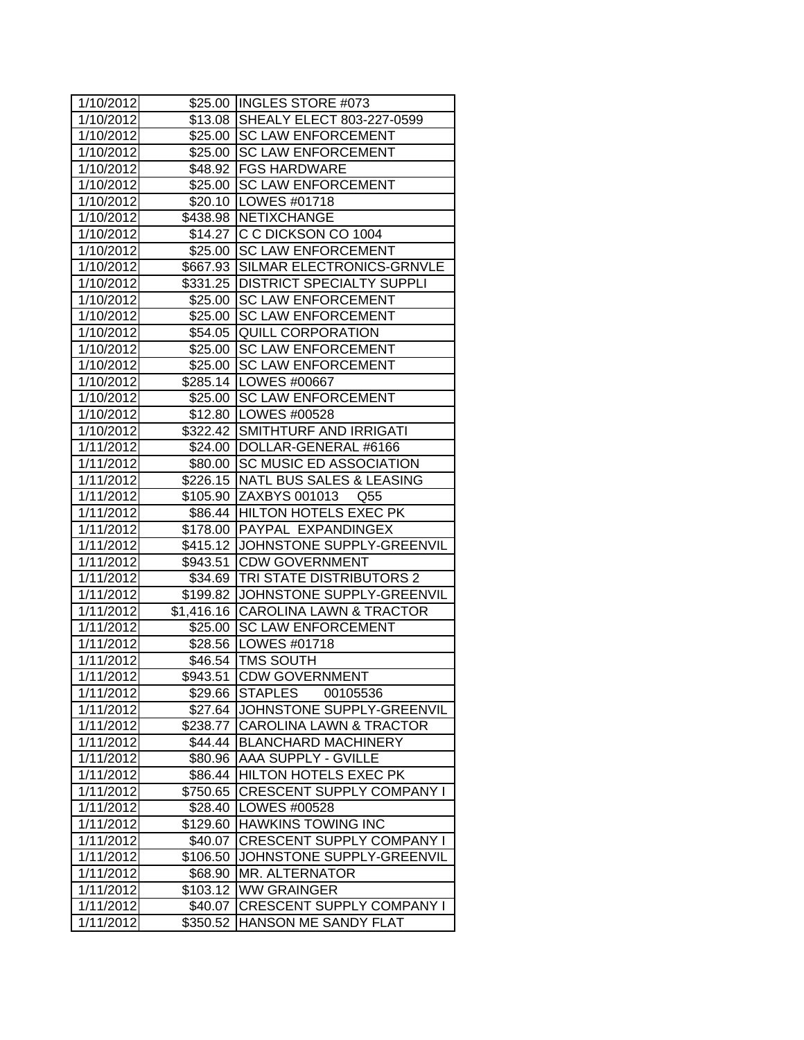| 1/10/2012 | $25.00 | INGLES STORE #073 |
|---|---|---|
| 1/10/2012 | $13.08 | SHEALY ELECT 803-227-0599 |
| 1/10/2012 | $25.00 | SC LAW ENFORCEMENT |
| 1/10/2012 | $25.00 | SC LAW ENFORCEMENT |
| 1/10/2012 | $48.92 | FGS HARDWARE |
| 1/10/2012 | $25.00 | SC LAW ENFORCEMENT |
| 1/10/2012 | $20.10 | LOWES #01718 |
| 1/10/2012 | $438.98 | NETIXCHANGE |
| 1/10/2012 | $14.27 | C C DICKSON CO 1004 |
| 1/10/2012 | $25.00 | SC LAW ENFORCEMENT |
| 1/10/2012 | $667.93 | SILMAR ELECTRONICS-GRNVLE |
| 1/10/2012 | $331.25 | DISTRICT SPECIALTY SUPPLI |
| 1/10/2012 | $25.00 | SC LAW ENFORCEMENT |
| 1/10/2012 | $25.00 | SC LAW ENFORCEMENT |
| 1/10/2012 | $54.05 | QUILL CORPORATION |
| 1/10/2012 | $25.00 | SC LAW ENFORCEMENT |
| 1/10/2012 | $25.00 | SC LAW ENFORCEMENT |
| 1/10/2012 | $285.14 | LOWES #00667 |
| 1/10/2012 | $25.00 | SC LAW ENFORCEMENT |
| 1/10/2012 | $12.80 | LOWES #00528 |
| 1/10/2012 | $322.42 | SMITHTURF AND IRRIGATI |
| 1/11/2012 | $24.00 | DOLLAR-GENERAL #6166 |
| 1/11/2012 | $80.00 | SC MUSIC ED ASSOCIATION |
| 1/11/2012 | $226.15 | NATL BUS SALES & LEASING |
| 1/11/2012 | $105.90 | ZAXBYS 001013 Q55 |
| 1/11/2012 | $86.44 | HILTON HOTELS EXEC PK |
| 1/11/2012 | $178.00 | PAYPAL EXPANDINGEX |
| 1/11/2012 | $415.12 | JOHNSTONE SUPPLY-GREENVIL |
| 1/11/2012 | $943.51 | CDW GOVERNMENT |
| 1/11/2012 | $34.69 | TRI STATE DISTRIBUTORS 2 |
| 1/11/2012 | $199.82 | JOHNSTONE SUPPLY-GREENVIL |
| 1/11/2012 | $1,416.16 | CAROLINA LAWN & TRACTOR |
| 1/11/2012 | $25.00 | SC LAW ENFORCEMENT |
| 1/11/2012 | $28.56 | LOWES #01718 |
| 1/11/2012 | $46.54 | TMS SOUTH |
| 1/11/2012 | $943.51 | CDW GOVERNMENT |
| 1/11/2012 | $29.66 | STAPLES 00105536 |
| 1/11/2012 | $27.64 | JOHNSTONE SUPPLY-GREENVIL |
| 1/11/2012 | $238.77 | CAROLINA LAWN & TRACTOR |
| 1/11/2012 | $44.44 | BLANCHARD MACHINERY |
| 1/11/2012 | $80.96 | AAA SUPPLY - GVILLE |
| 1/11/2012 | $86.44 | HILTON HOTELS EXEC PK |
| 1/11/2012 | $750.65 | CRESCENT SUPPLY COMPANY I |
| 1/11/2012 | $28.40 | LOWES #00528 |
| 1/11/2012 | $129.60 | HAWKINS TOWING INC |
| 1/11/2012 | $40.07 | CRESCENT SUPPLY COMPANY I |
| 1/11/2012 | $106.50 | JOHNSTONE SUPPLY-GREENVIL |
| 1/11/2012 | $68.90 | MR. ALTERNATOR |
| 1/11/2012 | $103.12 | WW GRAINGER |
| 1/11/2012 | $40.07 | CRESCENT SUPPLY COMPANY I |
| 1/11/2012 | $350.52 | HANSON ME SANDY FLAT |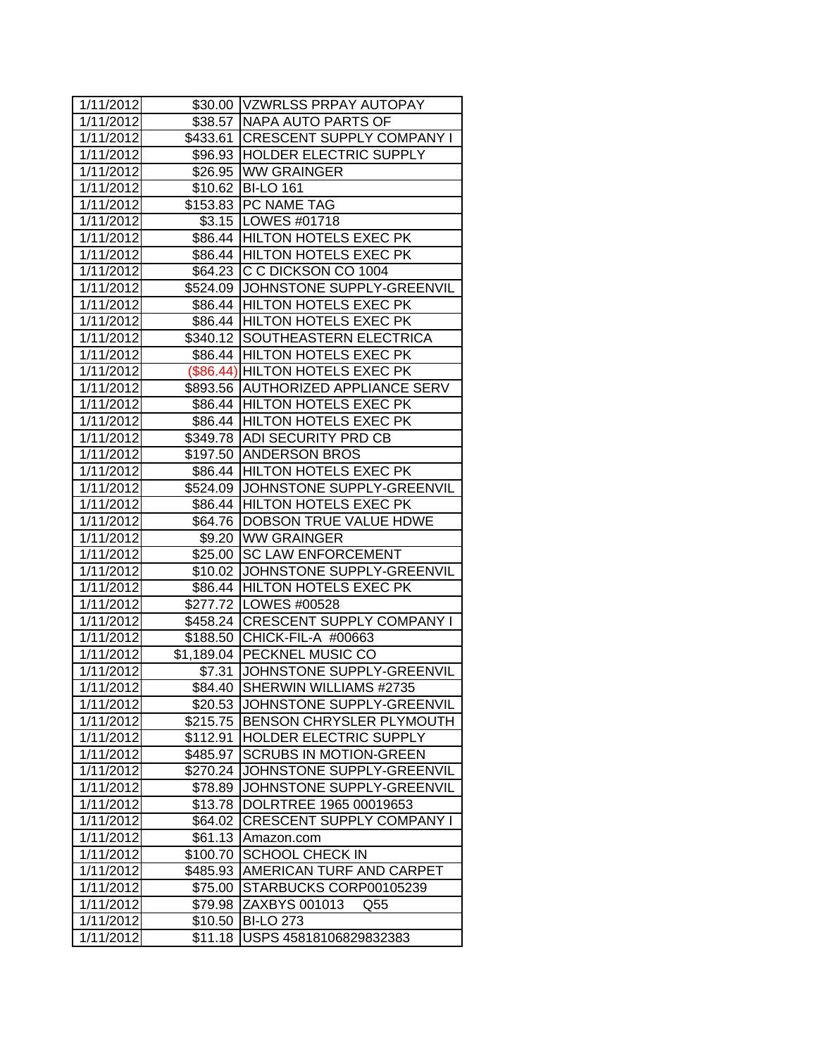| | | |
|---|---|---|
| 1/11/2012 | $30.00 | VZWRLSS PRPAY AUTOPAY |
| 1/11/2012 | $38.57 | NAPA AUTO PARTS OF |
| 1/11/2012 | $433.61 | CRESCENT SUPPLY COMPANY I |
| 1/11/2012 | $96.93 | HOLDER ELECTRIC SUPPLY |
| 1/11/2012 | $26.95 | WW GRAINGER |
| 1/11/2012 | $10.62 | BI-LO 161 |
| 1/11/2012 | $153.83 | PC NAME TAG |
| 1/11/2012 | $3.15 | LOWES #01718 |
| 1/11/2012 | $86.44 | HILTON HOTELS EXEC PK |
| 1/11/2012 | $86.44 | HILTON HOTELS EXEC PK |
| 1/11/2012 | $64.23 | C C DICKSON CO 1004 |
| 1/11/2012 | $524.09 | JOHNSTONE SUPPLY-GREENVIL |
| 1/11/2012 | $86.44 | HILTON HOTELS EXEC PK |
| 1/11/2012 | $86.44 | HILTON HOTELS EXEC PK |
| 1/11/2012 | $340.12 | SOUTHEASTERN ELECTRICA |
| 1/11/2012 | $86.44 | HILTON HOTELS EXEC PK |
| 1/11/2012 | ($86.44) | HILTON HOTELS EXEC PK |
| 1/11/2012 | $893.56 | AUTHORIZED APPLIANCE SERV |
| 1/11/2012 | $86.44 | HILTON HOTELS EXEC PK |
| 1/11/2012 | $86.44 | HILTON HOTELS EXEC PK |
| 1/11/2012 | $349.78 | ADI SECURITY PRD CB |
| 1/11/2012 | $197.50 | ANDERSON BROS |
| 1/11/2012 | $86.44 | HILTON HOTELS EXEC PK |
| 1/11/2012 | $524.09 | JOHNSTONE SUPPLY-GREENVIL |
| 1/11/2012 | $86.44 | HILTON HOTELS EXEC PK |
| 1/11/2012 | $64.76 | DOBSON TRUE VALUE HDWE |
| 1/11/2012 | $9.20 | WW GRAINGER |
| 1/11/2012 | $25.00 | SC LAW ENFORCEMENT |
| 1/11/2012 | $10.02 | JOHNSTONE SUPPLY-GREENVIL |
| 1/11/2012 | $86.44 | HILTON HOTELS EXEC PK |
| 1/11/2012 | $277.72 | LOWES #00528 |
| 1/11/2012 | $458.24 | CRESCENT SUPPLY COMPANY I |
| 1/11/2012 | $188.50 | CHICK-FIL-A #00663 |
| 1/11/2012 | $1,189.04 | PECKNEL MUSIC CO |
| 1/11/2012 | $7.31 | JOHNSTONE SUPPLY-GREENVIL |
| 1/11/2012 | $84.40 | SHERWIN WILLIAMS #2735 |
| 1/11/2012 | $20.53 | JOHNSTONE SUPPLY-GREENVIL |
| 1/11/2012 | $215.75 | BENSON CHRYSLER PLYMOUTH |
| 1/11/2012 | $112.91 | HOLDER ELECTRIC SUPPLY |
| 1/11/2012 | $485.97 | SCRUBS IN MOTION-GREEN |
| 1/11/2012 | $270.24 | JOHNSTONE SUPPLY-GREENVIL |
| 1/11/2012 | $78.89 | JOHNSTONE SUPPLY-GREENVIL |
| 1/11/2012 | $13.78 | DOLRTREE 1965 00019653 |
| 1/11/2012 | $64.02 | CRESCENT SUPPLY COMPANY I |
| 1/11/2012 | $61.13 | Amazon.com |
| 1/11/2012 | $100.70 | SCHOOL CHECK IN |
| 1/11/2012 | $485.93 | AMERICAN TURF AND CARPET |
| 1/11/2012 | $75.00 | STARBUCKS CORP00105239 |
| 1/11/2012 | $79.98 | ZAXBYS 001013 Q55 |
| 1/11/2012 | $10.50 | BI-LO 273 |
| 1/11/2012 | $11.18 | USPS 45818106829832383 |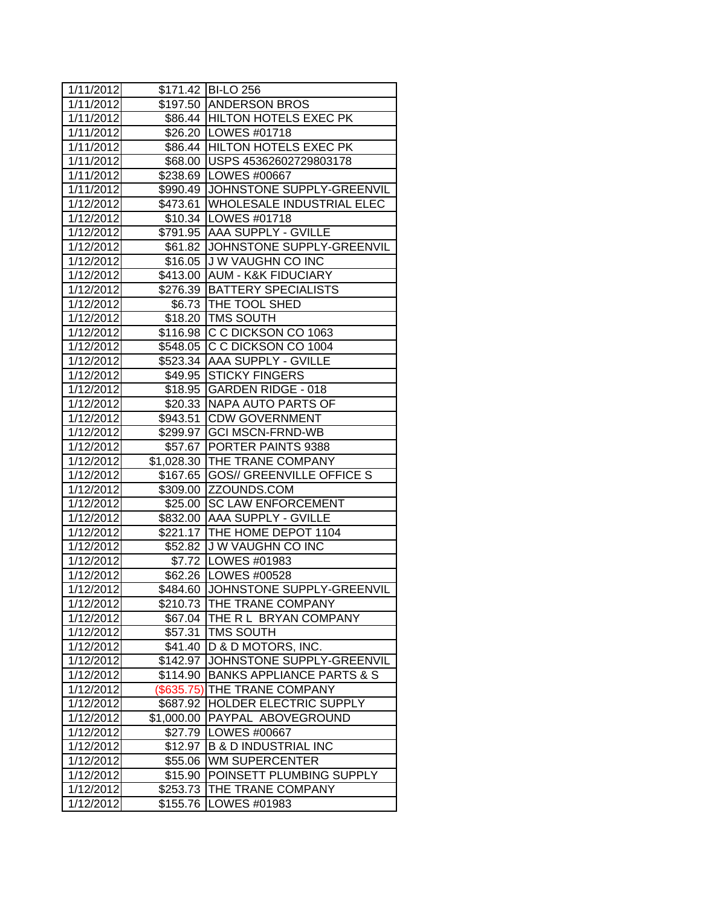| | | |
|---|---|---|
| 1/11/2012 | $171.42 | BI-LO 256 |
| 1/11/2012 | $197.50 | ANDERSON BROS |
| 1/11/2012 | $86.44 | HILTON HOTELS EXEC PK |
| 1/11/2012 | $26.20 | LOWES #01718 |
| 1/11/2012 | $86.44 | HILTON HOTELS EXEC PK |
| 1/11/2012 | $68.00 | USPS 45362602729803178 |
| 1/11/2012 | $238.69 | LOWES #00667 |
| 1/11/2012 | $990.49 | JOHNSTONE SUPPLY-GREENVIL |
| 1/12/2012 | $473.61 | WHOLESALE INDUSTRIAL ELEC |
| 1/12/2012 | $10.34 | LOWES #01718 |
| 1/12/2012 | $791.95 | AAA SUPPLY - GVILLE |
| 1/12/2012 | $61.82 | JOHNSTONE SUPPLY-GREENVIL |
| 1/12/2012 | $16.05 | J W VAUGHN CO INC |
| 1/12/2012 | $413.00 | AUM - K&K FIDUCIARY |
| 1/12/2012 | $276.39 | BATTERY SPECIALISTS |
| 1/12/2012 | $6.73 | THE TOOL SHED |
| 1/12/2012 | $18.20 | TMS SOUTH |
| 1/12/2012 | $116.98 | C C DICKSON CO 1063 |
| 1/12/2012 | $548.05 | C C DICKSON CO 1004 |
| 1/12/2012 | $523.34 | AAA SUPPLY - GVILLE |
| 1/12/2012 | $49.95 | STICKY FINGERS |
| 1/12/2012 | $18.95 | GARDEN RIDGE - 018 |
| 1/12/2012 | $20.33 | NAPA AUTO PARTS OF |
| 1/12/2012 | $943.51 | CDW GOVERNMENT |
| 1/12/2012 | $299.97 | GCI MSCN-FRND-WB |
| 1/12/2012 | $57.67 | PORTER PAINTS 9388 |
| 1/12/2012 | $1,028.30 | THE TRANE COMPANY |
| 1/12/2012 | $167.65 | GOS// GREENVILLE OFFICE S |
| 1/12/2012 | $309.00 | ZZOUNDS.COM |
| 1/12/2012 | $25.00 | SC LAW ENFORCEMENT |
| 1/12/2012 | $832.00 | AAA SUPPLY - GVILLE |
| 1/12/2012 | $221.17 | THE HOME DEPOT 1104 |
| 1/12/2012 | $52.82 | J W VAUGHN CO INC |
| 1/12/2012 | $7.72 | LOWES #01983 |
| 1/12/2012 | $62.26 | LOWES #00528 |
| 1/12/2012 | $484.60 | JOHNSTONE SUPPLY-GREENVIL |
| 1/12/2012 | $210.73 | THE TRANE COMPANY |
| 1/12/2012 | $67.04 | THE R L BRYAN COMPANY |
| 1/12/2012 | $57.31 | TMS SOUTH |
| 1/12/2012 | $41.40 | D & D MOTORS, INC. |
| 1/12/2012 | $142.97 | JOHNSTONE SUPPLY-GREENVIL |
| 1/12/2012 | $114.90 | BANKS APPLIANCE PARTS & S |
| 1/12/2012 | ($635.75) | THE TRANE COMPANY |
| 1/12/2012 | $687.92 | HOLDER ELECTRIC SUPPLY |
| 1/12/2012 | $1,000.00 | PAYPAL ABOVEGROUND |
| 1/12/2012 | $27.79 | LOWES #00667 |
| 1/12/2012 | $12.97 | B & D INDUSTRIAL INC |
| 1/12/2012 | $55.06 | WM SUPERCENTER |
| 1/12/2012 | $15.90 | POINSETT PLUMBING SUPPLY |
| 1/12/2012 | $253.73 | THE TRANE COMPANY |
| 1/12/2012 | $155.76 | LOWES #01983 |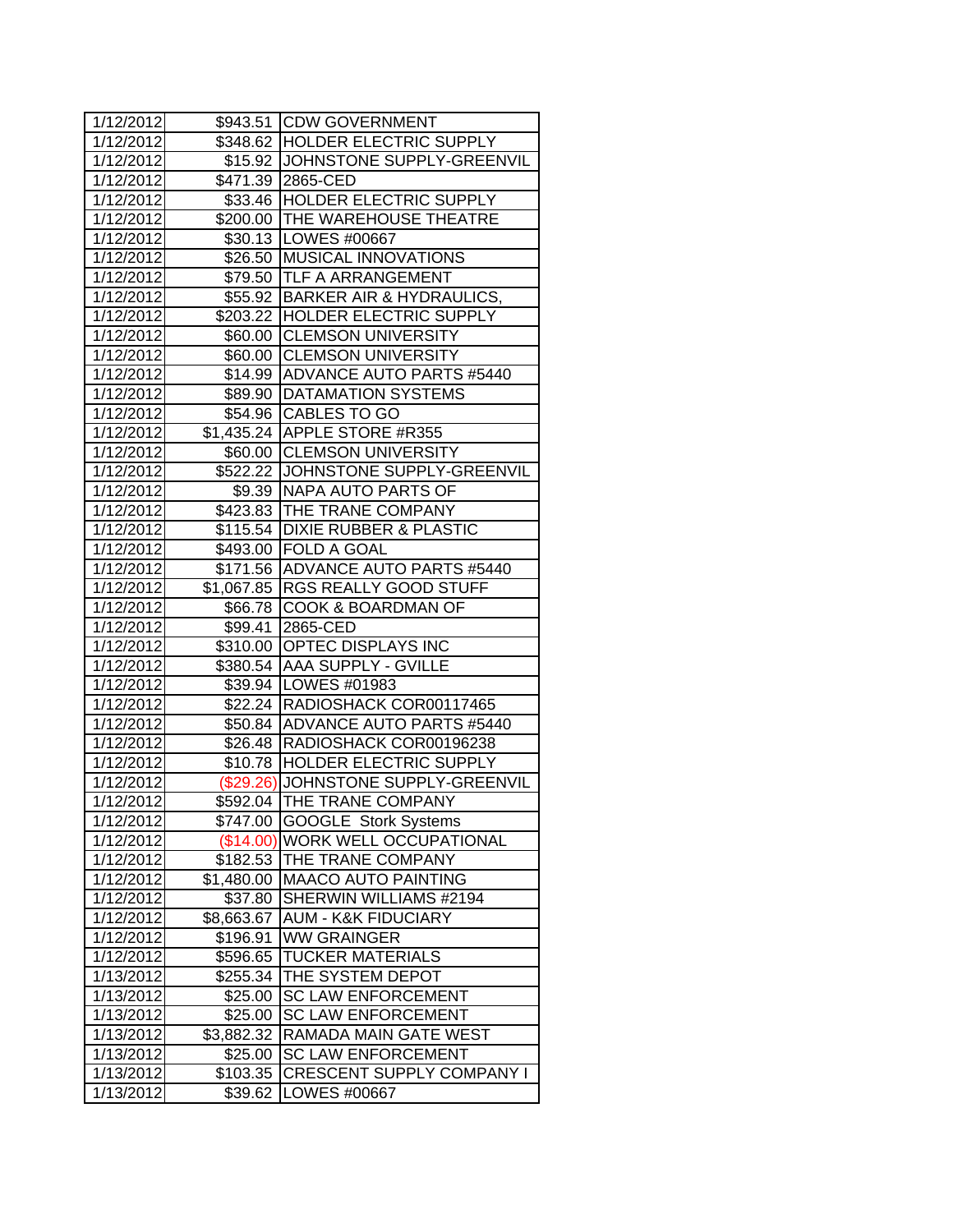| | | |
|---|---|---|
| 1/12/2012 | $943.51 | CDW GOVERNMENT |
| 1/12/2012 | $348.62 | HOLDER ELECTRIC SUPPLY |
| 1/12/2012 | $15.92 | JOHNSTONE SUPPLY-GREENVIL |
| 1/12/2012 | $471.39 | 2865-CED |
| 1/12/2012 | $33.46 | HOLDER ELECTRIC SUPPLY |
| 1/12/2012 | $200.00 | THE WAREHOUSE THEATRE |
| 1/12/2012 | $30.13 | LOWES #00667 |
| 1/12/2012 | $26.50 | MUSICAL INNOVATIONS |
| 1/12/2012 | $79.50 | TLF A ARRANGEMENT |
| 1/12/2012 | $55.92 | BARKER AIR & HYDRAULICS, |
| 1/12/2012 | $203.22 | HOLDER ELECTRIC SUPPLY |
| 1/12/2012 | $60.00 | CLEMSON UNIVERSITY |
| 1/12/2012 | $60.00 | CLEMSON UNIVERSITY |
| 1/12/2012 | $14.99 | ADVANCE AUTO PARTS #5440 |
| 1/12/2012 | $89.90 | DATAMATION SYSTEMS |
| 1/12/2012 | $54.96 | CABLES TO GO |
| 1/12/2012 | $1,435.24 | APPLE STORE #R355 |
| 1/12/2012 | $60.00 | CLEMSON UNIVERSITY |
| 1/12/2012 | $522.22 | JOHNSTONE SUPPLY-GREENVIL |
| 1/12/2012 | $9.39 | NAPA AUTO PARTS OF |
| 1/12/2012 | $423.83 | THE TRANE COMPANY |
| 1/12/2012 | $115.54 | DIXIE RUBBER & PLASTIC |
| 1/12/2012 | $493.00 | FOLD A GOAL |
| 1/12/2012 | $171.56 | ADVANCE AUTO PARTS #5440 |
| 1/12/2012 | $1,067.85 | RGS REALLY GOOD STUFF |
| 1/12/2012 | $66.78 | COOK & BOARDMAN OF |
| 1/12/2012 | $99.41 | 2865-CED |
| 1/12/2012 | $310.00 | OPTEC DISPLAYS INC |
| 1/12/2012 | $380.54 | AAA SUPPLY - GVILLE |
| 1/12/2012 | $39.94 | LOWES #01983 |
| 1/12/2012 | $22.24 | RADIOSHACK COR00117465 |
| 1/12/2012 | $50.84 | ADVANCE AUTO PARTS #5440 |
| 1/12/2012 | $26.48 | RADIOSHACK COR00196238 |
| 1/12/2012 | $10.78 | HOLDER ELECTRIC SUPPLY |
| 1/12/2012 | ($29.26) | JOHNSTONE SUPPLY-GREENVIL |
| 1/12/2012 | $592.04 | THE TRANE COMPANY |
| 1/12/2012 | $747.00 | GOOGLE Stork Systems |
| 1/12/2012 | ($14.00) | WORK WELL OCCUPATIONAL |
| 1/12/2012 | $182.53 | THE TRANE COMPANY |
| 1/12/2012 | $1,480.00 | MAACO AUTO PAINTING |
| 1/12/2012 | $37.80 | SHERWIN WILLIAMS #2194 |
| 1/12/2012 | $8,663.67 | AUM - K&K FIDUCIARY |
| 1/12/2012 | $196.91 | WW GRAINGER |
| 1/12/2012 | $596.65 | TUCKER MATERIALS |
| 1/13/2012 | $255.34 | THE SYSTEM DEPOT |
| 1/13/2012 | $25.00 | SC LAW ENFORCEMENT |
| 1/13/2012 | $25.00 | SC LAW ENFORCEMENT |
| 1/13/2012 | $3,882.32 | RAMADA MAIN GATE WEST |
| 1/13/2012 | $25.00 | SC LAW ENFORCEMENT |
| 1/13/2012 | $103.35 | CRESCENT SUPPLY COMPANY I |
| 1/13/2012 | $39.62 | LOWES #00667 |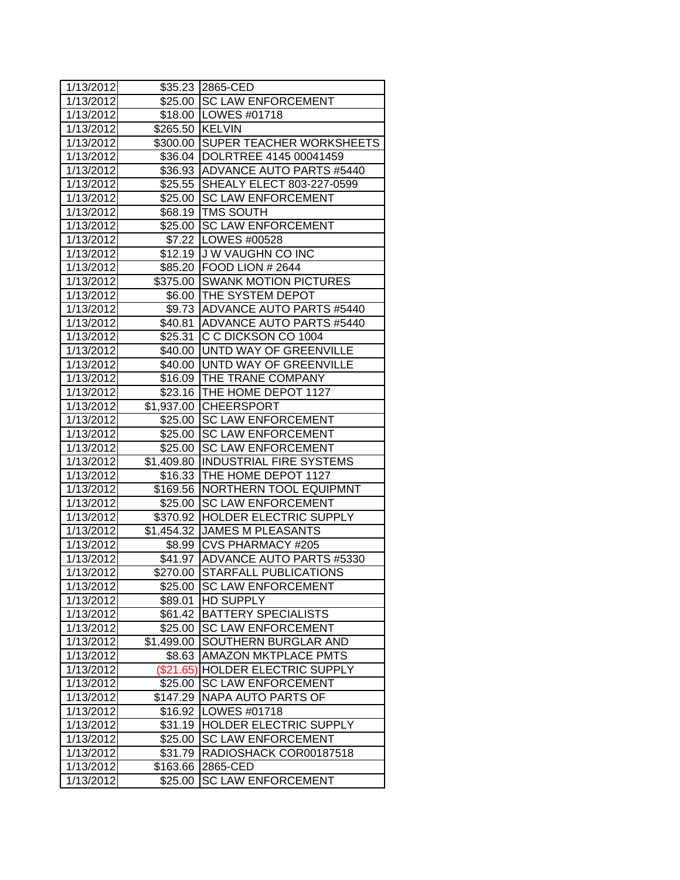| 1/13/2012 | $35.23 | 2865-CED |
|---|---|---|
| 1/13/2012 | $25.00 | SC LAW ENFORCEMENT |
| 1/13/2012 | $18.00 | LOWES #01718 |
| 1/13/2012 | $265.50 | KELVIN |
| 1/13/2012 | $300.00 | SUPER TEACHER WORKSHEETS |
| 1/13/2012 | $36.04 | DOLRTREE 4145 00041459 |
| 1/13/2012 | $36.93 | ADVANCE AUTO PARTS #5440 |
| 1/13/2012 | $25.55 | SHEALY ELECT 803-227-0599 |
| 1/13/2012 | $25.00 | SC LAW ENFORCEMENT |
| 1/13/2012 | $68.19 | TMS SOUTH |
| 1/13/2012 | $25.00 | SC LAW ENFORCEMENT |
| 1/13/2012 | $7.22 | LOWES #00528 |
| 1/13/2012 | $12.19 | J W VAUGHN CO INC |
| 1/13/2012 | $85.20 | FOOD LION # 2644 |
| 1/13/2012 | $375.00 | SWANK MOTION PICTURES |
| 1/13/2012 | $6.00 | THE SYSTEM DEPOT |
| 1/13/2012 | $9.73 | ADVANCE AUTO PARTS #5440 |
| 1/13/2012 | $40.81 | ADVANCE AUTO PARTS #5440 |
| 1/13/2012 | $25.31 | C C DICKSON CO 1004 |
| 1/13/2012 | $40.00 | UNTD WAY OF GREENVILLE |
| 1/13/2012 | $40.00 | UNTD WAY OF GREENVILLE |
| 1/13/2012 | $16.09 | THE TRANE COMPANY |
| 1/13/2012 | $23.16 | THE HOME DEPOT 1127 |
| 1/13/2012 | $1,937.00 | CHEERSPORT |
| 1/13/2012 | $25.00 | SC LAW ENFORCEMENT |
| 1/13/2012 | $25.00 | SC LAW ENFORCEMENT |
| 1/13/2012 | $25.00 | SC LAW ENFORCEMENT |
| 1/13/2012 | $1,409.80 | INDUSTRIAL FIRE SYSTEMS |
| 1/13/2012 | $16.33 | THE HOME DEPOT 1127 |
| 1/13/2012 | $169.56 | NORTHERN TOOL EQUIPMNT |
| 1/13/2012 | $25.00 | SC LAW ENFORCEMENT |
| 1/13/2012 | $370.92 | HOLDER ELECTRIC SUPPLY |
| 1/13/2012 | $1,454.32 | JAMES M PLEASANTS |
| 1/13/2012 | $8.99 | CVS PHARMACY #205 |
| 1/13/2012 | $41.97 | ADVANCE AUTO PARTS #5330 |
| 1/13/2012 | $270.00 | STARFALL PUBLICATIONS |
| 1/13/2012 | $25.00 | SC LAW ENFORCEMENT |
| 1/13/2012 | $89.01 | HD SUPPLY |
| 1/13/2012 | $61.42 | BATTERY SPECIALISTS |
| 1/13/2012 | $25.00 | SC LAW ENFORCEMENT |
| 1/13/2012 | $1,499.00 | SOUTHERN BURGLAR AND |
| 1/13/2012 | $8.63 | AMAZON MKTPLACE PMTS |
| 1/13/2012 | ($21.65) | HOLDER ELECTRIC SUPPLY |
| 1/13/2012 | $25.00 | SC LAW ENFORCEMENT |
| 1/13/2012 | $147.29 | NAPA AUTO PARTS OF |
| 1/13/2012 | $16.92 | LOWES #01718 |
| 1/13/2012 | $31.19 | HOLDER ELECTRIC SUPPLY |
| 1/13/2012 | $25.00 | SC LAW ENFORCEMENT |
| 1/13/2012 | $31.79 | RADIOSHACK COR00187518 |
| 1/13/2012 | $163.66 | 2865-CED |
| 1/13/2012 | $25.00 | SC LAW ENFORCEMENT |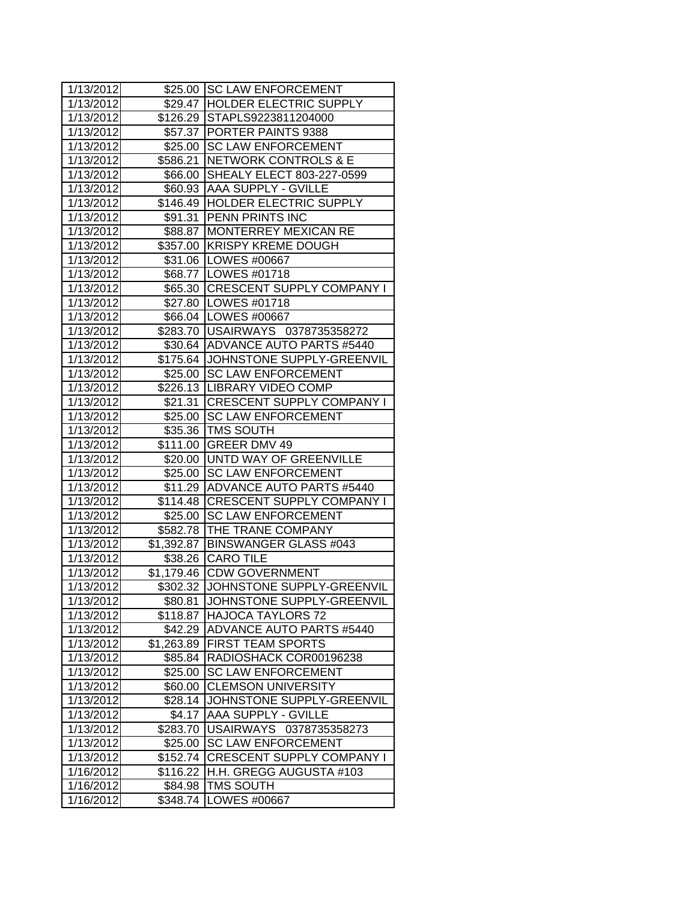| 1/13/2012 | $25.00 | SC LAW ENFORCEMENT |
|---|---|---|
| 1/13/2012 | $29.47 | HOLDER ELECTRIC SUPPLY |
| 1/13/2012 | $126.29 | STAPLS9223811204000 |
| 1/13/2012 | $57.37 | PORTER PAINTS 9388 |
| 1/13/2012 | $25.00 | SC LAW ENFORCEMENT |
| 1/13/2012 | $586.21 | NETWORK CONTROLS & E |
| 1/13/2012 | $66.00 | SHEALY ELECT 803-227-0599 |
| 1/13/2012 | $60.93 | AAA SUPPLY - GVILLE |
| 1/13/2012 | $146.49 | HOLDER ELECTRIC SUPPLY |
| 1/13/2012 | $91.31 | PENN PRINTS INC |
| 1/13/2012 | $88.87 | MONTERREY MEXICAN RE |
| 1/13/2012 | $357.00 | KRISPY KREME DOUGH |
| 1/13/2012 | $31.06 | LOWES #00667 |
| 1/13/2012 | $68.77 | LOWES #01718 |
| 1/13/2012 | $65.30 | CRESCENT SUPPLY COMPANY I |
| 1/13/2012 | $27.80 | LOWES #01718 |
| 1/13/2012 | $66.04 | LOWES #00667 |
| 1/13/2012 | $283.70 | USAIRWAYS 0378735358272 |
| 1/13/2012 | $30.64 | ADVANCE AUTO PARTS #5440 |
| 1/13/2012 | $175.64 | JOHNSTONE SUPPLY-GREENVIL |
| 1/13/2012 | $25.00 | SC LAW ENFORCEMENT |
| 1/13/2012 | $226.13 | LIBRARY VIDEO COMP |
| 1/13/2012 | $21.31 | CRESCENT SUPPLY COMPANY I |
| 1/13/2012 | $25.00 | SC LAW ENFORCEMENT |
| 1/13/2012 | $35.36 | TMS SOUTH |
| 1/13/2012 | $111.00 | GREER DMV 49 |
| 1/13/2012 | $20.00 | UNTD WAY OF GREENVILLE |
| 1/13/2012 | $25.00 | SC LAW ENFORCEMENT |
| 1/13/2012 | $11.29 | ADVANCE AUTO PARTS #5440 |
| 1/13/2012 | $114.48 | CRESCENT SUPPLY COMPANY I |
| 1/13/2012 | $25.00 | SC LAW ENFORCEMENT |
| 1/13/2012 | $582.78 | THE TRANE COMPANY |
| 1/13/2012 | $1,392.87 | BINSWANGER GLASS #043 |
| 1/13/2012 | $38.26 | CARO TILE |
| 1/13/2012 | $1,179.46 | CDW GOVERNMENT |
| 1/13/2012 | $302.32 | JOHNSTONE SUPPLY-GREENVIL |
| 1/13/2012 | $80.81 | JOHNSTONE SUPPLY-GREENVIL |
| 1/13/2012 | $118.87 | HAJOCA TAYLORS 72 |
| 1/13/2012 | $42.29 | ADVANCE AUTO PARTS #5440 |
| 1/13/2012 | $1,263.89 | FIRST TEAM SPORTS |
| 1/13/2012 | $85.84 | RADIOSHACK COR00196238 |
| 1/13/2012 | $25.00 | SC LAW ENFORCEMENT |
| 1/13/2012 | $60.00 | CLEMSON UNIVERSITY |
| 1/13/2012 | $28.14 | JOHNSTONE SUPPLY-GREENVIL |
| 1/13/2012 | $4.17 | AAA SUPPLY - GVILLE |
| 1/13/2012 | $283.70 | USAIRWAYS 0378735358273 |
| 1/13/2012 | $25.00 | SC LAW ENFORCEMENT |
| 1/13/2012 | $152.74 | CRESCENT SUPPLY COMPANY I |
| 1/16/2012 | $116.22 | H.H. GREGG AUGUSTA #103 |
| 1/16/2012 | $84.98 | TMS SOUTH |
| 1/16/2012 | $348.74 | LOWES #00667 |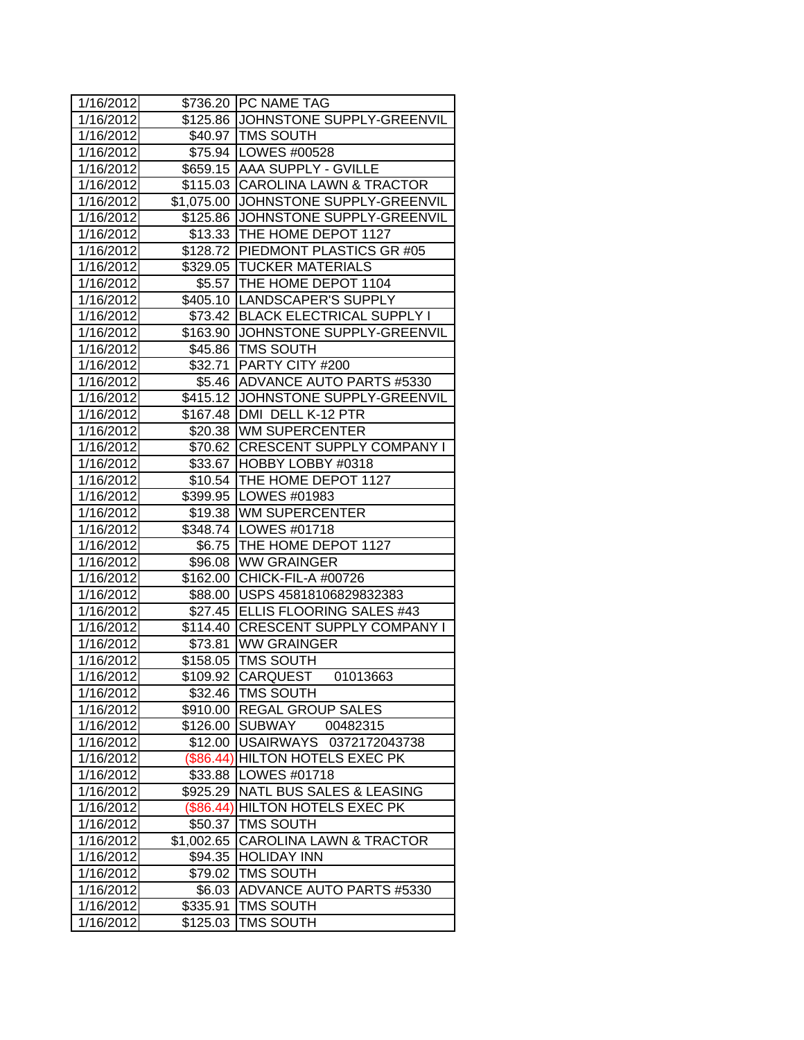| 1/16/2012 | $736.20 | PC NAME TAG |
|---|---|---|
| 1/16/2012 | $125.86 | JOHNSTONE SUPPLY-GREENVIL |
| 1/16/2012 | $40.97 | TMS SOUTH |
| 1/16/2012 | $75.94 | LOWES #00528 |
| 1/16/2012 | $659.15 | AAA SUPPLY - GVILLE |
| 1/16/2012 | $115.03 | CAROLINA LAWN & TRACTOR |
| 1/16/2012 | $1,075.00 | JOHNSTONE SUPPLY-GREENVIL |
| 1/16/2012 | $125.86 | JOHNSTONE SUPPLY-GREENVIL |
| 1/16/2012 | $13.33 | THE HOME DEPOT 1127 |
| 1/16/2012 | $128.72 | PIEDMONT PLASTICS GR #05 |
| 1/16/2012 | $329.05 | TUCKER MATERIALS |
| 1/16/2012 | $5.57 | THE HOME DEPOT 1104 |
| 1/16/2012 | $405.10 | LANDSCAPER'S SUPPLY |
| 1/16/2012 | $73.42 | BLACK ELECTRICAL SUPPLY I |
| 1/16/2012 | $163.90 | JOHNSTONE SUPPLY-GREENVIL |
| 1/16/2012 | $45.86 | TMS SOUTH |
| 1/16/2012 | $32.71 | PARTY CITY #200 |
| 1/16/2012 | $5.46 | ADVANCE AUTO PARTS #5330 |
| 1/16/2012 | $415.12 | JOHNSTONE SUPPLY-GREENVIL |
| 1/16/2012 | $167.48 | DMI DELL K-12 PTR |
| 1/16/2012 | $20.38 | WM SUPERCENTER |
| 1/16/2012 | $70.62 | CRESCENT SUPPLY COMPANY I |
| 1/16/2012 | $33.67 | HOBBY LOBBY #0318 |
| 1/16/2012 | $10.54 | THE HOME DEPOT 1127 |
| 1/16/2012 | $399.95 | LOWES #01983 |
| 1/16/2012 | $19.38 | WM SUPERCENTER |
| 1/16/2012 | $348.74 | LOWES #01718 |
| 1/16/2012 | $6.75 | THE HOME DEPOT 1127 |
| 1/16/2012 | $96.08 | WW GRAINGER |
| 1/16/2012 | $162.00 | CHICK-FIL-A #00726 |
| 1/16/2012 | $88.00 | USPS 45818106829832383 |
| 1/16/2012 | $27.45 | ELLIS FLOORING SALES #43 |
| 1/16/2012 | $114.40 | CRESCENT SUPPLY COMPANY I |
| 1/16/2012 | $73.81 | WW GRAINGER |
| 1/16/2012 | $158.05 | TMS SOUTH |
| 1/16/2012 | $109.92 | CARQUEST 01013663 |
| 1/16/2012 | $32.46 | TMS SOUTH |
| 1/16/2012 | $910.00 | REGAL GROUP SALES |
| 1/16/2012 | $126.00 | SUBWAY 00482315 |
| 1/16/2012 | $12.00 | USAIRWAYS 0372172043738 |
| 1/16/2012 | ($86.44) | HILTON HOTELS EXEC PK |
| 1/16/2012 | $33.88 | LOWES #01718 |
| 1/16/2012 | $925.29 | NATL BUS SALES & LEASING |
| 1/16/2012 | ($86.44) | HILTON HOTELS EXEC PK |
| 1/16/2012 | $50.37 | TMS SOUTH |
| 1/16/2012 | $1,002.65 | CAROLINA LAWN & TRACTOR |
| 1/16/2012 | $94.35 | HOLIDAY INN |
| 1/16/2012 | $79.02 | TMS SOUTH |
| 1/16/2012 | $6.03 | ADVANCE AUTO PARTS #5330 |
| 1/16/2012 | $335.91 | TMS SOUTH |
| 1/16/2012 | $125.03 | TMS SOUTH |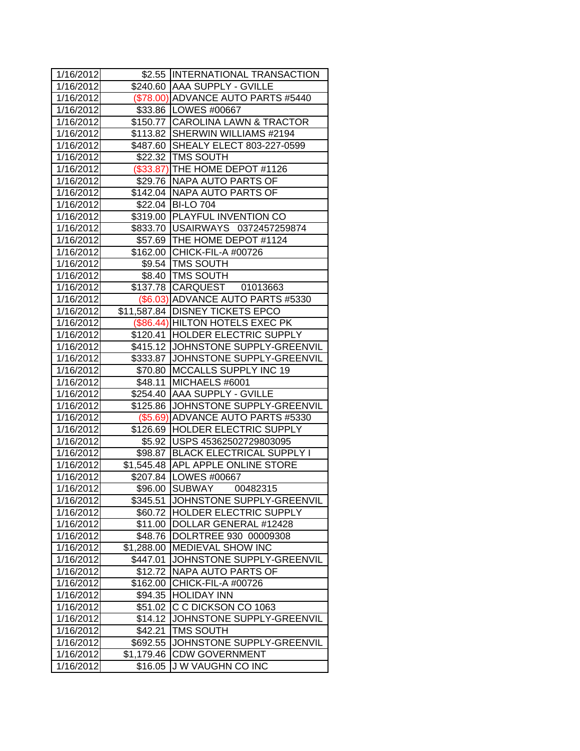| | | |
|---|---|---|
| 1/16/2012 | $2.55 | INTERNATIONAL TRANSACTION |
| 1/16/2012 | $240.60 | AAA SUPPLY - GVILLE |
| 1/16/2012 | ($78.00) | ADVANCE AUTO PARTS #5440 |
| 1/16/2012 | $33.86 | LOWES #00667 |
| 1/16/2012 | $150.77 | CAROLINA LAWN & TRACTOR |
| 1/16/2012 | $113.82 | SHERWIN WILLIAMS #2194 |
| 1/16/2012 | $487.60 | SHEALY ELECT 803-227-0599 |
| 1/16/2012 | $22.32 | TMS SOUTH |
| 1/16/2012 | ($33.87) | THE HOME DEPOT #1126 |
| 1/16/2012 | $29.76 | NAPA AUTO PARTS OF |
| 1/16/2012 | $142.04 | NAPA AUTO PARTS OF |
| 1/16/2012 | $22.04 | BI-LO 704 |
| 1/16/2012 | $319.00 | PLAYFUL INVENTION CO |
| 1/16/2012 | $833.70 | USAIRWAYS 0372457259874 |
| 1/16/2012 | $57.69 | THE HOME DEPOT #1124 |
| 1/16/2012 | $162.00 | CHICK-FIL-A #00726 |
| 1/16/2012 | $9.54 | TMS SOUTH |
| 1/16/2012 | $8.40 | TMS SOUTH |
| 1/16/2012 | $137.78 | CARQUEST 01013663 |
| 1/16/2012 | ($6.03) | ADVANCE AUTO PARTS #5330 |
| 1/16/2012 | $11,587.84 | DISNEY TICKETS EPCO |
| 1/16/2012 | ($86.44) | HILTON HOTELS EXEC PK |
| 1/16/2012 | $120.41 | HOLDER ELECTRIC SUPPLY |
| 1/16/2012 | $415.12 | JOHNSTONE SUPPLY-GREENVIL |
| 1/16/2012 | $333.87 | JOHNSTONE SUPPLY-GREENVIL |
| 1/16/2012 | $70.80 | MCCALLS SUPPLY INC 19 |
| 1/16/2012 | $48.11 | MICHAELS #6001 |
| 1/16/2012 | $254.40 | AAA SUPPLY - GVILLE |
| 1/16/2012 | $125.86 | JOHNSTONE SUPPLY-GREENVIL |
| 1/16/2012 | ($5.69) | ADVANCE AUTO PARTS #5330 |
| 1/16/2012 | $126.69 | HOLDER ELECTRIC SUPPLY |
| 1/16/2012 | $5.92 | USPS 45362502729803095 |
| 1/16/2012 | $98.87 | BLACK ELECTRICAL SUPPLY I |
| 1/16/2012 | $1,545.48 | APL APPLE ONLINE STORE |
| 1/16/2012 | $207.84 | LOWES #00667 |
| 1/16/2012 | $96.00 | SUBWAY 00482315 |
| 1/16/2012 | $345.51 | JOHNSTONE SUPPLY-GREENVIL |
| 1/16/2012 | $60.72 | HOLDER ELECTRIC SUPPLY |
| 1/16/2012 | $11.00 | DOLLAR GENERAL #12428 |
| 1/16/2012 | $48.76 | DOLRTREE 930 00009308 |
| 1/16/2012 | $1,288.00 | MEDIEVAL SHOW INC |
| 1/16/2012 | $447.01 | JOHNSTONE SUPPLY-GREENVIL |
| 1/16/2012 | $12.72 | NAPA AUTO PARTS OF |
| 1/16/2012 | $162.00 | CHICK-FIL-A #00726 |
| 1/16/2012 | $94.35 | HOLIDAY INN |
| 1/16/2012 | $51.02 | C C DICKSON CO 1063 |
| 1/16/2012 | $14.12 | JOHNSTONE SUPPLY-GREENVIL |
| 1/16/2012 | $42.21 | TMS SOUTH |
| 1/16/2012 | $692.55 | JOHNSTONE SUPPLY-GREENVIL |
| 1/16/2012 | $1,179.46 | CDW GOVERNMENT |
| 1/16/2012 | $16.05 | J W VAUGHN CO INC |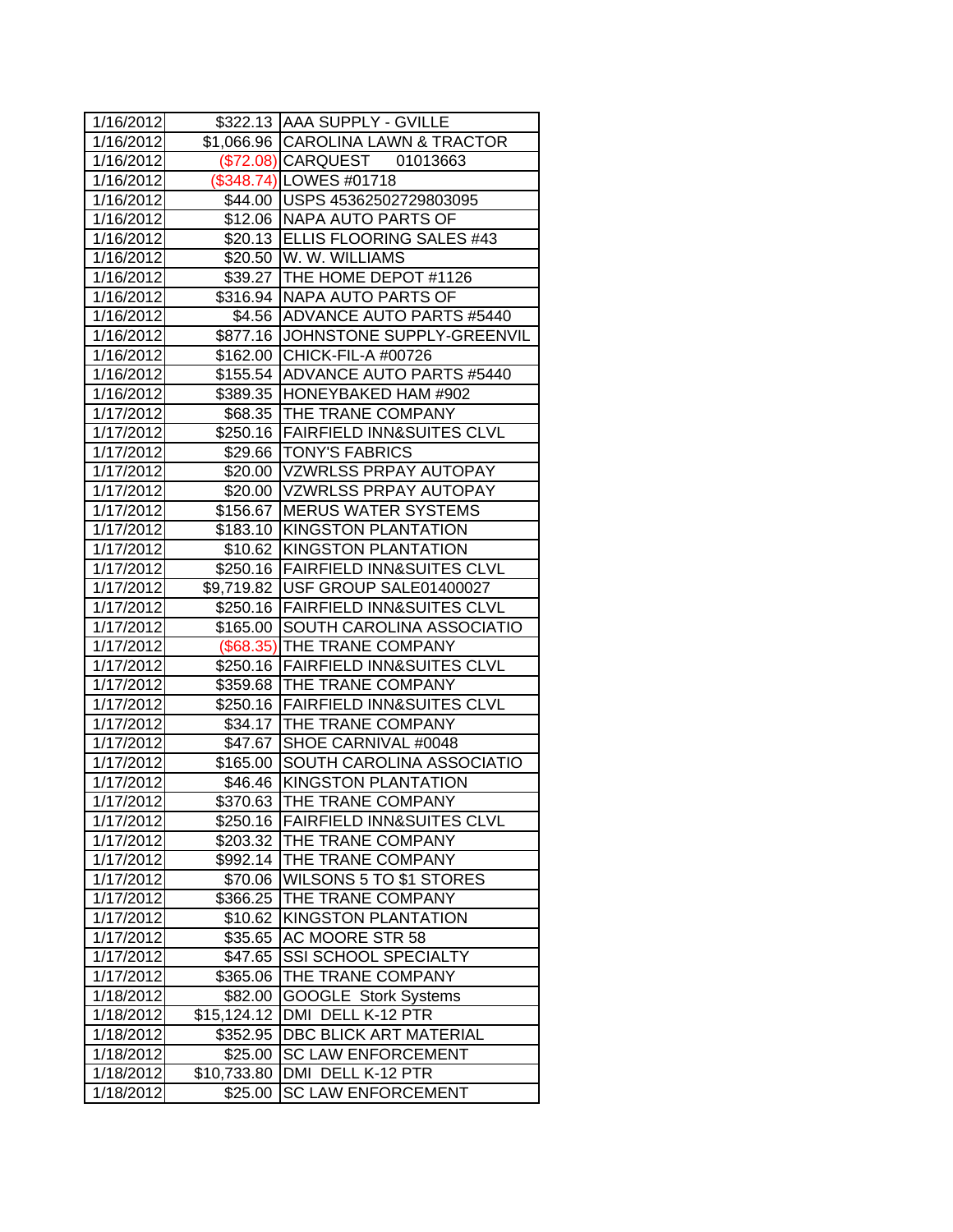| | | |
|---|---|---|
| 1/16/2012 | $322.13 | AAA SUPPLY - GVILLE |
| 1/16/2012 | $1,066.96 | CAROLINA LAWN & TRACTOR |
| 1/16/2012 | ($72.08) | CARQUEST 01013663 |
| 1/16/2012 | ($348.74) | LOWES #01718 |
| 1/16/2012 | $44.00 | USPS 45362502729803095 |
| 1/16/2012 | $12.06 | NAPA AUTO PARTS OF |
| 1/16/2012 | $20.13 | ELLIS FLOORING SALES #43 |
| 1/16/2012 | $20.50 | W. W. WILLIAMS |
| 1/16/2012 | $39.27 | THE HOME DEPOT #1126 |
| 1/16/2012 | $316.94 | NAPA AUTO PARTS OF |
| 1/16/2012 | $4.56 | ADVANCE AUTO PARTS #5440 |
| 1/16/2012 | $877.16 | JOHNSTONE SUPPLY-GREENVIL |
| 1/16/2012 | $162.00 | CHICK-FIL-A #00726 |
| 1/16/2012 | $155.54 | ADVANCE AUTO PARTS #5440 |
| 1/16/2012 | $389.35 | HONEYBAKED HAM #902 |
| 1/17/2012 | $68.35 | THE TRANE COMPANY |
| 1/17/2012 | $250.16 | FAIRFIELD INN&SUITES CLVL |
| 1/17/2012 | $29.66 | TONY'S FABRICS |
| 1/17/2012 | $20.00 | VZWRLSS PRPAY AUTOPAY |
| 1/17/2012 | $20.00 | VZWRLSS PRPAY AUTOPAY |
| 1/17/2012 | $156.67 | MERUS WATER SYSTEMS |
| 1/17/2012 | $183.10 | KINGSTON PLANTATION |
| 1/17/2012 | $10.62 | KINGSTON PLANTATION |
| 1/17/2012 | $250.16 | FAIRFIELD INN&SUITES CLVL |
| 1/17/2012 | $9,719.82 | USF GROUP SALE01400027 |
| 1/17/2012 | $250.16 | FAIRFIELD INN&SUITES CLVL |
| 1/17/2012 | $165.00 | SOUTH CAROLINA ASSOCIATIO |
| 1/17/2012 | ($68.35) | THE TRANE COMPANY |
| 1/17/2012 | $250.16 | FAIRFIELD INN&SUITES CLVL |
| 1/17/2012 | $359.68 | THE TRANE COMPANY |
| 1/17/2012 | $250.16 | FAIRFIELD INN&SUITES CLVL |
| 1/17/2012 | $34.17 | THE TRANE COMPANY |
| 1/17/2012 | $47.67 | SHOE CARNIVAL #0048 |
| 1/17/2012 | $165.00 | SOUTH CAROLINA ASSOCIATIO |
| 1/17/2012 | $46.46 | KINGSTON PLANTATION |
| 1/17/2012 | $370.63 | THE TRANE COMPANY |
| 1/17/2012 | $250.16 | FAIRFIELD INN&SUITES CLVL |
| 1/17/2012 | $203.32 | THE TRANE COMPANY |
| 1/17/2012 | $992.14 | THE TRANE COMPANY |
| 1/17/2012 | $70.06 | WILSONS 5 TO $1 STORES |
| 1/17/2012 | $366.25 | THE TRANE COMPANY |
| 1/17/2012 | $10.62 | KINGSTON PLANTATION |
| 1/17/2012 | $35.65 | AC MOORE STR 58 |
| 1/17/2012 | $47.65 | SSI SCHOOL SPECIALTY |
| 1/17/2012 | $365.06 | THE TRANE COMPANY |
| 1/18/2012 | $82.00 | GOOGLE Stork Systems |
| 1/18/2012 | $15,124.12 | DMI DELL K-12 PTR |
| 1/18/2012 | $352.95 | DBC BLICK ART MATERIAL |
| 1/18/2012 | $25.00 | SC LAW ENFORCEMENT |
| 1/18/2012 | $10,733.80 | DMI DELL K-12 PTR |
| 1/18/2012 | $25.00 | SC LAW ENFORCEMENT |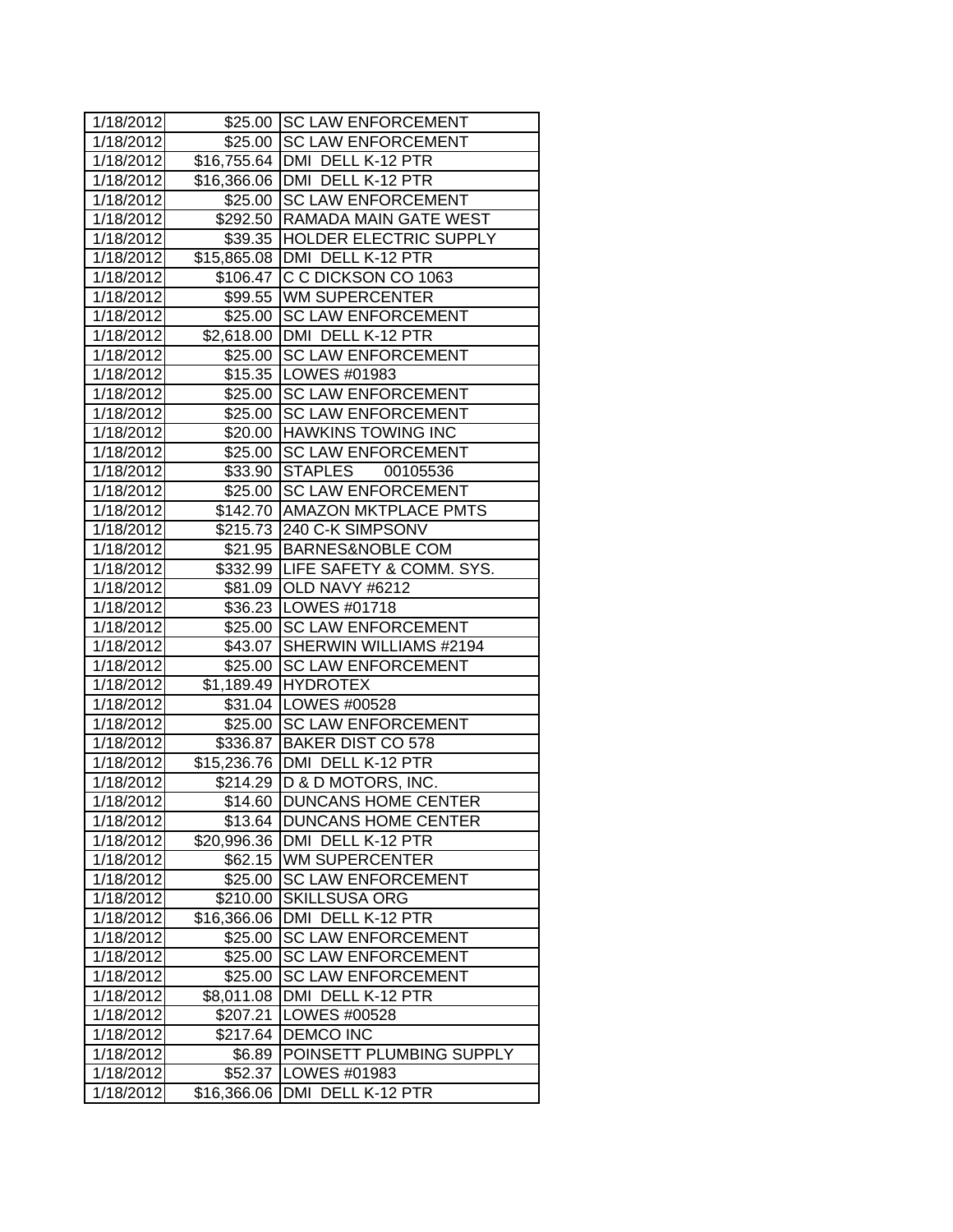| 1/18/2012 | $25.00 | SC LAW ENFORCEMENT |
|---|---|---|
| 1/18/2012 | $25.00 | SC LAW ENFORCEMENT |
| 1/18/2012 | $16,755.64 | DMI DELL K-12 PTR |
| 1/18/2012 | $16,366.06 | DMI DELL K-12 PTR |
| 1/18/2012 | $25.00 | SC LAW ENFORCEMENT |
| 1/18/2012 | $292.50 | RAMADA MAIN GATE WEST |
| 1/18/2012 | $39.35 | HOLDER ELECTRIC SUPPLY |
| 1/18/2012 | $15,865.08 | DMI DELL K-12 PTR |
| 1/18/2012 | $106.47 | C C DICKSON CO 1063 |
| 1/18/2012 | $99.55 | WM SUPERCENTER |
| 1/18/2012 | $25.00 | SC LAW ENFORCEMENT |
| 1/18/2012 | $2,618.00 | DMI DELL K-12 PTR |
| 1/18/2012 | $25.00 | SC LAW ENFORCEMENT |
| 1/18/2012 | $15.35 | LOWES #01983 |
| 1/18/2012 | $25.00 | SC LAW ENFORCEMENT |
| 1/18/2012 | $25.00 | SC LAW ENFORCEMENT |
| 1/18/2012 | $20.00 | HAWKINS TOWING INC |
| 1/18/2012 | $25.00 | SC LAW ENFORCEMENT |
| 1/18/2012 | $33.90 | STAPLES 00105536 |
| 1/18/2012 | $25.00 | SC LAW ENFORCEMENT |
| 1/18/2012 | $142.70 | AMAZON MKTPLACE PMTS |
| 1/18/2012 | $215.73 | 240 C-K SIMPSONV |
| 1/18/2012 | $21.95 | BARNES&NOBLE COM |
| 1/18/2012 | $332.99 | LIFE SAFETY & COMM. SYS. |
| 1/18/2012 | $81.09 | OLD NAVY #6212 |
| 1/18/2012 | $36.23 | LOWES #01718 |
| 1/18/2012 | $25.00 | SC LAW ENFORCEMENT |
| 1/18/2012 | $43.07 | SHERWIN WILLIAMS #2194 |
| 1/18/2012 | $25.00 | SC LAW ENFORCEMENT |
| 1/18/2012 | $1,189.49 | HYDROTEX |
| 1/18/2012 | $31.04 | LOWES #00528 |
| 1/18/2012 | $25.00 | SC LAW ENFORCEMENT |
| 1/18/2012 | $336.87 | BAKER DIST CO 578 |
| 1/18/2012 | $15,236.76 | DMI DELL K-12 PTR |
| 1/18/2012 | $214.29 | D & D MOTORS, INC. |
| 1/18/2012 | $14.60 | DUNCANS HOME CENTER |
| 1/18/2012 | $13.64 | DUNCANS HOME CENTER |
| 1/18/2012 | $20,996.36 | DMI DELL K-12 PTR |
| 1/18/2012 | $62.15 | WM SUPERCENTER |
| 1/18/2012 | $25.00 | SC LAW ENFORCEMENT |
| 1/18/2012 | $210.00 | SKILLSUSA ORG |
| 1/18/2012 | $16,366.06 | DMI DELL K-12 PTR |
| 1/18/2012 | $25.00 | SC LAW ENFORCEMENT |
| 1/18/2012 | $25.00 | SC LAW ENFORCEMENT |
| 1/18/2012 | $25.00 | SC LAW ENFORCEMENT |
| 1/18/2012 | $8,011.08 | DMI DELL K-12 PTR |
| 1/18/2012 | $207.21 | LOWES #00528 |
| 1/18/2012 | $217.64 | DEMCO INC |
| 1/18/2012 | $6.89 | POINSETT PLUMBING SUPPLY |
| 1/18/2012 | $52.37 | LOWES #01983 |
| 1/18/2012 | $16,366.06 | DMI DELL K-12 PTR |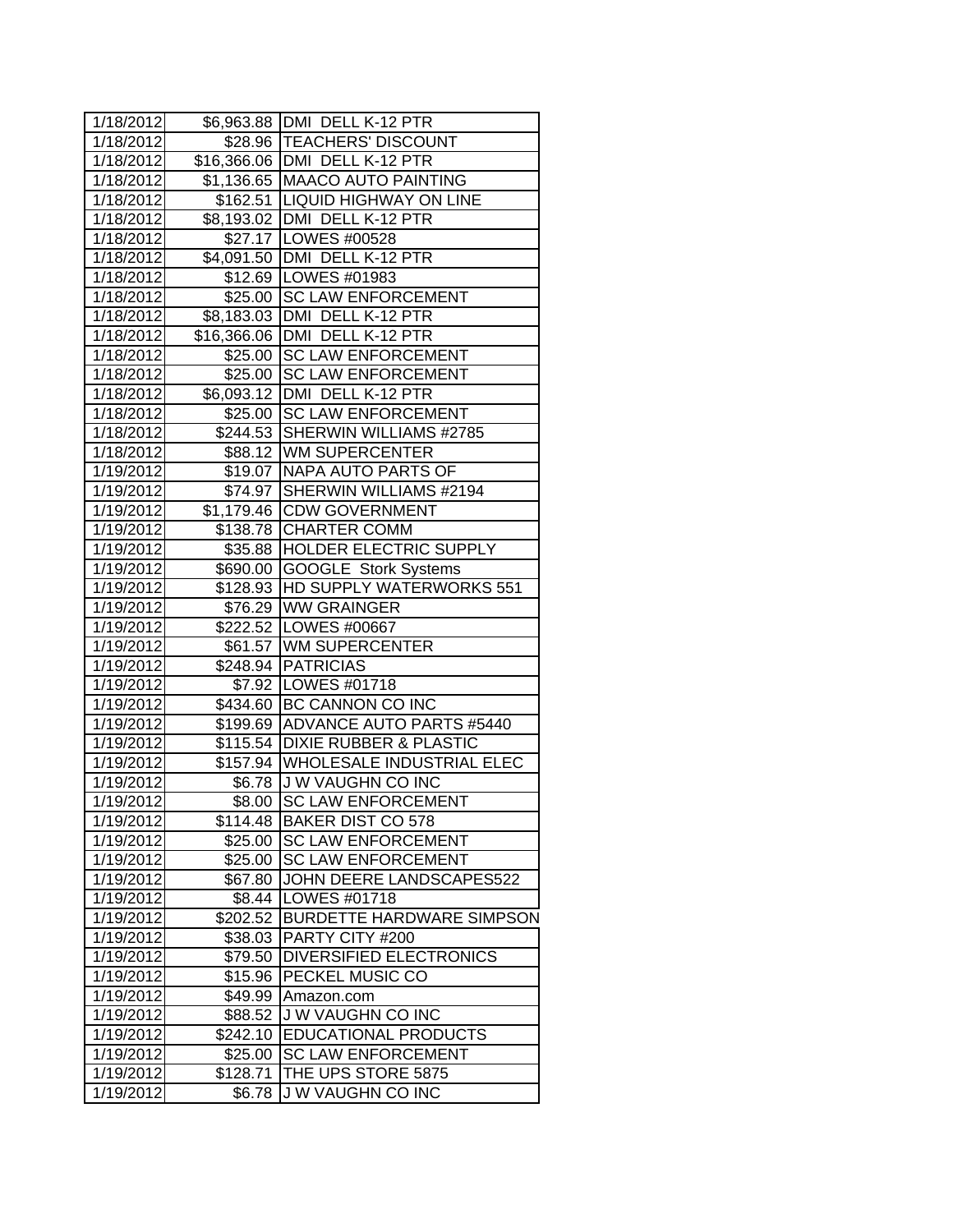| 1/18/2012 | $6,963.88 | DMI DELL K-12 PTR |
|---|---|---|
| 1/18/2012 | $28.96 | TEACHERS' DISCOUNT |
| 1/18/2012 | $16,366.06 | DMI DELL K-12 PTR |
| 1/18/2012 | $1,136.65 | MAACO AUTO PAINTING |
| 1/18/2012 | $162.51 | LIQUID HIGHWAY ON LINE |
| 1/18/2012 | $8,193.02 | DMI DELL K-12 PTR |
| 1/18/2012 | $27.17 | LOWES #00528 |
| 1/18/2012 | $4,091.50 | DMI DELL K-12 PTR |
| 1/18/2012 | $12.69 | LOWES #01983 |
| 1/18/2012 | $25.00 | SC LAW ENFORCEMENT |
| 1/18/2012 | $8,183.03 | DMI DELL K-12 PTR |
| 1/18/2012 | $16,366.06 | DMI DELL K-12 PTR |
| 1/18/2012 | $25.00 | SC LAW ENFORCEMENT |
| 1/18/2012 | $25.00 | SC LAW ENFORCEMENT |
| 1/18/2012 | $6,093.12 | DMI DELL K-12 PTR |
| 1/18/2012 | $25.00 | SC LAW ENFORCEMENT |
| 1/18/2012 | $244.53 | SHERWIN WILLIAMS #2785 |
| 1/18/2012 | $88.12 | WM SUPERCENTER |
| 1/19/2012 | $19.07 | NAPA AUTO PARTS OF |
| 1/19/2012 | $74.97 | SHERWIN WILLIAMS #2194 |
| 1/19/2012 | $1,179.46 | CDW GOVERNMENT |
| 1/19/2012 | $138.78 | CHARTER COMM |
| 1/19/2012 | $35.88 | HOLDER ELECTRIC SUPPLY |
| 1/19/2012 | $690.00 | GOOGLE Stork Systems |
| 1/19/2012 | $128.93 | HD SUPPLY WATERWORKS 551 |
| 1/19/2012 | $76.29 | WW GRAINGER |
| 1/19/2012 | $222.52 | LOWES #00667 |
| 1/19/2012 | $61.57 | WM SUPERCENTER |
| 1/19/2012 | $248.94 | PATRICIAS |
| 1/19/2012 | $7.92 | LOWES #01718 |
| 1/19/2012 | $434.60 | BC CANNON CO INC |
| 1/19/2012 | $199.69 | ADVANCE AUTO PARTS #5440 |
| 1/19/2012 | $115.54 | DIXIE RUBBER & PLASTIC |
| 1/19/2012 | $157.94 | WHOLESALE INDUSTRIAL ELEC |
| 1/19/2012 | $6.78 | J W VAUGHN CO INC |
| 1/19/2012 | $8.00 | SC LAW ENFORCEMENT |
| 1/19/2012 | $114.48 | BAKER DIST CO 578 |
| 1/19/2012 | $25.00 | SC LAW ENFORCEMENT |
| 1/19/2012 | $25.00 | SC LAW ENFORCEMENT |
| 1/19/2012 | $67.80 | JOHN DEERE LANDSCAPES522 |
| 1/19/2012 | $8.44 | LOWES #01718 |
| 1/19/2012 | $202.52 | BURDETTE HARDWARE SIMPSON |
| 1/19/2012 | $38.03 | PARTY CITY #200 |
| 1/19/2012 | $79.50 | DIVERSIFIED ELECTRONICS |
| 1/19/2012 | $15.96 | PECKEL MUSIC CO |
| 1/19/2012 | $49.99 | Amazon.com |
| 1/19/2012 | $88.52 | J W VAUGHN CO INC |
| 1/19/2012 | $242.10 | EDUCATIONAL PRODUCTS |
| 1/19/2012 | $25.00 | SC LAW ENFORCEMENT |
| 1/19/2012 | $128.71 | THE UPS STORE 5875 |
| 1/19/2012 | $6.78 | J W VAUGHN CO INC |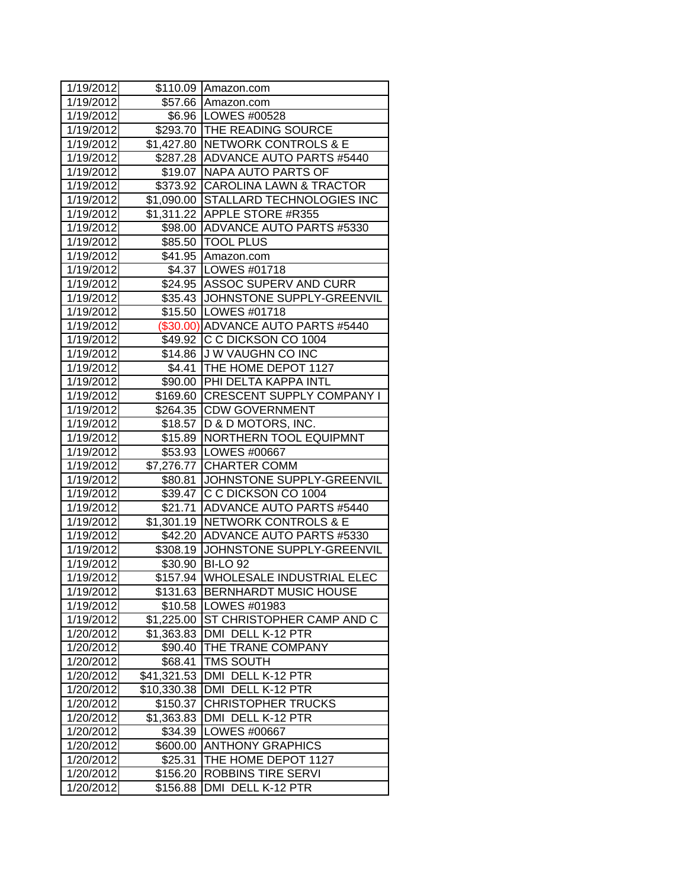| | | |
|---|---|---|
| 1/19/2012 | $110.09 | Amazon.com |
| 1/19/2012 | $57.66 | Amazon.com |
| 1/19/2012 | $6.96 | LOWES #00528 |
| 1/19/2012 | $293.70 | THE READING SOURCE |
| 1/19/2012 | $1,427.80 | NETWORK CONTROLS & E |
| 1/19/2012 | $287.28 | ADVANCE AUTO PARTS #5440 |
| 1/19/2012 | $19.07 | NAPA AUTO PARTS OF |
| 1/19/2012 | $373.92 | CAROLINA LAWN & TRACTOR |
| 1/19/2012 | $1,090.00 | STALLARD TECHNOLOGIES INC |
| 1/19/2012 | $1,311.22 | APPLE STORE #R355 |
| 1/19/2012 | $98.00 | ADVANCE AUTO PARTS #5330 |
| 1/19/2012 | $85.50 | TOOL PLUS |
| 1/19/2012 | $41.95 | Amazon.com |
| 1/19/2012 | $4.37 | LOWES #01718 |
| 1/19/2012 | $24.95 | ASSOC SUPERV AND CURR |
| 1/19/2012 | $35.43 | JOHNSTONE SUPPLY-GREENVIL |
| 1/19/2012 | $15.50 | LOWES #01718 |
| 1/19/2012 | ($30.00) | ADVANCE AUTO PARTS #5440 |
| 1/19/2012 | $49.92 | C C DICKSON CO 1004 |
| 1/19/2012 | $14.86 | J W VAUGHN CO INC |
| 1/19/2012 | $4.41 | THE HOME DEPOT 1127 |
| 1/19/2012 | $90.00 | PHI DELTA KAPPA INTL |
| 1/19/2012 | $169.60 | CRESCENT SUPPLY COMPANY I |
| 1/19/2012 | $264.35 | CDW GOVERNMENT |
| 1/19/2012 | $18.57 | D & D MOTORS, INC. |
| 1/19/2012 | $15.89 | NORTHERN TOOL EQUIPMNT |
| 1/19/2012 | $53.93 | LOWES #00667 |
| 1/19/2012 | $7,276.77 | CHARTER COMM |
| 1/19/2012 | $80.81 | JOHNSTONE SUPPLY-GREENVIL |
| 1/19/2012 | $39.47 | C C DICKSON CO 1004 |
| 1/19/2012 | $21.71 | ADVANCE AUTO PARTS #5440 |
| 1/19/2012 | $1,301.19 | NETWORK CONTROLS & E |
| 1/19/2012 | $42.20 | ADVANCE AUTO PARTS #5330 |
| 1/19/2012 | $308.19 | JOHNSTONE SUPPLY-GREENVIL |
| 1/19/2012 | $30.90 | BI-LO 92 |
| 1/19/2012 | $157.94 | WHOLESALE INDUSTRIAL ELEC |
| 1/19/2012 | $131.63 | BERNHARDT MUSIC HOUSE |
| 1/19/2012 | $10.58 | LOWES #01983 |
| 1/19/2012 | $1,225.00 | ST CHRISTOPHER CAMP AND C |
| 1/20/2012 | $1,363.83 | DMI DELL K-12 PTR |
| 1/20/2012 | $90.40 | THE TRANE COMPANY |
| 1/20/2012 | $68.41 | TMS SOUTH |
| 1/20/2012 | $41,321.53 | DMI DELL K-12 PTR |
| 1/20/2012 | $10,330.38 | DMI DELL K-12 PTR |
| 1/20/2012 | $150.37 | CHRISTOPHER TRUCKS |
| 1/20/2012 | $1,363.83 | DMI DELL K-12 PTR |
| 1/20/2012 | $34.39 | LOWES #00667 |
| 1/20/2012 | $600.00 | ANTHONY GRAPHICS |
| 1/20/2012 | $25.31 | THE HOME DEPOT 1127 |
| 1/20/2012 | $156.20 | ROBBINS TIRE SERVI |
| 1/20/2012 | $156.88 | DMI DELL K-12 PTR |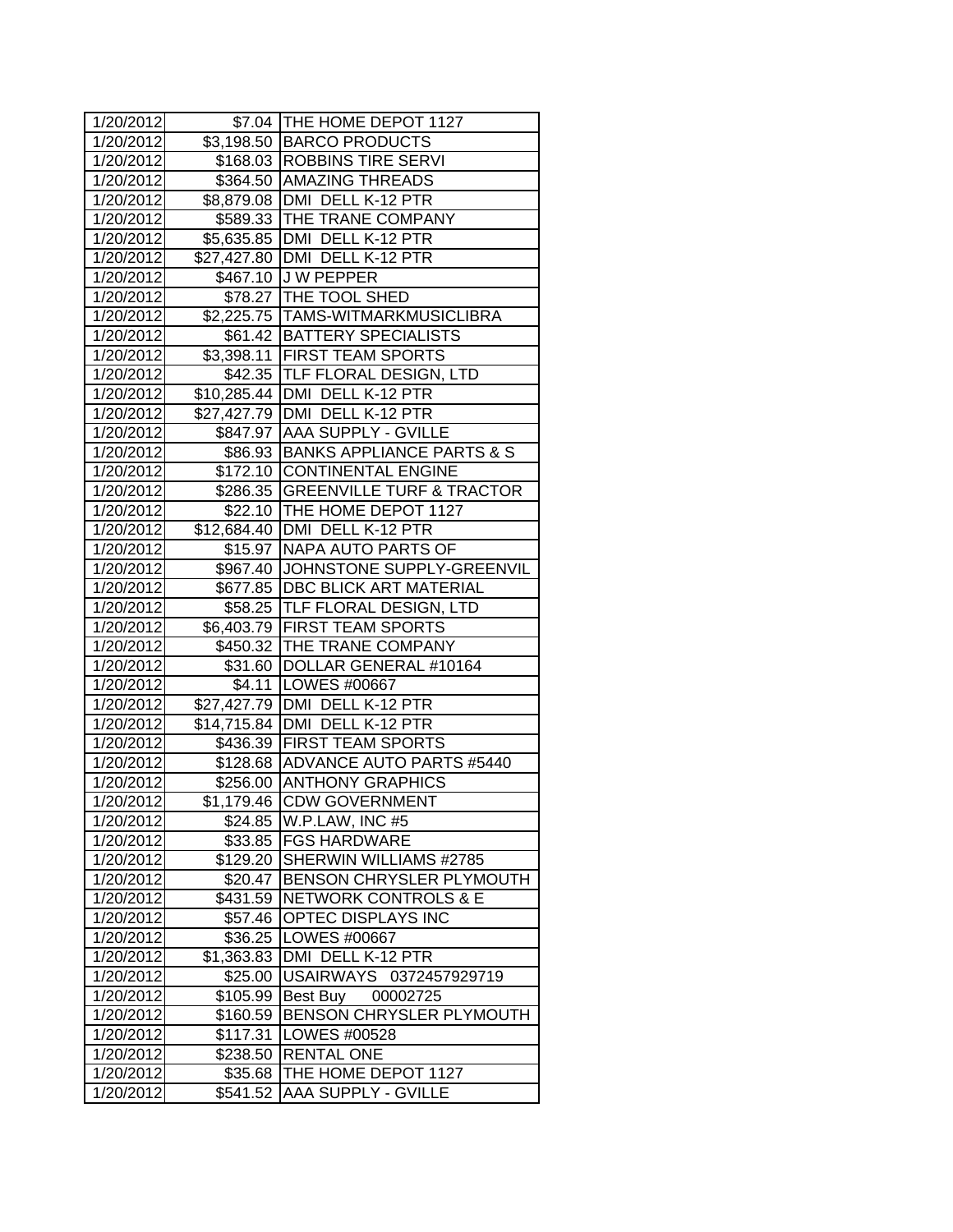| 1/20/2012 | $7.04 | THE HOME DEPOT 1127 |
|---|---|---|
| 1/20/2012 | $3,198.50 | BARCO PRODUCTS |
| 1/20/2012 | $168.03 | ROBBINS TIRE SERVI |
| 1/20/2012 | $364.50 | AMAZING THREADS |
| 1/20/2012 | $8,879.08 | DMI DELL K-12 PTR |
| 1/20/2012 | $589.33 | THE TRANE COMPANY |
| 1/20/2012 | $5,635.85 | DMI DELL K-12 PTR |
| 1/20/2012 | $27,427.80 | DMI DELL K-12 PTR |
| 1/20/2012 | $467.10 | J W PEPPER |
| 1/20/2012 | $78.27 | THE TOOL SHED |
| 1/20/2012 | $2,225.75 | TAMS-WITMARKMUSICLIBRA |
| 1/20/2012 | $61.42 | BATTERY SPECIALISTS |
| 1/20/2012 | $3,398.11 | FIRST TEAM SPORTS |
| 1/20/2012 | $42.35 | TLF FLORAL DESIGN, LTD |
| 1/20/2012 | $10,285.44 | DMI DELL K-12 PTR |
| 1/20/2012 | $27,427.79 | DMI DELL K-12 PTR |
| 1/20/2012 | $847.97 | AAA SUPPLY - GVILLE |
| 1/20/2012 | $86.93 | BANKS APPLIANCE PARTS & S |
| 1/20/2012 | $172.10 | CONTINENTAL ENGINE |
| 1/20/2012 | $286.35 | GREENVILLE TURF & TRACTOR |
| 1/20/2012 | $22.10 | THE HOME DEPOT 1127 |
| 1/20/2012 | $12,684.40 | DMI DELL K-12 PTR |
| 1/20/2012 | $15.97 | NAPA AUTO PARTS OF |
| 1/20/2012 | $967.40 | JOHNSTONE SUPPLY-GREENVIL |
| 1/20/2012 | $677.85 | DBC BLICK ART MATERIAL |
| 1/20/2012 | $58.25 | TLF FLORAL DESIGN, LTD |
| 1/20/2012 | $6,403.79 | FIRST TEAM SPORTS |
| 1/20/2012 | $450.32 | THE TRANE COMPANY |
| 1/20/2012 | $31.60 | DOLLAR GENERAL #10164 |
| 1/20/2012 | $4.11 | LOWES #00667 |
| 1/20/2012 | $27,427.79 | DMI DELL K-12 PTR |
| 1/20/2012 | $14,715.84 | DMI DELL K-12 PTR |
| 1/20/2012 | $436.39 | FIRST TEAM SPORTS |
| 1/20/2012 | $128.68 | ADVANCE AUTO PARTS #5440 |
| 1/20/2012 | $256.00 | ANTHONY GRAPHICS |
| 1/20/2012 | $1,179.46 | CDW GOVERNMENT |
| 1/20/2012 | $24.85 | W.P.LAW, INC #5 |
| 1/20/2012 | $33.85 | FGS HARDWARE |
| 1/20/2012 | $129.20 | SHERWIN WILLIAMS #2785 |
| 1/20/2012 | $20.47 | BENSON CHRYSLER PLYMOUTH |
| 1/20/2012 | $431.59 | NETWORK CONTROLS & E |
| 1/20/2012 | $57.46 | OPTEC DISPLAYS INC |
| 1/20/2012 | $36.25 | LOWES #00667 |
| 1/20/2012 | $1,363.83 | DMI DELL K-12 PTR |
| 1/20/2012 | $25.00 | USAIRWAYS 0372457929719 |
| 1/20/2012 | $105.99 | Best Buy 00002725 |
| 1/20/2012 | $160.59 | BENSON CHRYSLER PLYMOUTH |
| 1/20/2012 | $117.31 | LOWES #00528 |
| 1/20/2012 | $238.50 | RENTAL ONE |
| 1/20/2012 | $35.68 | THE HOME DEPOT 1127 |
| 1/20/2012 | $541.52 | AAA SUPPLY - GVILLE |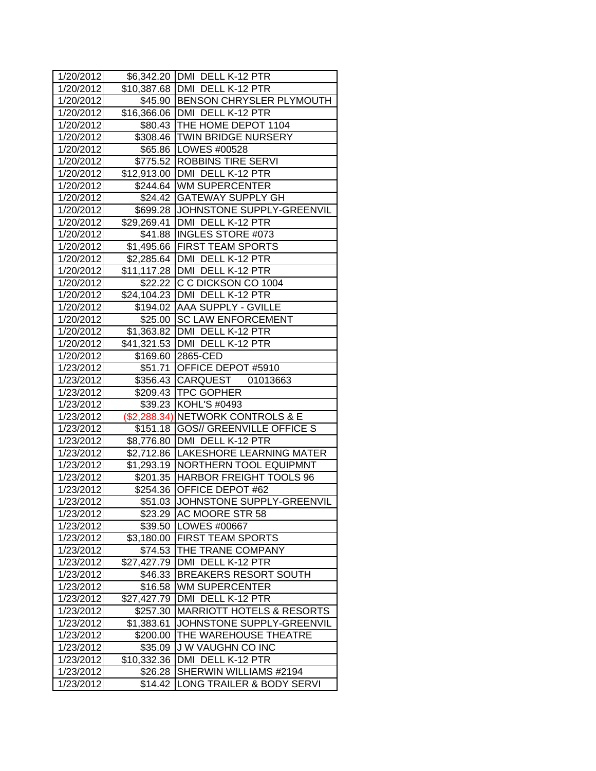| 1/20/2012 | $6,342.20 | DMI DELL K-12 PTR |
|---|---|---|
| 1/20/2012 | $10,387.68 | DMI DELL K-12 PTR |
| 1/20/2012 | $45.90 | BENSON CHRYSLER PLYMOUTH |
| 1/20/2012 | $16,366.06 | DMI DELL K-12 PTR |
| 1/20/2012 | $80.43 | THE HOME DEPOT 1104 |
| 1/20/2012 | $308.46 | TWIN BRIDGE NURSERY |
| 1/20/2012 | $65.86 | LOWES #00528 |
| 1/20/2012 | $775.52 | ROBBINS TIRE SERVI |
| 1/20/2012 | $12,913.00 | DMI DELL K-12 PTR |
| 1/20/2012 | $244.64 | WM SUPERCENTER |
| 1/20/2012 | $24.42 | GATEWAY SUPPLY GH |
| 1/20/2012 | $699.28 | JOHNSTONE SUPPLY-GREENVIL |
| 1/20/2012 | $29,269.41 | DMI DELL K-12 PTR |
| 1/20/2012 | $41.88 | INGLES STORE #073 |
| 1/20/2012 | $1,495.66 | FIRST TEAM SPORTS |
| 1/20/2012 | $2,285.64 | DMI DELL K-12 PTR |
| 1/20/2012 | $11,117.28 | DMI DELL K-12 PTR |
| 1/20/2012 | $22.22 | C C DICKSON CO 1004 |
| 1/20/2012 | $24,104.23 | DMI DELL K-12 PTR |
| 1/20/2012 | $194.02 | AAA SUPPLY - GVILLE |
| 1/20/2012 | $25.00 | SC LAW ENFORCEMENT |
| 1/20/2012 | $1,363.82 | DMI DELL K-12 PTR |
| 1/20/2012 | $41,321.53 | DMI DELL K-12 PTR |
| 1/20/2012 | $169.60 | 2865-CED |
| 1/23/2012 | $51.71 | OFFICE DEPOT #5910 |
| 1/23/2012 | $356.43 | CARQUEST 01013663 |
| 1/23/2012 | $209.43 | TPC GOPHER |
| 1/23/2012 | $39.23 | KOHL'S #0493 |
| 1/23/2012 | ($2,288.34) | NETWORK CONTROLS & E |
| 1/23/2012 | $151.18 | GOS// GREENVILLE OFFICE S |
| 1/23/2012 | $8,776.80 | DMI DELL K-12 PTR |
| 1/23/2012 | $2,712.86 | LAKESHORE LEARNING MATER |
| 1/23/2012 | $1,293.19 | NORTHERN TOOL EQUIPMNT |
| 1/23/2012 | $201.35 | HARBOR FREIGHT TOOLS 96 |
| 1/23/2012 | $254.36 | OFFICE DEPOT #62 |
| 1/23/2012 | $51.03 | JOHNSTONE SUPPLY-GREENVIL |
| 1/23/2012 | $23.29 | AC MOORE STR 58 |
| 1/23/2012 | $39.50 | LOWES #00667 |
| 1/23/2012 | $3,180.00 | FIRST TEAM SPORTS |
| 1/23/2012 | $74.53 | THE TRANE COMPANY |
| 1/23/2012 | $27,427.79 | DMI DELL K-12 PTR |
| 1/23/2012 | $46.33 | BREAKERS RESORT SOUTH |
| 1/23/2012 | $16.58 | WM SUPERCENTER |
| 1/23/2012 | $27,427.79 | DMI DELL K-12 PTR |
| 1/23/2012 | $257.30 | MARRIOTT HOTELS & RESORTS |
| 1/23/2012 | $1,383.61 | JOHNSTONE SUPPLY-GREENVIL |
| 1/23/2012 | $200.00 | THE WAREHOUSE THEATRE |
| 1/23/2012 | $35.09 | J W VAUGHN CO INC |
| 1/23/2012 | $10,332.36 | DMI DELL K-12 PTR |
| 1/23/2012 | $26.28 | SHERWIN WILLIAMS #2194 |
| 1/23/2012 | $14.42 | LONG TRAILER & BODY SERVI |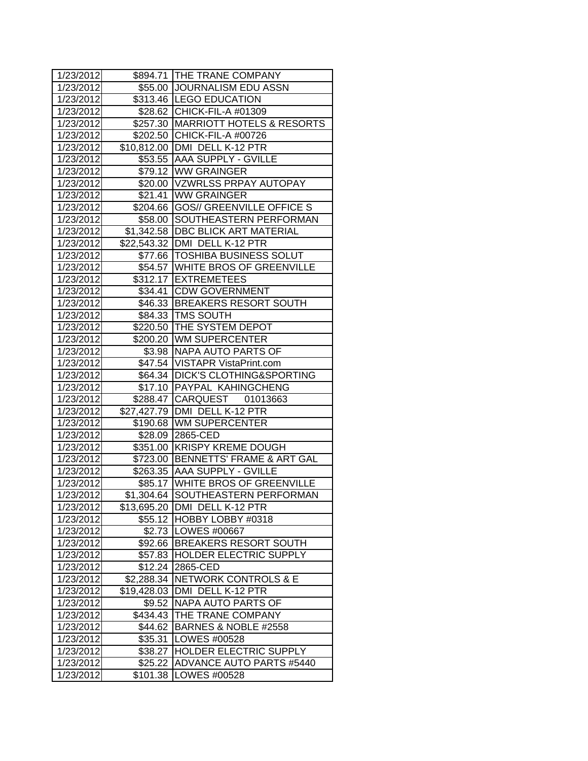| 1/23/2012 | $894.71 | THE TRANE COMPANY |
|---|---|---|
| 1/23/2012 | $55.00 | JOURNALISM EDU ASSN |
| 1/23/2012 | $313.46 | LEGO EDUCATION |
| 1/23/2012 | $28.62 | CHICK-FIL-A #01309 |
| 1/23/2012 | $257.30 | MARRIOTT HOTELS & RESORTS |
| 1/23/2012 | $202.50 | CHICK-FIL-A #00726 |
| 1/23/2012 | $10,812.00 | DMI DELL K-12 PTR |
| 1/23/2012 | $53.55 | AAA SUPPLY - GVILLE |
| 1/23/2012 | $79.12 | WW GRAINGER |
| 1/23/2012 | $20.00 | VZWRLSS PRPAY AUTOPAY |
| 1/23/2012 | $21.41 | WW GRAINGER |
| 1/23/2012 | $204.66 | GOS// GREENVILLE OFFICE S |
| 1/23/2012 | $58.00 | SOUTHEASTERN PERFORMAN |
| 1/23/2012 | $1,342.58 | DBC BLICK ART MATERIAL |
| 1/23/2012 | $22,543.32 | DMI DELL K-12 PTR |
| 1/23/2012 | $77.66 | TOSHIBA BUSINESS SOLUT |
| 1/23/2012 | $54.57 | WHITE BROS OF GREENVILLE |
| 1/23/2012 | $312.17 | EXTREMETEES |
| 1/23/2012 | $34.41 | CDW GOVERNMENT |
| 1/23/2012 | $46.33 | BREAKERS RESORT SOUTH |
| 1/23/2012 | $84.33 | TMS SOUTH |
| 1/23/2012 | $220.50 | THE SYSTEM DEPOT |
| 1/23/2012 | $200.20 | WM SUPERCENTER |
| 1/23/2012 | $3.98 | NAPA AUTO PARTS OF |
| 1/23/2012 | $47.54 | VISTAPR VistaPrint.com |
| 1/23/2012 | $64.34 | DICK'S CLOTHING&SPORTING |
| 1/23/2012 | $17.10 | PAYPAL KAHINGCHENG |
| 1/23/2012 | $288.47 | CARQUEST 01013663 |
| 1/23/2012 | $27,427.79 | DMI DELL K-12 PTR |
| 1/23/2012 | $190.68 | WM SUPERCENTER |
| 1/23/2012 | $28.09 | 2865-CED |
| 1/23/2012 | $351.00 | KRISPY KREME DOUGH |
| 1/23/2012 | $723.00 | BENNETTS' FRAME & ART GAL |
| 1/23/2012 | $263.35 | AAA SUPPLY - GVILLE |
| 1/23/2012 | $85.17 | WHITE BROS OF GREENVILLE |
| 1/23/2012 | $1,304.64 | SOUTHEASTERN PERFORMAN |
| 1/23/2012 | $13,695.20 | DMI DELL K-12 PTR |
| 1/23/2012 | $55.12 | HOBBY LOBBY #0318 |
| 1/23/2012 | $2.73 | LOWES #00667 |
| 1/23/2012 | $92.66 | BREAKERS RESORT SOUTH |
| 1/23/2012 | $57.83 | HOLDER ELECTRIC SUPPLY |
| 1/23/2012 | $12.24 | 2865-CED |
| 1/23/2012 | $2,288.34 | NETWORK CONTROLS & E |
| 1/23/2012 | $19,428.03 | DMI DELL K-12 PTR |
| 1/23/2012 | $9.52 | NAPA AUTO PARTS OF |
| 1/23/2012 | $434.43 | THE TRANE COMPANY |
| 1/23/2012 | $44.62 | BARNES & NOBLE #2558 |
| 1/23/2012 | $35.31 | LOWES #00528 |
| 1/23/2012 | $38.27 | HOLDER ELECTRIC SUPPLY |
| 1/23/2012 | $25.22 | ADVANCE AUTO PARTS #5440 |
| 1/23/2012 | $101.38 | LOWES #00528 |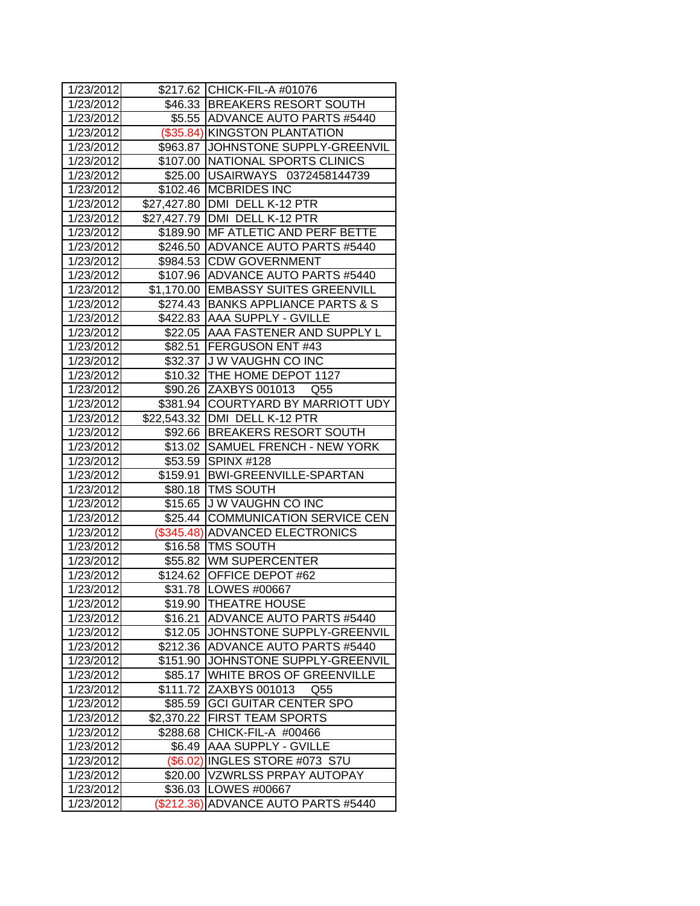| 1/23/2012 | $217.62 | CHICK-FIL-A #01076 |
|---|---|---|
| 1/23/2012 | $46.33 | BREAKERS RESORT SOUTH |
| 1/23/2012 | $5.55 | ADVANCE AUTO PARTS #5440 |
| 1/23/2012 | ($35.84) | KINGSTON PLANTATION |
| 1/23/2012 | $963.87 | JOHNSTONE SUPPLY-GREENVIL |
| 1/23/2012 | $107.00 | NATIONAL SPORTS CLINICS |
| 1/23/2012 | $25.00 | USAIRWAYS 0372458144739 |
| 1/23/2012 | $102.46 | MCBRIDES INC |
| 1/23/2012 | $27,427.80 | DMI DELL K-12 PTR |
| 1/23/2012 | $27,427.79 | DMI DELL K-12 PTR |
| 1/23/2012 | $189.90 | MF ATLETIC AND PERF BETTE |
| 1/23/2012 | $246.50 | ADVANCE AUTO PARTS #5440 |
| 1/23/2012 | $984.53 | CDW GOVERNMENT |
| 1/23/2012 | $107.96 | ADVANCE AUTO PARTS #5440 |
| 1/23/2012 | $1,170.00 | EMBASSY SUITES GREENVILL |
| 1/23/2012 | $274.43 | BANKS APPLIANCE PARTS & S |
| 1/23/2012 | $422.83 | AAA SUPPLY - GVILLE |
| 1/23/2012 | $22.05 | AAA FASTENER AND SUPPLY L |
| 1/23/2012 | $82.51 | FERGUSON ENT #43 |
| 1/23/2012 | $32.37 | J W VAUGHN CO INC |
| 1/23/2012 | $10.32 | THE HOME DEPOT 1127 |
| 1/23/2012 | $90.26 | ZAXBYS 001013 Q55 |
| 1/23/2012 | $381.94 | COURTYARD BY MARRIOTT UDY |
| 1/23/2012 | $22,543.32 | DMI DELL K-12 PTR |
| 1/23/2012 | $92.66 | BREAKERS RESORT SOUTH |
| 1/23/2012 | $13.02 | SAMUEL FRENCH - NEW YORK |
| 1/23/2012 | $53.59 | SPINX #128 |
| 1/23/2012 | $159.91 | BWI-GREENVILLE-SPARTAN |
| 1/23/2012 | $80.18 | TMS SOUTH |
| 1/23/2012 | $15.65 | J W VAUGHN CO INC |
| 1/23/2012 | $25.44 | COMMUNICATION SERVICE CEN |
| 1/23/2012 | ($345.48) | ADVANCED ELECTRONICS |
| 1/23/2012 | $16.58 | TMS SOUTH |
| 1/23/2012 | $55.82 | WM SUPERCENTER |
| 1/23/2012 | $124.62 | OFFICE DEPOT #62 |
| 1/23/2012 | $31.78 | LOWES #00667 |
| 1/23/2012 | $19.90 | THEATRE HOUSE |
| 1/23/2012 | $16.21 | ADVANCE AUTO PARTS #5440 |
| 1/23/2012 | $12.05 | JOHNSTONE SUPPLY-GREENVIL |
| 1/23/2012 | $212.36 | ADVANCE AUTO PARTS #5440 |
| 1/23/2012 | $151.90 | JOHNSTONE SUPPLY-GREENVIL |
| 1/23/2012 | $85.17 | WHITE BROS OF GREENVILLE |
| 1/23/2012 | $111.72 | ZAXBYS 001013 Q55 |
| 1/23/2012 | $85.59 | GCI GUITAR CENTER SPO |
| 1/23/2012 | $2,370.22 | FIRST TEAM SPORTS |
| 1/23/2012 | $288.68 | CHICK-FIL-A #00466 |
| 1/23/2012 | $6.49 | AAA SUPPLY - GVILLE |
| 1/23/2012 | ($6.02) | INGLES STORE #073 S7U |
| 1/23/2012 | $20.00 | VZWRLSS PRPAY AUTOPAY |
| 1/23/2012 | $36.03 | LOWES #00667 |
| 1/23/2012 | ($212.36) | ADVANCE AUTO PARTS #5440 |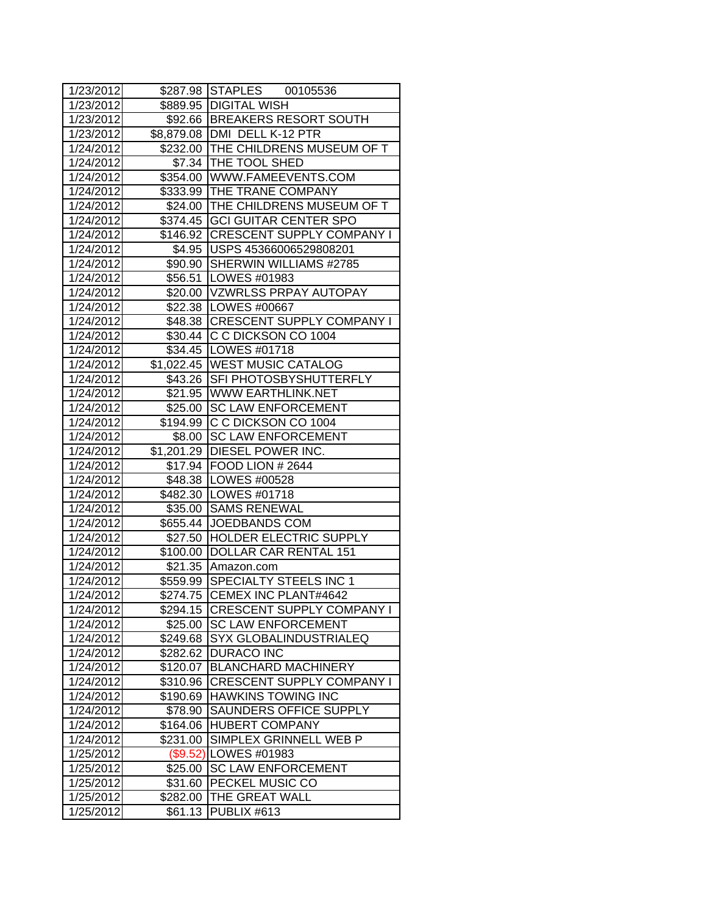| 1/23/2012 | $287.98 | STAPLES 00105536 |
|---|---|---|
| 1/23/2012 | $889.95 | DIGITAL WISH |
| 1/23/2012 | $92.66 | BREAKERS RESORT SOUTH |
| 1/23/2012 | $8,879.08 | DMI DELL K-12 PTR |
| 1/24/2012 | $232.00 | THE CHILDRENS MUSEUM OF T |
| 1/24/2012 | $7.34 | THE TOOL SHED |
| 1/24/2012 | $354.00 | WWW.FAMEEVENTS.COM |
| 1/24/2012 | $333.99 | THE TRANE COMPANY |
| 1/24/2012 | $24.00 | THE CHILDRENS MUSEUM OF T |
| 1/24/2012 | $374.45 | GCI GUITAR CENTER SPO |
| 1/24/2012 | $146.92 | CRESCENT SUPPLY COMPANY I |
| 1/24/2012 | $4.95 | USPS 45366006529808201 |
| 1/24/2012 | $90.90 | SHERWIN WILLIAMS #2785 |
| 1/24/2012 | $56.51 | LOWES #01983 |
| 1/24/2012 | $20.00 | VZWRLSS PRPAY AUTOPAY |
| 1/24/2012 | $22.38 | LOWES #00667 |
| 1/24/2012 | $48.38 | CRESCENT SUPPLY COMPANY I |
| 1/24/2012 | $30.44 | C C DICKSON CO 1004 |
| 1/24/2012 | $34.45 | LOWES #01718 |
| 1/24/2012 | $1,022.45 | WEST MUSIC CATALOG |
| 1/24/2012 | $43.26 | SFI PHOTOSBYSHUTTERFLY |
| 1/24/2012 | $21.95 | WWW EARTHLINK.NET |
| 1/24/2012 | $25.00 | SC LAW ENFORCEMENT |
| 1/24/2012 | $194.99 | C C DICKSON CO 1004 |
| 1/24/2012 | $8.00 | SC LAW ENFORCEMENT |
| 1/24/2012 | $1,201.29 | DIESEL POWER INC. |
| 1/24/2012 | $17.94 | FOOD LION # 2644 |
| 1/24/2012 | $48.38 | LOWES #00528 |
| 1/24/2012 | $482.30 | LOWES #01718 |
| 1/24/2012 | $35.00 | SAMS RENEWAL |
| 1/24/2012 | $655.44 | JOEDBANDS COM |
| 1/24/2012 | $27.50 | HOLDER ELECTRIC SUPPLY |
| 1/24/2012 | $100.00 | DOLLAR CAR RENTAL 151 |
| 1/24/2012 | $21.35 | Amazon.com |
| 1/24/2012 | $559.99 | SPECIALTY STEELS INC 1 |
| 1/24/2012 | $274.75 | CEMEX INC PLANT#4642 |
| 1/24/2012 | $294.15 | CRESCENT SUPPLY COMPANY I |
| 1/24/2012 | $25.00 | SC LAW ENFORCEMENT |
| 1/24/2012 | $249.68 | SYX GLOBALINDUSTRIALEQ |
| 1/24/2012 | $282.62 | DURACO INC |
| 1/24/2012 | $120.07 | BLANCHARD MACHINERY |
| 1/24/2012 | $310.96 | CRESCENT SUPPLY COMPANY I |
| 1/24/2012 | $190.69 | HAWKINS TOWING INC |
| 1/24/2012 | $78.90 | SAUNDERS OFFICE SUPPLY |
| 1/24/2012 | $164.06 | HUBERT COMPANY |
| 1/24/2012 | $231.00 | SIMPLEX GRINNELL WEB P |
| 1/25/2012 | ($9.52) | LOWES #01983 |
| 1/25/2012 | $25.00 | SC LAW ENFORCEMENT |
| 1/25/2012 | $31.60 | PECKEL MUSIC CO |
| 1/25/2012 | $282.00 | THE GREAT WALL |
| 1/25/2012 | $61.13 | PUBLIX #613 |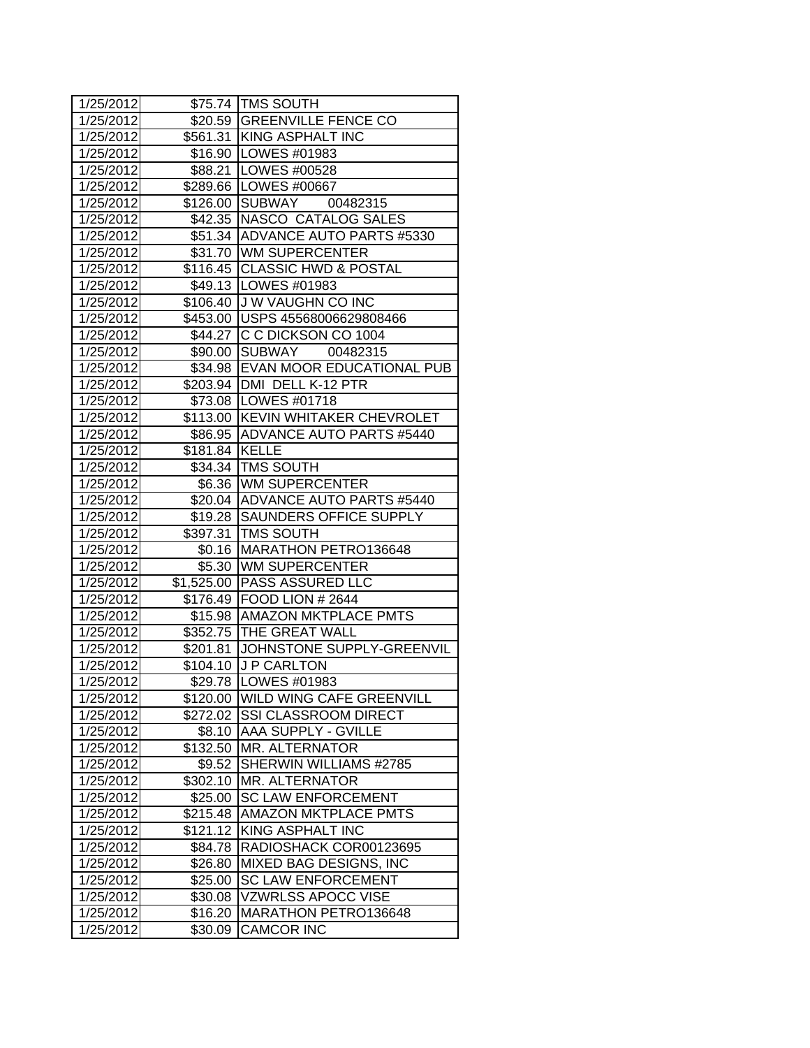| 1/25/2012 | $75.74 | TMS SOUTH |
|---|---|---|
| 1/25/2012 | $20.59 | GREENVILLE FENCE CO |
| 1/25/2012 | $561.31 | KING ASPHALT INC |
| 1/25/2012 | $16.90 | LOWES #01983 |
| 1/25/2012 | $88.21 | LOWES #00528 |
| 1/25/2012 | $289.66 | LOWES #00667 |
| 1/25/2012 | $126.00 | SUBWAY 00482315 |
| 1/25/2012 | $42.35 | NASCO CATALOG SALES |
| 1/25/2012 | $51.34 | ADVANCE AUTO PARTS #5330 |
| 1/25/2012 | $31.70 | WM SUPERCENTER |
| 1/25/2012 | $116.45 | CLASSIC HWD & POSTAL |
| 1/25/2012 | $49.13 | LOWES #01983 |
| 1/25/2012 | $106.40 | J W VAUGHN CO INC |
| 1/25/2012 | $453.00 | USPS 45568006629808466 |
| 1/25/2012 | $44.27 | C C DICKSON CO 1004 |
| 1/25/2012 | $90.00 | SUBWAY 00482315 |
| 1/25/2012 | $34.98 | EVAN MOOR EDUCATIONAL PUB |
| 1/25/2012 | $203.94 | DMI DELL K-12 PTR |
| 1/25/2012 | $73.08 | LOWES #01718 |
| 1/25/2012 | $113.00 | KEVIN WHITAKER CHEVROLET |
| 1/25/2012 | $86.95 | ADVANCE AUTO PARTS #5440 |
| 1/25/2012 | $181.84 | KELLE |
| 1/25/2012 | $34.34 | TMS SOUTH |
| 1/25/2012 | $6.36 | WM SUPERCENTER |
| 1/25/2012 | $20.04 | ADVANCE AUTO PARTS #5440 |
| 1/25/2012 | $19.28 | SAUNDERS OFFICE SUPPLY |
| 1/25/2012 | $397.31 | TMS SOUTH |
| 1/25/2012 | $0.16 | MARATHON PETRO136648 |
| 1/25/2012 | $5.30 | WM SUPERCENTER |
| 1/25/2012 | $1,525.00 | PASS ASSURED LLC |
| 1/25/2012 | $176.49 | FOOD LION # 2644 |
| 1/25/2012 | $15.98 | AMAZON MKTPLACE PMTS |
| 1/25/2012 | $352.75 | THE GREAT WALL |
| 1/25/2012 | $201.81 | JOHNSTONE SUPPLY-GREENVIL |
| 1/25/2012 | $104.10 | J P CARLTON |
| 1/25/2012 | $29.78 | LOWES #01983 |
| 1/25/2012 | $120.00 | WILD WING CAFE GREENVILL |
| 1/25/2012 | $272.02 | SSI CLASSROOM DIRECT |
| 1/25/2012 | $8.10 | AAA SUPPLY - GVILLE |
| 1/25/2012 | $132.50 | MR. ALTERNATOR |
| 1/25/2012 | $9.52 | SHERWIN WILLIAMS #2785 |
| 1/25/2012 | $302.10 | MR. ALTERNATOR |
| 1/25/2012 | $25.00 | SC LAW ENFORCEMENT |
| 1/25/2012 | $215.48 | AMAZON MKTPLACE PMTS |
| 1/25/2012 | $121.12 | KING ASPHALT INC |
| 1/25/2012 | $84.78 | RADIOSHACK COR00123695 |
| 1/25/2012 | $26.80 | MIXED BAG DESIGNS, INC |
| 1/25/2012 | $25.00 | SC LAW ENFORCEMENT |
| 1/25/2012 | $30.08 | VZWRLSS APOCC VISE |
| 1/25/2012 | $16.20 | MARATHON PETRO136648 |
| 1/25/2012 | $30.09 | CAMCOR INC |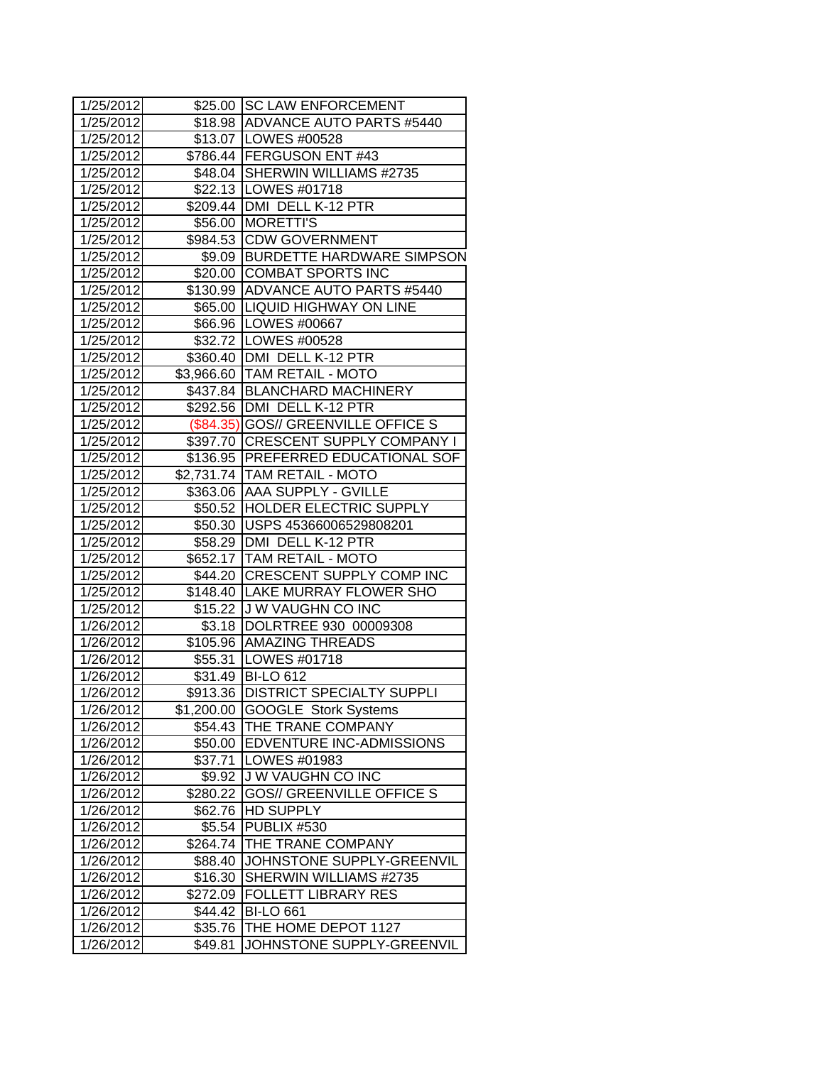| | | |
|---|---|---|
| 1/25/2012 | $25.00 | SC LAW ENFORCEMENT |
| 1/25/2012 | $18.98 | ADVANCE AUTO PARTS #5440 |
| 1/25/2012 | $13.07 | LOWES #00528 |
| 1/25/2012 | $786.44 | FERGUSON ENT #43 |
| 1/25/2012 | $48.04 | SHERWIN WILLIAMS #2735 |
| 1/25/2012 | $22.13 | LOWES #01718 |
| 1/25/2012 | $209.44 | DMI DELL K-12 PTR |
| 1/25/2012 | $56.00 | MORETTI'S |
| 1/25/2012 | $984.53 | CDW GOVERNMENT |
| 1/25/2012 | $9.09 | BURDETTE HARDWARE SIMPSON |
| 1/25/2012 | $20.00 | COMBAT SPORTS INC |
| 1/25/2012 | $130.99 | ADVANCE AUTO PARTS #5440 |
| 1/25/2012 | $65.00 | LIQUID HIGHWAY ON LINE |
| 1/25/2012 | $66.96 | LOWES #00667 |
| 1/25/2012 | $32.72 | LOWES #00528 |
| 1/25/2012 | $360.40 | DMI DELL K-12 PTR |
| 1/25/2012 | $3,966.60 | TAM RETAIL - MOTO |
| 1/25/2012 | $437.84 | BLANCHARD MACHINERY |
| 1/25/2012 | $292.56 | DMI DELL K-12 PTR |
| 1/25/2012 | ($84.35) | GOS// GREENVILLE OFFICE S |
| 1/25/2012 | $397.70 | CRESCENT SUPPLY COMPANY I |
| 1/25/2012 | $136.95 | PREFERRED EDUCATIONAL SOF |
| 1/25/2012 | $2,731.74 | TAM RETAIL - MOTO |
| 1/25/2012 | $363.06 | AAA SUPPLY - GVILLE |
| 1/25/2012 | $50.52 | HOLDER ELECTRIC SUPPLY |
| 1/25/2012 | $50.30 | USPS 45366006529808201 |
| 1/25/2012 | $58.29 | DMI DELL K-12 PTR |
| 1/25/2012 | $652.17 | TAM RETAIL - MOTO |
| 1/25/2012 | $44.20 | CRESCENT SUPPLY COMP INC |
| 1/25/2012 | $148.40 | LAKE MURRAY FLOWER SHO |
| 1/25/2012 | $15.22 | J W VAUGHN CO INC |
| 1/26/2012 | $3.18 | DOLRTREE 930 00009308 |
| 1/26/2012 | $105.96 | AMAZING THREADS |
| 1/26/2012 | $55.31 | LOWES #01718 |
| 1/26/2012 | $31.49 | BI-LO 612 |
| 1/26/2012 | $913.36 | DISTRICT SPECIALTY SUPPLI |
| 1/26/2012 | $1,200.00 | GOOGLE Stork Systems |
| 1/26/2012 | $54.43 | THE TRANE COMPANY |
| 1/26/2012 | $50.00 | EDVENTURE INC-ADMISSIONS |
| 1/26/2012 | $37.71 | LOWES #01983 |
| 1/26/2012 | $9.92 | J W VAUGHN CO INC |
| 1/26/2012 | $280.22 | GOS// GREENVILLE OFFICE S |
| 1/26/2012 | $62.76 | HD SUPPLY |
| 1/26/2012 | $5.54 | PUBLIX #530 |
| 1/26/2012 | $264.74 | THE TRANE COMPANY |
| 1/26/2012 | $88.40 | JOHNSTONE SUPPLY-GREENVIL |
| 1/26/2012 | $16.30 | SHERWIN WILLIAMS #2735 |
| 1/26/2012 | $272.09 | FOLLETT LIBRARY RES |
| 1/26/2012 | $44.42 | BI-LO 661 |
| 1/26/2012 | $35.76 | THE HOME DEPOT 1127 |
| 1/26/2012 | $49.81 | JOHNSTONE SUPPLY-GREENVIL |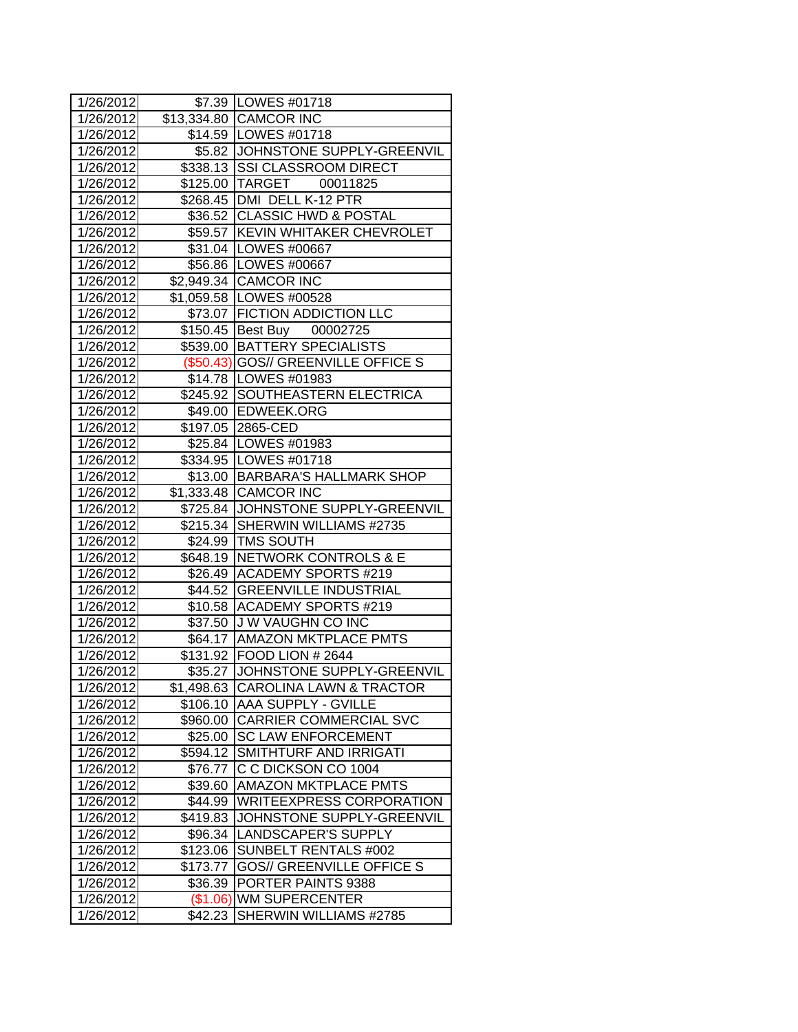| | | |
|---|---|---|
| 1/26/2012 | $7.39 | LOWES #01718 |
| 1/26/2012 | $13,334.80 | CAMCOR INC |
| 1/26/2012 | $14.59 | LOWES #01718 |
| 1/26/2012 | $5.82 | JOHNSTONE SUPPLY-GREENVIL |
| 1/26/2012 | $338.13 | SSI CLASSROOM DIRECT |
| 1/26/2012 | $125.00 | TARGET 00011825 |
| 1/26/2012 | $268.45 | DMI DELL K-12 PTR |
| 1/26/2012 | $36.52 | CLASSIC HWD & POSTAL |
| 1/26/2012 | $59.57 | KEVIN WHITAKER CHEVROLET |
| 1/26/2012 | $31.04 | LOWES #00667 |
| 1/26/2012 | $56.86 | LOWES #00667 |
| 1/26/2012 | $2,949.34 | CAMCOR INC |
| 1/26/2012 | $1,059.58 | LOWES #00528 |
| 1/26/2012 | $73.07 | FICTION ADDICTION LLC |
| 1/26/2012 | $150.45 | Best Buy 00002725 |
| 1/26/2012 | $539.00 | BATTERY SPECIALISTS |
| 1/26/2012 | ($50.43) | GOS// GREENVILLE OFFICE S |
| 1/26/2012 | $14.78 | LOWES #01983 |
| 1/26/2012 | $245.92 | SOUTHEASTERN ELECTRICA |
| 1/26/2012 | $49.00 | EDWEEK.ORG |
| 1/26/2012 | $197.05 | 2865-CED |
| 1/26/2012 | $25.84 | LOWES #01983 |
| 1/26/2012 | $334.95 | LOWES #01718 |
| 1/26/2012 | $13.00 | BARBARA'S HALLMARK SHOP |
| 1/26/2012 | $1,333.48 | CAMCOR INC |
| 1/26/2012 | $725.84 | JOHNSTONE SUPPLY-GREENVIL |
| 1/26/2012 | $215.34 | SHERWIN WILLIAMS #2735 |
| 1/26/2012 | $24.99 | TMS SOUTH |
| 1/26/2012 | $648.19 | NETWORK CONTROLS & E |
| 1/26/2012 | $26.49 | ACADEMY SPORTS #219 |
| 1/26/2012 | $44.52 | GREENVILLE INDUSTRIAL |
| 1/26/2012 | $10.58 | ACADEMY SPORTS #219 |
| 1/26/2012 | $37.50 | J W VAUGHN CO INC |
| 1/26/2012 | $64.17 | AMAZON MKTPLACE PMTS |
| 1/26/2012 | $131.92 | FOOD LION # 2644 |
| 1/26/2012 | $35.27 | JOHNSTONE SUPPLY-GREENVIL |
| 1/26/2012 | $1,498.63 | CAROLINA LAWN & TRACTOR |
| 1/26/2012 | $106.10 | AAA SUPPLY - GVILLE |
| 1/26/2012 | $960.00 | CARRIER COMMERCIAL SVC |
| 1/26/2012 | $25.00 | SC LAW ENFORCEMENT |
| 1/26/2012 | $594.12 | SMITHTURF AND IRRIGATI |
| 1/26/2012 | $76.77 | C C DICKSON CO 1004 |
| 1/26/2012 | $39.60 | AMAZON MKTPLACE PMTS |
| 1/26/2012 | $44.99 | WRITEEXPRESS CORPORATION |
| 1/26/2012 | $419.83 | JOHNSTONE SUPPLY-GREENVIL |
| 1/26/2012 | $96.34 | LANDSCAPER'S SUPPLY |
| 1/26/2012 | $123.06 | SUNBELT RENTALS #002 |
| 1/26/2012 | $173.77 | GOS// GREENVILLE OFFICE S |
| 1/26/2012 | $36.39 | PORTER PAINTS 9388 |
| 1/26/2012 | ($1.06) | WM SUPERCENTER |
| 1/26/2012 | $42.23 | SHERWIN WILLIAMS #2785 |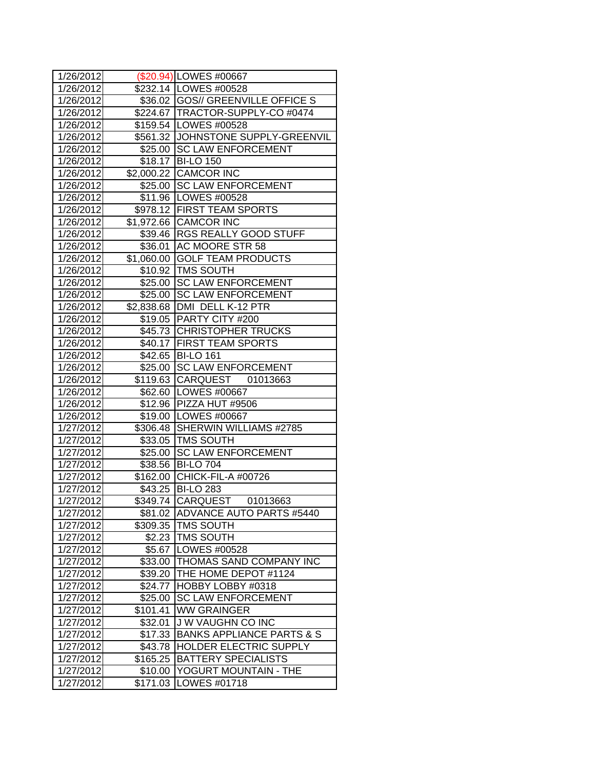| | | |
|---|---|---|
| 1/26/2012 | ($20.94) | LOWES #00667 |
| 1/26/2012 | $232.14 | LOWES #00528 |
| 1/26/2012 | $36.02 | GOS// GREENVILLE OFFICE S |
| 1/26/2012 | $224.67 | TRACTOR-SUPPLY-CO #0474 |
| 1/26/2012 | $159.54 | LOWES #00528 |
| 1/26/2012 | $561.32 | JOHNSTONE SUPPLY-GREENVIL |
| 1/26/2012 | $25.00 | SC LAW ENFORCEMENT |
| 1/26/2012 | $18.17 | BI-LO 150 |
| 1/26/2012 | $2,000.22 | CAMCOR INC |
| 1/26/2012 | $25.00 | SC LAW ENFORCEMENT |
| 1/26/2012 | $11.96 | LOWES #00528 |
| 1/26/2012 | $978.12 | FIRST TEAM SPORTS |
| 1/26/2012 | $1,972.66 | CAMCOR INC |
| 1/26/2012 | $39.46 | RGS REALLY GOOD STUFF |
| 1/26/2012 | $36.01 | AC MOORE STR 58 |
| 1/26/2012 | $1,060.00 | GOLF TEAM PRODUCTS |
| 1/26/2012 | $10.92 | TMS SOUTH |
| 1/26/2012 | $25.00 | SC LAW ENFORCEMENT |
| 1/26/2012 | $25.00 | SC LAW ENFORCEMENT |
| 1/26/2012 | $2,838.68 | DMI DELL K-12 PTR |
| 1/26/2012 | $19.05 | PARTY CITY #200 |
| 1/26/2012 | $45.73 | CHRISTOPHER TRUCKS |
| 1/26/2012 | $40.17 | FIRST TEAM SPORTS |
| 1/26/2012 | $42.65 | BI-LO 161 |
| 1/26/2012 | $25.00 | SC LAW ENFORCEMENT |
| 1/26/2012 | $119.63 | CARQUEST 01013663 |
| 1/26/2012 | $62.60 | LOWES #00667 |
| 1/26/2012 | $12.96 | PIZZA HUT #9506 |
| 1/26/2012 | $19.00 | LOWES #00667 |
| 1/27/2012 | $306.48 | SHERWIN WILLIAMS #2785 |
| 1/27/2012 | $33.05 | TMS SOUTH |
| 1/27/2012 | $25.00 | SC LAW ENFORCEMENT |
| 1/27/2012 | $38.56 | BI-LO 704 |
| 1/27/2012 | $162.00 | CHICK-FIL-A #00726 |
| 1/27/2012 | $43.25 | BI-LO 283 |
| 1/27/2012 | $349.74 | CARQUEST 01013663 |
| 1/27/2012 | $81.02 | ADVANCE AUTO PARTS #5440 |
| 1/27/2012 | $309.35 | TMS SOUTH |
| 1/27/2012 | $2.23 | TMS SOUTH |
| 1/27/2012 | $5.67 | LOWES #00528 |
| 1/27/2012 | $33.00 | THOMAS SAND COMPANY INC |
| 1/27/2012 | $39.20 | THE HOME DEPOT #1124 |
| 1/27/2012 | $24.77 | HOBBY LOBBY #0318 |
| 1/27/2012 | $25.00 | SC LAW ENFORCEMENT |
| 1/27/2012 | $101.41 | WW GRAINGER |
| 1/27/2012 | $32.01 | J W VAUGHN CO INC |
| 1/27/2012 | $17.33 | BANKS APPLIANCE PARTS & S |
| 1/27/2012 | $43.78 | HOLDER ELECTRIC SUPPLY |
| 1/27/2012 | $165.25 | BATTERY SPECIALISTS |
| 1/27/2012 | $10.00 | YOGURT MOUNTAIN - THE |
| 1/27/2012 | $171.03 | LOWES #01718 |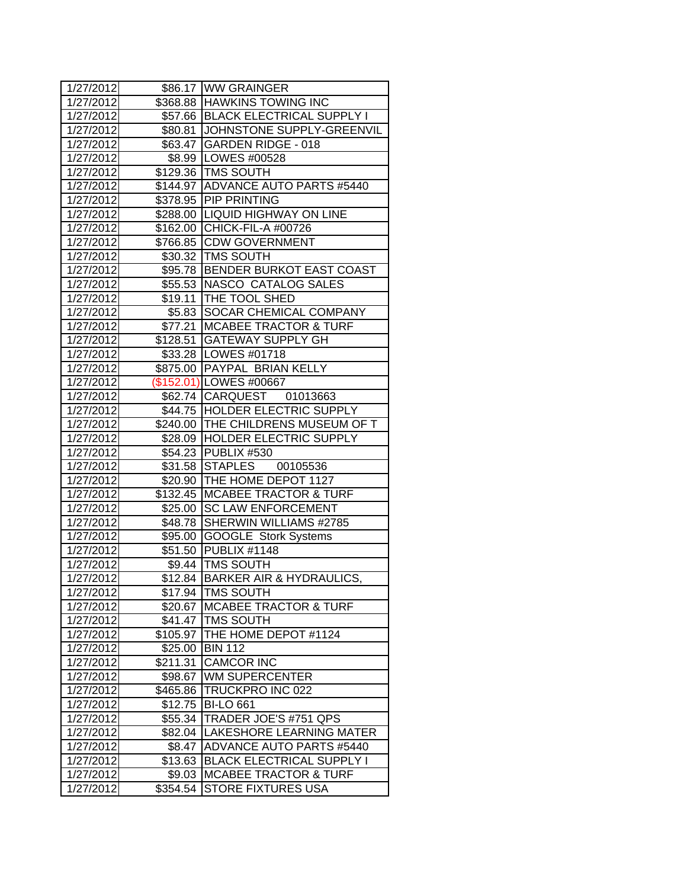| 1/27/2012 | $86.17 | WW GRAINGER |
|---|---|---|
| 1/27/2012 | $368.88 | HAWKINS TOWING INC |
| 1/27/2012 | $57.66 | BLACK ELECTRICAL SUPPLY I |
| 1/27/2012 | $80.81 | JOHNSTONE SUPPLY-GREENVIL |
| 1/27/2012 | $63.47 | GARDEN RIDGE - 018 |
| 1/27/2012 | $8.99 | LOWES #00528 |
| 1/27/2012 | $129.36 | TMS SOUTH |
| 1/27/2012 | $144.97 | ADVANCE AUTO PARTS #5440 |
| 1/27/2012 | $378.95 | PIP PRINTING |
| 1/27/2012 | $288.00 | LIQUID HIGHWAY ON LINE |
| 1/27/2012 | $162.00 | CHICK-FIL-A #00726 |
| 1/27/2012 | $766.85 | CDW GOVERNMENT |
| 1/27/2012 | $30.32 | TMS SOUTH |
| 1/27/2012 | $95.78 | BENDER BURKOT EAST COAST |
| 1/27/2012 | $55.53 | NASCO CATALOG SALES |
| 1/27/2012 | $19.11 | THE TOOL SHED |
| 1/27/2012 | $5.83 | SOCAR CHEMICAL COMPANY |
| 1/27/2012 | $77.21 | MCABEE TRACTOR & TURF |
| 1/27/2012 | $128.51 | GATEWAY SUPPLY GH |
| 1/27/2012 | $33.28 | LOWES #01718 |
| 1/27/2012 | $875.00 | PAYPAL BRIAN KELLY |
| 1/27/2012 | ($152.01) | LOWES #00667 |
| 1/27/2012 | $62.74 | CARQUEST 01013663 |
| 1/27/2012 | $44.75 | HOLDER ELECTRIC SUPPLY |
| 1/27/2012 | $240.00 | THE CHILDRENS MUSEUM OF T |
| 1/27/2012 | $28.09 | HOLDER ELECTRIC SUPPLY |
| 1/27/2012 | $54.23 | PUBLIX #530 |
| 1/27/2012 | $31.58 | STAPLES 00105536 |
| 1/27/2012 | $20.90 | THE HOME DEPOT 1127 |
| 1/27/2012 | $132.45 | MCABEE TRACTOR & TURF |
| 1/27/2012 | $25.00 | SC LAW ENFORCEMENT |
| 1/27/2012 | $48.78 | SHERWIN WILLIAMS #2785 |
| 1/27/2012 | $95.00 | GOOGLE Stork Systems |
| 1/27/2012 | $51.50 | PUBLIX #1148 |
| 1/27/2012 | $9.44 | TMS SOUTH |
| 1/27/2012 | $12.84 | BARKER AIR & HYDRAULICS, |
| 1/27/2012 | $17.94 | TMS SOUTH |
| 1/27/2012 | $20.67 | MCABEE TRACTOR & TURF |
| 1/27/2012 | $41.47 | TMS SOUTH |
| 1/27/2012 | $105.97 | THE HOME DEPOT #1124 |
| 1/27/2012 | $25.00 | BIN 112 |
| 1/27/2012 | $211.31 | CAMCOR INC |
| 1/27/2012 | $98.67 | WM SUPERCENTER |
| 1/27/2012 | $465.86 | TRUCKPRO INC 022 |
| 1/27/2012 | $12.75 | BI-LO 661 |
| 1/27/2012 | $55.34 | TRADER JOE'S #751 QPS |
| 1/27/2012 | $82.04 | LAKESHORE LEARNING MATER |
| 1/27/2012 | $8.47 | ADVANCE AUTO PARTS #5440 |
| 1/27/2012 | $13.63 | BLACK ELECTRICAL SUPPLY I |
| 1/27/2012 | $9.03 | MCABEE TRACTOR & TURF |
| 1/27/2012 | $354.54 | STORE FIXTURES USA |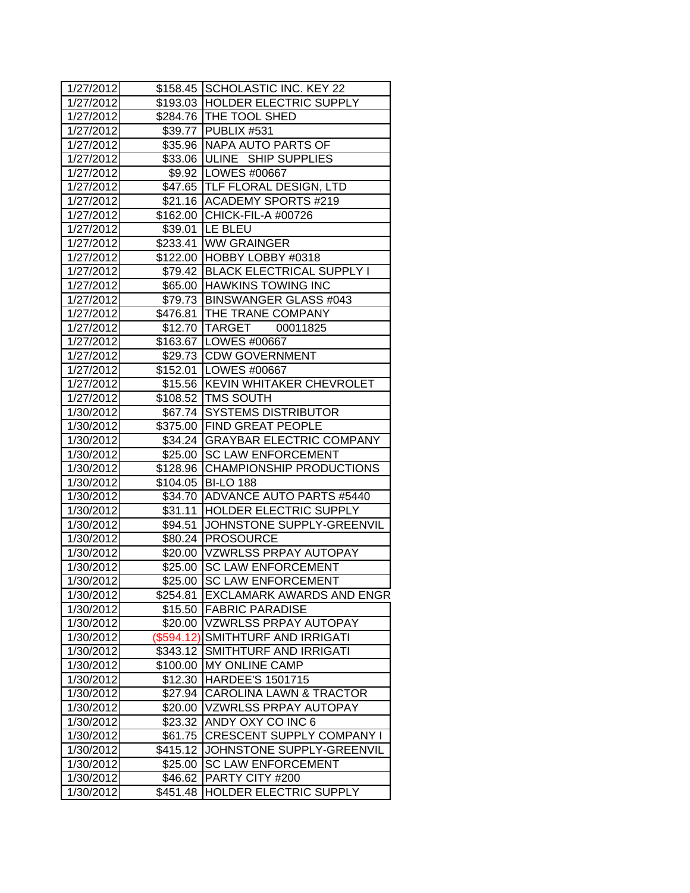| | | |
|---|---|---|
| 1/27/2012 | $158.45 | SCHOLASTIC INC. KEY 22 |
| 1/27/2012 | $193.03 | HOLDER ELECTRIC SUPPLY |
| 1/27/2012 | $284.76 | THE TOOL SHED |
| 1/27/2012 | $39.77 | PUBLIX #531 |
| 1/27/2012 | $35.96 | NAPA AUTO PARTS OF |
| 1/27/2012 | $33.06 | ULINE SHIP SUPPLIES |
| 1/27/2012 | $9.92 | LOWES #00667 |
| 1/27/2012 | $47.65 | TLF FLORAL DESIGN, LTD |
| 1/27/2012 | $21.16 | ACADEMY SPORTS #219 |
| 1/27/2012 | $162.00 | CHICK-FIL-A #00726 |
| 1/27/2012 | $39.01 | LE BLEU |
| 1/27/2012 | $233.41 | WW GRAINGER |
| 1/27/2012 | $122.00 | HOBBY LOBBY #0318 |
| 1/27/2012 | $79.42 | BLACK ELECTRICAL SUPPLY I |
| 1/27/2012 | $65.00 | HAWKINS TOWING INC |
| 1/27/2012 | $79.73 | BINSWANGER GLASS #043 |
| 1/27/2012 | $476.81 | THE TRANE COMPANY |
| 1/27/2012 | $12.70 | TARGET 00011825 |
| 1/27/2012 | $163.67 | LOWES #00667 |
| 1/27/2012 | $29.73 | CDW GOVERNMENT |
| 1/27/2012 | $152.01 | LOWES #00667 |
| 1/27/2012 | $15.56 | KEVIN WHITAKER CHEVROLET |
| 1/27/2012 | $108.52 | TMS SOUTH |
| 1/30/2012 | $67.74 | SYSTEMS DISTRIBUTOR |
| 1/30/2012 | $375.00 | FIND GREAT PEOPLE |
| 1/30/2012 | $34.24 | GRAYBAR ELECTRIC COMPANY |
| 1/30/2012 | $25.00 | SC LAW ENFORCEMENT |
| 1/30/2012 | $128.96 | CHAMPIONSHIP PRODUCTIONS |
| 1/30/2012 | $104.05 | BI-LO 188 |
| 1/30/2012 | $34.70 | ADVANCE AUTO PARTS #5440 |
| 1/30/2012 | $31.11 | HOLDER ELECTRIC SUPPLY |
| 1/30/2012 | $94.51 | JOHNSTONE SUPPLY-GREENVIL |
| 1/30/2012 | $80.24 | PROSOURCE |
| 1/30/2012 | $20.00 | VZWRLSS PRPAY AUTOPAY |
| 1/30/2012 | $25.00 | SC LAW ENFORCEMENT |
| 1/30/2012 | $25.00 | SC LAW ENFORCEMENT |
| 1/30/2012 | $254.81 | EXCLAMARK AWARDS AND ENGR |
| 1/30/2012 | $15.50 | FABRIC PARADISE |
| 1/30/2012 | $20.00 | VZWRLSS PRPAY AUTOPAY |
| 1/30/2012 | ($594.12) | SMITHTURF AND IRRIGATI |
| 1/30/2012 | $343.12 | SMITHTURF AND IRRIGATI |
| 1/30/2012 | $100.00 | MY ONLINE CAMP |
| 1/30/2012 | $12.30 | HARDEE'S 1501715 |
| 1/30/2012 | $27.94 | CAROLINA LAWN & TRACTOR |
| 1/30/2012 | $20.00 | VZWRLSS PRPAY AUTOPAY |
| 1/30/2012 | $23.32 | ANDY OXY CO INC 6 |
| 1/30/2012 | $61.75 | CRESCENT SUPPLY COMPANY I |
| 1/30/2012 | $415.12 | JOHNSTONE SUPPLY-GREENVIL |
| 1/30/2012 | $25.00 | SC LAW ENFORCEMENT |
| 1/30/2012 | $46.62 | PARTY CITY #200 |
| 1/30/2012 | $451.48 | HOLDER ELECTRIC SUPPLY |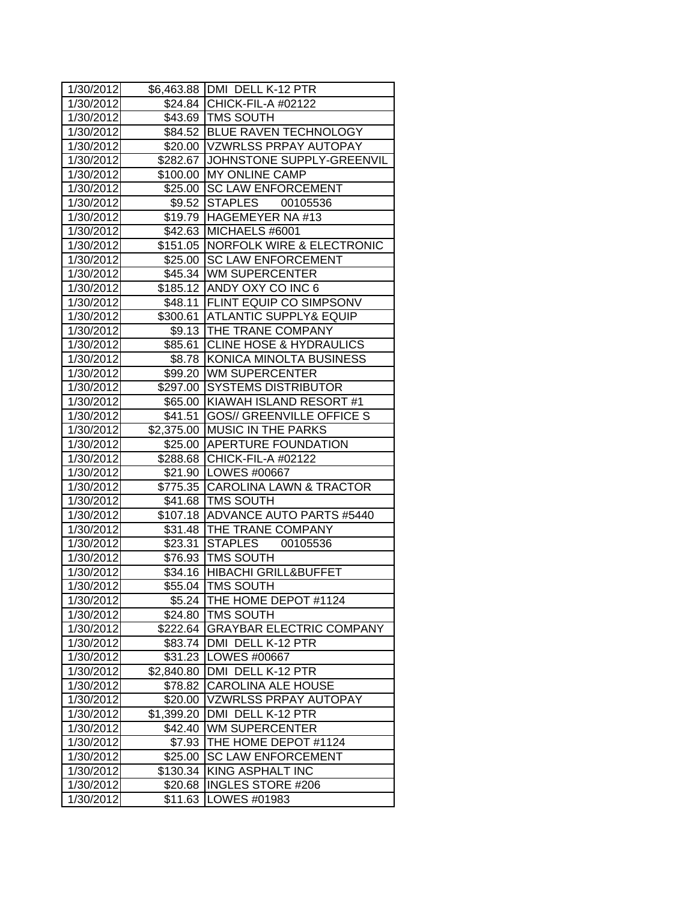| 1/30/2012 | $6,463.88 | DMI DELL K-12 PTR |
|---|---|---|
| 1/30/2012 | $24.84 | CHICK-FIL-A #02122 |
| 1/30/2012 | $43.69 | TMS SOUTH |
| 1/30/2012 | $84.52 | BLUE RAVEN TECHNOLOGY |
| 1/30/2012 | $20.00 | VZWRLSS PRPAY AUTOPAY |
| 1/30/2012 | $282.67 | JOHNSTONE SUPPLY-GREENVIL |
| 1/30/2012 | $100.00 | MY ONLINE CAMP |
| 1/30/2012 | $25.00 | SC LAW ENFORCEMENT |
| 1/30/2012 | $9.52 | STAPLES 00105536 |
| 1/30/2012 | $19.79 | HAGEMEYER NA #13 |
| 1/30/2012 | $42.63 | MICHAELS #6001 |
| 1/30/2012 | $151.05 | NORFOLK WIRE & ELECTRONIC |
| 1/30/2012 | $25.00 | SC LAW ENFORCEMENT |
| 1/30/2012 | $45.34 | WM SUPERCENTER |
| 1/30/2012 | $185.12 | ANDY OXY CO INC 6 |
| 1/30/2012 | $48.11 | FLINT EQUIP CO SIMPSONV |
| 1/30/2012 | $300.61 | ATLANTIC SUPPLY& EQUIP |
| 1/30/2012 | $9.13 | THE TRANE COMPANY |
| 1/30/2012 | $85.61 | CLINE HOSE & HYDRAULICS |
| 1/30/2012 | $8.78 | KONICA MINOLTA BUSINESS |
| 1/30/2012 | $99.20 | WM SUPERCENTER |
| 1/30/2012 | $297.00 | SYSTEMS DISTRIBUTOR |
| 1/30/2012 | $65.00 | KIAWAH ISLAND RESORT #1 |
| 1/30/2012 | $41.51 | GOS// GREENVILLE OFFICE S |
| 1/30/2012 | $2,375.00 | MUSIC IN THE PARKS |
| 1/30/2012 | $25.00 | APERTURE FOUNDATION |
| 1/30/2012 | $288.68 | CHICK-FIL-A #02122 |
| 1/30/2012 | $21.90 | LOWES #00667 |
| 1/30/2012 | $775.35 | CAROLINA LAWN & TRACTOR |
| 1/30/2012 | $41.68 | TMS SOUTH |
| 1/30/2012 | $107.18 | ADVANCE AUTO PARTS #5440 |
| 1/30/2012 | $31.48 | THE TRANE COMPANY |
| 1/30/2012 | $23.31 | STAPLES 00105536 |
| 1/30/2012 | $76.93 | TMS SOUTH |
| 1/30/2012 | $34.16 | HIBACHI GRILL&BUFFET |
| 1/30/2012 | $55.04 | TMS SOUTH |
| 1/30/2012 | $5.24 | THE HOME DEPOT #1124 |
| 1/30/2012 | $24.80 | TMS SOUTH |
| 1/30/2012 | $222.64 | GRAYBAR ELECTRIC COMPANY |
| 1/30/2012 | $83.74 | DMI DELL K-12 PTR |
| 1/30/2012 | $31.23 | LOWES #00667 |
| 1/30/2012 | $2,840.80 | DMI DELL K-12 PTR |
| 1/30/2012 | $78.82 | CAROLINA ALE HOUSE |
| 1/30/2012 | $20.00 | VZWRLSS PRPAY AUTOPAY |
| 1/30/2012 | $1,399.20 | DMI DELL K-12 PTR |
| 1/30/2012 | $42.40 | WM SUPERCENTER |
| 1/30/2012 | $7.93 | THE HOME DEPOT #1124 |
| 1/30/2012 | $25.00 | SC LAW ENFORCEMENT |
| 1/30/2012 | $130.34 | KING ASPHALT INC |
| 1/30/2012 | $20.68 | INGLES STORE #206 |
| 1/30/2012 | $11.63 | LOWES #01983 |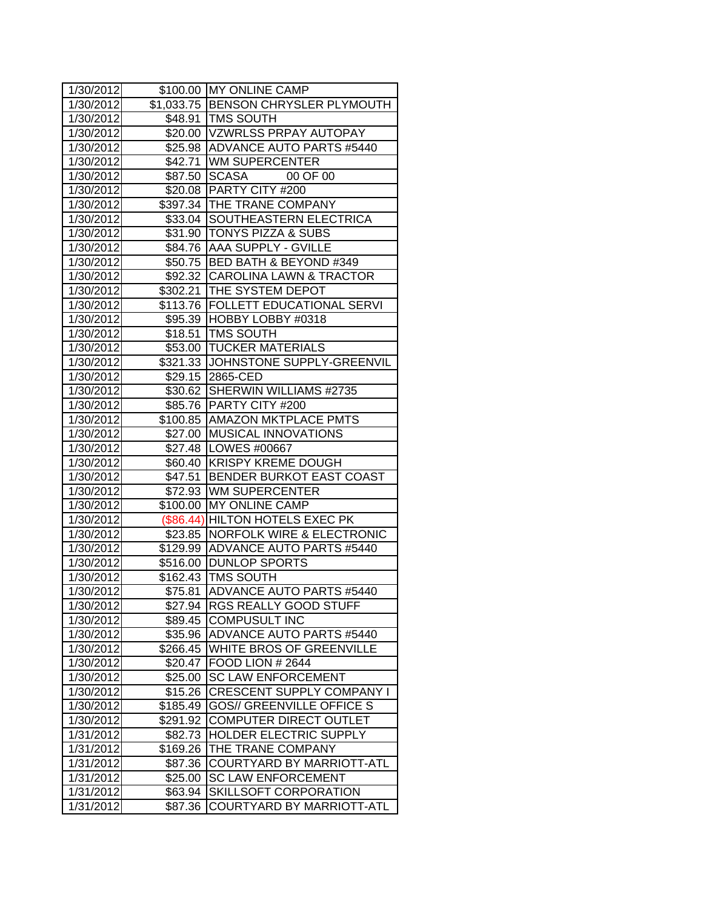| | | |
|---|---|---|
| 1/30/2012 | $100.00 | MY ONLINE CAMP |
| 1/30/2012 | $1,033.75 | BENSON CHRYSLER PLYMOUTH |
| 1/30/2012 | $48.91 | TMS SOUTH |
| 1/30/2012 | $20.00 | VZWRLSS PRPAY AUTOPAY |
| 1/30/2012 | $25.98 | ADVANCE AUTO PARTS #5440 |
| 1/30/2012 | $42.71 | WM SUPERCENTER |
| 1/30/2012 | $87.50 | SCASA 00 OF 00 |
| 1/30/2012 | $20.08 | PARTY CITY #200 |
| 1/30/2012 | $397.34 | THE TRANE COMPANY |
| 1/30/2012 | $33.04 | SOUTHEASTERN ELECTRICA |
| 1/30/2012 | $31.90 | TONYS PIZZA & SUBS |
| 1/30/2012 | $84.76 | AAA SUPPLY - GVILLE |
| 1/30/2012 | $50.75 | BED BATH & BEYOND #349 |
| 1/30/2012 | $92.32 | CAROLINA LAWN & TRACTOR |
| 1/30/2012 | $302.21 | THE SYSTEM DEPOT |
| 1/30/2012 | $113.76 | FOLLETT EDUCATIONAL SERVI |
| 1/30/2012 | $95.39 | HOBBY LOBBY #0318 |
| 1/30/2012 | $18.51 | TMS SOUTH |
| 1/30/2012 | $53.00 | TUCKER MATERIALS |
| 1/30/2012 | $321.33 | JOHNSTONE SUPPLY-GREENVIL |
| 1/30/2012 | $29.15 | 2865-CED |
| 1/30/2012 | $30.62 | SHERWIN WILLIAMS #2735 |
| 1/30/2012 | $85.76 | PARTY CITY #200 |
| 1/30/2012 | $100.85 | AMAZON MKTPLACE PMTS |
| 1/30/2012 | $27.00 | MUSICAL INNOVATIONS |
| 1/30/2012 | $27.48 | LOWES #00667 |
| 1/30/2012 | $60.40 | KRISPY KREME DOUGH |
| 1/30/2012 | $47.51 | BENDER BURKOT EAST COAST |
| 1/30/2012 | $72.93 | WM SUPERCENTER |
| 1/30/2012 | $100.00 | MY ONLINE CAMP |
| 1/30/2012 | ($86.44) | HILTON HOTELS EXEC PK |
| 1/30/2012 | $23.85 | NORFOLK WIRE & ELECTRONIC |
| 1/30/2012 | $129.99 | ADVANCE AUTO PARTS #5440 |
| 1/30/2012 | $516.00 | DUNLOP SPORTS |
| 1/30/2012 | $162.43 | TMS SOUTH |
| 1/30/2012 | $75.81 | ADVANCE AUTO PARTS #5440 |
| 1/30/2012 | $27.94 | RGS REALLY GOOD STUFF |
| 1/30/2012 | $89.45 | COMPUSULT INC |
| 1/30/2012 | $35.96 | ADVANCE AUTO PARTS #5440 |
| 1/30/2012 | $266.45 | WHITE BROS OF GREENVILLE |
| 1/30/2012 | $20.47 | FOOD LION # 2644 |
| 1/30/2012 | $25.00 | SC LAW ENFORCEMENT |
| 1/30/2012 | $15.26 | CRESCENT SUPPLY COMPANY I |
| 1/30/2012 | $185.49 | GOS// GREENVILLE OFFICE S |
| 1/30/2012 | $291.92 | COMPUTER DIRECT OUTLET |
| 1/31/2012 | $82.73 | HOLDER ELECTRIC SUPPLY |
| 1/31/2012 | $169.26 | THE TRANE COMPANY |
| 1/31/2012 | $87.36 | COURTYARD BY MARRIOTT-ATL |
| 1/31/2012 | $25.00 | SC LAW ENFORCEMENT |
| 1/31/2012 | $63.94 | SKILLSOFT CORPORATION |
| 1/31/2012 | $87.36 | COURTYARD BY MARRIOTT-ATL |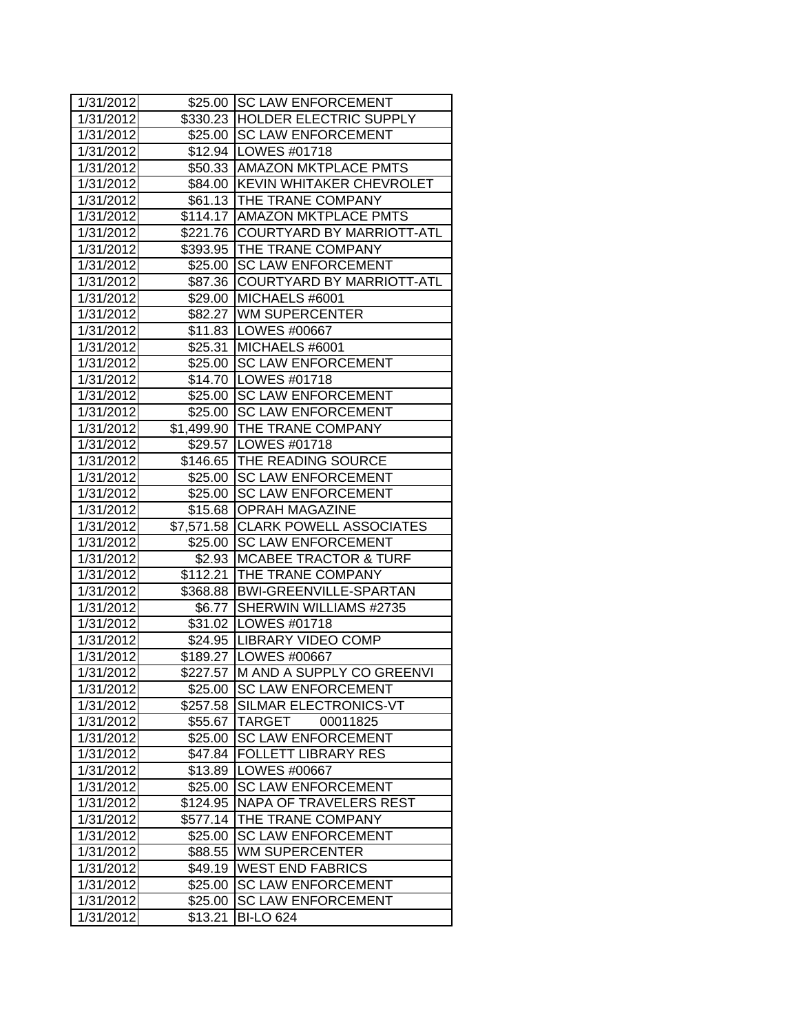| 1/31/2012 | $25.00 | SC LAW ENFORCEMENT |
|---|---|---|
| 1/31/2012 | $330.23 | HOLDER ELECTRIC SUPPLY |
| 1/31/2012 | $25.00 | SC LAW ENFORCEMENT |
| 1/31/2012 | $12.94 | LOWES #01718 |
| 1/31/2012 | $50.33 | AMAZON MKTPLACE PMTS |
| 1/31/2012 | $84.00 | KEVIN WHITAKER CHEVROLET |
| 1/31/2012 | $61.13 | THE TRANE COMPANY |
| 1/31/2012 | $114.17 | AMAZON MKTPLACE PMTS |
| 1/31/2012 | $221.76 | COURTYARD BY MARRIOTT-ATL |
| 1/31/2012 | $393.95 | THE TRANE COMPANY |
| 1/31/2012 | $25.00 | SC LAW ENFORCEMENT |
| 1/31/2012 | $87.36 | COURTYARD BY MARRIOTT-ATL |
| 1/31/2012 | $29.00 | MICHAELS #6001 |
| 1/31/2012 | $82.27 | WM SUPERCENTER |
| 1/31/2012 | $11.83 | LOWES #00667 |
| 1/31/2012 | $25.31 | MICHAELS #6001 |
| 1/31/2012 | $25.00 | SC LAW ENFORCEMENT |
| 1/31/2012 | $14.70 | LOWES #01718 |
| 1/31/2012 | $25.00 | SC LAW ENFORCEMENT |
| 1/31/2012 | $25.00 | SC LAW ENFORCEMENT |
| 1/31/2012 | $1,499.90 | THE TRANE COMPANY |
| 1/31/2012 | $29.57 | LOWES #01718 |
| 1/31/2012 | $146.65 | THE READING SOURCE |
| 1/31/2012 | $25.00 | SC LAW ENFORCEMENT |
| 1/31/2012 | $25.00 | SC LAW ENFORCEMENT |
| 1/31/2012 | $15.68 | OPRAH MAGAZINE |
| 1/31/2012 | $7,571.58 | CLARK POWELL ASSOCIATES |
| 1/31/2012 | $25.00 | SC LAW ENFORCEMENT |
| 1/31/2012 | $2.93 | MCABEE TRACTOR & TURF |
| 1/31/2012 | $112.21 | THE TRANE COMPANY |
| 1/31/2012 | $368.88 | BWI-GREENVILLE-SPARTAN |
| 1/31/2012 | $6.77 | SHERWIN WILLIAMS #2735 |
| 1/31/2012 | $31.02 | LOWES #01718 |
| 1/31/2012 | $24.95 | LIBRARY VIDEO COMP |
| 1/31/2012 | $189.27 | LOWES #00667 |
| 1/31/2012 | $227.57 | M AND A SUPPLY CO GREENVI |
| 1/31/2012 | $25.00 | SC LAW ENFORCEMENT |
| 1/31/2012 | $257.58 | SILMAR ELECTRONICS-VT |
| 1/31/2012 | $55.67 | TARGET 00011825 |
| 1/31/2012 | $25.00 | SC LAW ENFORCEMENT |
| 1/31/2012 | $47.84 | FOLLETT LIBRARY RES |
| 1/31/2012 | $13.89 | LOWES #00667 |
| 1/31/2012 | $25.00 | SC LAW ENFORCEMENT |
| 1/31/2012 | $124.95 | NAPA OF TRAVELERS REST |
| 1/31/2012 | $577.14 | THE TRANE COMPANY |
| 1/31/2012 | $25.00 | SC LAW ENFORCEMENT |
| 1/31/2012 | $88.55 | WM SUPERCENTER |
| 1/31/2012 | $49.19 | WEST END FABRICS |
| 1/31/2012 | $25.00 | SC LAW ENFORCEMENT |
| 1/31/2012 | $25.00 | SC LAW ENFORCEMENT |
| 1/31/2012 | $13.21 | BI-LO 624 |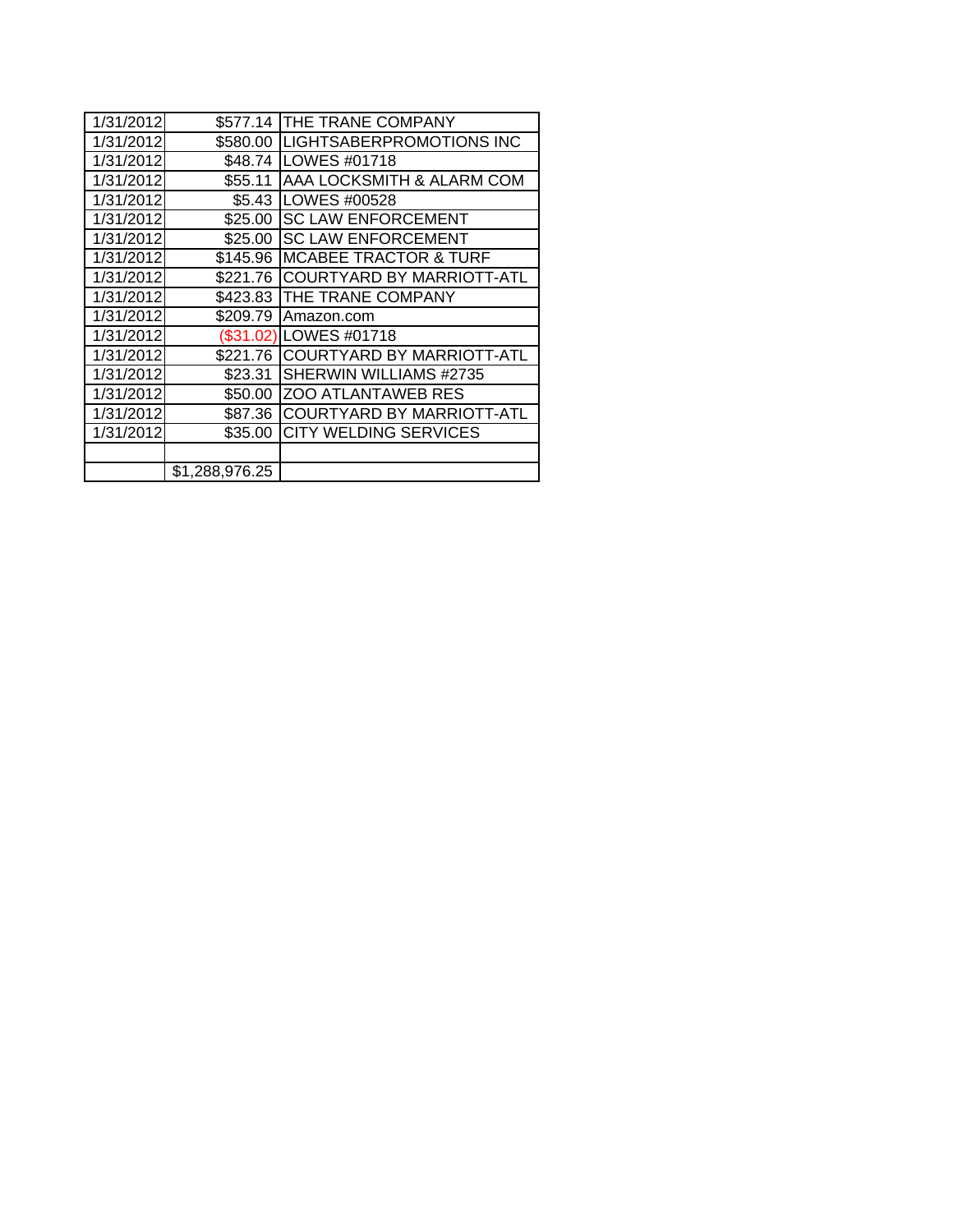| 1/31/2012 | $577.14 | THE TRANE COMPANY |
|---|---|---|
| 1/31/2012 | $580.00 | LIGHTSABERPROMOTIONS INC |
| 1/31/2012 | $48.74 | LOWES #01718 |
| 1/31/2012 | $55.11 | AAA LOCKSMITH & ALARM COM |
| 1/31/2012 | $5.43 | LOWES #00528 |
| 1/31/2012 | $25.00 | SC LAW ENFORCEMENT |
| 1/31/2012 | $25.00 | SC LAW ENFORCEMENT |
| 1/31/2012 | $145.96 | MCABEE TRACTOR & TURF |
| 1/31/2012 | $221.76 | COURTYARD BY MARRIOTT-ATL |
| 1/31/2012 | $423.83 | THE TRANE COMPANY |
| 1/31/2012 | $209.79 | Amazon.com |
| 1/31/2012 | ($31.02) | LOWES #01718 |
| 1/31/2012 | $221.76 | COURTYARD BY MARRIOTT-ATL |
| 1/31/2012 | $23.31 | SHERWIN WILLIAMS #2735 |
| 1/31/2012 | $50.00 | ZOO ATLANTAWEB RES |
| 1/31/2012 | $87.36 | COURTYARD BY MARRIOTT-ATL |
| 1/31/2012 | $35.00 | CITY WELDING SERVICES |
| | | |
| | $1,288,976.25 | |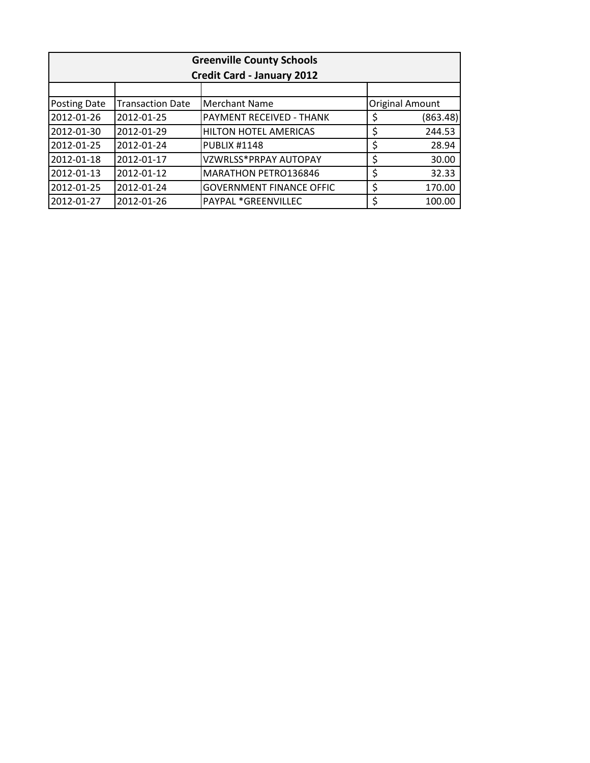**Greenville County Schools**

**Credit Card - January 2012**

| Posting Date | Transaction Date | Merchant Name | Original Amount |
|---|---|---|---|
| 2012-01-26 | 2012-01-25 | PAYMENT RECEIVED - THANK | $ (863.48) |
| 2012-01-30 | 2012-01-29 | HILTON HOTEL AMERICAS | $ 244.53 |
| 2012-01-25 | 2012-01-24 | PUBLIX #1148 | $ 28.94 |
| 2012-01-18 | 2012-01-17 | VZWRLSS*PRPAY AUTOPAY | $ 30.00 |
| 2012-01-13 | 2012-01-12 | MARATHON PETRO136846 | $ 32.33 |
| 2012-01-25 | 2012-01-24 | GOVERNMENT FINANCE OFFIC | $ 170.00 |
| 2012-01-27 | 2012-01-26 | PAYPAL *GREENVILLEC | $ 100.00 |